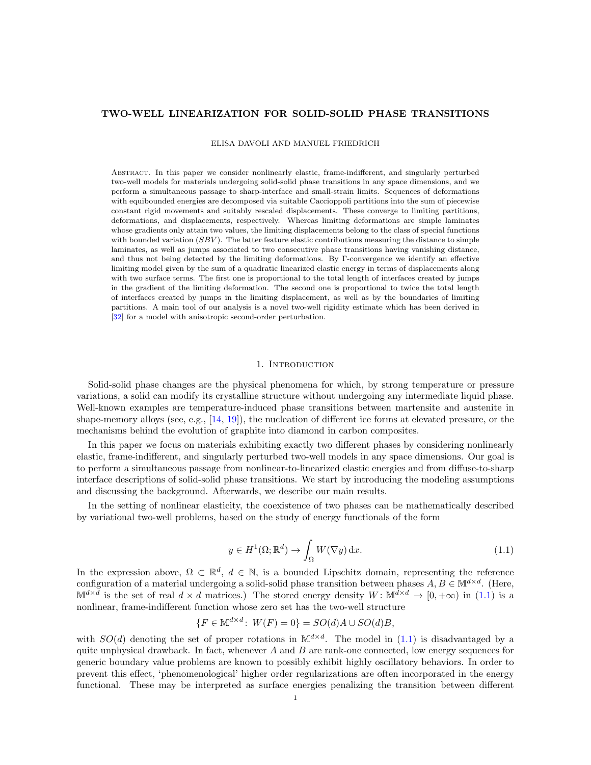# TWO-WELL LINEARIZATION FOR SOLID-SOLID PHASE TRANSITIONS

ELISA DAVOLI AND MANUEL FRIEDRICH

Abstract. In this paper we consider nonlinearly elastic, frame-indifferent, and singularly perturbed two-well models for materials undergoing solid-solid phase transitions in any space dimensions, and we perform a simultaneous passage to sharp-interface and small-strain limits. Sequences of deformations with equibounded energies are decomposed via suitable Caccioppoli partitions into the sum of piecewise constant rigid movements and suitably rescaled displacements. These converge to limiting partitions, deformations, and displacements, respectively. Whereas limiting deformations are simple laminates whose gradients only attain two values, the limiting displacements belong to the class of special functions with bounded variation ($SBV$). The latter feature elastic contributions measuring the distance to simple laminates, as well as jumps associated to two consecutive phase transitions having vanishing distance, and thus not being detected by the limiting deformations. By Γ-convergence we identify an effective limiting model given by the sum of a quadratic linearized elastic energy in terms of displacements along with two surface terms. The first one is proportional to the total length of interfaces created by jumps in the gradient of the limiting deformation. The second one is proportional to twice the total length of interfaces created by jumps in the limiting displacement, as well as by the boundaries of limiting partitions. A main tool of our analysis is a novel two-well rigidity estimate which has been derived in [32] for a model with anisotropic second-order perturbation.

## 1. Introduction

Solid-solid phase changes are the physical phenomena for which, by strong temperature or pressure variations, a solid can modify its crystalline structure without undergoing any intermediate liquid phase. Well-known examples are temperature-induced phase transitions between martensite and austenite in shape-memory alloys (see, e.g., [14, 19]), the nucleation of different ice forms at elevated pressure, or the mechanisms behind the evolution of graphite into diamond in carbon composites.

In this paper we focus on materials exhibiting exactly two different phases by considering nonlinearly elastic, frame-indifferent, and singularly perturbed two-well models in any space dimensions. Our goal is to perform a simultaneous passage from nonlinear-to-linearized elastic energies and from diffuse-to-sharp interface descriptions of solid-solid phase transitions. We start by introducing the modeling assumptions and discussing the background. Afterwards, we describe our main results.

In the setting of nonlinear elasticity, the coexistence of two phases can be mathematically described by variational two-well problems, based on the study of energy functionals of the form

$$y \in H^1(\Omega;\mathbb{R}^d) \to \int_\Omega W(\nabla y)\,\mathrm{d}x. \tag{1.1}$$

In the expression above, $\Omega \subset \mathbb{R}^d$, $d \in \mathbb{N}$, is a bounded Lipschitz domain, representing the reference configuration of a material undergoing a solid-solid phase transition between phases $A, B \in \mathbb{M}^{d\times d}$. (Here, $\mathbb{M}^{d\times d}$ is the set of real $d \times d$ matrices.) The stored energy density $W\colon \mathbb{M}^{d\times d} \to [0,+\infty)$ in (1.1) is a nonlinear, frame-indifferent function whose zero set has the two-well structure

$$\{F \in \mathbb{M}^{d\times d}\colon\ W(F) = 0\} = SO(d)A \cup SO(d)B,$$

with $SO(d)$ denoting the set of proper rotations in $\mathbb{M}^{d\times d}$. The model in (1.1) is disadvantaged by a quite unphysical drawback. In fact, whenever $A$ and $B$ are rank-one connected, low energy sequences for generic boundary value problems are known to possibly exhibit highly oscillatory behaviors. In order to prevent this effect, 'phenomenological' higher order regularizations are often incorporated in the energy functional. These may be interpreted as surface energies penalizing the transition between different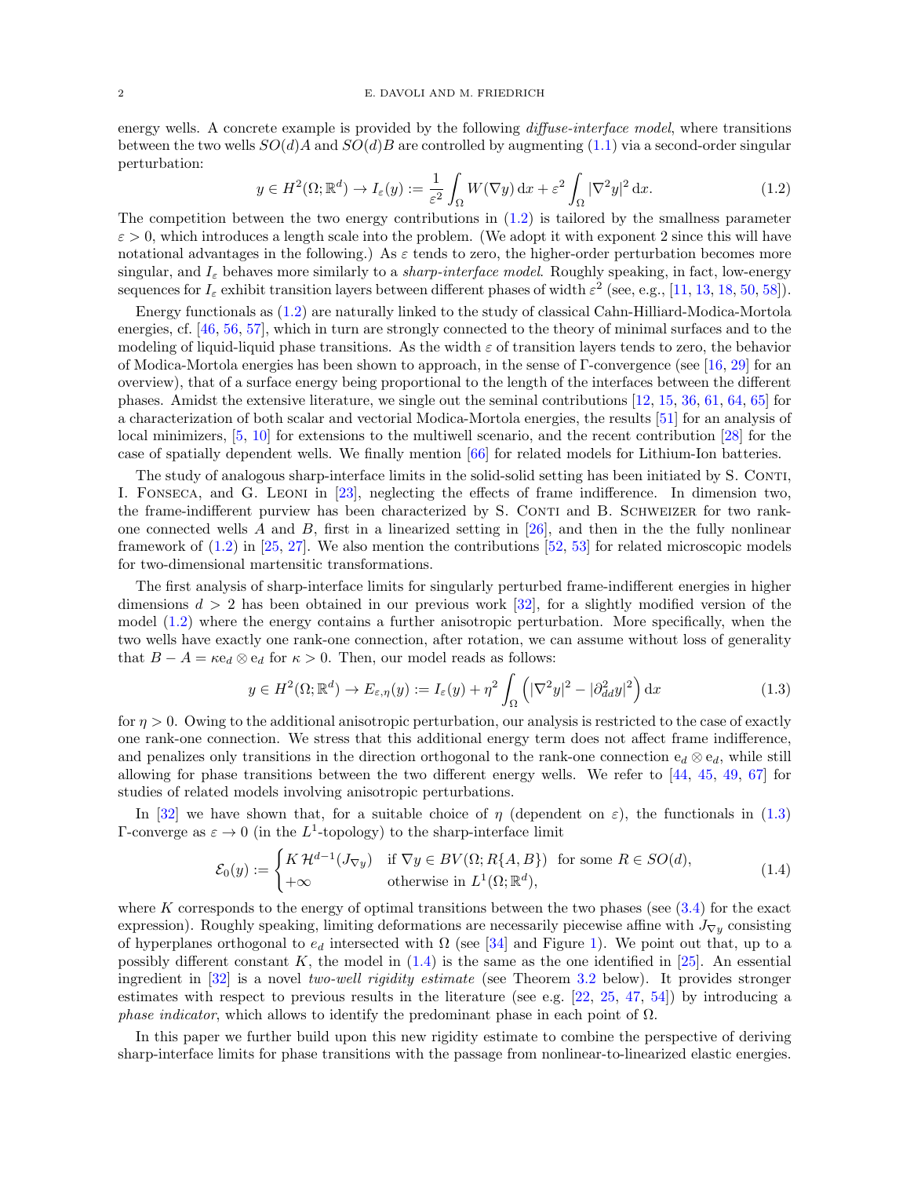energy wells. A concrete example is provided by the following *diffuse-interface model*, where transitions between the two wells $SO(d)A$ and $SO(d)B$ are controlled by augmenting (1.1) via a second-order singular perturbation:

$$y \in H^2(\Omega;\mathbb{R}^d) \to I_\varepsilon(y) := \frac{1}{\varepsilon^2}\int_\Omega W(\nabla y)\,\mathrm{d}x + \varepsilon^2 \int_\Omega |\nabla^2 y|^2\,\mathrm{d}x. \tag{1.2}$$

The competition between the two energy contributions in (1.2) is tailored by the smallness parameter $\varepsilon > 0$, which introduces a length scale into the problem. (We adopt it with exponent 2 since this will have notational advantages in the following.) As $\varepsilon$ tends to zero, the higher-order perturbation becomes more singular, and $I_\varepsilon$ behaves more similarly to a *sharp-interface model*. Roughly speaking, in fact, low-energy sequences for $I_\varepsilon$ exhibit transition layers between different phases of width $\varepsilon^2$ (see, e.g., [11, 13, 18, 50, 58]).

Energy functionals as (1.2) are naturally linked to the study of classical Cahn-Hilliard-Modica-Mortola energies, cf. [46, 56, 57], which in turn are strongly connected to the theory of minimal surfaces and to the modeling of liquid-liquid phase transitions. As the width $\varepsilon$ of transition layers tends to zero, the behavior of Modica-Mortola energies has been shown to approach, in the sense of Γ-convergence (see [16, 29] for an overview), that of a surface energy being proportional to the length of the interfaces between the different phases. Amidst the extensive literature, we single out the seminal contributions [12, 15, 36, 61, 64, 65] for a characterization of both scalar and vectorial Modica-Mortola energies, the results [51] for an analysis of local minimizers, [5, 10] for extensions to the multiwell scenario, and the recent contribution [28] for the case of spatially dependent wells. We finally mention [66] for related models for Lithium-Ion batteries.

The study of analogous sharp-interface limits in the solid-solid setting has been initiated by S. Conti, I. Fonseca, and G. Leoni in [23], neglecting the effects of frame indifference. In dimension two, the frame-indifferent purview has been characterized by S. Conti and B. Schweizer for two rank-one connected wells $A$ and $B$, first in a linearized setting in [26], and then in the the fully nonlinear framework of (1.2) in [25, 27]. We also mention the contributions [52, 53] for related microscopic models for two-dimensional martensitic transformations.

The first analysis of sharp-interface limits for singularly perturbed frame-indifferent energies in higher dimensions $d > 2$ has been obtained in our previous work [32], for a slightly modified version of the model (1.2) where the energy contains a further anisotropic perturbation. More specifically, when the two wells have exactly one rank-one connection, after rotation, we can assume without loss of generality that $B - A = \kappa \mathrm{e}_d \otimes \mathrm{e}_d$ for $\kappa > 0$. Then, our model reads as follows:

$$y \in H^2(\Omega;\mathbb{R}^d) \to E_{\varepsilon,\eta}(y) := I_\varepsilon(y) + \eta^2 \int_\Omega \left(|\nabla^2 y|^2 - |\partial^2_{dd} y|^2\right)\mathrm{d}x \tag{1.3}$$

for $\eta > 0$. Owing to the additional anisotropic perturbation, our analysis is restricted to the case of exactly one rank-one connection. We stress that this additional energy term does not affect frame indifference, and penalizes only transitions in the direction orthogonal to the rank-one connection $\mathrm{e}_d \otimes \mathrm{e}_d$, while still allowing for phase transitions between the two different energy wells. We refer to [44, 45, 49, 67] for studies of related models involving anisotropic perturbations.

In [32] we have shown that, for a suitable choice of $\eta$ (dependent on $\varepsilon$), the functionals in (1.3) Γ-converge as $\varepsilon \to 0$ (in the $L^1$-topology) to the sharp-interface limit

$$\mathcal{E}_0(y) := \begin{cases} K\,\mathcal{H}^{d-1}(J_{\nabla y}) & \text{if } \nabla y \in BV(\Omega; R\{A,B\}) \ \text{ for some } R \in SO(d), \\ +\infty & \text{otherwise in } L^1(\Omega;\mathbb{R}^d), \end{cases} \tag{1.4}$$

where $K$ corresponds to the energy of optimal transitions between the two phases (see (3.4) for the exact expression). Roughly speaking, limiting deformations are necessarily piecewise affine with $J_{\nabla y}$ consisting of hyperplanes orthogonal to $e_d$ intersected with $\Omega$ (see [34] and Figure 1). We point out that, up to a possibly different constant $K$, the model in (1.4) is the same as the one identified in [25]. An essential ingredient in [32] is a novel *two-well rigidity estimate* (see Theorem 3.2 below). It provides stronger estimates with respect to previous results in the literature (see e.g. [22, 25, 47, 54]) by introducing a *phase indicator*, which allows to identify the predominant phase in each point of $\Omega$.

In this paper we further build upon this new rigidity estimate to combine the perspective of deriving sharp-interface limits for phase transitions with the passage from nonlinear-to-linearized elastic energies.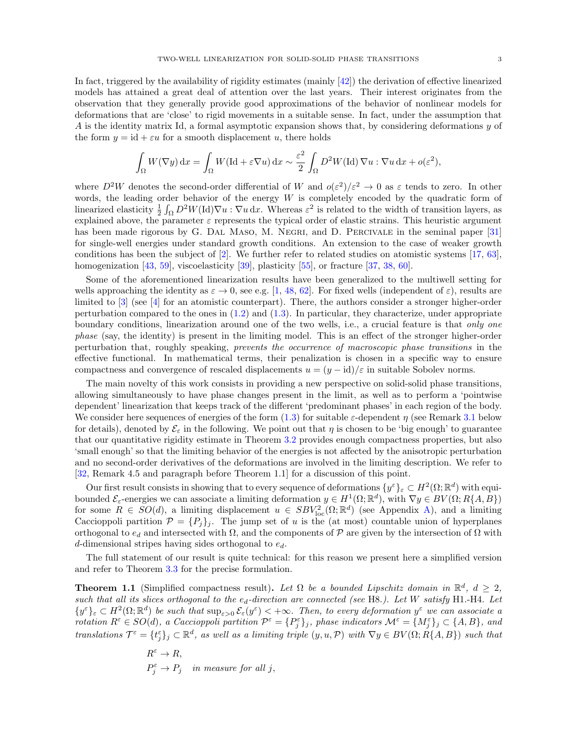In fact, triggered by the availability of rigidity estimates (mainly [42]) the derivation of effective linearized models has attained a great deal of attention over the last years. Their interest originates from the observation that they generally provide good approximations of the behavior of nonlinear models for deformations that are 'close' to rigid movements in a suitable sense. In fact, under the assumption that $A$ is the identity matrix Id, a formal asymptotic expansion shows that, by considering deformations $y$ of the form $y = \mathrm{id} + \varepsilon u$ for a smooth displacement $u$, there holds

$$\int_\Omega W(\nabla y)\,\mathrm{d}x = \int_\Omega W(\mathrm{Id} + \varepsilon \nabla u)\,\mathrm{d}x \sim \frac{\varepsilon^2}{2}\int_\Omega D^2W(\mathrm{Id})\,\nabla u : \nabla u\,\mathrm{d}x + o(\varepsilon^2),$$

where $D^2W$ denotes the second-order differential of $W$ and $o(\varepsilon^2)/\varepsilon^2 \to 0$ as $\varepsilon$ tends to zero. In other words, the leading order behavior of the energy $W$ is completely encoded by the quadratic form of linearized elasticity $\frac{1}{2}\int_\Omega D^2W(\mathrm{Id})\nabla u : \nabla u\,\mathrm{d}x$. Whereas $\varepsilon^2$ is related to the width of transition layers, as explained above, the parameter $\varepsilon$ represents the typical order of elastic strains. This heuristic argument has been made rigorous by G. Dal Maso, M. Negri, and D. Percivale in the seminal paper [31] for single-well energies under standard growth conditions. An extension to the case of weaker growth conditions has been the subject of [2]. We further refer to related studies on atomistic systems [17, 63], homogenization [43, 59], viscoelasticity [39], plasticity [55], or fracture [37, 38, 60].

Some of the aforementioned linearization results have been generalized to the multiwell setting for wells approaching the identity as $\varepsilon \to 0$, see e.g. [1, 48, 62]. For fixed wells (independent of $\varepsilon$), results are limited to [3] (see [4] for an atomistic counterpart). There, the authors consider a stronger higher-order perturbation compared to the ones in (1.2) and (1.3). In particular, they characterize, under appropriate boundary conditions, linearization around one of the two wells, i.e., a crucial feature is that *only one phase* (say, the identity) is present in the limiting model. This is an effect of the stronger higher-order perturbation that, roughly speaking, *prevents the occurrence of macroscopic phase transitions* in the effective functional. In mathematical terms, their penalization is chosen in a specific way to ensure compactness and convergence of rescaled displacements $u = (y - \mathrm{id})/\varepsilon$ in suitable Sobolev norms.

The main novelty of this work consists in providing a new perspective on solid-solid phase transitions, allowing simultaneously to have phase changes present in the limit, as well as to perform a 'pointwise dependent' linearization that keeps track of the different 'predominant phases' in each region of the body. We consider here sequences of energies of the form (1.3) for suitable $\varepsilon$-dependent $\eta$ (see Remark 3.1 below for details), denoted by $\mathcal{E}_\varepsilon$ in the following. We point out that $\eta$ is chosen to be 'big enough' to guarantee that our quantitative rigidity estimate in Theorem 3.2 provides enough compactness properties, but also 'small enough' so that the limiting behavior of the energies is not affected by the anisotropic perturbation and no second-order derivatives of the deformations are involved in the limiting description. We refer to [32, Remark 4.5 and paragraph before Theorem 1.1] for a discussion of this point.

Our first result consists in showing that to every sequence of deformations $\{y^\varepsilon\}_\varepsilon \subset H^2(\Omega;\mathbb{R}^d)$ with equibounded $\mathcal{E}_\varepsilon$-energies we can associate a limiting deformation $y \in H^1(\Omega;\mathbb{R}^d)$, with $\nabla y \in BV(\Omega; R\{A,B\})$ for some $R \in SO(d)$, a limiting displacement $u \in SBV^2_{\mathrm{loc}}(\Omega;\mathbb{R}^d)$ (see Appendix A), and a limiting Caccioppoli partition $\mathcal{P} = \{P_j\}_j$. The jump set of $u$ is the (at most) countable union of hyperplanes orthogonal to $e_d$ and intersected with $\Omega$, and the components of $\mathcal{P}$ are given by the intersection of $\Omega$ with $d$-dimensional stripes having sides orthogonal to $e_d$.

The full statement of our result is quite technical: for this reason we present here a simplified version and refer to Theorem 3.3 for the precise formulation.

**Theorem 1.1** (Simplified compactness result)**.** *Let $\Omega$ be a bounded Lipschitz domain in $\mathbb{R}^d$, $d \geq 2$, such that all its slices orthogonal to the $e_d$-direction are connected (see* H8.*). Let $W$ satisfy* H1.-H4. *Let $\{y^\varepsilon\}_\varepsilon \subset H^2(\Omega;\mathbb{R}^d)$ be such that $\sup_{\varepsilon>0}\mathcal{E}_\varepsilon(y^\varepsilon) < +\infty$. Then, to every deformation $y^\varepsilon$ we can associate a rotation $R^\varepsilon \in SO(d)$, a Caccioppoli partition $\mathcal{P}^\varepsilon = \{P^\varepsilon_j\}_j$, phase indicators $\mathcal{M}^\varepsilon = \{M^\varepsilon_j\}_j \subset \{A,B\}$, and translations $\mathcal{T}^\varepsilon = \{t^\varepsilon_j\}_j \subset \mathbb{R}^d$, as well as a limiting triple $(y,u,\mathcal{P})$ with $\nabla y \in BV(\Omega; R\{A,B\})$ such that*

$$R^\varepsilon \to R,$$
$$P^\varepsilon_j \to P_j \quad \textit{in measure for all } j,$$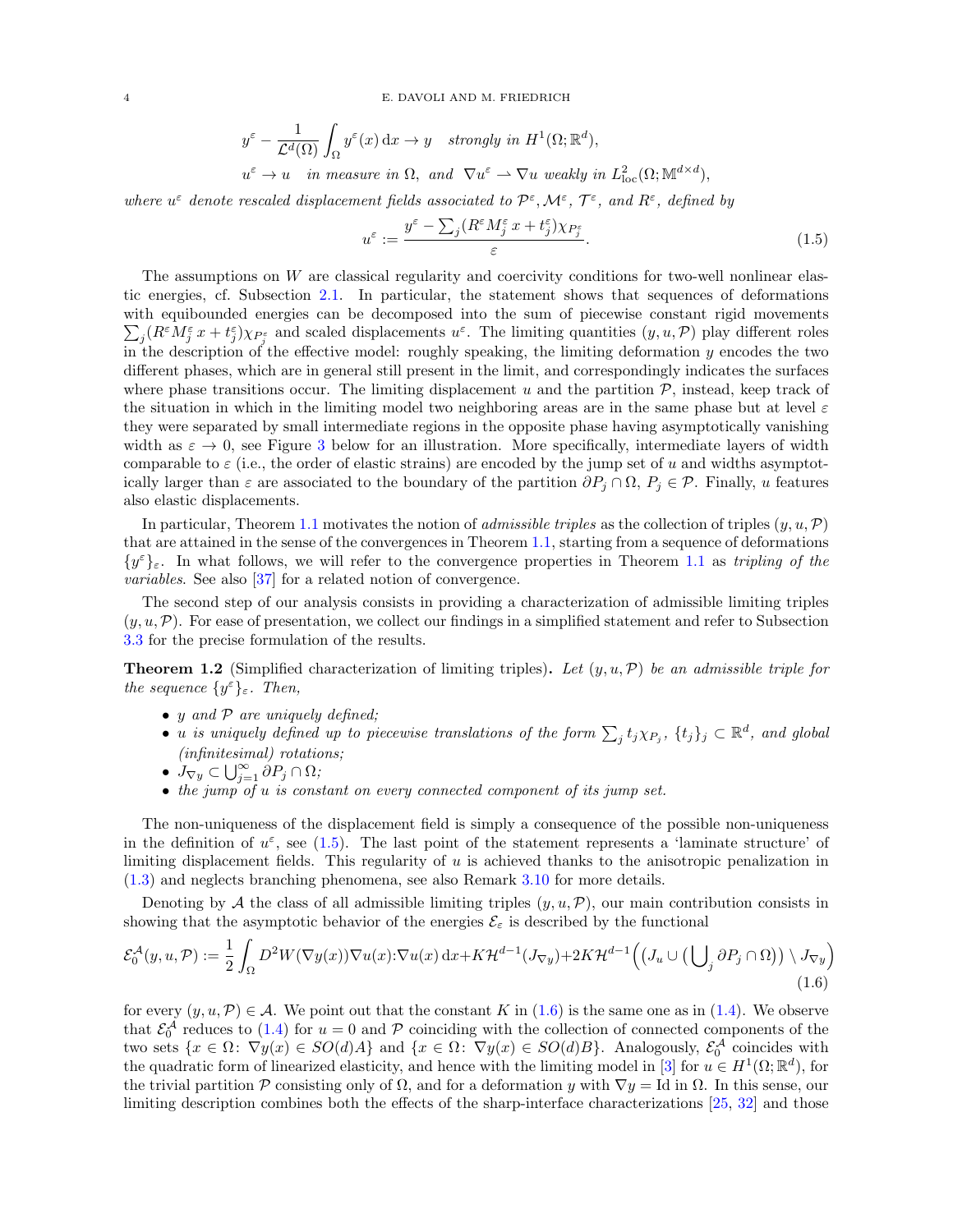$$y^\varepsilon - \frac{1}{\mathcal{L}^d(\Omega)}\int_\Omega y^\varepsilon(x)\,\mathrm{d}x \to y \quad \textit{strongly in } H^1(\Omega;\mathbb{R}^d),$$

$$u^\varepsilon \to u \quad \textit{in measure in } \Omega, \ \textit{and} \ \nabla u^\varepsilon \rightharpoonup \nabla u \ \textit{weakly in } L^2_{\mathrm{loc}}(\Omega;\mathbb{M}^{d\times d}),$$

*where* $u^\varepsilon$ *denote rescaled displacement fields associated to* $\mathcal{P}^\varepsilon, \mathcal{M}^\varepsilon, \mathcal{T}^\varepsilon$*, and* $R^\varepsilon$*, defined by*

$$u^\varepsilon := \frac{y^\varepsilon - \sum_j (R^\varepsilon M_j^\varepsilon\, x + t_j^\varepsilon)\chi_{P_j^\varepsilon}}{\varepsilon}. \tag{1.5}$$

The assumptions on $W$ are classical regularity and coercivity conditions for two-well nonlinear elastic energies, cf. Subsection 2.1. In particular, the statement shows that sequences of deformations with equibounded energies can be decomposed into the sum of piecewise constant rigid movements $\sum_j (R^\varepsilon M_j^\varepsilon\, x + t_j^\varepsilon)\chi_{P_j^\varepsilon}$ and scaled displacements $u^\varepsilon$. The limiting quantities $(y, u, \mathcal{P})$ play different roles in the description of the effective model: roughly speaking, the limiting deformation $y$ encodes the two different phases, which are in general still present in the limit, and correspondingly indicates the surfaces where phase transitions occur. The limiting displacement $u$ and the partition $\mathcal{P}$, instead, keep track of the situation in which in the limiting model two neighboring areas are in the same phase but at level $\varepsilon$ they were separated by small intermediate regions in the opposite phase having asymptotically vanishing width as $\varepsilon \to 0$, see Figure 3 below for an illustration. More specifically, intermediate layers of width comparable to $\varepsilon$ (i.e., the order of elastic strains) are encoded by the jump set of $u$ and widths asymptotically larger than $\varepsilon$ are associated to the boundary of the partition $\partial P_j \cap \Omega$, $P_j \in \mathcal{P}$. Finally, $u$ features also elastic displacements.

In particular, Theorem 1.1 motivates the notion of *admissible triples* as the collection of triples $(y, u, \mathcal{P})$ that are attained in the sense of the convergences in Theorem 1.1, starting from a sequence of deformations $\{y^\varepsilon\}_\varepsilon$. In what follows, we will refer to the convergence properties in Theorem 1.1 as *tripling of the variables*. See also [37] for a related notion of convergence.

The second step of our analysis consists in providing a characterization of admissible limiting triples $(y, u, \mathcal{P})$. For ease of presentation, we collect our findings in a simplified statement and refer to Subsection 3.3 for the precise formulation of the results.

**Theorem 1.2** (Simplified characterization of limiting triples)**.** *Let* $(y, u, \mathcal{P})$ *be an admissible triple for the sequence* $\{y^\varepsilon\}_\varepsilon$*. Then,*

- *$y$ and $\mathcal{P}$ are uniquely defined;*
- *$u$ is uniquely defined up to piecewise translations of the form $\sum_j t_j \chi_{P_j}$, $\{t_j\}_j \subset \mathbb{R}^d$, and global (infinitesimal) rotations;*
- *$J_{\nabla y} \subset \bigcup_{j=1}^\infty \partial P_j \cap \Omega$;*
- *the jump of $u$ is constant on every connected component of its jump set.*

The non-uniqueness of the displacement field is simply a consequence of the possible non-uniqueness in the definition of $u^\varepsilon$, see (1.5). The last point of the statement represents a 'laminate structure' of limiting displacement fields. This regularity of $u$ is achieved thanks to the anisotropic penalization in (1.3) and neglects branching phenomena, see also Remark 3.10 for more details.

Denoting by $\mathcal{A}$ the class of all admissible limiting triples $(y, u, \mathcal{P})$, our main contribution consists in showing that the asymptotic behavior of the energies $\mathcal{E}_\varepsilon$ is described by the functional

$$\mathcal{E}_0^{\mathcal{A}}(y,u,\mathcal{P}) := \frac{1}{2}\int_\Omega D^2W(\nabla y(x))\nabla u(x){:}\nabla u(x)\,\mathrm{d}x + K\mathcal{H}^{d-1}(J_{\nabla y}) + 2K\mathcal{H}^{d-1}\Big(\big(J_u \cup \big(\bigcup\nolimits_j \partial P_j \cap \Omega\big)\big) \setminus J_{\nabla y}\Big) \tag{1.6}$$

for every $(y, u, \mathcal{P}) \in \mathcal{A}$. We point out that the constant $K$ in (1.6) is the same one as in (1.4). We observe that $\mathcal{E}_0^{\mathcal{A}}$ reduces to (1.4) for $u = 0$ and $\mathcal{P}$ coinciding with the collection of connected components of the two sets $\{x \in \Omega\colon \nabla y(x) \in SO(d)A\}$ and $\{x \in \Omega\colon \nabla y(x) \in SO(d)B\}$. Analogously, $\mathcal{E}_0^{\mathcal{A}}$ coincides with the quadratic form of linearized elasticity, and hence with the limiting model in [3] for $u \in H^1(\Omega;\mathbb{R}^d)$, for the trivial partition $\mathcal{P}$ consisting only of $\Omega$, and for a deformation $y$ with $\nabla y = \mathrm{Id}$ in $\Omega$. In this sense, our limiting description combines both the effects of the sharp-interface characterizations [25, 32] and those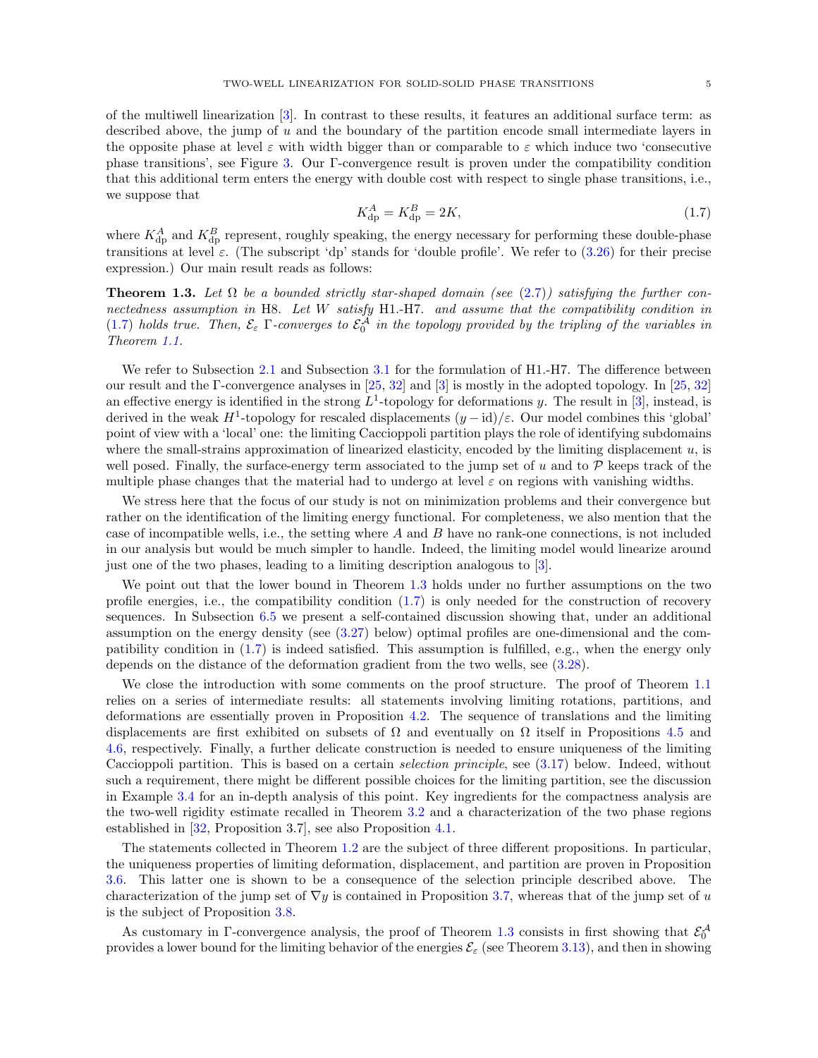of the multiwell linearization [3]. In contrast to these results, it features an additional surface term: as described above, the jump of $u$ and the boundary of the partition encode small intermediate layers in the opposite phase at level $\varepsilon$ with width bigger than or comparable to $\varepsilon$ which induce two 'consecutive phase transitions', see Figure 3. Our Γ-convergence result is proven under the compatibility condition that this additional term enters the energy with double cost with respect to single phase transitions, i.e., we suppose that

$$K^A_{\rm dp} = K^B_{\rm dp} = 2K, \tag{1.7}$$

where $K^A_{\rm dp}$ and $K^B_{\rm dp}$ represent, roughly speaking, the energy necessary for performing these double-phase transitions at level $\varepsilon$. (The subscript 'dp' stands for 'double profile'. We refer to (3.26) for their precise expression.) Our main result reads as follows:

**Theorem 1.3.** *Let $\Omega$ be a bounded strictly star-shaped domain (see (2.7)) satisfying the further connectedness assumption in* H8. *Let $W$ satisfy* H1.-H7. *and assume that the compatibility condition in (1.7) holds true. Then, $\mathcal{E}_\varepsilon$ Γ-converges to $\mathcal{E}^{\mathcal{A}}_0$ in the topology provided by the tripling of the variables in Theorem 1.1.*

We refer to Subsection 2.1 and Subsection 3.1 for the formulation of H1.-H7. The difference between our result and the Γ-convergence analyses in [25, 32] and [3] is mostly in the adopted topology. In [25, 32] an effective energy is identified in the strong $L^1$-topology for deformations $y$. The result in [3], instead, is derived in the weak $H^1$-topology for rescaled displacements $(y - \mathrm{id})/\varepsilon$. Our model combines this 'global' point of view with a 'local' one: the limiting Caccioppoli partition plays the role of identifying subdomains where the small-strains approximation of linearized elasticity, encoded by the limiting displacement $u$, is well posed. Finally, the surface-energy term associated to the jump set of $u$ and to $\mathcal{P}$ keeps track of the multiple phase changes that the material had to undergo at level $\varepsilon$ on regions with vanishing widths.

We stress here that the focus of our study is not on minimization problems and their convergence but rather on the identification of the limiting energy functional. For completeness, we also mention that the case of incompatible wells, i.e., the setting where $A$ and $B$ have no rank-one connections, is not included in our analysis but would be much simpler to handle. Indeed, the limiting model would linearize around just one of the two phases, leading to a limiting description analogous to [3].

We point out that the lower bound in Theorem 1.3 holds under no further assumptions on the two profile energies, i.e., the compatibility condition (1.7) is only needed for the construction of recovery sequences. In Subsection 6.5 we present a self-contained discussion showing that, under an additional assumption on the energy density (see (3.27) below) optimal profiles are one-dimensional and the compatibility condition in (1.7) is indeed satisfied. This assumption is fulfilled, e.g., when the energy only depends on the distance of the deformation gradient from the two wells, see (3.28).

We close the introduction with some comments on the proof structure. The proof of Theorem 1.1 relies on a series of intermediate results: all statements involving limiting rotations, partitions, and deformations are essentially proven in Proposition 4.2. The sequence of translations and the limiting displacements are first exhibited on subsets of $\Omega$ and eventually on $\Omega$ itself in Propositions 4.5 and 4.6, respectively. Finally, a further delicate construction is needed to ensure uniqueness of the limiting Caccioppoli partition. This is based on a certain *selection principle*, see (3.17) below. Indeed, without such a requirement, there might be different possible choices for the limiting partition, see the discussion in Example 3.4 for an in-depth analysis of this point. Key ingredients for the compactness analysis are the two-well rigidity estimate recalled in Theorem 3.2 and a characterization of the two phase regions established in [32, Proposition 3.7], see also Proposition 4.1.

The statements collected in Theorem 1.2 are the subject of three different propositions. In particular, the uniqueness properties of limiting deformation, displacement, and partition are proven in Proposition 3.6. This latter one is shown to be a consequence of the selection principle described above. The characterization of the jump set of $\nabla y$ is contained in Proposition 3.7, whereas that of the jump set of $u$ is the subject of Proposition 3.8.

As customary in Γ-convergence analysis, the proof of Theorem 1.3 consists in first showing that $\mathcal{E}^{\mathcal{A}}_0$ provides a lower bound for the limiting behavior of the energies $\mathcal{E}_\varepsilon$ (see Theorem 3.13), and then in showing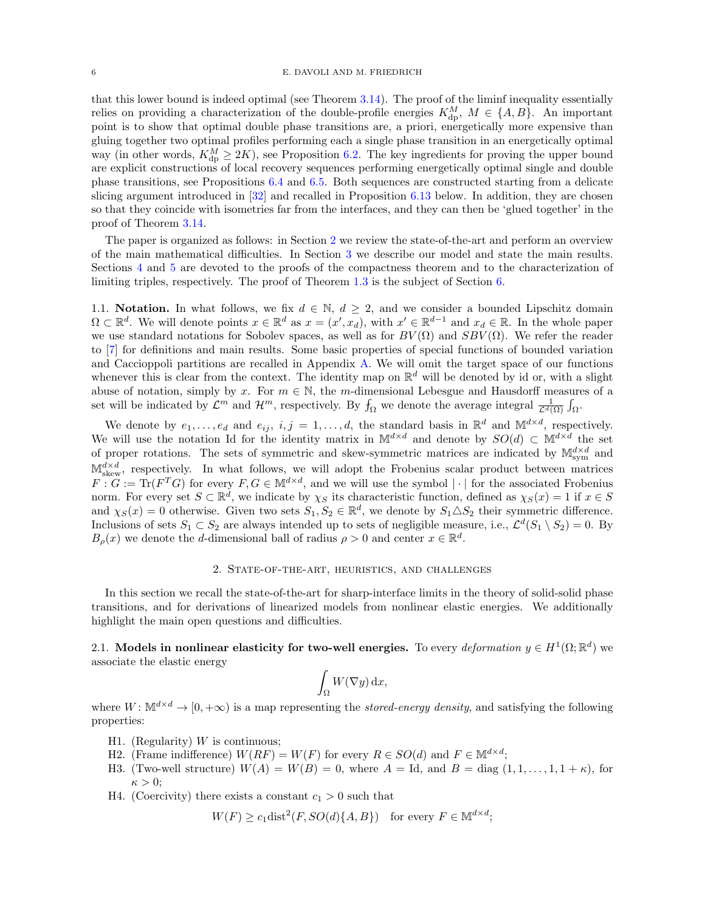that this lower bound is indeed optimal (see Theorem 3.14). The proof of the liminf inequality essentially relies on providing a characterization of the double-profile energies $K^M_{\rm dp}$, $M \in \{A, B\}$. An important point is to show that optimal double phase transitions are, a priori, energetically more expensive than gluing together two optimal profiles performing each a single phase transition in an energetically optimal way (in other words, $K^M_{\rm dp} \geq 2K$), see Proposition 6.2. The key ingredients for proving the upper bound are explicit constructions of local recovery sequences performing energetically optimal single and double phase transitions, see Propositions 6.4 and 6.5. Both sequences are constructed starting from a delicate slicing argument introduced in [32] and recalled in Proposition 6.13 below. In addition, they are chosen so that they coincide with isometries far from the interfaces, and they can then be 'glued together' in the proof of Theorem 3.14.

The paper is organized as follows: in Section 2 we review the state-of-the-art and perform an overview of the main mathematical difficulties. In Section 3 we describe our model and state the main results. Sections 4 and 5 are devoted to the proofs of the compactness theorem and to the characterization of limiting triples, respectively. The proof of Theorem 1.3 is the subject of Section 6.

### 1.1. Notation.

In what follows, we fix $d \in \mathbb{N}$, $d \geq 2$, and we consider a bounded Lipschitz domain $\Omega \subset \mathbb{R}^d$. We will denote points $x \in \mathbb{R}^d$ as $x = (x', x_d)$, with $x' \in \mathbb{R}^{d-1}$ and $x_d \in \mathbb{R}$. In the whole paper we use standard notations for Sobolev spaces, as well as for $BV(\Omega)$ and $SBV(\Omega)$. We refer the reader to [7] for definitions and main results. Some basic properties of special functions of bounded variation and Caccioppoli partitions are recalled in Appendix A. We will omit the target space of our functions whenever this is clear from the context. The identity map on $\mathbb{R}^d$ will be denoted by id or, with a slight abuse of notation, simply by $x$. For $m \in \mathbb{N}$, the $m$-dimensional Lebesgue and Hausdorff measures of a set will be indicated by $\mathcal{L}^m$ and $\mathcal{H}^m$, respectively. By $\fint_\Omega$ we denote the average integral $\frac{1}{\mathcal{L}^d(\Omega)}\int_\Omega$.

We denote by $e_1, \dots, e_d$ and $e_{ij}$, $i, j = 1, \dots, d$, the standard basis in $\mathbb{R}^d$ and $\mathbb{M}^{d\times d}$, respectively. We will use the notation Id for the identity matrix in $\mathbb{M}^{d\times d}$ and denote by $SO(d) \subset \mathbb{M}^{d\times d}$ the set of proper rotations. The sets of symmetric and skew-symmetric matrices are indicated by $\mathbb{M}^{d\times d}_{\rm sym}$ and $\mathbb{M}^{d\times d}_{\rm skew}$, respectively. In what follows, we will adopt the Frobenius scalar product between matrices $F : G := {\rm Tr}(F^T G)$ for every $F, G \in \mathbb{M}^{d\times d}$, and we will use the symbol $|\cdot|$ for the associated Frobenius norm. For every set $S \subset \mathbb{R}^d$, we indicate by $\chi_S$ its characteristic function, defined as $\chi_S(x) = 1$ if $x \in S$ and $\chi_S(x) = 0$ otherwise. Given two sets $S_1, S_2 \in \mathbb{R}^d$, we denote by $S_1 \triangle S_2$ their symmetric difference. Inclusions of sets $S_1 \subset S_2$ are always intended up to sets of negligible measure, i.e., $\mathcal{L}^d(S_1 \setminus S_2) = 0$. By $B_\rho(x)$ we denote the $d$-dimensional ball of radius $\rho > 0$ and center $x \in \mathbb{R}^d$.

## 2. State-of-the-art, heuristics, and challenges

In this section we recall the state-of-the-art for sharp-interface limits in the theory of solid-solid phase transitions, and for derivations of linearized models from nonlinear elastic energies. We additionally highlight the main open questions and difficulties.

### 2.1. Models in nonlinear elasticity for two-well energies.

To every *deformation* $y \in H^1(\Omega; \mathbb{R}^d)$ we associate the elastic energy

$$\int_\Omega W(\nabla y)\,{\rm d}x,$$

where $W : \mathbb{M}^{d\times d} \to [0, +\infty)$ is a map representing the *stored-energy density*, and satisfying the following properties:

- H1. (Regularity) $W$ is continuous;
- H2. (Frame indifference) $W(RF) = W(F)$ for every $R \in SO(d)$ and $F \in \mathbb{M}^{d\times d}$;
- H3. (Two-well structure) $W(A) = W(B) = 0$, where $A = {\rm Id}$, and $B = {\rm diag}\,(1, 1, \dots, 1, 1 + \kappa)$, for $\kappa > 0$;
- H4. (Coercivity) there exists a constant $c_1 > 0$ such that

$$W(F) \geq c_1 {\rm dist}^2(F, SO(d)\{A, B\}) \quad \text{for every } F \in \mathbb{M}^{d\times d};$$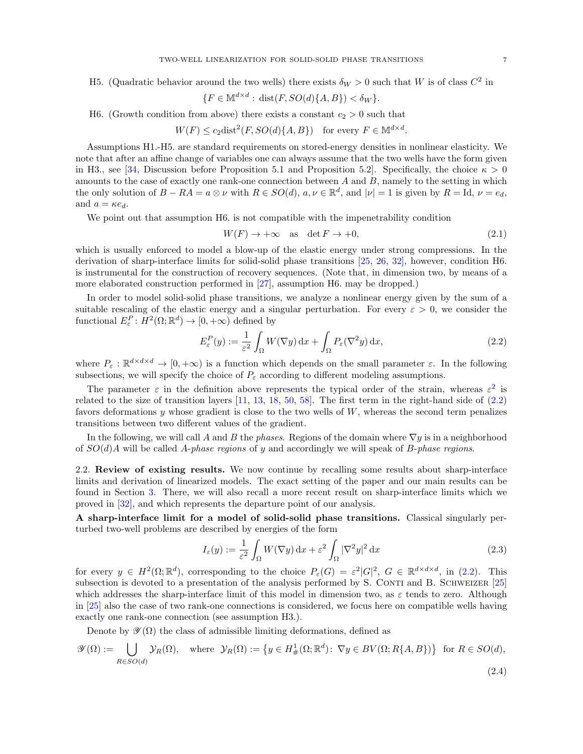H5. (Quadratic behavior around the two wells) there exists $\delta_W > 0$ such that $W$ is of class $C^2$ in

$$\{F \in \mathbb{M}^{d\times d} :\, \mathrm{dist}(F, SO(d)\{A, B\}) < \delta_W\}.$$

H6. (Growth condition from above) there exists a constant $c_2 > 0$ such that

$$W(F) \leq c_2 \mathrm{dist}^2(F, SO(d)\{A, B\}) \quad \text{for every } F \in \mathbb{M}^{d\times d}.$$

Assumptions H1.-H5. are standard requirements on stored-energy densities in nonlinear elasticity. We note that after an affine change of variables one can always assume that the two wells have the form given in H3., see [34, Discussion before Proposition 5.1 and Proposition 5.2]. Specifically, the choice $\kappa > 0$ amounts to the case of exactly one rank-one connection between $A$ and $B$, namely to the setting in which the only solution of $B - RA = a \otimes \nu$ with $R \in SO(d)$, $a, \nu \in \mathbb{R}^d$, and $|\nu| = 1$ is given by $R = \mathrm{Id}$, $\nu = e_d$, and $a = \kappa e_d$.

We point out that assumption H6. is not compatible with the impenetrability condition

$$W(F) \to +\infty \quad \text{as} \quad \det F \to +0, \tag{2.1}$$

which is usually enforced to model a blow-up of the elastic energy under strong compressions. In the derivation of sharp-interface limits for solid-solid phase transitions [25, 26, 32], however, condition H6. is instrumental for the construction of recovery sequences. (Note that, in dimension two, by means of a more elaborated construction performed in [27], assumption H6. may be dropped.)

In order to model solid-solid phase transitions, we analyze a nonlinear energy given by the sum of a suitable rescaling of the elastic energy and a singular perturbation. For every $\varepsilon > 0$, we consider the functional $E^P_\varepsilon \colon H^2(\Omega; \mathbb{R}^d) \to [0, +\infty)$ defined by

$$E^P_\varepsilon(y) := \frac{1}{\varepsilon^2} \int_\Omega W(\nabla y)\, \mathrm{d}x + \int_\Omega P_\varepsilon(\nabla^2 y)\, \mathrm{d}x, \tag{2.2}$$

where $P_\varepsilon : \mathbb{R}^{d\times d\times d} \to [0, +\infty)$ is a function which depends on the small parameter $\varepsilon$. In the following subsections, we will specify the choice of $P_\varepsilon$ according to different modeling assumptions.

The parameter $\varepsilon$ in the definition above represents the typical order of the strain, whereas $\varepsilon^2$ is related to the size of transition layers [11, 13, 18, 50, 58]. The first term in the right-hand side of (2.2) favors deformations $y$ whose gradient is close to the two wells of $W$, whereas the second term penalizes transitions between two different values of the gradient.

In the following, we will call $A$ and $B$ the *phases*. Regions of the domain where $\nabla y$ is in a neighborhood of $SO(d)A$ will be called *A-phase regions* of $y$ and accordingly we will speak of *B-phase regions*.

## 2.2. Review of existing results.

We now continue by recalling some results about sharp-interface limits and derivation of linearized models. The exact setting of the paper and our main results can be found in Section 3. There, we will also recall a more recent result on sharp-interface limits which we proved in [32], and which represents the departure point of our analysis.

**A sharp-interface limit for a model of solid-solid phase transitions.** Classical singularly perturbed two-well problems are described by energies of the form

$$I_\varepsilon(y) := \frac{1}{\varepsilon^2} \int_\Omega W(\nabla y)\, \mathrm{d}x + \varepsilon^2 \int_\Omega |\nabla^2 y|^2\, \mathrm{d}x \tag{2.3}$$

for every $y \in H^2(\Omega; \mathbb{R}^d)$, corresponding to the choice $P_\varepsilon(G) = \varepsilon^2 |G|^2$, $G \in \mathbb{R}^{d\times d\times d}$, in (2.2). This subsection is devoted to a presentation of the analysis performed by S. Conti and B. Schweizer [25] which addresses the sharp-interface limit of this model in dimension two, as $\varepsilon$ tends to zero. Although in [25] also the case of two rank-one connections is considered, we focus here on compatible wells having exactly one rank-one connection (see assumption H3.).

Denote by $\mathscr{Y}(\Omega)$ the class of admissible limiting deformations, defined as

$$\mathscr{Y}(\Omega) := \bigcup_{R\in SO(d)} \mathcal{Y}_R(\Omega), \quad \text{where } \mathcal{Y}_R(\Omega) := \left\{ y \in H^1_\#(\Omega; \mathbb{R}^d) \colon\, \nabla y \in BV(\Omega; R\{A, B\}) \right\} \text{ for } R \in SO(d), \tag{2.4}$$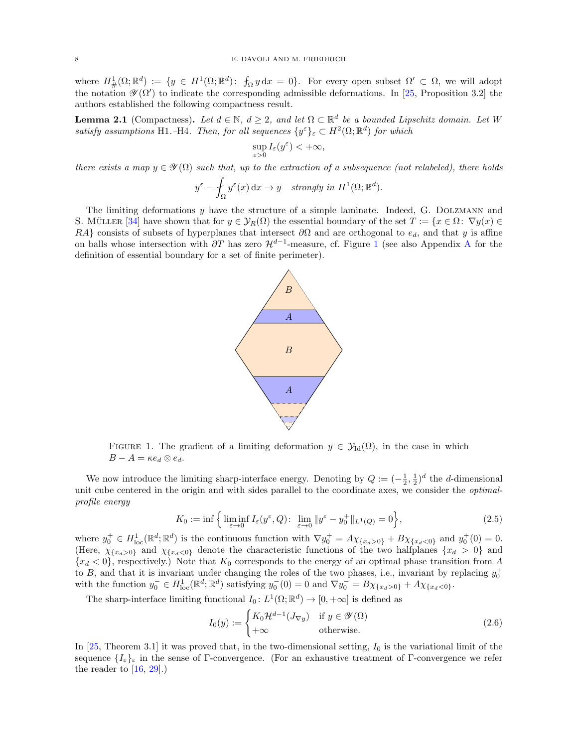where $H^1_\#(\Omega;\mathbb{R}^d) := \{y \in H^1(\Omega;\mathbb{R}^d) \colon \fint_\Omega y \,\mathrm{d}x = 0\}$. For every open subset $\Omega' \subset \Omega$, we will adopt the notation $\mathscr{Y}(\Omega')$ to indicate the corresponding admissible deformations. In [25, Proposition 3.2] the authors established the following compactness result.

**Lemma 2.1** (Compactness)**.** *Let $d \in \mathbb{N}$, $d \geq 2$, and let $\Omega \subset \mathbb{R}^d$ be a bounded Lipschitz domain. Let $W$ satisfy assumptions* H1.–H4. *Then, for all sequences $\{y^\varepsilon\}_\varepsilon \subset H^2(\Omega;\mathbb{R}^d)$ for which*

$$\sup_{\varepsilon>0} I_\varepsilon(y^\varepsilon) < +\infty,$$

*there exists a map $y \in \mathscr{Y}(\Omega)$ such that, up to the extraction of a subsequence (not relabeled), there holds*

$$y^\varepsilon - \fint_\Omega y^\varepsilon(x)\,\mathrm{d}x \to y \quad \textit{strongly in } H^1(\Omega;\mathbb{R}^d).$$

The limiting deformations $y$ have the structure of a simple laminate. Indeed, G. Dolzmann and S. Müller [34] have shown that for $y \in \mathcal{Y}_R(\Omega)$ the essential boundary of the set $T := \{x \in \Omega \colon \nabla y(x) \in RA\}$ consists of subsets of hyperplanes that intersect $\partial\Omega$ and are orthogonal to $e_d$, and that $y$ is affine on balls whose intersection with $\partial T$ has zero $\mathcal{H}^{d-1}$-measure, cf. Figure 1 (see also Appendix A for the definition of essential boundary for a set of finite perimeter).

Figure 1. The gradient of a limiting deformation $y \in \mathcal{Y}_{\mathrm{Id}}(\Omega)$, in the case in which $B - A = \kappa e_d \otimes e_d$.

We now introduce the limiting sharp-interface energy. Denoting by $Q := (-\frac{1}{2}, \frac{1}{2})^d$ the $d$-dimensional unit cube centered in the origin and with sides parallel to the coordinate axes, we consider the *optimal-profile energy*

$$K_0 := \inf\Big\{ \liminf_{\varepsilon\to 0} I_\varepsilon(y^\varepsilon, Q) \colon \lim_{\varepsilon\to 0} \|y^\varepsilon - y_0^+\|_{L^1(Q)} = 0 \Big\}, \tag{2.5}$$

where $y_0^+ \in H^1_{\mathrm{loc}}(\mathbb{R}^d;\mathbb{R}^d)$ is the continuous function with $\nabla y_0^+ = A\chi_{\{x_d>0\}} + B\chi_{\{x_d<0\}}$ and $y_0^+(0) = 0$. (Here, $\chi_{\{x_d>0\}}$ and $\chi_{\{x_d<0\}}$ denote the characteristic functions of the two halfplanes $\{x_d > 0\}$ and $\{x_d < 0\}$, respectively.) Note that $K_0$ corresponds to the energy of an optimal phase transition from $A$ to $B$, and that it is invariant under changing the roles of the two phases, i.e., invariant by replacing $y_0^+$ with the function $y_0^- \in H^1_{\mathrm{loc}}(\mathbb{R}^d;\mathbb{R}^d)$ satisfying $y_0^-(0) = 0$ and $\nabla y_0^- = B\chi_{\{x_d>0\}} + A\chi_{\{x_d<0\}}$.

The sharp-interface limiting functional $I_0 \colon L^1(\Omega;\mathbb{R}^d) \to [0,+\infty]$ is defined as

$$I_0(y) := \begin{cases} K_0\mathcal{H}^{d-1}(J_{\nabla y}) & \text{if } y \in \mathscr{Y}(\Omega) \\ +\infty & \text{otherwise.} \end{cases} \tag{2.6}$$

In [25, Theorem 3.1] it was proved that, in the two-dimensional setting, $I_0$ is the variational limit of the sequence $\{I_\varepsilon\}_\varepsilon$ in the sense of $\Gamma$-convergence. (For an exhaustive treatment of $\Gamma$-convergence we refer the reader to [16, 29].)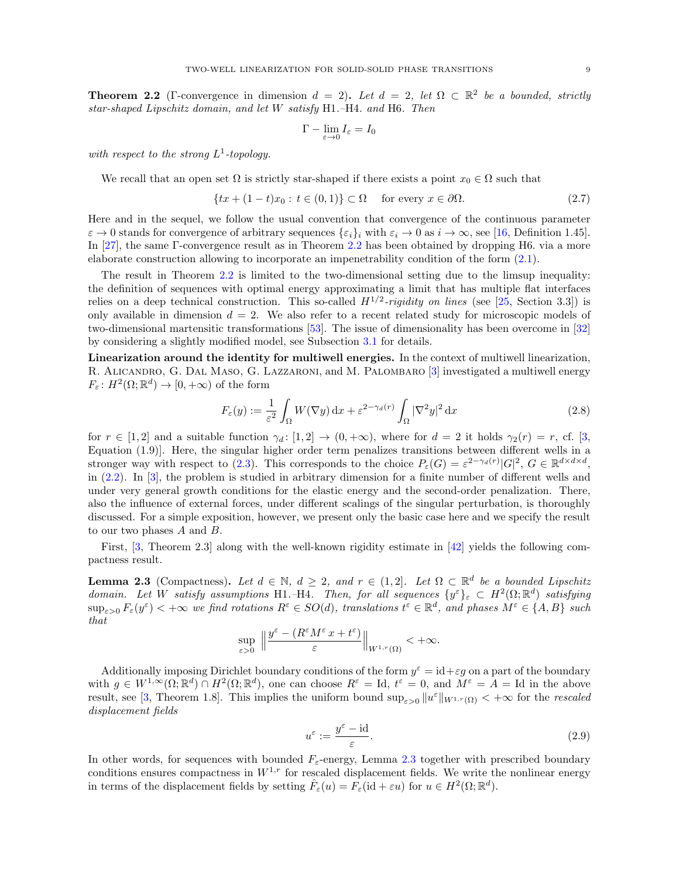**Theorem 2.2** (Γ-convergence in dimension $d = 2$)**.** *Let $d = 2$, let $\Omega \subset \mathbb{R}^2$ be a bounded, strictly star-shaped Lipschitz domain, and let $W$ satisfy* H1.–H4. *and* H6. *Then*

$$\Gamma - \lim_{\varepsilon \to 0} I_\varepsilon = I_0$$

*with respect to the strong $L^1$-topology.*

We recall that an open set $\Omega$ is strictly star-shaped if there exists a point $x_0 \in \Omega$ such that

$$\{tx + (1-t)x_0 : t \in (0,1)\} \subset \Omega \quad \text{for every } x \in \partial\Omega. \tag{2.7}$$

Here and in the sequel, we follow the usual convention that convergence of the continuous parameter $\varepsilon \to 0$ stands for convergence of arbitrary sequences $\{\varepsilon_i\}_i$ with $\varepsilon_i \to 0$ as $i \to \infty$, see [16, Definition 1.45]. In [27], the same Γ-convergence result as in Theorem 2.2 has been obtained by dropping H6. via a more elaborate construction allowing to incorporate an impenetrability condition of the form (2.1).

The result in Theorem 2.2 is limited to the two-dimensional setting due to the limsup inequality: the definition of sequences with optimal energy approximating a limit that has multiple flat interfaces relies on a deep technical construction. This so-called $H^{1/2}$*-rigidity on lines* (see [25, Section 3.3]) is only available in dimension $d = 2$. We also refer to a recent related study for microscopic models of two-dimensional martensitic transformations [53]. The issue of dimensionality has been overcome in [32] by considering a slightly modified model, see Subsection 3.1 for details.

**Linearization around the identity for multiwell energies.** In the context of multiwell linearization, R. Alicandro, G. Dal Maso, G. Lazzaroni, and M. Palombaro [3] investigated a multiwell energy $F_\varepsilon \colon H^2(\Omega;\mathbb{R}^d) \to [0,+\infty)$ of the form

$$F_\varepsilon(y) := \frac{1}{\varepsilon^2}\int_\Omega W(\nabla y)\,\mathrm{d}x + \varepsilon^{2-\gamma_d(r)}\int_\Omega |\nabla^2 y|^2\,\mathrm{d}x \tag{2.8}$$

for $r \in [1,2]$ and a suitable function $\gamma_d \colon [1,2] \to (0,+\infty)$, where for $d = 2$ it holds $\gamma_2(r) = r$, cf. [3, Equation (1.9)]. Here, the singular higher order term penalizes transitions between different wells in a stronger way with respect to (2.3). This corresponds to the choice $P_\varepsilon(G) = \varepsilon^{2-\gamma_d(r)}|G|^2$, $G \in \mathbb{R}^{d\times d\times d}$, in (2.2). In [3], the problem is studied in arbitrary dimension for a finite number of different wells and under very general growth conditions for the elastic energy and the second-order penalization. There, also the influence of external forces, under different scalings of the singular perturbation, is thoroughly discussed. For a simple exposition, however, we present only the basic case here and we specify the result to our two phases $A$ and $B$.

First, [3, Theorem 2.3] along with the well-known rigidity estimate in [42] yields the following compactness result.

**Lemma 2.3** (Compactness)**.** *Let $d \in \mathbb{N}$, $d \geq 2$, and $r \in (1,2]$. Let $\Omega \subset \mathbb{R}^d$ be a bounded Lipschitz domain. Let $W$ satisfy assumptions* H1.–H4. *Then, for all sequences $\{y^\varepsilon\}_\varepsilon \subset H^2(\Omega;\mathbb{R}^d)$ satisfying $\sup_{\varepsilon>0} F_\varepsilon(y^\varepsilon) < +\infty$ we find rotations $R^\varepsilon \in SO(d)$, translations $t^\varepsilon \in \mathbb{R}^d$, and phases $M^\varepsilon \in \{A, B\}$ such that*

$$\sup_{\varepsilon>0}\left\| \frac{y^\varepsilon - (R^\varepsilon M^\varepsilon x + t^\varepsilon)}{\varepsilon}\right\|_{W^{1,r}(\Omega)} < +\infty.$$

Additionally imposing Dirichlet boundary conditions of the form $y^\varepsilon = \mathrm{id} + \varepsilon g$ on a part of the boundary with $g \in W^{1,\infty}(\Omega;\mathbb{R}^d) \cap H^2(\Omega;\mathbb{R}^d)$, one can choose $R^\varepsilon = \mathrm{Id}$, $t^\varepsilon = 0$, and $M^\varepsilon = A = \mathrm{Id}$ in the above result, see [3, Theorem 1.8]. This implies the uniform bound $\sup_{\varepsilon>0}\|u^\varepsilon\|_{W^{1,r}(\Omega)} < +\infty$ for the *rescaled displacement fields*

$$u^\varepsilon := \frac{y^\varepsilon - \mathrm{id}}{\varepsilon}. \tag{2.9}$$

In other words, for sequences with bounded $F_\varepsilon$-energy, Lemma 2.3 together with prescribed boundary conditions ensures compactness in $W^{1,r}$ for rescaled displacement fields. We write the nonlinear energy in terms of the displacement fields by setting $\hat{F}_\varepsilon(u) = F_\varepsilon(\mathrm{id} + \varepsilon u)$ for $u \in H^2(\Omega;\mathbb{R}^d)$.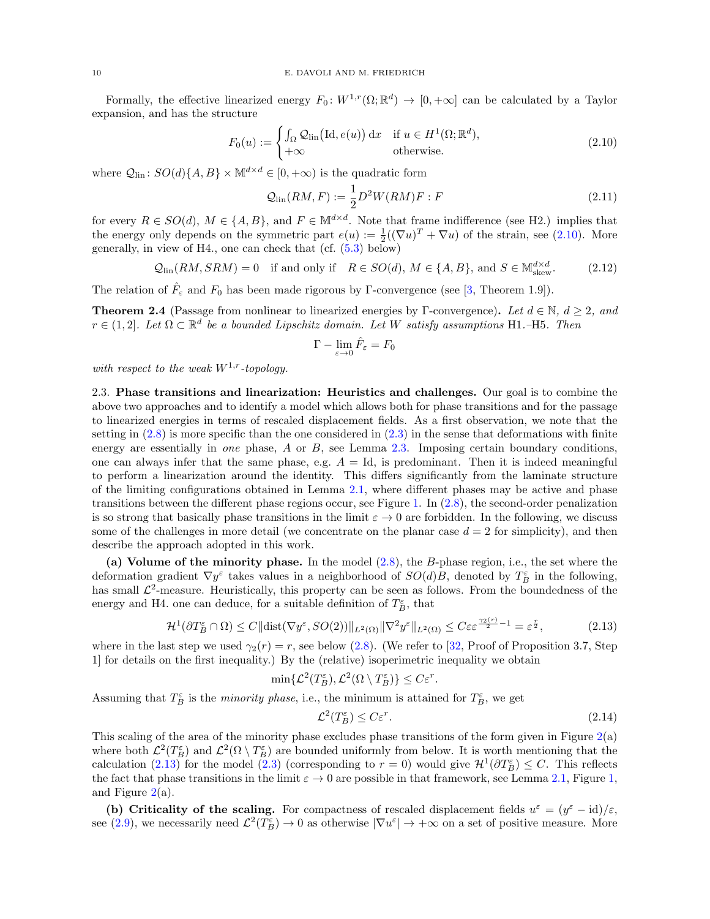Formally, the effective linearized energy $F_0\colon W^{1,r}(\Omega;\mathbb{R}^d) \to [0,+\infty]$ can be calculated by a Taylor expansion, and has the structure

$$F_0(u) := \begin{cases} \int_\Omega \mathcal{Q}_{\rm lin}\big(\mathrm{Id}, e(u)\big)\,\mathrm{d}x & \text{if } u \in H^1(\Omega;\mathbb{R}^d), \\ +\infty & \text{otherwise.} \end{cases} \tag{2.10}$$

where $\mathcal{Q}_{\rm lin}\colon SO(d)\{A,B\} \times \mathbb{M}^{d\times d} \in [0,+\infty)$ is the quadratic form

$$\mathcal{Q}_{\rm lin}(RM, F) := \frac{1}{2} D^2 W(RM) F : F \tag{2.11}$$

for every $R \in SO(d)$, $M \in \{A,B\}$, and $F \in \mathbb{M}^{d\times d}$. Note that frame indifference (see H2.) implies that the energy only depends on the symmetric part $e(u) := \frac{1}{2}((\nabla u)^T + \nabla u)$ of the strain, see (2.10). More generally, in view of H4., one can check that (cf. (5.3) below)

$$\mathcal{Q}_{\rm lin}(RM, SRM) = 0 \quad \text{if and only if} \quad R \in SO(d),\ M \in \{A,B\}, \text{ and } S \in \mathbb{M}^{d\times d}_{\rm skew}. \tag{2.12}$$

The relation of $\hat{F}_\varepsilon$ and $F_0$ has been made rigorous by $\Gamma$-convergence (see [3, Theorem 1.9]).

**Theorem 2.4** (Passage from nonlinear to linearized energies by $\Gamma$-convergence)**.** *Let $d \in \mathbb{N}$, $d \geq 2$, and $r \in (1,2]$. Let $\Omega \subset \mathbb{R}^d$ be a bounded Lipschitz domain. Let $W$ satisfy assumptions* H1.–H5. *Then*

$$\Gamma - \lim_{\varepsilon\to 0} \hat{F}_\varepsilon = F_0$$

*with respect to the weak $W^{1,r}$-topology.*

2.3. **Phase transitions and linearization: Heuristics and challenges.** Our goal is to combine the above two approaches and to identify a model which allows both for phase transitions and for the passage to linearized energies in terms of rescaled displacement fields. As a first observation, we note that the setting in (2.8) is more specific than the one considered in (2.3) in the sense that deformations with finite energy are essentially in *one* phase, $A$ or $B$, see Lemma 2.3. Imposing certain boundary conditions, one can always infer that the same phase, e.g. $A = \mathrm{Id}$, is predominant. Then it is indeed meaningful to perform a linearization around the identity. This differs significantly from the laminate structure of the limiting configurations obtained in Lemma 2.1, where different phases may be active and phase transitions between the different phase regions occur, see Figure 1. In (2.8), the second-order penalization is so strong that basically phase transitions in the limit $\varepsilon \to 0$ are forbidden. In the following, we discuss some of the challenges in more detail (we concentrate on the planar case $d = 2$ for simplicity), and then describe the approach adopted in this work.

**(a) Volume of the minority phase.** In the model (2.8), the $B$-phase region, i.e., the set where the deformation gradient $\nabla y^\varepsilon$ takes values in a neighborhood of $SO(d)B$, denoted by $T^\varepsilon_B$ in the following, has small $\mathcal{L}^2$-measure. Heuristically, this property can be seen as follows. From the boundedness of the energy and H4. one can deduce, for a suitable definition of $T^\varepsilon_B$, that

$$\mathcal{H}^1(\partial T^\varepsilon_B \cap \Omega) \leq C\|\mathrm{dist}(\nabla y^\varepsilon, SO(2))\|_{L^2(\Omega)}\|\nabla^2 y^\varepsilon\|_{L^2(\Omega)} \leq C\varepsilon\varepsilon^{\frac{\gamma_2(r)}{2}-1} = \varepsilon^{\frac{r}{2}}, \tag{2.13}$$

where in the last step we used $\gamma_2(r) = r$, see below (2.8). (We refer to [32, Proof of Proposition 3.7, Step 1] for details on the first inequality.) By the (relative) isoperimetric inequality we obtain

$$\min\{\mathcal{L}^2(T^\varepsilon_B), \mathcal{L}^2(\Omega \setminus T^\varepsilon_B)\} \leq C\varepsilon^r.$$

Assuming that $T^\varepsilon_B$ is the *minority phase*, i.e., the minimum is attained for $T^\varepsilon_B$, we get

$$\mathcal{L}^2(T^\varepsilon_B) \leq C\varepsilon^r. \tag{2.14}$$

This scaling of the area of the minority phase excludes phase transitions of the form given in Figure 2(a) where both $\mathcal{L}^2(T^\varepsilon_B)$ and $\mathcal{L}^2(\Omega\setminus T^\varepsilon_B)$ are bounded uniformly from below. It is worth mentioning that the calculation (2.13) for the model (2.3) (corresponding to $r = 0$) would give $\mathcal{H}^1(\partial T^\varepsilon_B) \leq C$. This reflects the fact that phase transitions in the limit $\varepsilon \to 0$ are possible in that framework, see Lemma 2.1, Figure 1, and Figure 2(a).

**(b) Criticality of the scaling.** For compactness of rescaled displacement fields $u^\varepsilon = (y^\varepsilon - \mathrm{id})/\varepsilon$, see (2.9), we necessarily need $\mathcal{L}^2(T^\varepsilon_B) \to 0$ as otherwise $|\nabla u^\varepsilon| \to +\infty$ on a set of positive measure. More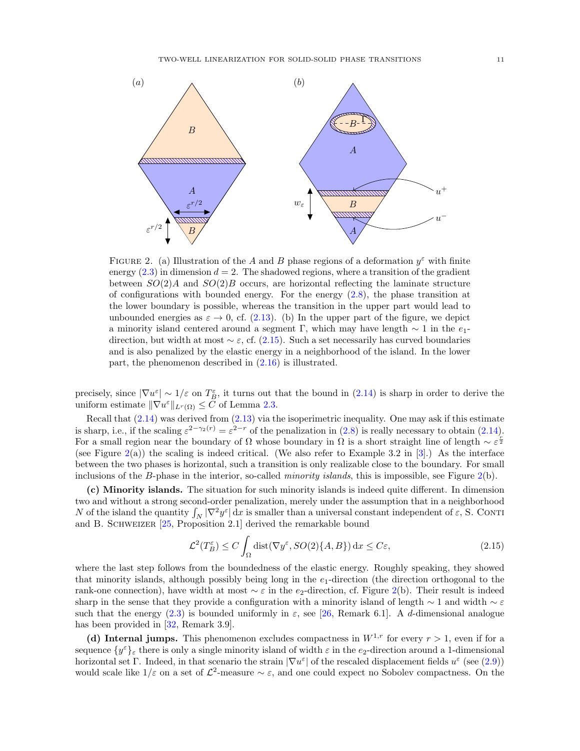FIGURE 2. (a) Illustration of the $A$ and $B$ phase regions of a deformation $y^\varepsilon$ with finite energy (2.3) in dimension $d = 2$. The shadowed regions, where a transition of the gradient between $SO(2)A$ and $SO(2)B$ occurs, are horizontal reflecting the laminate structure of configurations with bounded energy. For the energy (2.8), the phase transition at the lower boundary is possible, whereas the transition in the upper part would lead to unbounded energies as $\varepsilon \to 0$, cf. (2.13). (b) In the upper part of the figure, we depict a minority island centered around a segment $\Gamma$, which may have length $\sim 1$ in the $e_1$-direction, but width at most $\sim \varepsilon$, cf. (2.15). Such a set necessarily has curved boundaries and is also penalized by the elastic energy in a neighborhood of the island. In the lower part, the phenomenon described in (2.16) is illustrated.

precisely, since $|\nabla u^\varepsilon| \sim 1/\varepsilon$ on $T_B^\varepsilon$, it turns out that the bound in (2.14) is sharp in order to derive the uniform estimate $\|\nabla u^\varepsilon\|_{L^r(\Omega)} \leq C$ of Lemma 2.3.

Recall that (2.14) was derived from (2.13) via the isoperimetric inequality. One may ask if this estimate is sharp, i.e., if the scaling $\varepsilon^{2-\gamma_2(r)} = \varepsilon^{2-r}$ of the penalization in (2.8) is really necessary to obtain (2.14). For a small region near the boundary of $\Omega$ whose boundary in $\Omega$ is a short straight line of length $\sim \varepsilon^{\frac{r}{2}}$ (see Figure 2(a)) the scaling is indeed critical. (We also refer to Example 3.2 in [3].) As the interface between the two phases is horizontal, such a transition is only realizable close to the boundary. For small inclusions of the $B$-phase in the interior, so-called *minority islands*, this is impossible, see Figure 2(b).

**(c) Minority islands.** The situation for such minority islands is indeed quite different. In dimension two and without a strong second-order penalization, merely under the assumption that in a neighborhood $N$ of the island the quantity $\int_N |\nabla^2 y^\varepsilon| \,\mathrm{d}x$ is smaller than a universal constant independent of $\varepsilon$, S. Conti and B. Schweizer [25, Proposition 2.1] derived the remarkable bound

$$\mathcal{L}^2(T_B^\varepsilon) \leq C \int_\Omega \mathrm{dist}(\nabla y^\varepsilon, SO(2)\{A, B\}) \,\mathrm{d}x \leq C\varepsilon, \tag{2.15}$$

where the last step follows from the boundedness of the elastic energy. Roughly speaking, they showed that minority islands, although possibly being long in the $e_1$-direction (the direction orthogonal to the rank-one connection), have width at most $\sim \varepsilon$ in the $e_2$-direction, cf. Figure 2(b). Their result is indeed sharp in the sense that they provide a configuration with a minority island of length $\sim 1$ and width $\sim \varepsilon$ such that the energy (2.3) is bounded uniformly in $\varepsilon$, see [26, Remark 6.1]. A $d$-dimensional analogue has been provided in [32, Remark 3.9].

**(d) Internal jumps.** This phenomenon excludes compactness in $W^{1,r}$ for every $r > 1$, even if for a sequence $\{y^\varepsilon\}_\varepsilon$ there is only a single minority island of width $\varepsilon$ in the $e_2$-direction around a 1-dimensional horizontal set $\Gamma$. Indeed, in that scenario the strain $|\nabla u^\varepsilon|$ of the rescaled displacement fields $u^\varepsilon$ (see (2.9)) would scale like $1/\varepsilon$ on a set of $\mathcal{L}^2$-measure $\sim \varepsilon$, and one could expect no Sobolev compactness. On the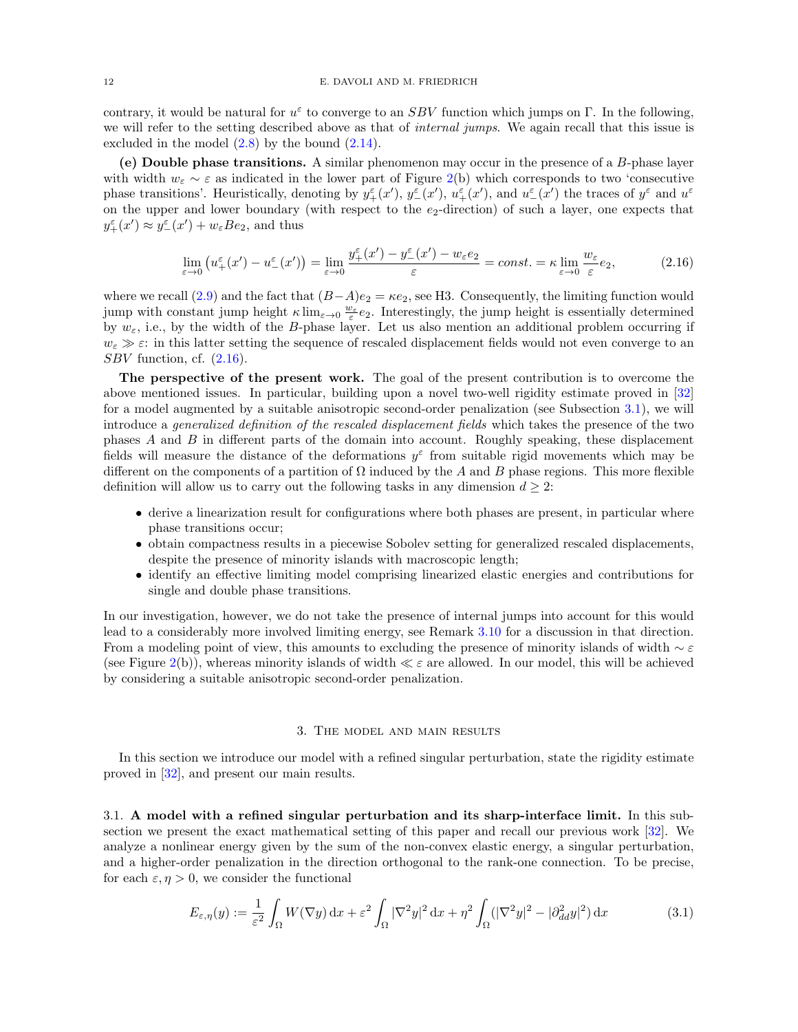contrary, it would be natural for $u^\varepsilon$ to converge to an $SBV$ function which jumps on $\Gamma$. In the following, we will refer to the setting described above as that of *internal jumps*. We again recall that this issue is excluded in the model (2.8) by the bound (2.14).

**(e) Double phase transitions.** A similar phenomenon may occur in the presence of a $B$-phase layer with width $w_\varepsilon \sim \varepsilon$ as indicated in the lower part of Figure 2(b) which corresponds to two 'consecutive phase transitions'. Heuristically, denoting by $y^\varepsilon_+(x')$, $y^\varepsilon_-(x')$, $u^\varepsilon_+(x')$, and $u^\varepsilon_-(x')$ the traces of $y^\varepsilon$ and $u^\varepsilon$ on the upper and lower boundary (with respect to the $e_2$-direction) of such a layer, one expects that $y^\varepsilon_+(x') \approx y^\varepsilon_-(x') + w_\varepsilon B e_2$, and thus

$$\lim_{\varepsilon\to 0}\big(u^\varepsilon_+(x') - u^\varepsilon_-(x')\big) = \lim_{\varepsilon\to 0}\frac{y^\varepsilon_+(x') - y^\varepsilon_-(x') - w_\varepsilon e_2}{\varepsilon} = const. = \kappa \lim_{\varepsilon\to 0}\frac{w_\varepsilon}{\varepsilon}e_2, \tag{2.16}$$

where we recall (2.9) and the fact that $(B-A)e_2 = \kappa e_2$, see H3. Consequently, the limiting function would jump with constant jump height $\kappa \lim_{\varepsilon\to 0}\frac{w_\varepsilon}{\varepsilon}e_2$. Interestingly, the jump height is essentially determined by $w_\varepsilon$, i.e., by the width of the $B$-phase layer. Let us also mention an additional problem occurring if $w_\varepsilon \gg \varepsilon$: in this latter setting the sequence of rescaled displacement fields would not even converge to an $SBV$ function, cf. (2.16).

**The perspective of the present work.** The goal of the present contribution is to overcome the above mentioned issues. In particular, building upon a novel two-well rigidity estimate proved in [32] for a model augmented by a suitable anisotropic second-order penalization (see Subsection 3.1), we will introduce a *generalized definition of the rescaled displacement fields* which takes the presence of the two phases $A$ and $B$ in different parts of the domain into account. Roughly speaking, these displacement fields will measure the distance of the deformations $y^\varepsilon$ from suitable rigid movements which may be different on the components of a partition of $\Omega$ induced by the $A$ and $B$ phase regions. This more flexible definition will allow us to carry out the following tasks in any dimension $d \geq 2$:

- derive a linearization result for configurations where both phases are present, in particular where phase transitions occur;
- obtain compactness results in a piecewise Sobolev setting for generalized rescaled displacements, despite the presence of minority islands with macroscopic length;
- identify an effective limiting model comprising linearized elastic energies and contributions for single and double phase transitions.

In our investigation, however, we do not take the presence of internal jumps into account for this would lead to a considerably more involved limiting energy, see Remark 3.10 for a discussion in that direction. From a modeling point of view, this amounts to excluding the presence of minority islands of width $\sim \varepsilon$ (see Figure 2(b)), whereas minority islands of width $\ll \varepsilon$ are allowed. In our model, this will be achieved by considering a suitable anisotropic second-order penalization.

## 3. The model and main results

In this section we introduce our model with a refined singular perturbation, state the rigidity estimate proved in [32], and present our main results.

### 3.1. A model with a refined singular perturbation and its sharp-interface limit.

In this subsection we present the exact mathematical setting of this paper and recall our previous work [32]. We analyze a nonlinear energy given by the sum of the non-convex elastic energy, a singular perturbation, and a higher-order penalization in the direction orthogonal to the rank-one connection. To be precise, for each $\varepsilon, \eta > 0$, we consider the functional

$$E_{\varepsilon,\eta}(y) := \frac{1}{\varepsilon^2}\int_\Omega W(\nabla y)\,\mathrm{d}x + \varepsilon^2\int_\Omega |\nabla^2 y|^2\,\mathrm{d}x + \eta^2\int_\Omega \big(|\nabla^2 y|^2 - |\partial^2_{dd} y|^2\big)\,\mathrm{d}x \tag{3.1}$$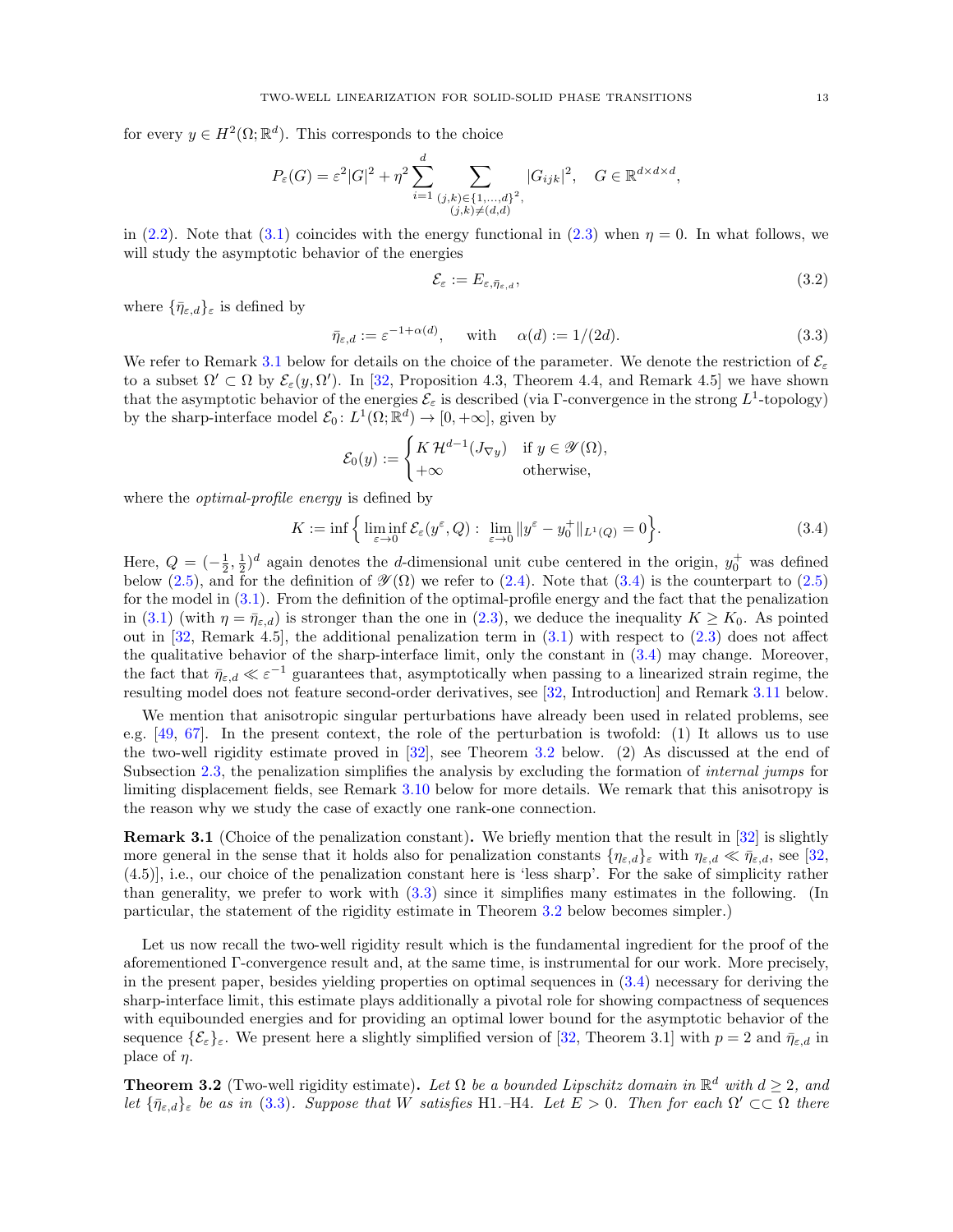for every $y \in H^2(\Omega;\mathbb{R}^d)$. This corresponds to the choice

$$
P_\varepsilon(G) = \varepsilon^2 |G|^2 + \eta^2 \sum_{i=1}^{d} \sum_{\substack{(j,k)\in\{1,\dots,d\}^2,\\ (j,k)\neq(d,d)}} |G_{ijk}|^2, \quad G \in \mathbb{R}^{d\times d\times d},
$$

in (2.2). Note that (3.1) coincides with the energy functional in (2.3) when $\eta = 0$. In what follows, we will study the asymptotic behavior of the energies

$$
\mathcal{E}_\varepsilon := E_{\varepsilon,\bar{\eta}_{\varepsilon,d}}, \tag{3.2}
$$

where $\{\bar{\eta}_{\varepsilon,d}\}_\varepsilon$ is defined by

$$
\bar{\eta}_{\varepsilon,d} := \varepsilon^{-1+\alpha(d)}, \quad \text{with} \quad \alpha(d) := 1/(2d). \tag{3.3}
$$

We refer to Remark 3.1 below for details on the choice of the parameter. We denote the restriction of $\mathcal{E}_\varepsilon$ to a subset $\Omega' \subset \Omega$ by $\mathcal{E}_\varepsilon(y,\Omega')$. In [32, Proposition 4.3, Theorem 4.4, and Remark 4.5] we have shown that the asymptotic behavior of the energies $\mathcal{E}_\varepsilon$ is described (via Γ-convergence in the strong $L^1$-topology) by the sharp-interface model $\mathcal{E}_0 \colon L^1(\Omega;\mathbb{R}^d) \to [0,+\infty]$, given by

$$
\mathcal{E}_0(y) := \begin{cases} K\,\mathcal{H}^{d-1}(J_{\nabla y}) & \text{if } y \in \mathscr{Y}(\Omega), \\ +\infty & \text{otherwise,} \end{cases}
$$

where the *optimal-profile energy* is defined by

$$
K := \inf\Big\{ \liminf_{\varepsilon\to 0} \mathcal{E}_\varepsilon(y^\varepsilon, Q) : \lim_{\varepsilon\to 0} \|y^\varepsilon - y_0^+\|_{L^1(Q)} = 0 \Big\}. \tag{3.4}
$$

Here, $Q = (-\frac{1}{2},\frac{1}{2})^d$ again denotes the $d$-dimensional unit cube centered in the origin, $y_0^+$ was defined below (2.5), and for the definition of $\mathscr{Y}(\Omega)$ we refer to (2.4). Note that (3.4) is the counterpart to (2.5) for the model in (3.1). From the definition of the optimal-profile energy and the fact that the penalization in (3.1) (with $\eta = \bar{\eta}_{\varepsilon,d}$) is stronger than the one in (2.3), we deduce the inequality $K \geq K_0$. As pointed out in [32, Remark 4.5], the additional penalization term in (3.1) with respect to (2.3) does not affect the qualitative behavior of the sharp-interface limit, only the constant in (3.4) may change. Moreover, the fact that $\bar{\eta}_{\varepsilon,d} \ll \varepsilon^{-1}$ guarantees that, asymptotically when passing to a linearized strain regime, the resulting model does not feature second-order derivatives, see [32, Introduction] and Remark 3.11 below.

We mention that anisotropic singular perturbations have already been used in related problems, see e.g. [49, 67]. In the present context, the role of the perturbation is twofold: (1) It allows us to use the two-well rigidity estimate proved in [32], see Theorem 3.2 below. (2) As discussed at the end of Subsection 2.3, the penalization simplifies the analysis by excluding the formation of *internal jumps* for limiting displacement fields, see Remark 3.10 below for more details. We remark that this anisotropy is the reason why we study the case of exactly one rank-one connection.

**Remark 3.1** (Choice of the penalization constant)**.** We briefly mention that the result in [32] is slightly more general in the sense that it holds also for penalization constants $\{\eta_{\varepsilon,d}\}_\varepsilon$ with $\eta_{\varepsilon,d} \ll \bar{\eta}_{\varepsilon,d}$, see [32, (4.5)], i.e., our choice of the penalization constant here is 'less sharp'. For the sake of simplicity rather than generality, we prefer to work with (3.3) since it simplifies many estimates in the following. (In particular, the statement of the rigidity estimate in Theorem 3.2 below becomes simpler.)

Let us now recall the two-well rigidity result which is the fundamental ingredient for the proof of the aforementioned Γ-convergence result and, at the same time, is instrumental for our work. More precisely, in the present paper, besides yielding properties on optimal sequences in (3.4) necessary for deriving the sharp-interface limit, this estimate plays additionally a pivotal role for showing compactness of sequences with equibounded energies and for providing an optimal lower bound for the asymptotic behavior of the sequence $\{\mathcal{E}_\varepsilon\}_\varepsilon$. We present here a slightly simplified version of [32, Theorem 3.1] with $p = 2$ and $\bar{\eta}_{\varepsilon,d}$ in place of $\eta$.

**Theorem 3.2** (Two-well rigidity estimate)**.** *Let $\Omega$ be a bounded Lipschitz domain in $\mathbb{R}^d$ with $d \geq 2$, and let $\{\bar{\eta}_{\varepsilon,d}\}_\varepsilon$ be as in (3.3). Suppose that $W$ satisfies* H1.–H4. *Let $E > 0$. Then for each $\Omega' \subset\subset \Omega$ there*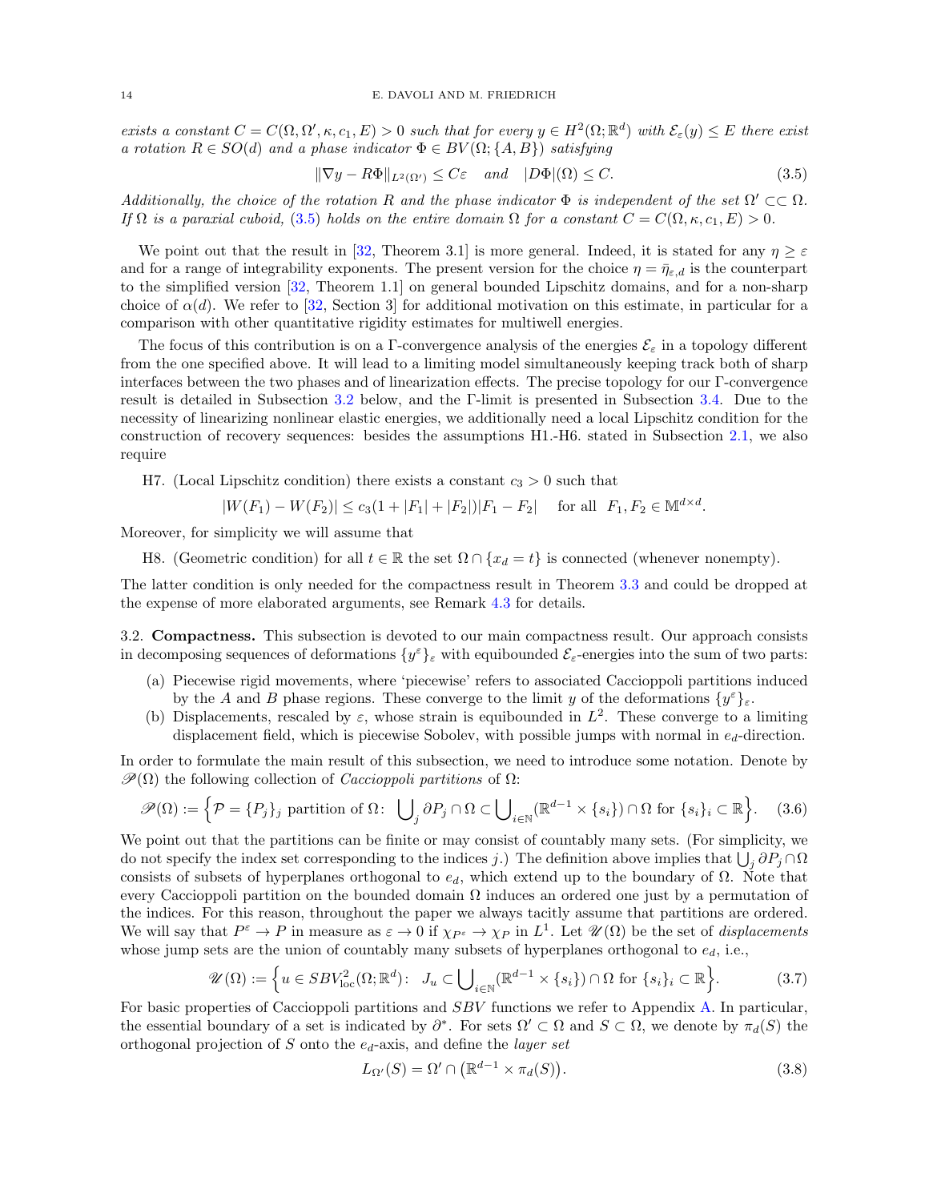*exists a constant $C = C(\Omega, \Omega', \kappa, c_1, E) > 0$ such that for every $y \in H^2(\Omega;\mathbb{R}^d)$ with $\mathcal{E}_\varepsilon(y) \le E$ there exist a rotation $R \in SO(d)$ and a phase indicator $\Phi \in BV(\Omega;\{A,B\})$ satisfying*

$$\|\nabla y - R\Phi\|_{L^2(\Omega')} \le C\varepsilon \quad \text{and} \quad |D\Phi|(\Omega) \le C. \tag{3.5}$$

*Additionally, the choice of the rotation $R$ and the phase indicator $\Phi$ is independent of the set $\Omega' \subset\subset \Omega$. If $\Omega$ is a paraxial cuboid, (3.5) holds on the entire domain $\Omega$ for a constant $C = C(\Omega, \kappa, c_1, E) > 0$.*

We point out that the result in [32, Theorem 3.1] is more general. Indeed, it is stated for any $\eta \ge \varepsilon$ and for a range of integrability exponents. The present version for the choice $\eta = \bar\eta_{\varepsilon,d}$ is the counterpart to the simplified version [32, Theorem 1.1] on general bounded Lipschitz domains, and for a non-sharp choice of $\alpha(d)$. We refer to [32, Section 3] for additional motivation on this estimate, in particular for a comparison with other quantitative rigidity estimates for multiwell energies.

The focus of this contribution is on a $\Gamma$-convergence analysis of the energies $\mathcal{E}_\varepsilon$ in a topology different from the one specified above. It will lead to a limiting model simultaneously keeping track both of sharp interfaces between the two phases and of linearization effects. The precise topology for our $\Gamma$-convergence result is detailed in Subsection 3.2 below, and the $\Gamma$-limit is presented in Subsection 3.4. Due to the necessity of linearizing nonlinear elastic energies, we additionally need a local Lipschitz condition for the construction of recovery sequences: besides the assumptions H1.-H6. stated in Subsection 2.1, we also require

H7. (Local Lipschitz condition) there exists a constant $c_3 > 0$ such that

$$|W(F_1) - W(F_2)| \le c_3(1 + |F_1| + |F_2|)|F_1 - F_2| \quad \text{for all } F_1, F_2 \in \mathbb{M}^{d\times d}.$$

Moreover, for simplicity we will assume that

H8. (Geometric condition) for all $t \in \mathbb{R}$ the set $\Omega \cap \{x_d = t\}$ is connected (whenever nonempty).

The latter condition is only needed for the compactness result in Theorem 3.3 and could be dropped at the expense of more elaborated arguments, see Remark 4.3 for details.

## 3.2. Compactness.

This subsection is devoted to our main compactness result. Our approach consists in decomposing sequences of deformations $\{y^\varepsilon\}_\varepsilon$ with equibounded $\mathcal{E}_\varepsilon$-energies into the sum of two parts:

(a) Piecewise rigid movements, where 'piecewise' refers to associated Caccioppoli partitions induced by the $A$ and $B$ phase regions. These converge to the limit $y$ of the deformations $\{y^\varepsilon\}_\varepsilon$.

(b) Displacements, rescaled by $\varepsilon$, whose strain is equibounded in $L^2$. These converge to a limiting displacement field, which is piecewise Sobolev, with possible jumps with normal in $e_d$-direction.

In order to formulate the main result of this subsection, we need to introduce some notation. Denote by $\mathscr{P}(\Omega)$ the following collection of *Caccioppoli partitions* of $\Omega$:

$$\mathscr{P}(\Omega) := \Big\{\mathcal{P} = \{P_j\}_j \text{ partition of } \Omega\colon\ \bigcup\nolimits_j \partial P_j \cap \Omega \subset \bigcup\nolimits_{i\in\mathbb{N}} (\mathbb{R}^{d-1}\times\{s_i\}) \cap \Omega \text{ for } \{s_i\}_i \subset \mathbb{R}\Big\}. \tag{3.6}$$

We point out that the partitions can be finite or may consist of countably many sets. (For simplicity, we do not specify the index set corresponding to the indices $j$.) The definition above implies that $\bigcup_j \partial P_j \cap \Omega$ consists of subsets of hyperplanes orthogonal to $e_d$, which extend up to the boundary of $\Omega$. Note that every Caccioppoli partition on the bounded domain $\Omega$ induces an ordered one just by a permutation of the indices. For this reason, throughout the paper we always tacitly assume that partitions are ordered. We will say that $P^\varepsilon \to P$ in measure as $\varepsilon \to 0$ if $\chi_{P^\varepsilon} \to \chi_P$ in $L^1$. Let $\mathscr{U}(\Omega)$ be the set of *displacements* whose jump sets are the union of countably many subsets of hyperplanes orthogonal to $e_d$, i.e.,

$$\mathscr{U}(\Omega) := \Big\{u \in SBV^2_{\rm loc}(\Omega;\mathbb{R}^d)\colon\ J_u \subset \bigcup\nolimits_{i\in\mathbb{N}} (\mathbb{R}^{d-1}\times\{s_i\}) \cap \Omega \text{ for } \{s_i\}_i \subset \mathbb{R}\Big\}. \tag{3.7}$$

For basic properties of Caccioppoli partitions and $SBV$ functions we refer to Appendix A. In particular, the essential boundary of a set is indicated by $\partial^*$. For sets $\Omega' \subset \Omega$ and $S \subset \Omega$, we denote by $\pi_d(S)$ the orthogonal projection of $S$ onto the $e_d$-axis, and define the *layer set*

$$L_{\Omega'}(S) = \Omega' \cap \big(\mathbb{R}^{d-1}\times \pi_d(S)\big). \tag{3.8}$$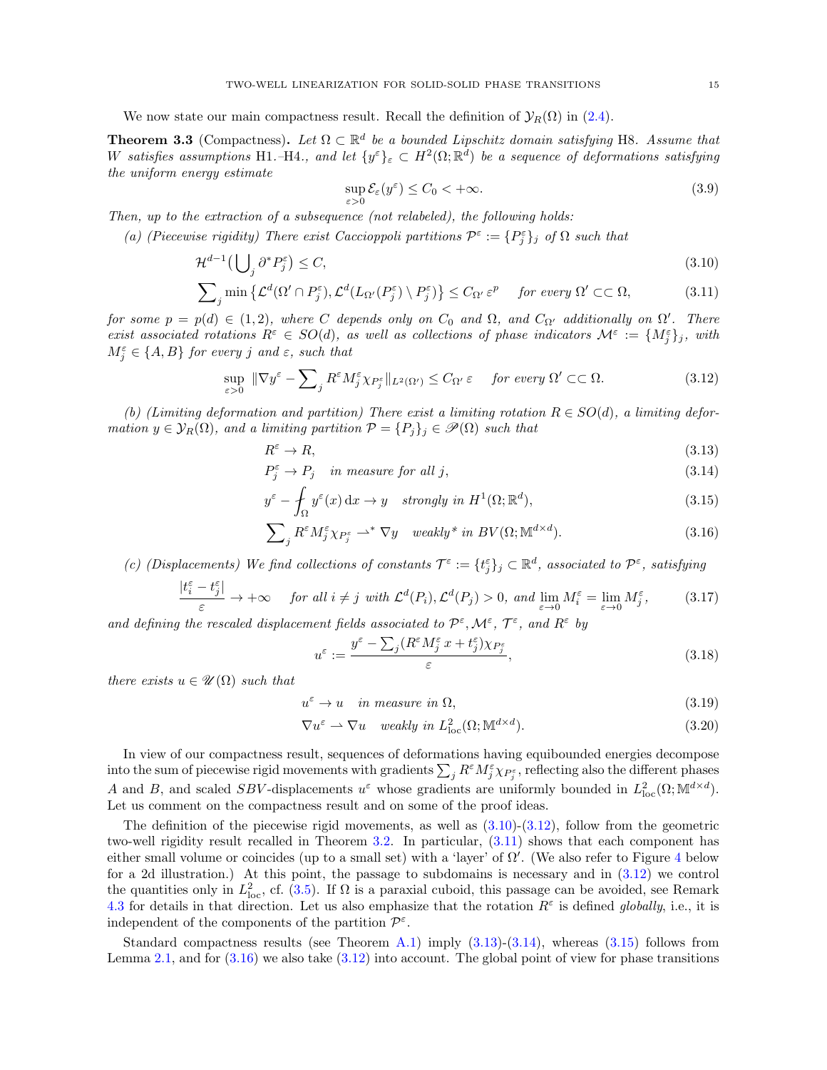We now state our main compactness result. Recall the definition of $\mathcal{Y}_R(\Omega)$ in (2.4).

**Theorem 3.3** (Compactness)**.** *Let $\Omega \subset \mathbb{R}^d$ be a bounded Lipschitz domain satisfying* H8. *Assume that $W$ satisfies assumptions* H1.–H4.*, and let $\{y^\varepsilon\}_\varepsilon \subset H^2(\Omega;\mathbb{R}^d)$ be a sequence of deformations satisfying the uniform energy estimate*

$$\sup_{\varepsilon>0} \mathcal{E}_\varepsilon(y^\varepsilon) \le C_0 < +\infty. \tag{3.9}$$

*Then, up to the extraction of a subsequence (not relabeled), the following holds:*

*(a) (Piecewise rigidity) There exist Caccioppoli partitions $\mathcal{P}^\varepsilon := \{P_j^\varepsilon\}_j$ of $\Omega$ such that*

$$\mathcal{H}^{d-1}\big(\bigcup\nolimits_j \partial^* P_j^\varepsilon\big) \le C, \tag{3.10}$$

$$\sum\nolimits_j \min\big\{\mathcal{L}^d(\Omega' \cap P_j^\varepsilon), \mathcal{L}^d(L_{\Omega'}(P_j^\varepsilon) \setminus P_j^\varepsilon)\big\} \le C_{\Omega'}\, \varepsilon^p \quad \text{ for every } \Omega' \subset\subset \Omega, \tag{3.11}$$

*for some $p = p(d) \in (1,2)$, where $C$ depends only on $C_0$ and $\Omega$, and $C_{\Omega'}$ additionally on $\Omega'$. There exist associated rotations $R^\varepsilon \in SO(d)$, as well as collections of phase indicators $\mathcal{M}^\varepsilon := \{M_j^\varepsilon\}_j$, with $M_j^\varepsilon \in \{A,B\}$ for every $j$ and $\varepsilon$, such that*

$$\sup_{\varepsilon>0}\ \|\nabla y^\varepsilon - \sum\nolimits_j R^\varepsilon M_j^\varepsilon \chi_{P_j^\varepsilon}\|_{L^2(\Omega')} \le C_{\Omega'}\,\varepsilon \quad \text{ for every } \Omega' \subset\subset \Omega. \tag{3.12}$$

*(b) (Limiting deformation and partition) There exist a limiting rotation $R \in SO(d)$, a limiting deformation $y \in \mathcal{Y}_R(\Omega)$, and a limiting partition $\mathcal{P} = \{P_j\}_j \in \mathscr{P}(\Omega)$ such that*

$$R^\varepsilon \to R, \tag{3.13}$$

$$P_j^\varepsilon \to P_j \quad \text{in measure for all } j, \tag{3.14}$$

$$y^\varepsilon - \fint_\Omega y^\varepsilon(x)\,\mathrm{d}x \to y \quad \text{strongly in } H^1(\Omega;\mathbb{R}^d), \tag{3.15}$$

$$\sum\nolimits_j R^\varepsilon M_j^\varepsilon \chi_{P_j^\varepsilon} \overset{*}{\rightharpoonup} \nabla y \quad \text{weakly* in } BV(\Omega;\mathbb{M}^{d\times d}). \tag{3.16}$$

*(c) (Displacements) We find collections of constants $\mathcal{T}^\varepsilon := \{t_j^\varepsilon\}_j \subset \mathbb{R}^d$, associated to $\mathcal{P}^\varepsilon$, satisfying*

$$\frac{|t_i^\varepsilon - t_j^\varepsilon|}{\varepsilon} \to +\infty \quad \text{ for all } i \neq j \text{ with } \mathcal{L}^d(P_i), \mathcal{L}^d(P_j) > 0, \text{ and } \lim_{\varepsilon\to 0} M_i^\varepsilon = \lim_{\varepsilon\to 0} M_j^\varepsilon, \tag{3.17}$$

*and defining the rescaled displacement fields associated to $\mathcal{P}^\varepsilon, \mathcal{M}^\varepsilon$, $\mathcal{T}^\varepsilon$, and $R^\varepsilon$ by*

$$u^\varepsilon := \frac{y^\varepsilon - \sum_j (R^\varepsilon M_j^\varepsilon\, x + t_j^\varepsilon)\chi_{P_j^\varepsilon}}{\varepsilon}, \tag{3.18}$$

*there exists $u \in \mathscr{U}(\Omega)$ such that*

$$u^\varepsilon \to u \quad \text{in measure in } \Omega, \tag{3.19}$$

$$\nabla u^\varepsilon \rightharpoonup \nabla u \quad \text{weakly in } L^2_{\mathrm{loc}}(\Omega;\mathbb{M}^{d\times d}). \tag{3.20}$$

In view of our compactness result, sequences of deformations having equibounded energies decompose into the sum of piecewise rigid movements with gradients $\sum_j R^\varepsilon M_j^\varepsilon \chi_{P_j^\varepsilon}$, reflecting also the different phases $A$ and $B$, and scaled $SBV$-displacements $u^\varepsilon$ whose gradients are uniformly bounded in $L^2_{\mathrm{loc}}(\Omega;\mathbb{M}^{d\times d})$. Let us comment on the compactness result and on some of the proof ideas.

The definition of the piecewise rigid movements, as well as (3.10)-(3.12), follow from the geometric two-well rigidity result recalled in Theorem 3.2. In particular, (3.11) shows that each component has either small volume or coincides (up to a small set) with a 'layer' of $\Omega'$. (We also refer to Figure 4 below for a 2d illustration.) At this point, the passage to subdomains is necessary and in (3.12) we control the quantities only in $L^2_{\mathrm{loc}}$, cf. (3.5). If $\Omega$ is a paraxial cuboid, this passage can be avoided, see Remark 4.3 for details in that direction. Let us also emphasize that the rotation $R^\varepsilon$ is defined *globally*, i.e., it is independent of the components of the partition $\mathcal{P}^\varepsilon$.

Standard compactness results (see Theorem A.1) imply (3.13)-(3.14), whereas (3.15) follows from Lemma 2.1, and for (3.16) we also take (3.12) into account. The global point of view for phase transitions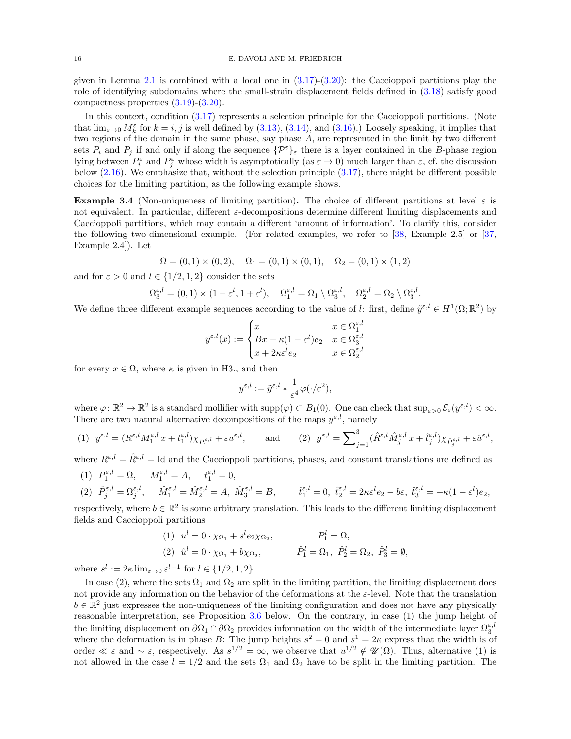given in Lemma 2.1 is combined with a local one in (3.17)-(3.20): the Caccioppoli partitions play the role of identifying subdomains where the small-strain displacement fields defined in (3.18) satisfy good compactness properties (3.19)-(3.20).

In this context, condition (3.17) represents a selection principle for the Caccioppoli partitions. (Note that $\lim_{\varepsilon\to 0} M_k^\varepsilon$ for $k=i,j$ is well defined by (3.13), (3.14), and (3.16).) Loosely speaking, it implies that two regions of the domain in the same phase, say phase $A$, are represented in the limit by two different sets $P_i$ and $P_j$ if and only if along the sequence $\{\mathcal{P}^\varepsilon\}_\varepsilon$ there is a layer contained in the $B$-phase region lying between $P_i^\varepsilon$ and $P_j^\varepsilon$ whose width is asymptotically (as $\varepsilon\to 0$) much larger than $\varepsilon$, cf. the discussion below (2.16). We emphasize that, without the selection principle (3.17), there might be different possible choices for the limiting partition, as the following example shows.

**Example 3.4** (Non-uniqueness of limiting partition)**.** The choice of different partitions at level $\varepsilon$ is not equivalent. In particular, different $\varepsilon$-decompositions determine different limiting displacements and Caccioppoli partitions, which may contain a different 'amount of information'. To clarify this, consider the following two-dimensional example. (For related examples, we refer to [38, Example 2.5] or [37, Example 2.4]). Let

$$\Omega=(0,1)\times(0,2),\quad \Omega_1=(0,1)\times(0,1),\quad \Omega_2=(0,1)\times(1,2)$$

and for $\varepsilon>0$ and $l\in\{1/2,1,2\}$ consider the sets

$$\Omega_3^{\varepsilon,l}=(0,1)\times(1-\varepsilon^l,1+\varepsilon^l),\quad \Omega_1^{\varepsilon,l}=\Omega_1\setminus\Omega_3^{\varepsilon,l},\quad \Omega_2^{\varepsilon,l}=\Omega_2\setminus\Omega_3^{\varepsilon,l}.$$

We define three different example sequences according to the value of $l$: first, define $\tilde y^{\varepsilon,l}\in H^1(\Omega;\mathbb{R}^2)$ by

$$\tilde y^{\varepsilon,l}(x):=\begin{cases} x & x\in\Omega_1^{\varepsilon,l}\\ Bx-\kappa(1-\varepsilon^l)e_2 & x\in\Omega_3^{\varepsilon,l}\\ x+2\kappa\varepsilon^l e_2 & x\in\Omega_2^{\varepsilon,l}\end{cases}$$

for every $x\in\Omega$, where $\kappa$ is given in H3., and then

$$y^{\varepsilon,l}:=\tilde y^{\varepsilon,l}*\frac{1}{\varepsilon^4}\varphi(\cdot/\varepsilon^2),$$

where $\varphi\colon\mathbb{R}^2\to\mathbb{R}^2$ is a standard mollifier with $\mathrm{supp}(\varphi)\subset B_1(0)$. One can check that $\sup_{\varepsilon>0}\mathcal{E}_\varepsilon(y^{\varepsilon,l})<\infty$. There are two natural alternative decompositions of the maps $y^{\varepsilon,l}$, namely

$$(1)\ \ y^{\varepsilon,l}=(R^{\varepsilon,l}M_1^{\varepsilon,l}x+t_1^{\varepsilon,l})\chi_{P_1^{\varepsilon,l}}+\varepsilon u^{\varepsilon,l},\qquad\text{and}\qquad (2)\ \ y^{\varepsilon,l}=\sum\nolimits_{j=1}^3(\hat R^{\varepsilon,l}\hat M_j^{\varepsilon,l}x+\hat t_j^{\varepsilon,l})\chi_{\hat P_j^{\varepsilon,l}}+\varepsilon\hat u^{\varepsilon,l},$$

where $R^{\varepsilon,l}=\hat R^{\varepsilon,l}=\mathrm{Id}$ and the Caccioppoli partitions, phases, and constant translations are defined as

(1) $P_1^{\varepsilon,l}=\Omega,\quad M_1^{\varepsilon,l}=A,\quad t_1^{\varepsilon,l}=0,$

(2) $\hat P_j^{\varepsilon,l}=\Omega_j^{\varepsilon,l},\quad \hat M_1^{\varepsilon,l}=\hat M_2^{\varepsilon,l}=A,\ \hat M_3^{\varepsilon,l}=B,\qquad \hat t_1^{\varepsilon,l}=0,\ \hat t_2^{\varepsilon,l}=2\kappa\varepsilon^l e_2-b\varepsilon,\ \hat t_3^{\varepsilon,l}=-\kappa(1-\varepsilon^l)e_2,$

respectively, where $b\in\mathbb{R}^2$ is some arbitrary translation. This leads to the different limiting displacement fields and Caccioppoli partitions

$$(1)\ \ u^l=0\cdot\chi_{\Omega_1}+s^l e_2\chi_{\Omega_2},\qquad\qquad P_1^l=\Omega,$$
$$(2)\ \ \hat u^l=0\cdot\chi_{\Omega_1}+b\chi_{\Omega_2},\qquad\qquad \hat P_1^l=\Omega_1,\ \hat P_2^l=\Omega_2,\ \hat P_3^l=\emptyset,$$

where $s^l:=2\kappa\lim_{\varepsilon\to0}\varepsilon^{l-1}$ for $l\in\{1/2,1,2\}$.

In case (2), where the sets $\Omega_1$ and $\Omega_2$ are split in the limiting partition, the limiting displacement does not provide any information on the behavior of the deformations at the $\varepsilon$-level. Note that the translation $b\in\mathbb{R}^2$ just expresses the non-uniqueness of the limiting configuration and does not have any physically reasonable interpretation, see Proposition 3.6 below. On the contrary, in case (1) the jump height of the limiting displacement on $\partial\Omega_1\cap\partial\Omega_2$ provides information on the width of the intermediate layer $\Omega_3^{\varepsilon,l}$ where the deformation is in phase $B$: The jump heights $s^2=0$ and $s^1=2\kappa$ express that the width is of order $\ll\varepsilon$ and $\sim\varepsilon$, respectively. As $s^{1/2}=\infty$, we observe that $u^{1/2}\notin\mathscr{U}(\Omega)$. Thus, alternative (1) is not allowed in the case $l=1/2$ and the sets $\Omega_1$ and $\Omega_2$ have to be split in the limiting partition. The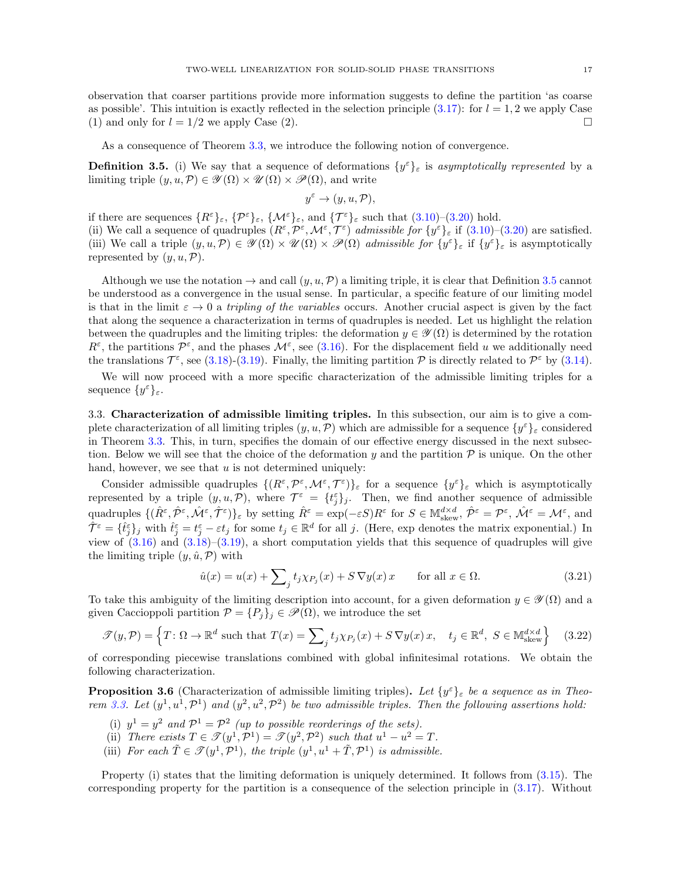observation that coarser partitions provide more information suggests to define the partition 'as coarse as possible'. This intuition is exactly reflected in the selection principle (3.17): for $l = 1, 2$ we apply Case (1) and only for $l = 1/2$ we apply Case (2). $\square$

As a consequence of Theorem 3.3, we introduce the following notion of convergence.

**Definition 3.5.** (i) We say that a sequence of deformations $\{y^\varepsilon\}_\varepsilon$ is *asymptotically represented* by a limiting triple $(y, u, \mathcal{P}) \in \mathscr{Y}(\Omega) \times \mathscr{U}(\Omega) \times \mathscr{P}(\Omega)$, and write

$$y^\varepsilon \to (y, u, \mathcal{P}),$$

if there are sequences $\{R^\varepsilon\}_\varepsilon$, $\{\mathcal{P}^\varepsilon\}_\varepsilon$, $\{\mathcal{M}^\varepsilon\}_\varepsilon$, and $\{\mathcal{T}^\varepsilon\}_\varepsilon$ such that (3.10)–(3.20) hold.
(ii) We call a sequence of quadruples $(R^\varepsilon, \mathcal{P}^\varepsilon, \mathcal{M}^\varepsilon, \mathcal{T}^\varepsilon)$ *admissible for* $\{y^\varepsilon\}_\varepsilon$ if (3.10)–(3.20) are satisfied.
(iii) We call a triple $(y, u, \mathcal{P}) \in \mathscr{Y}(\Omega) \times \mathscr{U}(\Omega) \times \mathscr{P}(\Omega)$ *admissible for* $\{y^\varepsilon\}_\varepsilon$ if $\{y^\varepsilon\}_\varepsilon$ is asymptotically represented by $(y, u, \mathcal{P})$.

Although we use the notation $\to$ and call $(y, u, \mathcal{P})$ a limiting triple, it is clear that Definition 3.5 cannot be understood as a convergence in the usual sense. In particular, a specific feature of our limiting model is that in the limit $\varepsilon \to 0$ a *tripling of the variables* occurs. Another crucial aspect is given by the fact that along the sequence a characterization in terms of quadruples is needed. Let us highlight the relation between the quadruples and the limiting triples: the deformation $y \in \mathscr{Y}(\Omega)$ is determined by the rotation $R^\varepsilon$, the partitions $\mathcal{P}^\varepsilon$, and the phases $\mathcal{M}^\varepsilon$, see (3.16). For the displacement field $u$ we additionally need the translations $\mathcal{T}^\varepsilon$, see (3.18)-(3.19). Finally, the limiting partition $\mathcal{P}$ is directly related to $\mathcal{P}^\varepsilon$ by (3.14).

We will now proceed with a more specific characterization of the admissible limiting triples for a sequence $\{y^\varepsilon\}_\varepsilon$.

## 3.3. Characterization of admissible limiting triples.

In this subsection, our aim is to give a complete characterization of all limiting triples $(y, u, \mathcal{P})$ which are admissible for a sequence $\{y^\varepsilon\}_\varepsilon$ considered in Theorem 3.3. This, in turn, specifies the domain of our effective energy discussed in the next subsection. Below we will see that the choice of the deformation $y$ and the partition $\mathcal{P}$ is unique. On the other hand, however, we see that $u$ is not determined uniquely:

Consider admissible quadruples $\{(R^\varepsilon, \mathcal{P}^\varepsilon, \mathcal{M}^\varepsilon, \mathcal{T}^\varepsilon)\}_\varepsilon$ for a sequence $\{y^\varepsilon\}_\varepsilon$ which is asymptotically represented by a triple $(y, u, \mathcal{P})$, where $\mathcal{T}^\varepsilon = \{t_j^\varepsilon\}_j$. Then, we find another sequence of admissible quadruples $\{(\hat{R}^\varepsilon, \hat{\mathcal{P}}^\varepsilon, \hat{\mathcal{M}}^\varepsilon, \hat{\mathcal{T}}^\varepsilon)\}_\varepsilon$ by setting $\hat{R}^\varepsilon = \exp(-\varepsilon S) R^\varepsilon$ for $S \in \mathbb{M}^{d\times d}_{\rm skew}$, $\hat{\mathcal{P}}^\varepsilon = \mathcal{P}^\varepsilon$, $\hat{\mathcal{M}}^\varepsilon = \mathcal{M}^\varepsilon$, and $\hat{\mathcal{T}}^\varepsilon = \{\hat{t}_j^\varepsilon\}_j$ with $\hat{t}_j^\varepsilon = t_j^\varepsilon - \varepsilon t_j$ for some $t_j \in \mathbb{R}^d$ for all $j$. (Here, exp denotes the matrix exponential.) In view of (3.16) and (3.18)–(3.19), a short computation yields that this sequence of quadruples will give the limiting triple $(y, \hat{u}, \mathcal{P})$ with

$$\hat{u}(x) = u(x) + \sum\nolimits_j t_j \chi_{P_j}(x) + S\,\nabla y(x)\, x \qquad \text{for all } x \in \Omega. \tag{3.21}$$

To take this ambiguity of the limiting description into account, for a given deformation $y \in \mathscr{Y}(\Omega)$ and a given Caccioppoli partition $\mathcal{P} = \{P_j\}_j \in \mathscr{P}(\Omega)$, we introduce the set

$$\mathscr{T}(y, \mathcal{P}) = \Big\{ T\colon \Omega \to \mathbb{R}^d \text{ such that } T(x) = \sum\nolimits_j t_j \chi_{P_j}(x) + S\,\nabla y(x)\, x, \quad t_j \in \mathbb{R}^d,\ S \in \mathbb{M}^{d\times d}_{\rm skew} \Big\} \tag{3.22}$$

of corresponding piecewise translations combined with global infinitesimal rotations. We obtain the following characterization.

**Proposition 3.6** (Characterization of admissible limiting triples)**.** *Let $\{y^\varepsilon\}_\varepsilon$ be a sequence as in Theorem 3.3. Let $(y^1, u^1, \mathcal{P}^1)$ and $(y^2, u^2, \mathcal{P}^2)$ be two admissible triples. Then the following assertions hold:*

- (i) *$y^1 = y^2$ and $\mathcal{P}^1 = \mathcal{P}^2$ (up to possible reorderings of the sets).*
- (ii) *There exists $T \in \mathscr{T}(y^1, \mathcal{P}^1) = \mathscr{T}(y^2, \mathcal{P}^2)$ such that $u^1 - u^2 = T$.*
- (iii) *For each $\tilde{T} \in \mathscr{T}(y^1, \mathcal{P}^1)$, the triple $(y^1, u^1 + \tilde{T}, \mathcal{P}^1)$ is admissible.*

Property (i) states that the limiting deformation is uniquely determined. It follows from (3.15). The corresponding property for the partition is a consequence of the selection principle in (3.17). Without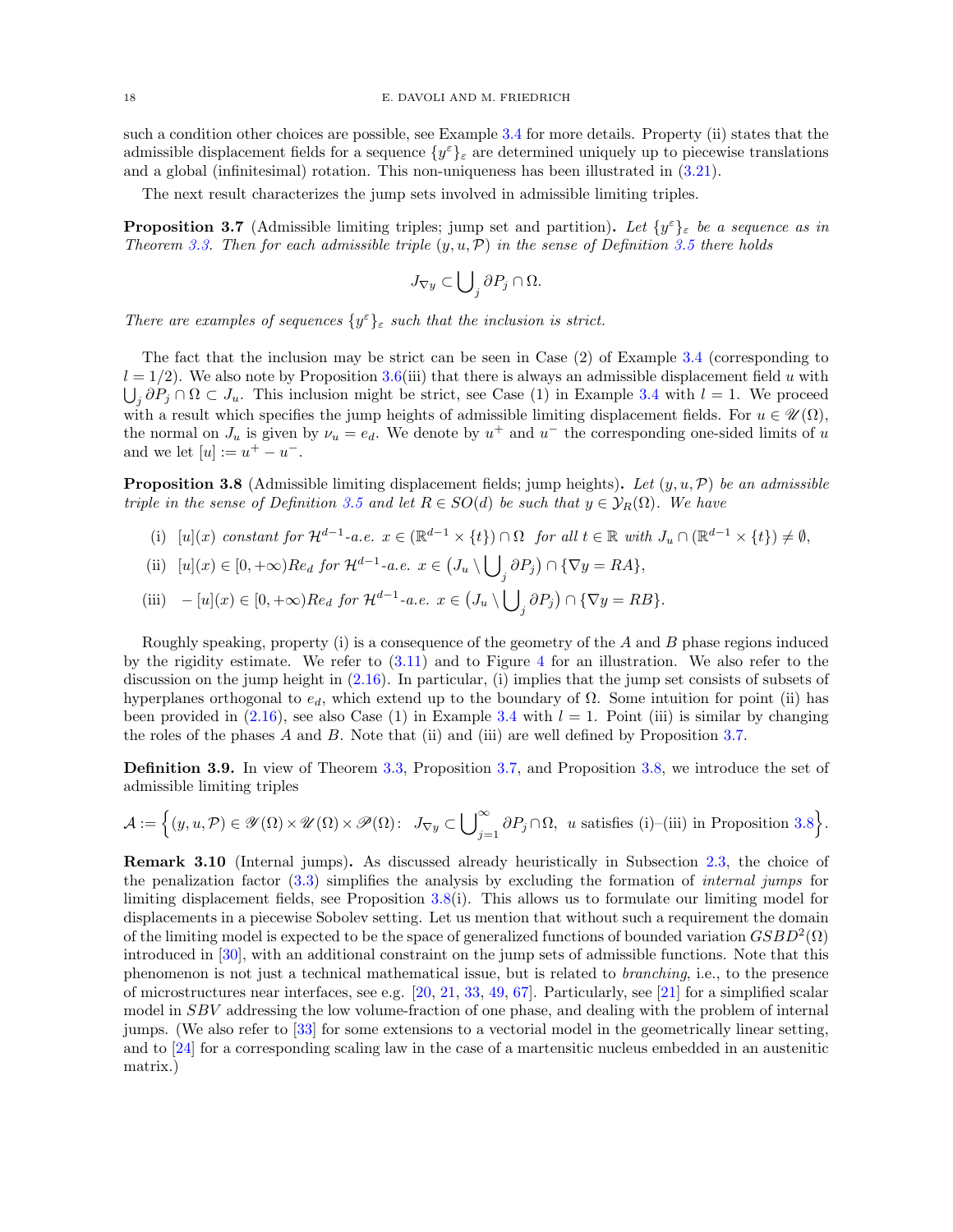such a condition other choices are possible, see Example 3.4 for more details. Property (ii) states that the admissible displacement fields for a sequence $\{y^\varepsilon\}_\varepsilon$ are determined uniquely up to piecewise translations and a global (infinitesimal) rotation. This non-uniqueness has been illustrated in (3.21).

The next result characterizes the jump sets involved in admissible limiting triples.

**Proposition 3.7** (Admissible limiting triples; jump set and partition)**.** *Let $\{y^\varepsilon\}_\varepsilon$ be a sequence as in Theorem 3.3. Then for each admissible triple $(y, u, \mathcal{P})$ in the sense of Definition 3.5 there holds*

$$J_{\nabla y} \subset \bigcup\nolimits_j \partial P_j \cap \Omega.$$

*There are examples of sequences $\{y^\varepsilon\}_\varepsilon$ such that the inclusion is strict.*

The fact that the inclusion may be strict can be seen in Case (2) of Example 3.4 (corresponding to $l = 1/2$). We also note by Proposition 3.6(iii) that there is always an admissible displacement field $u$ with $\bigcup_j \partial P_j \cap \Omega \subset J_u$. This inclusion might be strict, see Case (1) in Example 3.4 with $l = 1$. We proceed with a result which specifies the jump heights of admissible limiting displacement fields. For $u \in \mathscr{U}(\Omega)$, the normal on $J_u$ is given by $\nu_u = e_d$. We denote by $u^+$ and $u^-$ the corresponding one-sided limits of $u$ and we let $[u] := u^+ - u^-$.

**Proposition 3.8** (Admissible limiting displacement fields; jump heights)**.** *Let $(y, u, \mathcal{P})$ be an admissible triple in the sense of Definition 3.5 and let $R \in SO(d)$ be such that $y \in \mathcal{Y}_R(\Omega)$. We have*

(i) $[u](x)$ *constant for* $\mathcal{H}^{d-1}$*-a.e.* $x \in (\mathbb{R}^{d-1} \times \{t\}) \cap \Omega$ *for all* $t \in \mathbb{R}$ *with* $J_u \cap (\mathbb{R}^{d-1} \times \{t\}) \neq \emptyset$,

(ii) $[u](x) \in [0, +\infty)Re_d$ *for* $\mathcal{H}^{d-1}$*-a.e.* $x \in \big(J_u \setminus \bigcup_j \partial P_j\big) \cap \{\nabla y = RA\}$,

(iii) $-[u](x) \in [0, +\infty)Re_d$ *for* $\mathcal{H}^{d-1}$*-a.e.* $x \in \big(J_u \setminus \bigcup_j \partial P_j\big) \cap \{\nabla y = RB\}$.

Roughly speaking, property (i) is a consequence of the geometry of the $A$ and $B$ phase regions induced by the rigidity estimate. We refer to (3.11) and to Figure 4 for an illustration. We also refer to the discussion on the jump height in (2.16). In particular, (i) implies that the jump set consists of subsets of hyperplanes orthogonal to $e_d$, which extend up to the boundary of $\Omega$. Some intuition for point (ii) has been provided in (2.16), see also Case (1) in Example 3.4 with $l = 1$. Point (iii) is similar by changing the roles of the phases $A$ and $B$. Note that (ii) and (iii) are well defined by Proposition 3.7.

**Definition 3.9.** In view of Theorem 3.3, Proposition 3.7, and Proposition 3.8, we introduce the set of admissible limiting triples

$$\mathcal{A} := \Big\{(y, u, \mathcal{P}) \in \mathscr{Y}(\Omega) \times \mathscr{U}(\Omega) \times \mathscr{P}(\Omega) \colon\ J_{\nabla y} \subset \bigcup\nolimits_{j=1}^\infty \partial P_j \cap \Omega,\ u \text{ satisfies (i)–(iii) in Proposition 3.8}\Big\}.$$

**Remark 3.10** (Internal jumps)**.** As discussed already heuristically in Subsection 2.3, the choice of the penalization factor (3.3) simplifies the analysis by excluding the formation of *internal jumps* for limiting displacement fields, see Proposition 3.8(i). This allows us to formulate our limiting model for displacements in a piecewise Sobolev setting. Let us mention that without such a requirement the domain of the limiting model is expected to be the space of generalized functions of bounded variation $GSBD^2(\Omega)$ introduced in [30], with an additional constraint on the jump sets of admissible functions. Note that this phenomenon is not just a technical mathematical issue, but is related to *branching*, i.e., to the presence of microstructures near interfaces, see e.g. [20, 21, 33, 49, 67]. Particularly, see [21] for a simplified scalar model in $SBV$ addressing the low volume-fraction of one phase, and dealing with the problem of internal jumps. (We also refer to [33] for some extensions to a vectorial model in the geometrically linear setting, and to [24] for a corresponding scaling law in the case of a martensitic nucleus embedded in an austenitic matrix.)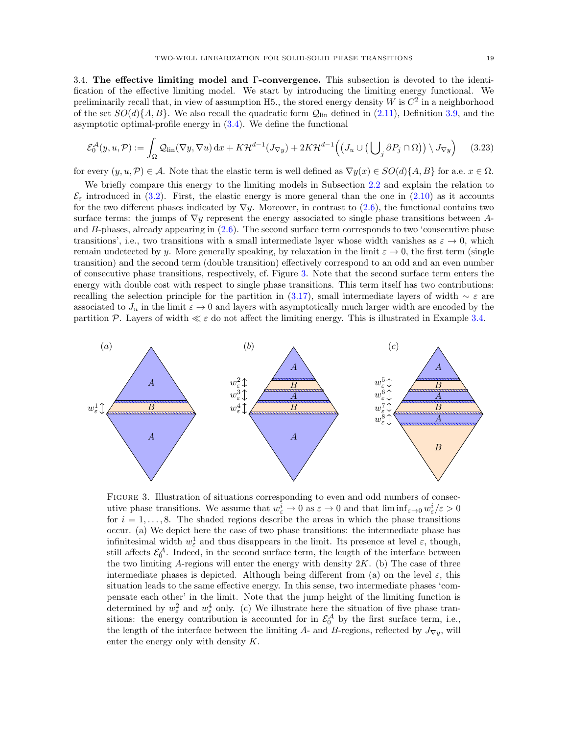**3.4. The effective limiting model and Γ-convergence.** This subsection is devoted to the identification of the effective limiting model. We start by introducing the limiting energy functional. We preliminarily recall that, in view of assumption H5., the stored energy density $W$ is $C^2$ in a neighborhood of the set $SO(d)\{A, B\}$. We also recall the quadratic form $\mathcal{Q}_{\rm lin}$ defined in (2.11), Definition 3.9, and the asymptotic optimal-profile energy in (3.4). We define the functional

$$\mathcal{E}_0^{\mathcal{A}}(y, u, \mathcal{P}) := \int_\Omega \mathcal{Q}_{\rm lin}(\nabla y, \nabla u)\,\mathrm{d}x + K\mathcal{H}^{d-1}(J_{\nabla y}) + 2K\mathcal{H}^{d-1}\Big(\big(J_u \cup \big(\bigcup_j \partial P_j \cap \Omega\big)\big) \setminus J_{\nabla y}\Big) \tag{3.23}$$

for every $(y, u, \mathcal{P}) \in \mathcal{A}$. Note that the elastic term is well defined as $\nabla y(x) \in SO(d)\{A, B\}$ for a.e. $x \in \Omega$.

We briefly compare this energy to the limiting models in Subsection 2.2 and explain the relation to $\mathcal{E}_\varepsilon$ introduced in (3.2). First, the elastic energy is more general than the one in (2.10) as it accounts for the two different phases indicated by $\nabla y$. Moreover, in contrast to (2.6), the functional contains two surface terms: the jumps of $\nabla y$ represent the energy associated to single phase transitions between $A$- and $B$-phases, already appearing in (2.6). The second surface term corresponds to two 'consecutive phase transitions', i.e., two transitions with a small intermediate layer whose width vanishes as $\varepsilon \to 0$, which remain undetected by $y$. More generally speaking, by relaxation in the limit $\varepsilon \to 0$, the first term (single transition) and the second term (double transition) effectively correspond to an odd and an even number of consecutive phase transitions, respectively, cf. Figure 3. Note that the second surface term enters the energy with double cost with respect to single phase transitions. This term itself has two contributions: recalling the selection principle for the partition in (3.17), small intermediate layers of width $\sim \varepsilon$ are associated to $J_u$ in the limit $\varepsilon \to 0$ and layers with asymptotically much larger width are encoded by the partition $\mathcal{P}$. Layers of width $\ll \varepsilon$ do not affect the limiting energy. This is illustrated in Example 3.4.

Figure 3. Illustration of situations corresponding to even and odd numbers of consecutive phase transitions. We assume that $w_\varepsilon^i \to 0$ as $\varepsilon \to 0$ and that $\liminf_{\varepsilon\to 0} w_\varepsilon^i/\varepsilon > 0$ for $i = 1, \ldots, 8$. The shaded regions describe the areas in which the phase transitions occur. (a) We depict here the case of two phase transitions: the intermediate phase has infinitesimal width $w_\varepsilon^1$ and thus disappears in the limit. Its presence at level $\varepsilon$, though, still affects $\mathcal{E}_0^{\mathcal{A}}$. Indeed, in the second surface term, the length of the interface between the two limiting $A$-regions will enter the energy with density $2K$. (b) The case of three intermediate phases is depicted. Although being different from (a) on the level $\varepsilon$, this situation leads to the same effective energy. In this sense, two intermediate phases 'compensate each other' in the limit. Note that the jump height of the limiting function is determined by $w_\varepsilon^2$ and $w_\varepsilon^4$ only. (c) We illustrate here the situation of five phase transitions: the energy contribution is accounted for in $\mathcal{E}_0^{\mathcal{A}}$ by the first surface term, i.e., the length of the interface between the limiting $A$- and $B$-regions, reflected by $J_{\nabla y}$, will enter the energy only with density $K$.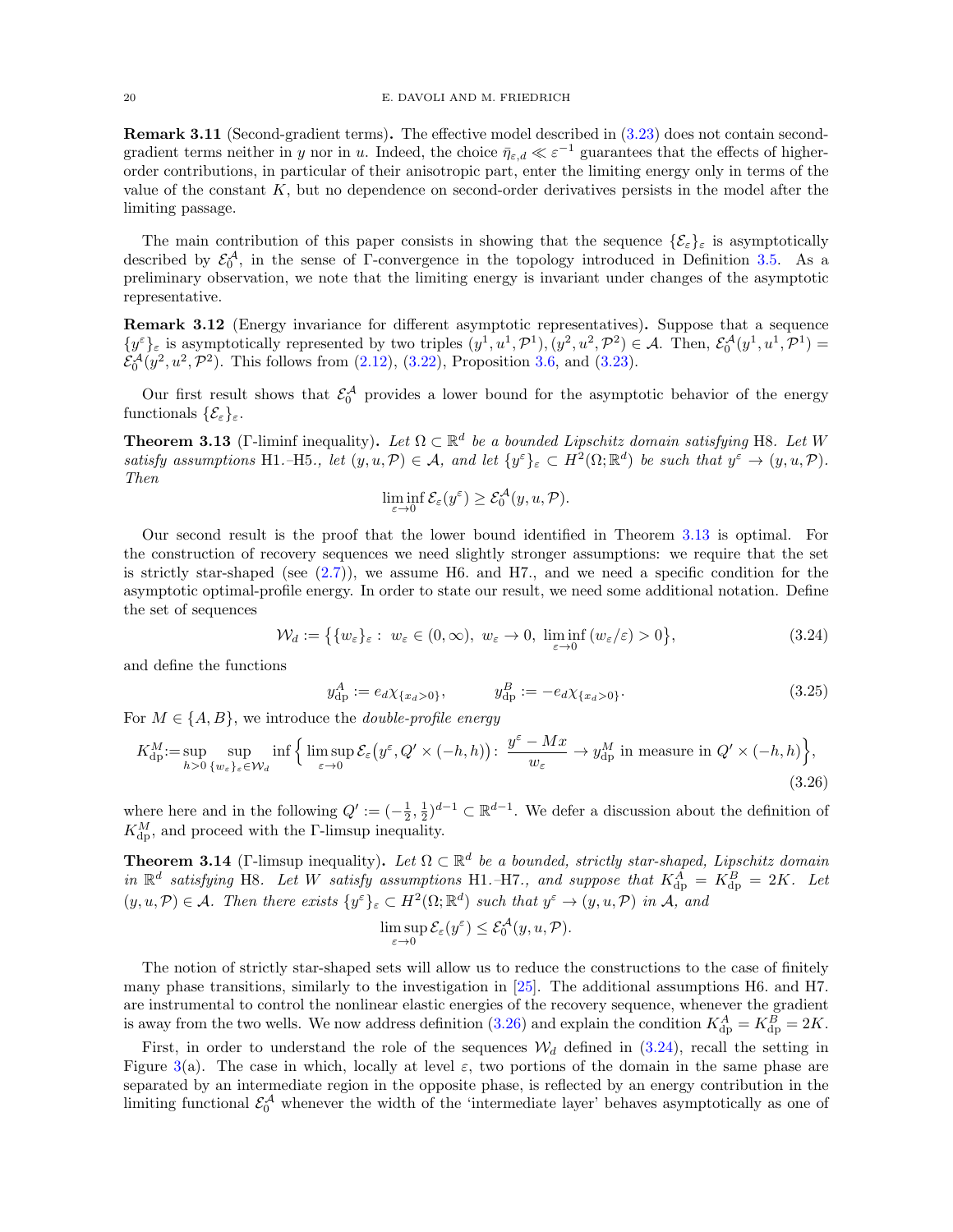**Remark 3.11** (Second-gradient terms)**.** The effective model described in (3.23) does not contain second-gradient terms neither in $y$ nor in $u$. Indeed, the choice $\bar{\eta}_{\varepsilon,d} \ll \varepsilon^{-1}$ guarantees that the effects of higher-order contributions, in particular of their anisotropic part, enter the limiting energy only in terms of the value of the constant $K$, but no dependence on second-order derivatives persists in the model after the limiting passage.

The main contribution of this paper consists in showing that the sequence $\{\mathcal{E}_\varepsilon\}_\varepsilon$ is asymptotically described by $\mathcal{E}_0^{\mathcal{A}}$, in the sense of Γ-convergence in the topology introduced in Definition 3.5. As a preliminary observation, we note that the limiting energy is invariant under changes of the asymptotic representative.

**Remark 3.12** (Energy invariance for different asymptotic representatives)**.** Suppose that a sequence $\{y^\varepsilon\}_\varepsilon$ is asymptotically represented by two triples $(y^1, u^1, \mathcal{P}^1), (y^2, u^2, \mathcal{P}^2) \in \mathcal{A}$. Then, $\mathcal{E}_0^{\mathcal{A}}(y^1, u^1, \mathcal{P}^1) = \mathcal{E}_0^{\mathcal{A}}(y^2, u^2, \mathcal{P}^2)$. This follows from (2.12), (3.22), Proposition 3.6, and (3.23).

Our first result shows that $\mathcal{E}_0^{\mathcal{A}}$ provides a lower bound for the asymptotic behavior of the energy functionals $\{\mathcal{E}_\varepsilon\}_\varepsilon$.

**Theorem 3.13** (Γ-liminf inequality)**.** *Let $\Omega \subset \mathbb{R}^d$ be a bounded Lipschitz domain satisfying* H8. *Let $W$ satisfy assumptions* H1.–H5.*, let $(y, u, \mathcal{P}) \in \mathcal{A}$, and let $\{y^\varepsilon\}_\varepsilon \subset H^2(\Omega; \mathbb{R}^d)$ be such that $y^\varepsilon \to (y, u, \mathcal{P})$. Then*

$$\liminf_{\varepsilon \to 0} \mathcal{E}_\varepsilon(y^\varepsilon) \geq \mathcal{E}_0^{\mathcal{A}}(y, u, \mathcal{P}).$$

Our second result is the proof that the lower bound identified in Theorem 3.13 is optimal. For the construction of recovery sequences we need slightly stronger assumptions: we require that the set is strictly star-shaped (see (2.7)), we assume H6. and H7., and we need a specific condition for the asymptotic optimal-profile energy. In order to state our result, we need some additional notation. Define the set of sequences

$$\mathcal{W}_d := \big\{\{w_\varepsilon\}_\varepsilon : \ w_\varepsilon \in (0, \infty), \ w_\varepsilon \to 0, \ \liminf_{\varepsilon \to 0} (w_\varepsilon/\varepsilon) > 0\big\}, \tag{3.24}$$

and define the functions

$$y_{\rm dp}^A := e_d \chi_{\{x_d > 0\}}, \qquad\qquad y_{\rm dp}^B := -e_d \chi_{\{x_d > 0\}}. \tag{3.25}$$

For $M \in \{A, B\}$, we introduce the *double-profile energy*

$$K_{\rm dp}^M := \sup_{h > 0} \sup_{\{w_\varepsilon\}_\varepsilon \in \mathcal{W}_d} \inf \Big\{ \limsup_{\varepsilon \to 0} \mathcal{E}_\varepsilon\big(y^\varepsilon, Q' \times (-h, h)\big) : \ \frac{y^\varepsilon - Mx}{w_\varepsilon} \to y_{\rm dp}^M \text{ in measure in } Q' \times (-h, h) \Big\}, \tag{3.26}$$

where here and in the following $Q' := (-\frac{1}{2}, \frac{1}{2})^{d-1} \subset \mathbb{R}^{d-1}$. We defer a discussion about the definition of $K_{\rm dp}^M$, and proceed with the Γ-limsup inequality.

**Theorem 3.14** (Γ-limsup inequality)**.** *Let $\Omega \subset \mathbb{R}^d$ be a bounded, strictly star-shaped, Lipschitz domain in $\mathbb{R}^d$ satisfying* H8. *Let $W$ satisfy assumptions* H1.–H7.*, and suppose that $K_{\rm dp}^A = K_{\rm dp}^B = 2K$. Let $(y, u, \mathcal{P}) \in \mathcal{A}$. Then there exists $\{y^\varepsilon\}_\varepsilon \subset H^2(\Omega; \mathbb{R}^d)$ such that $y^\varepsilon \to (y, u, \mathcal{P})$ in $\mathcal{A}$, and*

$$\limsup_{\varepsilon \to 0} \mathcal{E}_\varepsilon(y^\varepsilon) \leq \mathcal{E}_0^{\mathcal{A}}(y, u, \mathcal{P}).$$

The notion of strictly star-shaped sets will allow us to reduce the constructions to the case of finitely many phase transitions, similarly to the investigation in [25]. The additional assumptions H6. and H7. are instrumental to control the nonlinear elastic energies of the recovery sequence, whenever the gradient is away from the two wells. We now address definition (3.26) and explain the condition $K_{\rm dp}^A = K_{\rm dp}^B = 2K$.

First, in order to understand the role of the sequences $\mathcal{W}_d$ defined in (3.24), recall the setting in Figure 3(a). The case in which, locally at level $\varepsilon$, two portions of the domain in the same phase are separated by an intermediate region in the opposite phase, is reflected by an energy contribution in the limiting functional $\mathcal{E}_0^{\mathcal{A}}$ whenever the width of the 'intermediate layer' behaves asymptotically as one of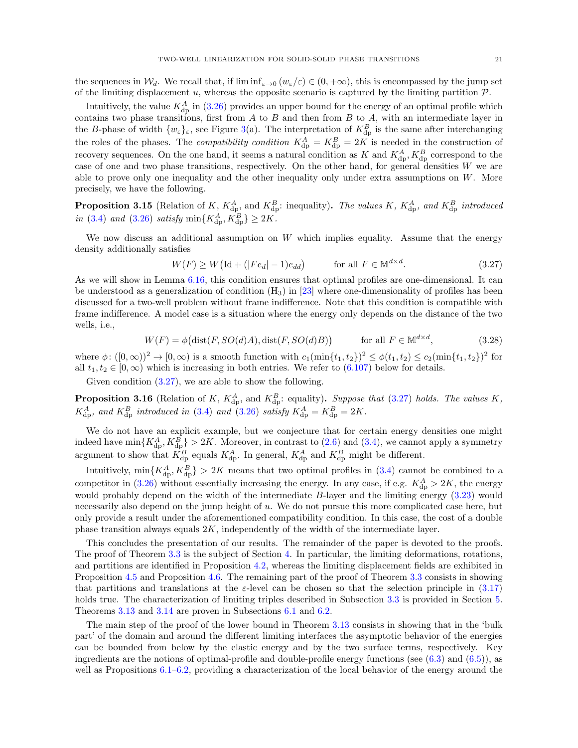the sequences in $\mathcal{W}_d$. We recall that, if $\liminf_{\varepsilon\to 0}(w_\varepsilon/\varepsilon) \in (0,+\infty)$, this is encompassed by the jump set of the limiting displacement $u$, whereas the opposite scenario is captured by the limiting partition $\mathcal{P}$.

Intuitively, the value $K^A_{\rm dp}$ in (3.26) provides an upper bound for the energy of an optimal profile which contains two phase transitions, first from $A$ to $B$ and then from $B$ to $A$, with an intermediate layer in the $B$-phase of width $\{w_\varepsilon\}_\varepsilon$, see Figure 3(a). The interpretation of $K^B_{\rm dp}$ is the same after interchanging the roles of the phases. The *compatibility condition* $K^A_{\rm dp} = K^B_{\rm dp} = 2K$ is needed in the construction of recovery sequences. On the one hand, it seems a natural condition as $K$ and $K^A_{\rm dp}, K^B_{\rm dp}$ correspond to the case of one and two phase transitions, respectively. On the other hand, for general densities $W$ we are able to prove only one inequality and the other inequality only under extra assumptions on $W$. More precisely, we have the following.

**Proposition 3.15** (Relation of $K$, $K^A_{\rm dp}$, and $K^B_{\rm dp}$: inequality)**.** *The values $K$, $K^A_{\rm dp}$, and $K^B_{\rm dp}$ introduced in (3.4) and (3.26) satisfy $\min\{K^A_{\rm dp}, K^B_{\rm dp}\} \geq 2K$.*

We now discuss an additional assumption on $W$ which implies equality. Assume that the energy density additionally satisfies

$$W(F) \geq W\big(\mathrm{Id} + (|Fe_d| - 1)e_{dd}\big) \qquad \text{for all } F \in \mathbb{M}^{d\times d}. \tag{3.27}$$

As we will show in Lemma 6.16, this condition ensures that optimal profiles are one-dimensional. It can be understood as a generalization of condition (H$_3$) in [23] where one-dimensionality of profiles has been discussed for a two-well problem without frame indifference. Note that this condition is compatible with frame indifference. A model case is a situation where the energy only depends on the distance of the two wells, i.e.,

$$W(F) = \phi\big(\mathrm{dist}(F, SO(d)A), \mathrm{dist}(F, SO(d)B)\big) \qquad \text{for all } F \in \mathbb{M}^{d\times d}, \tag{3.28}$$

where $\phi\colon ([0,\infty))^2 \to [0,\infty)$ is a smooth function with $c_1(\min\{t_1,t_2\})^2 \leq \phi(t_1,t_2) \leq c_2(\min\{t_1,t_2\})^2$ for all $t_1, t_2 \in [0,\infty)$ which is increasing in both entries. We refer to (6.107) below for details.

Given condition (3.27), we are able to show the following.

**Proposition 3.16** (Relation of $K$, $K^A_{\rm dp}$, and $K^B_{\rm dp}$: equality)**.** *Suppose that (3.27) holds. The values $K$, $K^A_{\rm dp}$, and $K^B_{\rm dp}$ introduced in (3.4) and (3.26) satisfy $K^A_{\rm dp} = K^B_{\rm dp} = 2K$.*

We do not have an explicit example, but we conjecture that for certain energy densities one might indeed have $\min\{K^A_{\rm dp}, K^B_{\rm dp}\} > 2K$. Moreover, in contrast to (2.6) and (3.4), we cannot apply a symmetry argument to show that $K^B_{\rm dp}$ equals $K^A_{\rm dp}$. In general, $K^A_{\rm dp}$ and $K^B_{\rm dp}$ might be different.

Intuitively, $\min\{K^A_{\rm dp}, K^B_{\rm dp}\} > 2K$ means that two optimal profiles in (3.4) cannot be combined to a competitor in (3.26) without essentially increasing the energy. In any case, if e.g. $K^A_{\rm dp} > 2K$, the energy would probably depend on the width of the intermediate $B$-layer and the limiting energy (3.23) would necessarily also depend on the jump height of $u$. We do not pursue this more complicated case here, but only provide a result under the aforementioned compatibility condition. In this case, the cost of a double phase transition always equals $2K$, independently of the width of the intermediate layer.

This concludes the presentation of our results. The remainder of the paper is devoted to the proofs. The proof of Theorem 3.3 is the subject of Section 4. In particular, the limiting deformations, rotations, and partitions are identified in Proposition 4.2, whereas the limiting displacement fields are exhibited in Proposition 4.5 and Proposition 4.6. The remaining part of the proof of Theorem 3.3 consists in showing that partitions and translations at the $\varepsilon$-level can be chosen so that the selection principle in (3.17) holds true. The characterization of limiting triples described in Subsection 3.3 is provided in Section 5. Theorems 3.13 and 3.14 are proven in Subsections 6.1 and 6.2.

The main step of the proof of the lower bound in Theorem 3.13 consists in showing that in the 'bulk part' of the domain and around the different limiting interfaces the asymptotic behavior of the energies can be bounded from below by the elastic energy and by the two surface terms, respectively. Key ingredients are the notions of optimal-profile and double-profile energy functions (see (6.3) and (6.5)), as well as Propositions 6.1–6.2, providing a characterization of the local behavior of the energy around the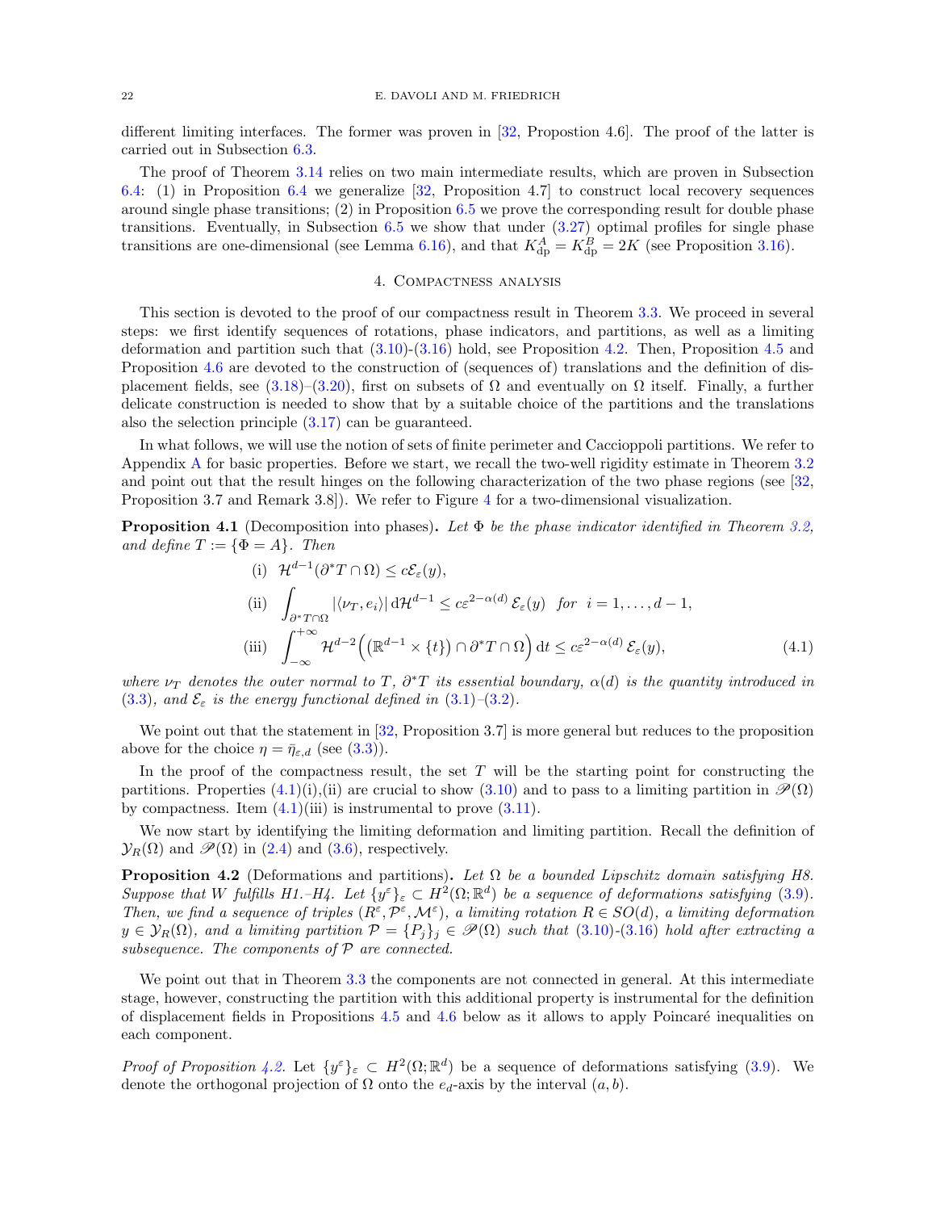different limiting interfaces. The former was proven in [32, Propostion 4.6]. The proof of the latter is carried out in Subsection 6.3.

The proof of Theorem 3.14 relies on two main intermediate results, which are proven in Subsection 6.4: (1) in Proposition 6.4 we generalize [32, Proposition 4.7] to construct local recovery sequences around single phase transitions; (2) in Proposition 6.5 we prove the corresponding result for double phase transitions. Eventually, in Subsection 6.5 we show that under (3.27) optimal profiles for single phase transitions are one-dimensional (see Lemma 6.16), and that $K^A_{\rm dp} = K^B_{\rm dp} = 2K$ (see Proposition 3.16).

## 4. Compactness analysis

This section is devoted to the proof of our compactness result in Theorem 3.3. We proceed in several steps: we first identify sequences of rotations, phase indicators, and partitions, as well as a limiting deformation and partition such that (3.10)-(3.16) hold, see Proposition 4.2. Then, Proposition 4.5 and Proposition 4.6 are devoted to the construction of (sequences of) translations and the definition of displacement fields, see (3.18)–(3.20), first on subsets of $\Omega$ and eventually on $\Omega$ itself. Finally, a further delicate construction is needed to show that by a suitable choice of the partitions and the translations also the selection principle (3.17) can be guaranteed.

In what follows, we will use the notion of sets of finite perimeter and Caccioppoli partitions. We refer to Appendix A for basic properties. Before we start, we recall the two-well rigidity estimate in Theorem 3.2 and point out that the result hinges on the following characterization of the two phase regions (see [32, Proposition 3.7 and Remark 3.8]). We refer to Figure 4 for a two-dimensional visualization.

**Proposition 4.1** (Decomposition into phases)**.** *Let $\Phi$ be the phase indicator identified in Theorem 3.2, and define $T := \{\Phi = A\}$. Then*

$$
\begin{aligned}
&\text{(i)} \quad \mathcal{H}^{d-1}(\partial^* T \cap \Omega) \le c\mathcal{E}_\varepsilon(y),\\
&\text{(ii)} \quad \int_{\partial^* T\cap\Omega} |\langle \nu_T, e_i\rangle| \,\mathrm{d}\mathcal{H}^{d-1} \le c\varepsilon^{2-\alpha(d)}\,\mathcal{E}_\varepsilon(y) \quad \text{for} \quad i = 1,\dots,d-1,\\
&\text{(iii)} \quad \int_{-\infty}^{+\infty} \mathcal{H}^{d-2}\Big(\big(\mathbb{R}^{d-1}\times\{t\}\big)\cap\partial^*T\cap\Omega\Big)\,\mathrm{d}t \le c\varepsilon^{2-\alpha(d)}\,\mathcal{E}_\varepsilon(y),
\end{aligned}
\tag{4.1}
$$

*where $\nu_T$ denotes the outer normal to $T$, $\partial^* T$ its essential boundary, $\alpha(d)$ is the quantity introduced in (3.3), and $\mathcal{E}_\varepsilon$ is the energy functional defined in (3.1)–(3.2).*

We point out that the statement in [32, Proposition 3.7] is more general but reduces to the proposition above for the choice $\eta = \bar{\eta}_{\varepsilon,d}$ (see (3.3)).

In the proof of the compactness result, the set $T$ will be the starting point for constructing the partitions. Properties (4.1)(i),(ii) are crucial to show (3.10) and to pass to a limiting partition in $\mathscr{P}(\Omega)$ by compactness. Item (4.1)(iii) is instrumental to prove (3.11).

We now start by identifying the limiting deformation and limiting partition. Recall the definition of $\mathcal{Y}_R(\Omega)$ and $\mathscr{P}(\Omega)$ in (2.4) and (3.6), respectively.

**Proposition 4.2** (Deformations and partitions)**.** *Let $\Omega$ be a bounded Lipschitz domain satisfying H8. Suppose that $W$ fulfills H1.–H4. Let $\{y^\varepsilon\}_\varepsilon \subset H^2(\Omega;\mathbb{R}^d)$ be a sequence of deformations satisfying (3.9). Then, we find a sequence of triples $(R^\varepsilon, \mathcal{P}^\varepsilon, \mathcal{M}^\varepsilon)$, a limiting rotation $R \in SO(d)$, a limiting deformation $y \in \mathcal{Y}_R(\Omega)$, and a limiting partition $\mathcal{P} = \{P_j\}_j \in \mathscr{P}(\Omega)$ such that (3.10)-(3.16) hold after extracting a subsequence. The components of $\mathcal{P}$ are connected.*

We point out that in Theorem 3.3 the components are not connected in general. At this intermediate stage, however, constructing the partition with this additional property is instrumental for the definition of displacement fields in Propositions 4.5 and 4.6 below as it allows to apply Poincaré inequalities on each component.

*Proof of Proposition 4.2.* Let $\{y^\varepsilon\}_\varepsilon \subset H^2(\Omega;\mathbb{R}^d)$ be a sequence of deformations satisfying (3.9). We denote the orthogonal projection of $\Omega$ onto the $e_d$-axis by the interval $(a, b)$.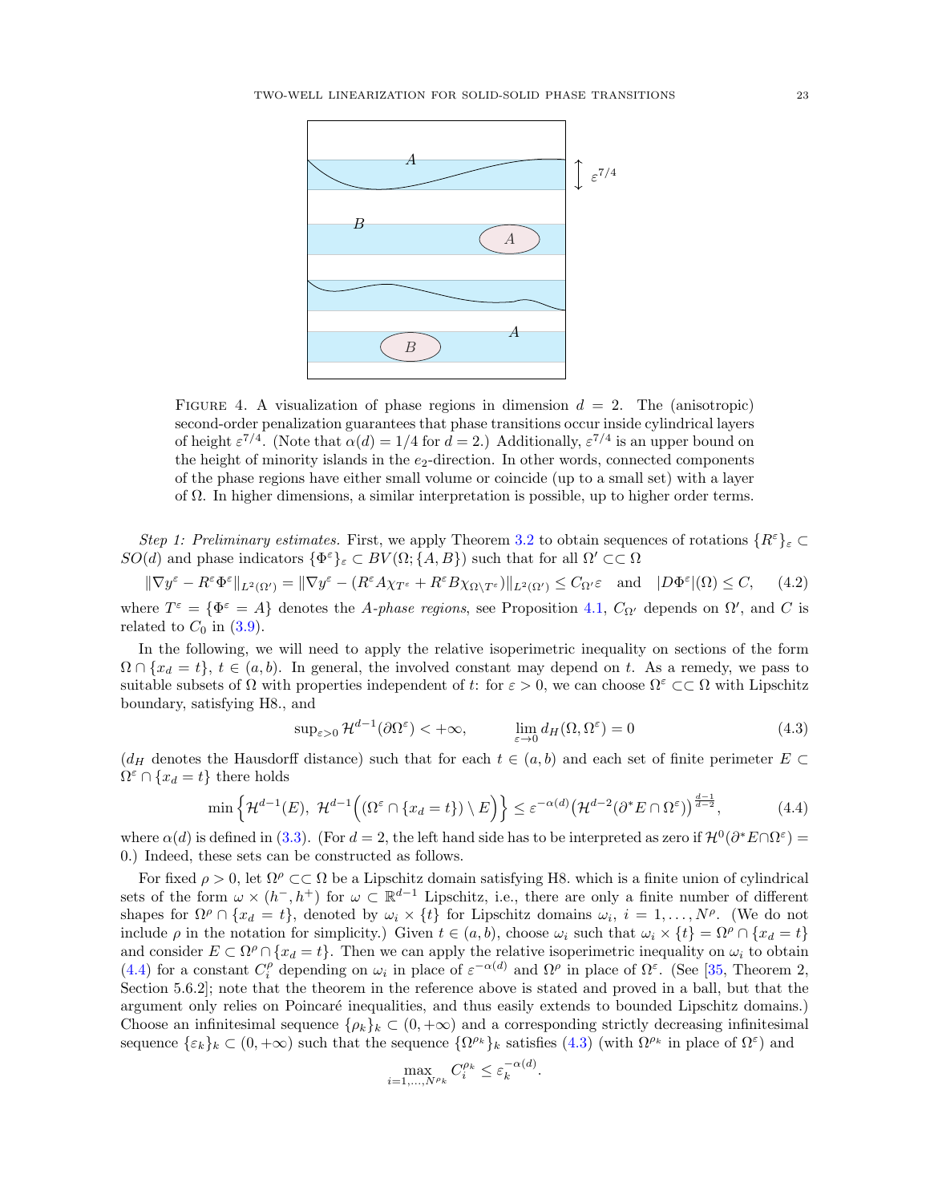FIGURE 4. A visualization of phase regions in dimension $d = 2$. The (anisotropic) second-order penalization guarantees that phase transitions occur inside cylindrical layers of height $\varepsilon^{7/4}$. (Note that $\alpha(d) = 1/4$ for $d = 2$.) Additionally, $\varepsilon^{7/4}$ is an upper bound on the height of minority islands in the $e_2$-direction. In other words, connected components of the phase regions have either small volume or coincide (up to a small set) with a layer of $\Omega$. In higher dimensions, a similar interpretation is possible, up to higher order terms.

*Step 1: Preliminary estimates.* First, we apply Theorem 3.2 to obtain sequences of rotations $\{R^\varepsilon\}_\varepsilon \subset SO(d)$ and phase indicators $\{\Phi^\varepsilon\}_\varepsilon \subset BV(\Omega; \{A, B\})$ such that for all $\Omega' \subset\subset \Omega$

$$\|\nabla y^\varepsilon - R^\varepsilon \Phi^\varepsilon\|_{L^2(\Omega')} = \|\nabla y^\varepsilon - (R^\varepsilon A \chi_{T^\varepsilon} + R^\varepsilon B \chi_{\Omega \setminus T^\varepsilon})\|_{L^2(\Omega')} \leq C_{\Omega'} \varepsilon \quad \text{and} \quad |D\Phi^\varepsilon|(\Omega) \leq C, \tag{4.2}$$

where $T^\varepsilon = \{\Phi^\varepsilon = A\}$ denotes the *A-phase regions*, see Proposition 4.1, $C_{\Omega'}$ depends on $\Omega'$, and $C$ is related to $C_0$ in (3.9).

In the following, we will need to apply the relative isoperimetric inequality on sections of the form $\Omega \cap \{x_d = t\}$, $t \in (a, b)$. In general, the involved constant may depend on $t$. As a remedy, we pass to suitable subsets of $\Omega$ with properties independent of $t$: for $\varepsilon > 0$, we can choose $\Omega^\varepsilon \subset\subset \Omega$ with Lipschitz boundary, satisfying H8., and

$$\sup_{\varepsilon > 0} \mathcal{H}^{d-1}(\partial \Omega^\varepsilon) < +\infty, \qquad \lim_{\varepsilon \to 0} d_H(\Omega, \Omega^\varepsilon) = 0 \tag{4.3}$$

($d_H$ denotes the Hausdorff distance) such that for each $t \in (a, b)$ and each set of finite perimeter $E \subset \Omega^\varepsilon \cap \{x_d = t\}$ there holds

$$\min\Big\{\mathcal{H}^{d-1}(E),\ \mathcal{H}^{d-1}\Big((\Omega^\varepsilon \cap \{x_d = t\}) \setminus E\Big)\Big\} \leq \varepsilon^{-\alpha(d)} \big(\mathcal{H}^{d-2}(\partial^* E \cap \Omega^\varepsilon)\big)^{\frac{d-1}{d-2}}, \tag{4.4}$$

where $\alpha(d)$ is defined in (3.3). (For $d = 2$, the left hand side has to be interpreted as zero if $\mathcal{H}^0(\partial^* E \cap \Omega^\varepsilon) = 0$.) Indeed, these sets can be constructed as follows.

For fixed $\rho > 0$, let $\Omega^\rho \subset\subset \Omega$ be a Lipschitz domain satisfying H8. which is a finite union of cylindrical sets of the form $\omega \times (h^-, h^+)$ for $\omega \subset \mathbb{R}^{d-1}$ Lipschitz, i.e., there are only a finite number of different shapes for $\Omega^\rho \cap \{x_d = t\}$, denoted by $\omega_i \times \{t\}$ for Lipschitz domains $\omega_i$, $i = 1, \ldots, N^\rho$. (We do not include $\rho$ in the notation for simplicity.) Given $t \in (a, b)$, choose $\omega_i$ such that $\omega_i \times \{t\} = \Omega^\rho \cap \{x_d = t\}$ and consider $E \subset \Omega^\rho \cap \{x_d = t\}$. Then we can apply the relative isoperimetric inequality on $\omega_i$ to obtain (4.4) for a constant $C_i^\rho$ depending on $\omega_i$ in place of $\varepsilon^{-\alpha(d)}$ and $\Omega^\rho$ in place of $\Omega^\varepsilon$. (See [35, Theorem 2, Section 5.6.2]; note that the theorem in the reference above is stated and proved in a ball, but that the argument only relies on Poincaré inequalities, and thus easily extends to bounded Lipschitz domains.) Choose an infinitesimal sequence $\{\rho_k\}_k \subset (0, +\infty)$ and a corresponding strictly decreasing infinitesimal sequence $\{\varepsilon_k\}_k \subset (0, +\infty)$ such that the sequence $\{\Omega^{\rho_k}\}_k$ satisfies (4.3) (with $\Omega^{\rho_k}$ in place of $\Omega^\varepsilon$) and

$$\max_{i=1,\ldots,N^{\rho_k}} C_i^{\rho_k} \leq \varepsilon_k^{-\alpha(d)}.$$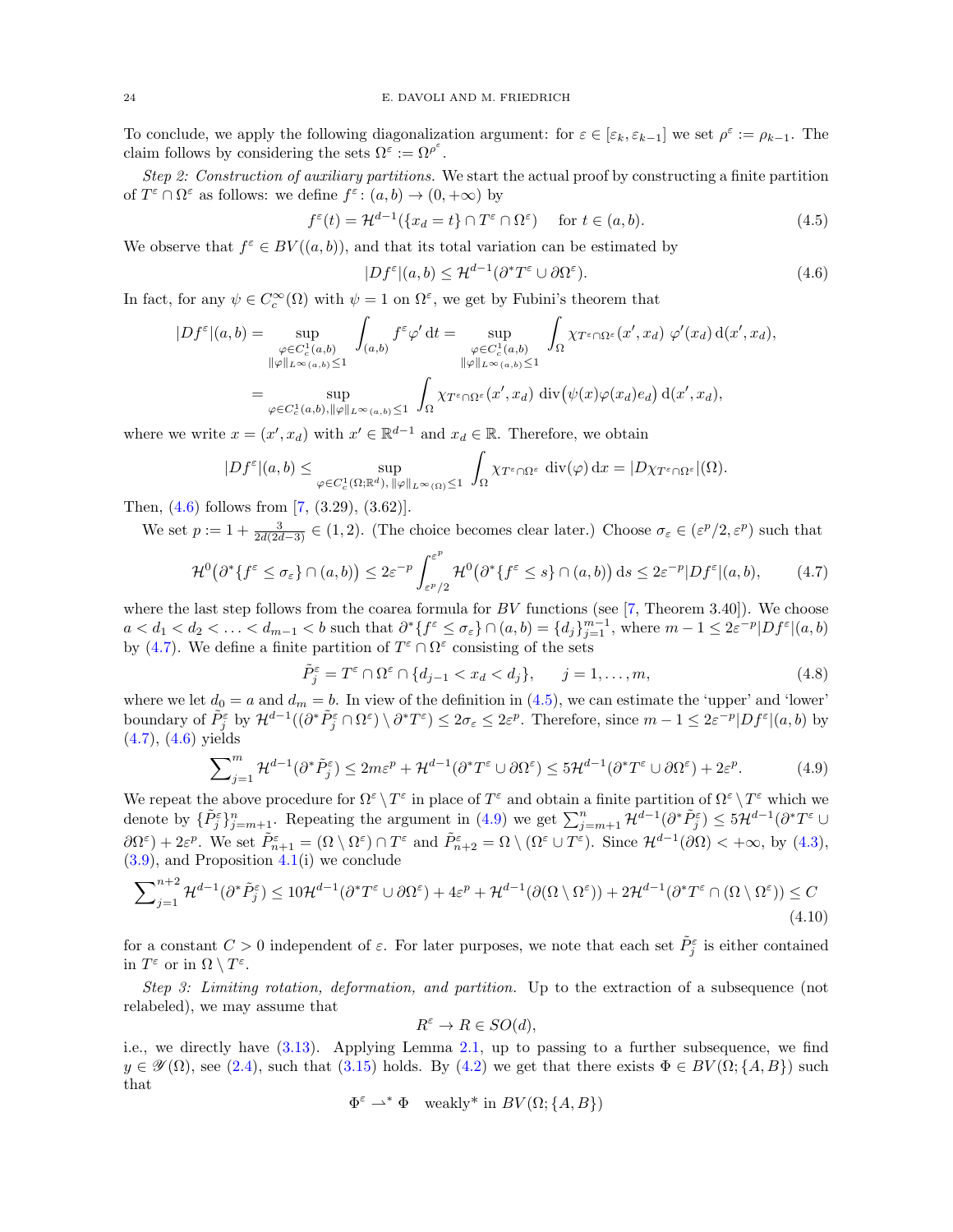To conclude, we apply the following diagonalization argument: for $\varepsilon \in [\varepsilon_k, \varepsilon_{k-1}]$ we set $\rho^\varepsilon := \rho_{k-1}$. The claim follows by considering the sets $\Omega^\varepsilon := \Omega^{\rho^\varepsilon}$.

*Step 2: Construction of auxiliary partitions.* We start the actual proof by constructing a finite partition of $T^\varepsilon \cap \Omega^\varepsilon$ as follows: we define $f^\varepsilon : (a,b) \to (0,+\infty)$ by

$$f^\varepsilon(t) = \mathcal{H}^{d-1}(\{x_d = t\} \cap T^\varepsilon \cap \Omega^\varepsilon) \quad \text{ for } t \in (a,b). \tag{4.5}$$

We observe that $f^\varepsilon \in BV((a,b))$, and that its total variation can be estimated by

$$|Df^\varepsilon|(a,b) \le \mathcal{H}^{d-1}(\partial^* T^\varepsilon \cup \partial \Omega^\varepsilon). \tag{4.6}$$

In fact, for any $\psi \in C_c^\infty(\Omega)$ with $\psi = 1$ on $\Omega^\varepsilon$, we get by Fubini's theorem that

$$\begin{aligned}
|Df^\varepsilon|(a,b) &= \sup_{\substack{\varphi \in C_c^1(a,b)\\ \|\varphi\|_{L^\infty(a,b)} \le 1}} \int_{(a,b)} f^\varepsilon \varphi' \,\mathrm{d}t = \sup_{\substack{\varphi \in C_c^1(a,b)\\ \|\varphi\|_{L^\infty(a,b)} \le 1}} \int_\Omega \chi_{T^\varepsilon \cap \Omega^\varepsilon}(x', x_d)\ \varphi'(x_d)\,\mathrm{d}(x', x_d),\\
&= \sup_{\varphi \in C_c^1(a,b), \|\varphi\|_{L^\infty(a,b)} \le 1} \int_\Omega \chi_{T^\varepsilon \cap \Omega^\varepsilon}(x', x_d)\ \mathrm{div}\big(\psi(x)\varphi(x_d)e_d\big)\,\mathrm{d}(x', x_d),
\end{aligned}$$

where we write $x = (x', x_d)$ with $x' \in \mathbb{R}^{d-1}$ and $x_d \in \mathbb{R}$. Therefore, we obtain

$$|Df^\varepsilon|(a,b) \le \sup_{\varphi \in C_c^1(\Omega;\mathbb{R}^d), \|\varphi\|_{L^\infty(\Omega)} \le 1} \int_\Omega \chi_{T^\varepsilon \cap \Omega^\varepsilon}\ \mathrm{div}(\varphi)\,\mathrm{d}x = |D\chi_{T^\varepsilon \cap \Omega^\varepsilon}|(\Omega).$$

Then, (4.6) follows from [7, (3.29), (3.62)].

We set $p := 1 + \frac{3}{2d(2d-3)} \in (1,2)$. (The choice becomes clear later.) Choose $\sigma_\varepsilon \in (\varepsilon^p/2, \varepsilon^p)$ such that

$$\mathcal{H}^0\big(\partial^*\{f^\varepsilon \le \sigma_\varepsilon\} \cap (a,b)\big) \le 2\varepsilon^{-p} \int_{\varepsilon^p/2}^{\varepsilon^p} \mathcal{H}^0\big(\partial^*\{f^\varepsilon \le s\} \cap (a,b)\big)\,\mathrm{d}s \le 2\varepsilon^{-p}|Df^\varepsilon|(a,b), \tag{4.7}$$

where the last step follows from the coarea formula for $BV$ functions (see [7, Theorem 3.40]). We choose $a < d_1 < d_2 < \ldots < d_{m-1} < b$ such that $\partial^*\{f^\varepsilon \le \sigma_\varepsilon\} \cap (a,b) = \{d_j\}_{j=1}^{m-1}$, where $m - 1 \le 2\varepsilon^{-p}|Df^\varepsilon|(a,b)$ by (4.7). We define a finite partition of $T^\varepsilon \cap \Omega^\varepsilon$ consisting of the sets

$$\tilde{P}_j^\varepsilon = T^\varepsilon \cap \Omega^\varepsilon \cap \{d_{j-1} < x_d < d_j\}, \qquad j = 1, \ldots, m, \tag{4.8}$$

where we let $d_0 = a$ and $d_m = b$. In view of the definition in (4.5), we can estimate the 'upper' and 'lower' boundary of $\tilde{P}_j^\varepsilon$ by $\mathcal{H}^{d-1}((\partial^*\tilde{P}_j^\varepsilon \cap \Omega^\varepsilon) \setminus \partial^* T^\varepsilon) \le 2\sigma_\varepsilon \le 2\varepsilon^p$. Therefore, since $m - 1 \le 2\varepsilon^{-p}|Df^\varepsilon|(a,b)$ by (4.7), (4.6) yields

$$\sum\nolimits_{j=1}^m \mathcal{H}^{d-1}(\partial^*\tilde{P}_j^\varepsilon) \le 2m\varepsilon^p + \mathcal{H}^{d-1}(\partial^* T^\varepsilon \cup \partial\Omega^\varepsilon) \le 5\mathcal{H}^{d-1}(\partial^* T^\varepsilon \cup \partial \Omega^\varepsilon) + 2\varepsilon^p. \tag{4.9}$$

We repeat the above procedure for $\Omega^\varepsilon \setminus T^\varepsilon$ in place of $T^\varepsilon$ and obtain a finite partition of $\Omega^\varepsilon \setminus T^\varepsilon$ which we denote by $\{\tilde{P}_j^\varepsilon\}_{j=m+1}^n$. Repeating the argument in (4.9) we get $\sum_{j=m+1}^n \mathcal{H}^{d-1}(\partial^*\tilde{P}_j^\varepsilon) \le 5\mathcal{H}^{d-1}(\partial^* T^\varepsilon \cup \partial\Omega^\varepsilon) + 2\varepsilon^p$. We set $\tilde{P}_{n+1}^\varepsilon = (\Omega \setminus \Omega^\varepsilon) \cap T^\varepsilon$ and $\tilde{P}_{n+2}^\varepsilon = \Omega \setminus (\Omega^\varepsilon \cup T^\varepsilon)$. Since $\mathcal{H}^{d-1}(\partial\Omega) < +\infty$, by (4.3), (3.9), and Proposition 4.1(i) we conclude

$$\sum\nolimits_{j=1}^{n+2} \mathcal{H}^{d-1}(\partial^*\tilde{P}_j^\varepsilon) \le 10\mathcal{H}^{d-1}(\partial^* T^\varepsilon \cup \partial\Omega^\varepsilon) + 4\varepsilon^p + \mathcal{H}^{d-1}(\partial(\Omega \setminus \Omega^\varepsilon)) + 2\mathcal{H}^{d-1}(\partial^* T^\varepsilon \cap (\Omega \setminus \Omega^\varepsilon)) \le C \tag{4.10}$$

for a constant $C > 0$ independent of $\varepsilon$. For later purposes, we note that each set $\tilde{P}_j^\varepsilon$ is either contained in $T^\varepsilon$ or in $\Omega \setminus T^\varepsilon$.

*Step 3: Limiting rotation, deformation, and partition.* Up to the extraction of a subsequence (not relabeled), we may assume that

$$R^\varepsilon \to R \in SO(d),$$

i.e., we directly have (3.13). Applying Lemma 2.1, up to passing to a further subsequence, we find $y \in \mathscr{Y}(\Omega)$, see (2.4), such that (3.15) holds. By (4.2) we get that there exists $\Phi \in BV(\Omega; \{A, B\})$ such that

$$\Phi^\varepsilon \overset{*}{\rightharpoonup} \Phi \quad \text{weakly* in } BV(\Omega; \{A, B\})$$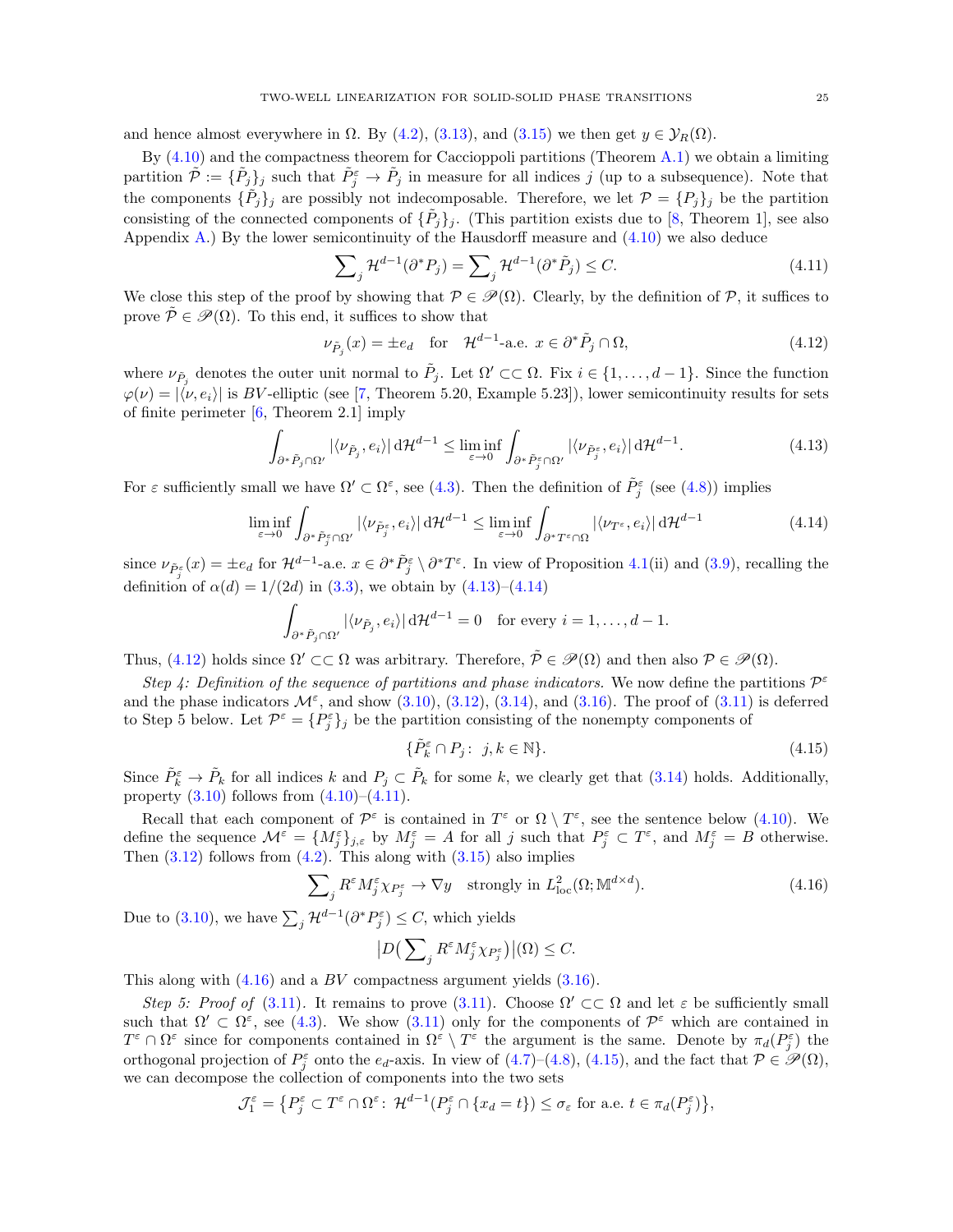and hence almost everywhere in $\Omega$. By (4.2), (3.13), and (3.15) we then get $y \in \mathcal{Y}_R(\Omega)$.

By (4.10) and the compactness theorem for Caccioppoli partitions (Theorem A.1) we obtain a limiting partition $\tilde{\mathcal{P}} := \{\tilde{P}_j\}_j$ such that $\tilde{P}^\varepsilon_j \to \tilde{P}_j$ in measure for all indices $j$ (up to a subsequence). Note that the components $\{\tilde{P}_j\}_j$ are possibly not indecomposable. Therefore, we let $\mathcal{P} = \{P_j\}_j$ be the partition consisting of the connected components of $\{\tilde{P}_j\}_j$. (This partition exists due to [8, Theorem 1], see also Appendix A.) By the lower semicontinuity of the Hausdorff measure and (4.10) we also deduce

$$\sum_j \mathcal{H}^{d-1}(\partial^* P_j) = \sum_j \mathcal{H}^{d-1}(\partial^* \tilde{P}_j) \leq C. \tag{4.11}$$

We close this step of the proof by showing that $\mathcal{P} \in \mathscr{P}(\Omega)$. Clearly, by the definition of $\mathcal{P}$, it suffices to prove $\tilde{\mathcal{P}} \in \mathscr{P}(\Omega)$. To this end, it suffices to show that

$$\nu_{\tilde{P}_j}(x) = \pm e_d \quad \text{for} \quad \mathcal{H}^{d-1}\text{-a.e. } x \in \partial^* \tilde{P}_j \cap \Omega, \tag{4.12}$$

where $\nu_{\tilde{P}_j}$ denotes the outer unit normal to $\tilde{P}_j$. Let $\Omega' \subset\subset \Omega$. Fix $i \in \{1, \ldots, d-1\}$. Since the function $\varphi(\nu) = |\langle \nu, e_i \rangle|$ is $BV$-elliptic (see [7, Theorem 5.20, Example 5.23]), lower semicontinuity results for sets of finite perimeter [6, Theorem 2.1] imply

$$\int_{\partial^* \tilde{P}_j \cap \Omega'} |\langle \nu_{\tilde{P}_j}, e_i \rangle| \, \mathrm{d}\mathcal{H}^{d-1} \leq \liminf_{\varepsilon \to 0} \int_{\partial^* \tilde{P}^\varepsilon_j \cap \Omega'} |\langle \nu_{\tilde{P}^\varepsilon_j}, e_i \rangle| \, \mathrm{d}\mathcal{H}^{d-1}. \tag{4.13}$$

For $\varepsilon$ sufficiently small we have $\Omega' \subset \Omega^\varepsilon$, see (4.3). Then the definition of $\tilde{P}^\varepsilon_j$ (see (4.8)) implies

$$\liminf_{\varepsilon \to 0} \int_{\partial^* \tilde{P}^\varepsilon_j \cap \Omega'} |\langle \nu_{\tilde{P}^\varepsilon_j}, e_i \rangle| \, \mathrm{d}\mathcal{H}^{d-1} \leq \liminf_{\varepsilon \to 0} \int_{\partial^* T^\varepsilon \cap \Omega} |\langle \nu_{T^\varepsilon}, e_i \rangle| \, \mathrm{d}\mathcal{H}^{d-1} \tag{4.14}$$

since $\nu_{\tilde{P}^\varepsilon_j}(x) = \pm e_d$ for $\mathcal{H}^{d-1}$-a.e. $x \in \partial^* \tilde{P}^\varepsilon_j \setminus \partial^* T^\varepsilon$. In view of Proposition 4.1(ii) and (3.9), recalling the definition of $\alpha(d) = 1/(2d)$ in (3.3), we obtain by (4.13)–(4.14)

$$\int_{\partial^* \tilde{P}_j \cap \Omega'} |\langle \nu_{\tilde{P}_j}, e_i \rangle| \, \mathrm{d}\mathcal{H}^{d-1} = 0 \quad \text{for every } i = 1, \ldots, d-1.$$

Thus, (4.12) holds since $\Omega' \subset\subset \Omega$ was arbitrary. Therefore, $\tilde{\mathcal{P}} \in \mathscr{P}(\Omega)$ and then also $\mathcal{P} \in \mathscr{P}(\Omega)$.

*Step 4: Definition of the sequence of partitions and phase indicators.* We now define the partitions $\mathcal{P}^\varepsilon$ and the phase indicators $\mathcal{M}^\varepsilon$, and show (3.10), (3.12), (3.14), and (3.16). The proof of (3.11) is deferred to Step 5 below. Let $\mathcal{P}^\varepsilon = \{P^\varepsilon_j\}_j$ be the partition consisting of the nonempty components of

$$\{\tilde{P}^\varepsilon_k \cap P_j \colon \ j, k \in \mathbb{N}\}. \tag{4.15}$$

Since $\tilde{P}^\varepsilon_k \to \tilde{P}_k$ for all indices $k$ and $P_j \subset \tilde{P}_k$ for some $k$, we clearly get that (3.14) holds. Additionally, property (3.10) follows from (4.10)–(4.11).

Recall that each component of $\mathcal{P}^\varepsilon$ is contained in $T^\varepsilon$ or $\Omega \setminus T^\varepsilon$, see the sentence below (4.10). We define the sequence $\mathcal{M}^\varepsilon = \{M^\varepsilon_j\}_{j,\varepsilon}$ by $M^\varepsilon_j = A$ for all $j$ such that $P^\varepsilon_j \subset T^\varepsilon$, and $M^\varepsilon_j = B$ otherwise. Then (3.12) follows from (4.2). This along with (3.15) also implies

$$\sum_j R^\varepsilon M^\varepsilon_j \chi_{P^\varepsilon_j} \to \nabla y \quad \text{strongly in } L^2_{\rm loc}(\Omega; \mathbb{M}^{d \times d}). \tag{4.16}$$

Due to (3.10), we have $\sum_j \mathcal{H}^{d-1}(\partial^* P^\varepsilon_j) \leq C$, which yields

$$\big|D\big(\sum_j R^\varepsilon M^\varepsilon_j \chi_{P^\varepsilon_j}\big)\big|(\Omega) \leq C.$$

This along with (4.16) and a $BV$ compactness argument yields (3.16).

*Step 5: Proof of* (3.11). It remains to prove (3.11). Choose $\Omega' \subset\subset \Omega$ and let $\varepsilon$ be sufficiently small such that $\Omega' \subset \Omega^\varepsilon$, see (4.3). We show (3.11) only for the components of $\mathcal{P}^\varepsilon$ which are contained in $T^\varepsilon \cap \Omega^\varepsilon$ since for components contained in $\Omega^\varepsilon \setminus T^\varepsilon$ the argument is the same. Denote by $\pi_d(P^\varepsilon_j)$ the orthogonal projection of $P^\varepsilon_j$ onto the $e_d$-axis. In view of (4.7)–(4.8), (4.15), and the fact that $\mathcal{P} \in \mathscr{P}(\Omega)$, we can decompose the collection of components into the two sets

$$\mathcal{J}^\varepsilon_1 = \big\{P^\varepsilon_j \subset T^\varepsilon \cap \Omega^\varepsilon \colon \ \mathcal{H}^{d-1}(P^\varepsilon_j \cap \{x_d = t\}) \leq \sigma_\varepsilon \text{ for a.e. } t \in \pi_d(P^\varepsilon_j)\big\},$$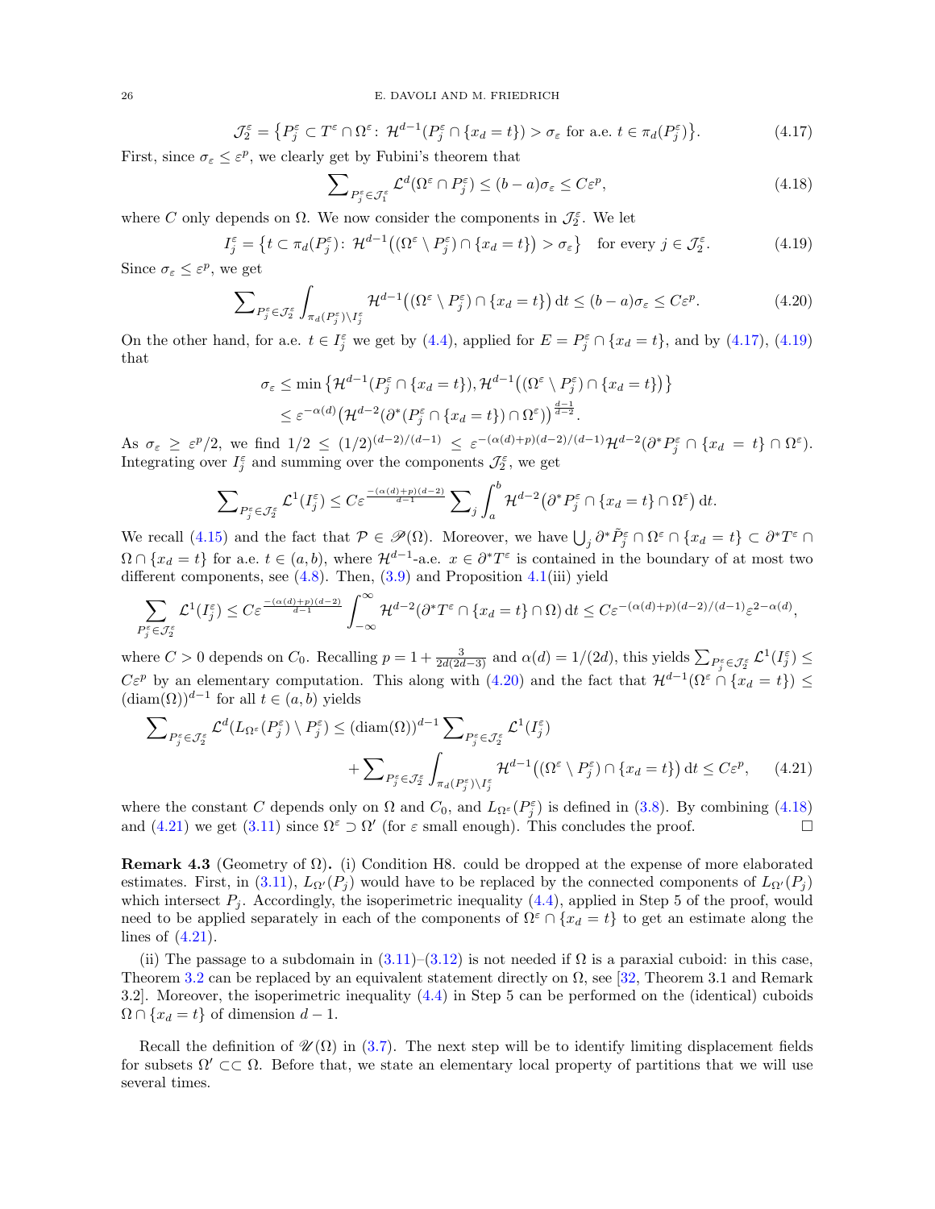$$\mathcal{J}_2^\varepsilon = \big\{P_j^\varepsilon \subset T^\varepsilon \cap \Omega^\varepsilon\colon\ \mathcal{H}^{d-1}(P_j^\varepsilon \cap \{x_d = t\}) > \sigma_\varepsilon \text{ for a.e. } t \in \pi_d(P_j^\varepsilon)\big\}. \tag{4.17}$$

First, since $\sigma_\varepsilon \le \varepsilon^p$, we clearly get by Fubini's theorem that

$$\sum\nolimits_{P_j^\varepsilon \in \mathcal{J}_1^\varepsilon} \mathcal{L}^d(\Omega^\varepsilon \cap P_j^\varepsilon) \le (b-a)\sigma_\varepsilon \le C\varepsilon^p, \tag{4.18}$$

where $C$ only depends on $\Omega$. We now consider the components in $\mathcal{J}_2^\varepsilon$. We let

$$I_j^\varepsilon = \big\{t \subset \pi_d(P_j^\varepsilon)\colon\ \mathcal{H}^{d-1}\big((\Omega^\varepsilon \setminus P_j^\varepsilon) \cap \{x_d = t\}\big) > \sigma_\varepsilon\big\} \quad \text{for every } j \in \mathcal{J}_2^\varepsilon. \tag{4.19}$$

Since $\sigma_\varepsilon \le \varepsilon^p$, we get

$$\sum\nolimits_{P_j^\varepsilon \in \mathcal{J}_2^\varepsilon} \int_{\pi_d(P_j^\varepsilon)\setminus I_j^\varepsilon} \mathcal{H}^{d-1}\big((\Omega^\varepsilon \setminus P_j^\varepsilon) \cap \{x_d = t\}\big)\,\mathrm{d}t \le (b-a)\sigma_\varepsilon \le C\varepsilon^p. \tag{4.20}$$

On the other hand, for a.e. $t \in I_j^\varepsilon$ we get by (4.4), applied for $E = P_j^\varepsilon \cap \{x_d = t\}$, and by (4.17), (4.19) that

$$\begin{aligned}
\sigma_\varepsilon &\le \min\big\{\mathcal{H}^{d-1}(P_j^\varepsilon \cap \{x_d = t\}), \mathcal{H}^{d-1}\big((\Omega^\varepsilon \setminus P_j^\varepsilon) \cap \{x_d = t\}\big)\big\}\\
&\le \varepsilon^{-\alpha(d)}\big(\mathcal{H}^{d-2}(\partial^*(P_j^\varepsilon \cap \{x_d = t\}) \cap \Omega^\varepsilon)\big)^{\frac{d-1}{d-2}}.
\end{aligned}$$

As $\sigma_\varepsilon \ge \varepsilon^p/2$, we find $1/2 \le (1/2)^{(d-2)/(d-1)} \le \varepsilon^{-(\alpha(d)+p)(d-2)/(d-1)}\mathcal{H}^{d-2}(\partial^* P_j^\varepsilon \cap \{x_d = t\} \cap \Omega^\varepsilon)$. Integrating over $I_j^\varepsilon$ and summing over the components $\mathcal{J}_2^\varepsilon$, we get

$$\sum\nolimits_{P_j^\varepsilon \in \mathcal{J}_2^\varepsilon} \mathcal{L}^1(I_j^\varepsilon) \le C\varepsilon^{\frac{-(\alpha(d)+p)(d-2)}{d-1}} \sum\nolimits_j \int_a^b \mathcal{H}^{d-2}\big(\partial^* P_j^\varepsilon \cap \{x_d = t\} \cap \Omega^\varepsilon\big)\,\mathrm{d}t.$$

We recall (4.15) and the fact that $\mathcal{P} \in \mathscr{P}(\Omega)$. Moreover, we have $\bigcup_j \partial^* \tilde{P}_j^\varepsilon \cap \Omega^\varepsilon \cap \{x_d = t\} \subset \partial^* T^\varepsilon \cap \Omega \cap \{x_d = t\}$ for a.e. $t \in (a,b)$, where $\mathcal{H}^{d-1}$-a.e. $x \in \partial^* T^\varepsilon$ is contained in the boundary of at most two different components, see (4.8). Then, (3.9) and Proposition 4.1(iii) yield

$$\sum_{P_j^\varepsilon \in \mathcal{J}_2^\varepsilon} \mathcal{L}^1(I_j^\varepsilon) \le C\varepsilon^{\frac{-(\alpha(d)+p)(d-2)}{d-1}} \int_{-\infty}^{\infty} \mathcal{H}^{d-2}(\partial^* T^\varepsilon \cap \{x_d = t\} \cap \Omega)\,\mathrm{d}t \le C\varepsilon^{-(\alpha(d)+p)(d-2)/(d-1)}\varepsilon^{2-\alpha(d)},$$

where $C > 0$ depends on $C_0$. Recalling $p = 1 + \frac{3}{2d(2d-3)}$ and $\alpha(d) = 1/(2d)$, this yields $\sum_{P_j^\varepsilon \in \mathcal{J}_2^\varepsilon} \mathcal{L}^1(I_j^\varepsilon) \le C\varepsilon^p$ by an elementary computation. This along with (4.20) and the fact that $\mathcal{H}^{d-1}(\Omega^\varepsilon \cap \{x_d = t\}) \le (\mathrm{diam}(\Omega))^{d-1}$ for all $t \in (a,b)$ yields

$$\begin{aligned}
\sum\nolimits_{P_j^\varepsilon \in \mathcal{J}_2^\varepsilon} \mathcal{L}^d(L_{\Omega^\varepsilon}(P_j^\varepsilon) \setminus P_j^\varepsilon) &\le (\mathrm{diam}(\Omega))^{d-1} \sum\nolimits_{P_j^\varepsilon \in \mathcal{J}_2^\varepsilon} \mathcal{L}^1(I_j^\varepsilon)\\
&\quad + \sum\nolimits_{P_j^\varepsilon \in \mathcal{J}_2^\varepsilon} \int_{\pi_d(P_j^\varepsilon)\setminus I_j^\varepsilon} \mathcal{H}^{d-1}\big((\Omega^\varepsilon \setminus P_j^\varepsilon) \cap \{x_d = t\}\big)\,\mathrm{d}t \le C\varepsilon^p,
\end{aligned} \tag{4.21}$$

where the constant $C$ depends only on $\Omega$ and $C_0$, and $L_{\Omega^\varepsilon}(P_j^\varepsilon)$ is defined in (3.8). By combining (4.18) and (4.21) we get (3.11) since $\Omega^\varepsilon \supset \Omega'$ (for $\varepsilon$ small enough). This concludes the proof. □

**Remark 4.3** (Geometry of $\Omega$)**.** (i) Condition H8. could be dropped at the expense of more elaborated estimates. First, in (3.11), $L_{\Omega'}(P_j)$ would have to be replaced by the connected components of $L_{\Omega'}(P_j)$ which intersect $P_j$. Accordingly, the isoperimetric inequality (4.4), applied in Step 5 of the proof, would need to be applied separately in each of the components of $\Omega^\varepsilon \cap \{x_d = t\}$ to get an estimate along the lines of (4.21).

(ii) The passage to a subdomain in (3.11)–(3.12) is not needed if $\Omega$ is a paraxial cuboid: in this case, Theorem 3.2 can be replaced by an equivalent statement directly on $\Omega$, see [32, Theorem 3.1 and Remark 3.2]. Moreover, the isoperimetric inequality (4.4) in Step 5 can be performed on the (identical) cuboids $\Omega \cap \{x_d = t\}$ of dimension $d-1$.

Recall the definition of $\mathscr{U}(\Omega)$ in (3.7). The next step will be to identify limiting displacement fields for subsets $\Omega' \subset\subset \Omega$. Before that, we state an elementary local property of partitions that we will use several times.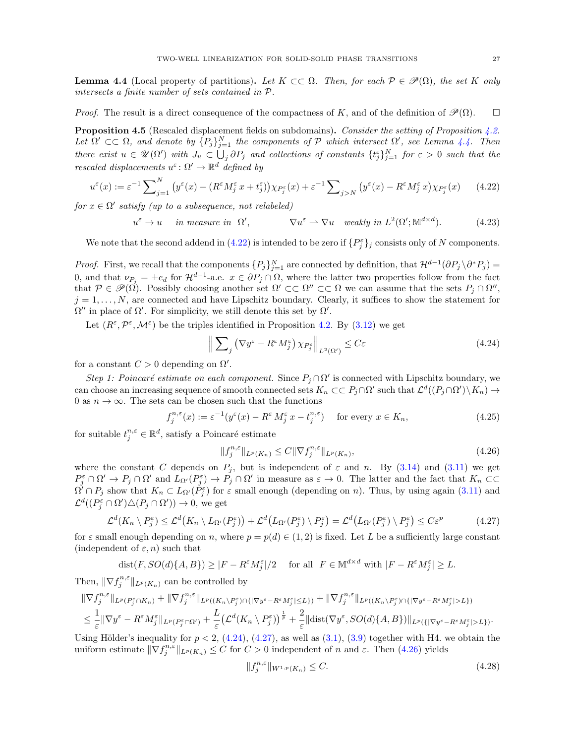**Lemma 4.4** (Local property of partitions)**.** *Let $K \subset\subset \Omega$. Then, for each $\mathcal{P} \in \mathscr{P}(\Omega)$, the set $K$ only intersects a finite number of sets contained in $\mathcal{P}$.*

*Proof.* The result is a direct consequence of the compactness of $K$, and of the definition of $\mathscr{P}(\Omega)$. $\square$

**Proposition 4.5** (Rescaled displacement fields on subdomains)**.** *Consider the setting of Proposition 4.2. Let $\Omega' \subset\subset \Omega$, and denote by $\{P_j\}_{j=1}^N$ the components of $\mathcal{P}$ which intersect $\Omega'$, see Lemma 4.4. Then there exist $u \in \mathscr{U}(\Omega')$ with $J_u \subset \bigcup_j \partial P_j$ and collections of constants $\{t_j^\varepsilon\}_{j=1}^N$ for $\varepsilon > 0$ such that the rescaled displacements $u^\varepsilon \colon \Omega' \to \mathbb{R}^d$ defined by*

$$u^\varepsilon(x) := \varepsilon^{-1} \sum\nolimits_{j=1}^N \big(y^\varepsilon(x) - (R^\varepsilon M_j^\varepsilon\, x + t_j^\varepsilon)\big)\chi_{P_j^\varepsilon}(x) + \varepsilon^{-1} \sum\nolimits_{j>N} \big(y^\varepsilon(x) - R^\varepsilon M_j^\varepsilon\, x\big)\chi_{P_j^\varepsilon}(x) \qquad (4.22)$$

*for $x \in \Omega'$ satisfy (up to a subsequence, not relabeled)*

$$u^\varepsilon \to u \quad \text{ in measure in } \ \Omega', \qquad\qquad \nabla u^\varepsilon \rightharpoonup \nabla u \quad \text{weakly in } L^2(\Omega'; \mathbb{M}^{d\times d}). \qquad (4.23)$$

We note that the second addend in (4.22) is intended to be zero if $\{P_j^\varepsilon\}_j$ consists only of $N$ components.

*Proof.* First, we recall that the components $\{P_j\}_{j=1}^N$ are connected by definition, that $\mathcal{H}^{d-1}(\partial P_j \setminus \partial^* P_j) = 0$, and that $\nu_{P_j} = \pm e_d$ for $\mathcal{H}^{d-1}$-a.e. $x \in \partial P_j \cap \Omega$, where the latter two properties follow from the fact that $\mathcal{P} \in \mathscr{P}(\Omega)$. Possibly choosing another set $\Omega' \subset\subset \Omega'' \subset\subset \Omega$ we can assume that the sets $P_j \cap \Omega''$, $j = 1, \ldots, N$, are connected and have Lipschitz boundary. Clearly, it suffices to show the statement for $\Omega''$ in place of $\Omega'$. For simplicity, we still denote this set by $\Omega'$.

Let $(R^\varepsilon, \mathcal{P}^\varepsilon, \mathcal{M}^\varepsilon)$ be the triples identified in Proposition 4.2. By (3.12) we get

$$\Big\| \sum\nolimits_j \big(\nabla y^\varepsilon - R^\varepsilon M_j^\varepsilon\big)\, \chi_{P_j^\varepsilon} \Big\|_{L^2(\Omega')} \le C\varepsilon \qquad (4.24)$$

for a constant $C > 0$ depending on $\Omega'$.

*Step 1: Poincaré estimate on each component.* Since $P_j \cap \Omega'$ is connected with Lipschitz boundary, we can choose an increasing sequence of smooth connected sets $K_n \subset\subset P_j \cap \Omega'$ such that $\mathcal{L}^d((P_j \cap \Omega') \setminus K_n) \to 0$ as $n \to \infty$. The sets can be chosen such that the functions

$$f_j^{n,\varepsilon}(x) := \varepsilon^{-1}(y^\varepsilon(x) - R^\varepsilon\, M_j^\varepsilon\, x - t_j^{n,\varepsilon}) \quad \text{ for every } x \in K_n, \qquad (4.25)$$

for suitable $t_j^{n,\varepsilon} \in \mathbb{R}^d$, satisfy a Poincaré estimate

$$\|f_j^{n,\varepsilon}\|_{L^p(K_n)} \le C \|\nabla f_j^{n,\varepsilon}\|_{L^p(K_n)}, \qquad (4.26)$$

where the constant $C$ depends on $P_j$, but is independent of $\varepsilon$ and $n$. By (3.14) and (3.11) we get $P_j^\varepsilon \cap \Omega' \to P_j \cap \Omega'$ and $L_{\Omega'}(P_j^\varepsilon) \to P_j \cap \Omega'$ in measure as $\varepsilon \to 0$. The latter and the fact that $K_n \subset\subset \Omega' \cap P_j$ show that $K_n \subset L_{\Omega'}(P_j^\varepsilon)$ for $\varepsilon$ small enough (depending on $n$). Thus, by using again (3.11) and $\mathcal{L}^d((P_j^\varepsilon \cap \Omega') \triangle (P_j \cap \Omega')) \to 0$, we get

$$\mathcal{L}^d(K_n \setminus P_j^\varepsilon) \le \mathcal{L}^d\big(K_n \setminus L_{\Omega'}(P_j^\varepsilon)\big) + \mathcal{L}^d\big(L_{\Omega'}(P_j^\varepsilon) \setminus P_j^\varepsilon\big) = \mathcal{L}^d\big(L_{\Omega'}(P_j^\varepsilon) \setminus P_j^\varepsilon\big) \le C\varepsilon^p \qquad (4.27)$$

for $\varepsilon$ small enough depending on $n$, where $p = p(d) \in (1, 2)$ is fixed. Let $L$ be a sufficiently large constant (independent of $\varepsilon, n$) such that

$$\mathrm{dist}(F, SO(d)\{A, B\}) \ge |F - R^\varepsilon M_j^\varepsilon|/2 \quad \text{ for all } \ F \in \mathbb{M}^{d\times d} \text{ with } |F - R^\varepsilon M_j^\varepsilon| \ge L.$$

Then, $\|\nabla f_j^{n,\varepsilon}\|_{L^p(K_n)}$ can be controlled by

$$\begin{aligned}
&\|\nabla f_j^{n,\varepsilon}\|_{L^p(P_j^\varepsilon \cap K_n)} + \|\nabla f_j^{n,\varepsilon}\|_{L^p((K_n \setminus P_j^\varepsilon) \cap \{|\nabla y^\varepsilon - R^\varepsilon M_j^\varepsilon| \le L\})} + \|\nabla f_j^{n,\varepsilon}\|_{L^p((K_n \setminus P_j^\varepsilon) \cap \{|\nabla y^\varepsilon - R^\varepsilon M_j^\varepsilon| > L\})} \\
&\le \frac{1}{\varepsilon} \|\nabla y^\varepsilon - R^\varepsilon M_j^\varepsilon\|_{L^p(P_j^\varepsilon \cap \Omega')} + \frac{L}{\varepsilon}\big(\mathcal{L}^d(K_n \setminus P_j^\varepsilon)\big)^{\frac{1}{p}} + \frac{2}{\varepsilon} \|\mathrm{dist}(\nabla y^\varepsilon, SO(d)\{A, B\})\|_{L^p(\{|\nabla y^\varepsilon - R^\varepsilon M_j^\varepsilon| > L\})}.
\end{aligned}$$

Using Hölder's inequality for $p < 2$, (4.24), (4.27), as well as (3.1), (3.9) together with H4. we obtain the uniform estimate $\|\nabla f_j^{n,\varepsilon}\|_{L^p(K_n)} \le C$ for $C > 0$ independent of $n$ and $\varepsilon$. Then (4.26) yields

$$\|f_j^{n,\varepsilon}\|_{W^{1,p}(K_n)} \le C. \qquad (4.28)$$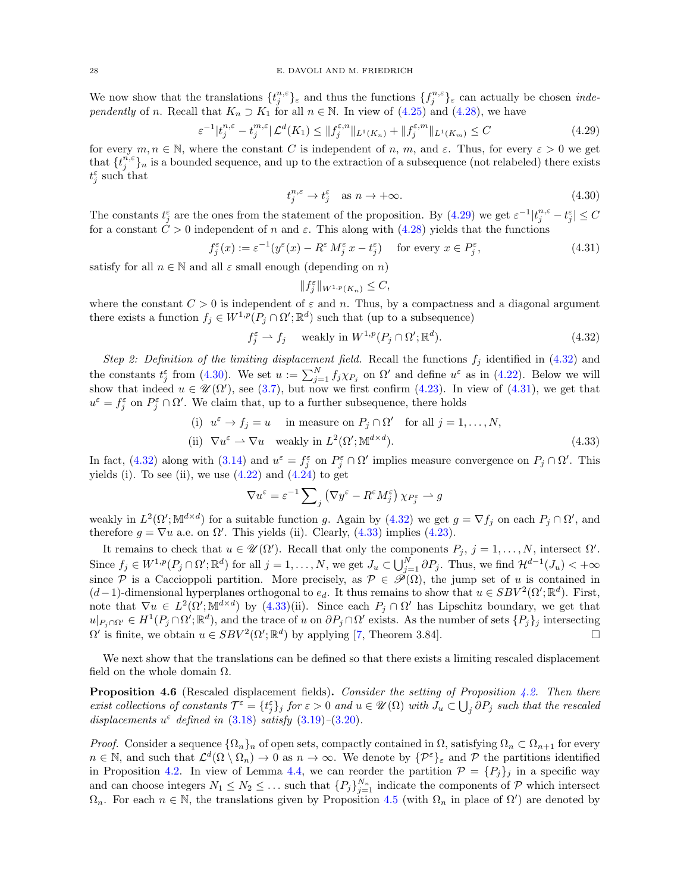We now show that the translations $\{t_j^{n,\varepsilon}\}_\varepsilon$ and thus the functions $\{f_j^{n,\varepsilon}\}_\varepsilon$ can actually be chosen *independently* of $n$. Recall that $K_n \supset K_1$ for all $n \in \mathbb{N}$. In view of (4.25) and (4.28), we have

$$\varepsilon^{-1}|t_j^{n,\varepsilon} - t_j^{m,\varepsilon}|\,\mathcal{L}^d(K_1) \le \|f_j^{\varepsilon,n}\|_{L^1(K_n)} + \|f_j^{\varepsilon,m}\|_{L^1(K_m)} \le C \tag{4.29}$$

for every $m, n \in \mathbb{N}$, where the constant $C$ is independent of $n$, $m$, and $\varepsilon$. Thus, for every $\varepsilon > 0$ we get that $\{t_j^{n,\varepsilon}\}_n$ is a bounded sequence, and up to the extraction of a subsequence (not relabeled) there exists $t_j^\varepsilon$ such that

$$t_j^{n,\varepsilon} \to t_j^\varepsilon \quad \text{as } n \to +\infty. \tag{4.30}$$

The constants $t_j^\varepsilon$ are the ones from the statement of the proposition. By (4.29) we get $\varepsilon^{-1}|t_j^{n,\varepsilon} - t_j^\varepsilon| \le C$ for a constant $C > 0$ independent of $n$ and $\varepsilon$. This along with (4.28) yields that the functions

$$f_j^\varepsilon(x) := \varepsilon^{-1}(y^\varepsilon(x) - R^\varepsilon M_j^\varepsilon\, x - t_j^\varepsilon) \quad \text{ for every } x \in P_j^\varepsilon, \tag{4.31}$$

satisfy for all $n \in \mathbb{N}$ and all $\varepsilon$ small enough (depending on $n$)

$$\|f_j^\varepsilon\|_{W^{1,p}(K_n)} \le C,$$

where the constant $C > 0$ is independent of $\varepsilon$ and $n$. Thus, by a compactness and a diagonal argument there exists a function $f_j \in W^{1,p}(P_j \cap \Omega'; \mathbb{R}^d)$ such that (up to a subsequence)

$$f_j^\varepsilon \rightharpoonup f_j \quad \text{ weakly in } W^{1,p}(P_j \cap \Omega'; \mathbb{R}^d). \tag{4.32}$$

*Step 2: Definition of the limiting displacement field.* Recall the functions $f_j$ identified in (4.32) and the constants $t_j^\varepsilon$ from (4.30). We set $u := \sum_{j=1}^N f_j \chi_{P_j}$ on $\Omega'$ and define $u^\varepsilon$ as in (4.22). Below we will show that indeed $u \in \mathscr{U}(\Omega')$, see (3.7), but now we first confirm (4.23). In view of (4.31), we get that $u^\varepsilon = f_j^\varepsilon$ on $P_j^\varepsilon \cap \Omega'$. We claim that, up to a further subsequence, there holds

$$\begin{aligned}
&\text{(i)} \;\; u^\varepsilon \to f_j = u \quad \text{ in measure on } P_j \cap \Omega' \quad \text{for all } j = 1, \ldots, N,\\
&\text{(ii)} \;\; \nabla u^\varepsilon \rightharpoonup \nabla u \quad \text{weakly in } L^2(\Omega'; \mathbb{M}^{d\times d}).
\end{aligned} \tag{4.33}$$

In fact, (4.32) along with (3.14) and $u^\varepsilon = f_j^\varepsilon$ on $P_j^\varepsilon \cap \Omega'$ implies measure convergence on $P_j \cap \Omega'$. This yields (i). To see (ii), we use (4.22) and (4.24) to get

$$\nabla u^\varepsilon = \varepsilon^{-1} \sum\nolimits_j \left(\nabla y^\varepsilon - R^\varepsilon M_j^\varepsilon\right) \chi_{P_j^\varepsilon} \rightharpoonup g$$

weakly in $L^2(\Omega'; \mathbb{M}^{d\times d})$ for a suitable function $g$. Again by (4.32) we get $g = \nabla f_j$ on each $P_j \cap \Omega'$, and therefore $g = \nabla u$ a.e. on $\Omega'$. This yields (ii). Clearly, (4.33) implies (4.23).

It remains to check that $u \in \mathscr{U}(\Omega')$. Recall that only the components $P_j$, $j = 1, \ldots, N$, intersect $\Omega'$. Since $f_j \in W^{1,p}(P_j \cap \Omega'; \mathbb{R}^d)$ for all $j = 1, \ldots, N$, we get $J_u \subset \bigcup_{j=1}^N \partial P_j$. Thus, we find $\mathcal{H}^{d-1}(J_u) < +\infty$ since $\mathcal{P}$ is a Caccioppoli partition. More precisely, as $\mathcal{P} \in \mathscr{P}(\Omega)$, the jump set of $u$ is contained in $(d-1)$-dimensional hyperplanes orthogonal to $e_d$. It thus remains to show that $u \in SBV^2(\Omega'; \mathbb{R}^d)$. First, note that $\nabla u \in L^2(\Omega'; \mathbb{M}^{d\times d})$ by (4.33)(ii). Since each $P_j \cap \Omega'$ has Lipschitz boundary, we get that $u|_{P_j \cap \Omega'} \in H^1(P_j \cap \Omega'; \mathbb{R}^d)$, and the trace of $u$ on $\partial P_j \cap \Omega'$ exists. As the number of sets $\{P_j\}_j$ intersecting $\Omega'$ is finite, we obtain $u \in SBV^2(\Omega'; \mathbb{R}^d)$ by applying [7, Theorem 3.84]. $\square$

We next show that the translations can be defined so that there exists a limiting rescaled displacement field on the whole domain $\Omega$.

**Proposition 4.6** (Rescaled displacement fields)**.** *Consider the setting of Proposition 4.2. Then there exist collections of constants $\mathcal{T}^\varepsilon = \{t_j^\varepsilon\}_j$ for $\varepsilon > 0$ and $u \in \mathscr{U}(\Omega)$ with $J_u \subset \bigcup_j \partial P_j$ such that the rescaled displacements $u^\varepsilon$ defined in (3.18) satisfy (3.19)–(3.20).*

*Proof.* Consider a sequence $\{\Omega_n\}_n$ of open sets, compactly contained in $\Omega$, satisfying $\Omega_n \subset \Omega_{n+1}$ for every $n \in \mathbb{N}$, and such that $\mathcal{L}^d(\Omega \setminus \Omega_n) \to 0$ as $n \to \infty$. We denote by $\{\mathcal{P}^\varepsilon\}_\varepsilon$ and $\mathcal{P}$ the partitions identified in Proposition 4.2. In view of Lemma 4.4, we can reorder the partition $\mathcal{P} = \{P_j\}_j$ in a specific way and can choose integers $N_1 \le N_2 \le \ldots$ such that $\{P_j\}_{j=1}^{N_n}$ indicate the components of $\mathcal{P}$ which intersect $\Omega_n$. For each $n \in \mathbb{N}$, the translations given by Proposition 4.5 (with $\Omega_n$ in place of $\Omega'$) are denoted by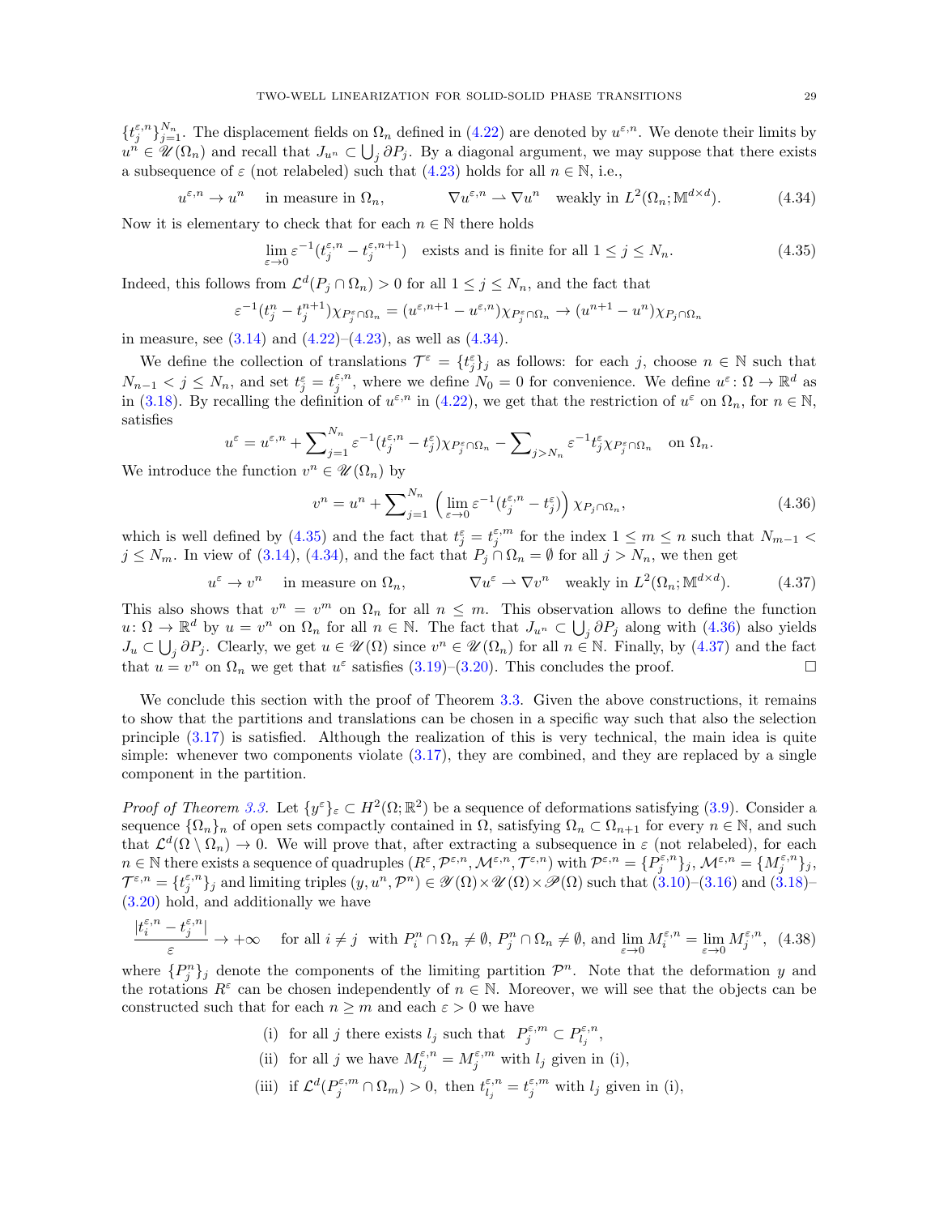$\{t^{\varepsilon,n}_j\}_{j=1}^{N_n}$. The displacement fields on $\Omega_n$ defined in (4.22) are denoted by $u^{\varepsilon,n}$. We denote their limits by $u^n \in \mathscr{U}(\Omega_n)$ and recall that $J_{u^n} \subset \bigcup_j \partial P_j$. By a diagonal argument, we may suppose that there exists a subsequence of $\varepsilon$ (not relabeled) such that (4.23) holds for all $n \in \mathbb{N}$, i.e.,

$$u^{\varepsilon,n} \to u^n \quad \text{in measure in } \Omega_n, \qquad \nabla u^{\varepsilon,n} \rightharpoonup \nabla u^n \quad \text{weakly in } L^2(\Omega_n;\mathbb{M}^{d\times d}). \tag{4.34}$$

Now it is elementary to check that for each $n \in \mathbb{N}$ there holds

$$\lim_{\varepsilon\to 0} \varepsilon^{-1}(t^{\varepsilon,n}_j - t^{\varepsilon,n+1}_j) \quad \text{exists and is finite for all } 1 \le j \le N_n. \tag{4.35}$$

Indeed, this follows from $\mathcal{L}^d(P_j \cap \Omega_n) > 0$ for all $1 \le j \le N_n$, and the fact that

$$\varepsilon^{-1}(t^n_j - t^{n+1}_j)\chi_{P^\varepsilon_j \cap \Omega_n} = (u^{\varepsilon,n+1} - u^{\varepsilon,n})\chi_{P^\varepsilon_j\cap\Omega_n} \to (u^{n+1}-u^n)\chi_{P_j\cap\Omega_n}$$

in measure, see (3.14) and (4.22)–(4.23), as well as (4.34).

We define the collection of translations $\mathcal{T}^\varepsilon = \{t^\varepsilon_j\}_j$ as follows: for each $j$, choose $n \in \mathbb{N}$ such that $N_{n-1} < j \le N_n$, and set $t^\varepsilon_j = t^{\varepsilon,n}_j$, where we define $N_0 = 0$ for convenience. We define $u^\varepsilon\colon \Omega \to \mathbb{R}^d$ as in (3.18). By recalling the definition of $u^{\varepsilon,n}$ in (4.22), we get that the restriction of $u^\varepsilon$ on $\Omega_n$, for $n \in \mathbb{N}$, satisfies

$$u^\varepsilon = u^{\varepsilon,n} + \sum\nolimits_{j=1}^{N_n} \varepsilon^{-1}(t^{\varepsilon,n}_j - t^\varepsilon_j)\chi_{P^\varepsilon_j\cap\Omega_n} - \sum\nolimits_{j>N_n} \varepsilon^{-1}t^\varepsilon_j\chi_{P^\varepsilon_j\cap\Omega_n} \quad \text{on } \Omega_n.$$

We introduce the function $v^n \in \mathscr{U}(\Omega_n)$ by

$$v^n = u^n + \sum\nolimits_{j=1}^{N_n} \Big(\lim_{\varepsilon\to0}\varepsilon^{-1}(t^{\varepsilon,n}_j - t^\varepsilon_j)\Big)\chi_{P_j\cap\Omega_n}, \tag{4.36}$$

which is well defined by (4.35) and the fact that $t^\varepsilon_j = t^{\varepsilon,m}_j$ for the index $1 \le m \le n$ such that $N_{m-1} < j \le N_m$. In view of (3.14), (4.34), and the fact that $P_j \cap \Omega_n = \emptyset$ for all $j > N_n$, we then get

$$u^\varepsilon \to v^n \quad \text{in measure on } \Omega_n, \qquad \nabla u^\varepsilon \rightharpoonup \nabla v^n \quad \text{weakly in } L^2(\Omega_n;\mathbb{M}^{d\times d}). \tag{4.37}$$

This also shows that $v^n = v^m$ on $\Omega_n$ for all $n \le m$. This observation allows to define the function $u\colon \Omega \to \mathbb{R}^d$ by $u = v^n$ on $\Omega_n$ for all $n \in \mathbb{N}$. The fact that $J_{u^n} \subset \bigcup_j \partial P_j$ along with (4.36) also yields $J_u \subset \bigcup_j \partial P_j$. Clearly, we get $u \in \mathscr{U}(\Omega)$ since $v^n \in \mathscr{U}(\Omega_n)$ for all $n \in \mathbb{N}$. Finally, by (4.37) and the fact that $u = v^n$ on $\Omega_n$ we get that $u^\varepsilon$ satisfies (3.19)–(3.20). This concludes the proof. $\square$

We conclude this section with the proof of Theorem 3.3. Given the above constructions, it remains to show that the partitions and translations can be chosen in a specific way such that also the selection principle (3.17) is satisfied. Although the realization of this is very technical, the main idea is quite simple: whenever two components violate (3.17), they are combined, and they are replaced by a single component in the partition.

*Proof of Theorem 3.3.* Let $\{y^\varepsilon\}_\varepsilon \subset H^2(\Omega;\mathbb{R}^2)$ be a sequence of deformations satisfying (3.9). Consider a sequence $\{\Omega_n\}_n$ of open sets compactly contained in $\Omega$, satisfying $\Omega_n \subset \Omega_{n+1}$ for every $n \in \mathbb{N}$, and such that $\mathcal{L}^d(\Omega \setminus \Omega_n) \to 0$. We will prove that, after extracting a subsequence in $\varepsilon$ (not relabeled), for each $n \in \mathbb{N}$ there exists a sequence of quadruples $(R^\varepsilon, \mathcal{P}^{\varepsilon,n}, \mathcal{M}^{\varepsilon,n}, \mathcal{T}^{\varepsilon,n})$ with $\mathcal{P}^{\varepsilon,n} = \{P^{\varepsilon,n}_j\}_j$, $\mathcal{M}^{\varepsilon,n} = \{M^{\varepsilon,n}_j\}_j$, $\mathcal{T}^{\varepsilon,n} = \{t^{\varepsilon,n}_j\}_j$ and limiting triples $(y, u^n, \mathcal{P}^n) \in \mathscr{Y}(\Omega) \times \mathscr{U}(\Omega) \times \mathscr{P}(\Omega)$ such that (3.10)–(3.16) and (3.18)–(3.20) hold, and additionally we have

$$\frac{|t^{\varepsilon,n}_i - t^{\varepsilon,n}_j|}{\varepsilon} \to +\infty \quad \text{for all } i \ne j \ \text{ with } P^n_i \cap \Omega_n \ne \emptyset,\ P^n_j \cap \Omega_n \ne \emptyset, \text{ and } \lim_{\varepsilon\to0} M^{\varepsilon,n}_i = \lim_{\varepsilon\to0} M^{\varepsilon,n}_j, \tag{4.38}$$

where $\{P^n_j\}_j$ denote the components of the limiting partition $\mathcal{P}^n$. Note that the deformation $y$ and the rotations $R^\varepsilon$ can be chosen independently of $n \in \mathbb{N}$. Moreover, we will see that the objects can be constructed such that for each $n \ge m$ and each $\varepsilon > 0$ we have

(i) for all $j$ there exists $l_j$ such that $P^{\varepsilon,m}_j \subset P^{\varepsilon,n}_{l_j}$,

(ii) for all $j$ we have $M^{\varepsilon,n}_{l_j} = M^{\varepsilon,m}_j$ with $l_j$ given in (i),

(iii) if $\mathcal{L}^d(P^{\varepsilon,m}_j \cap \Omega_m) > 0$, then $t^{\varepsilon,n}_{l_j} = t^{\varepsilon,m}_j$ with $l_j$ given in (i),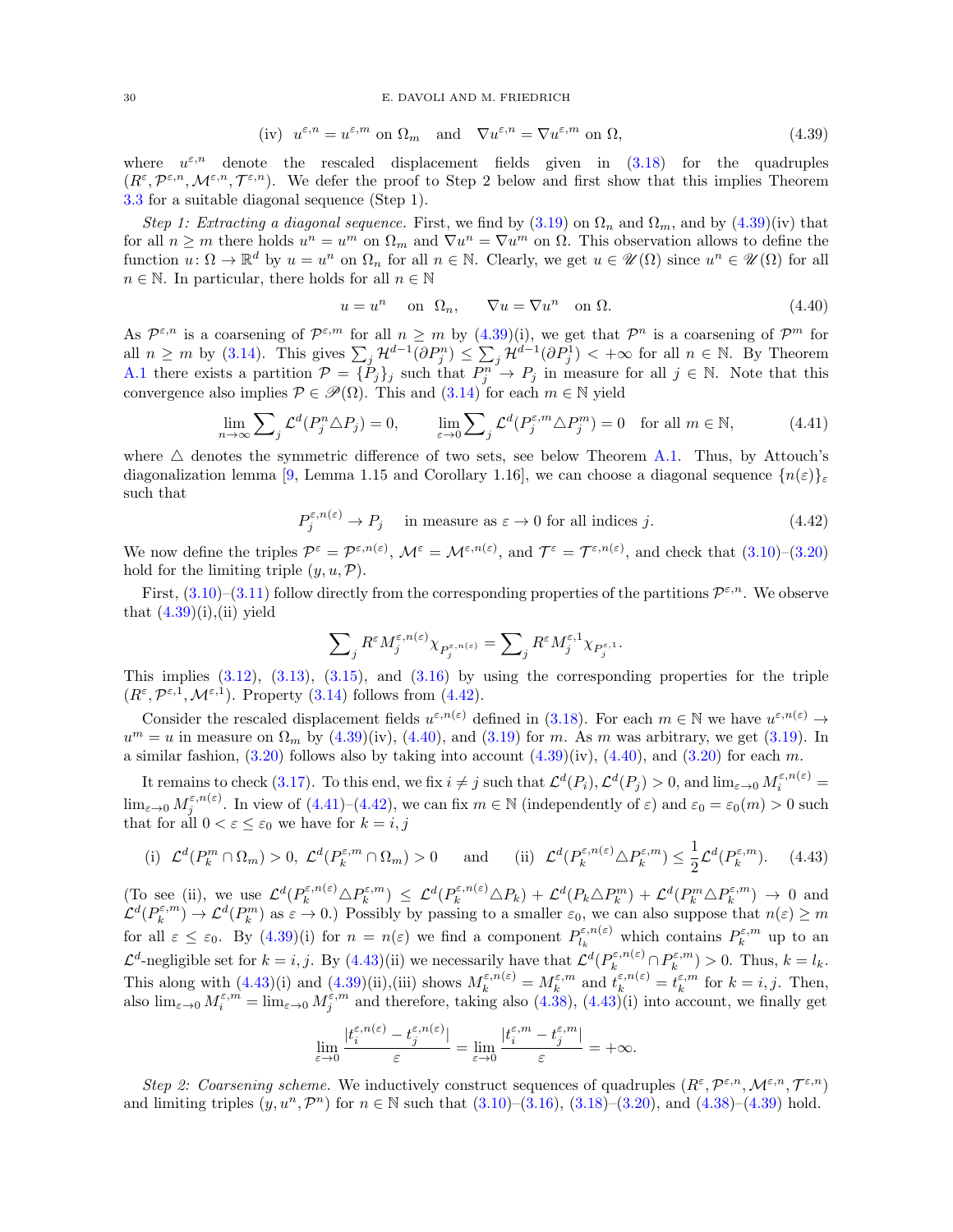$$\text{(iv)}\ \ u^{\varepsilon,n} = u^{\varepsilon,m} \text{ on } \Omega_m \quad \text{and} \quad \nabla u^{\varepsilon,n} = \nabla u^{\varepsilon,m} \text{ on } \Omega, \tag{4.39}$$

where $u^{\varepsilon,n}$ denote the rescaled displacement fields given in (3.18) for the quadruples $(R^\varepsilon, \mathcal{P}^{\varepsilon,n}, \mathcal{M}^{\varepsilon,n}, \mathcal{T}^{\varepsilon,n})$. We defer the proof to Step 2 below and first show that this implies Theorem 3.3 for a suitable diagonal sequence (Step 1).

*Step 1: Extracting a diagonal sequence.* First, we find by (3.19) on $\Omega_n$ and $\Omega_m$, and by (4.39)(iv) that for all $n \geq m$ there holds $u^n = u^m$ on $\Omega_m$ and $\nabla u^n = \nabla u^m$ on $\Omega$. This observation allows to define the function $u\colon \Omega \to \mathbb{R}^d$ by $u = u^n$ on $\Omega_n$ for all $n \in \mathbb{N}$. Clearly, we get $u \in \mathscr{U}(\Omega)$ since $u^n \in \mathscr{U}(\Omega)$ for all $n \in \mathbb{N}$. In particular, there holds for all $n \in \mathbb{N}$

$$u = u^n \quad \text{on } \ \Omega_n, \qquad \nabla u = \nabla u^n \quad \text{on } \Omega. \tag{4.40}$$

As $\mathcal{P}^{\varepsilon,n}$ is a coarsening of $\mathcal{P}^{\varepsilon,m}$ for all $n \geq m$ by (4.39)(i), we get that $\mathcal{P}^n$ is a coarsening of $\mathcal{P}^m$ for all $n \geq m$ by (3.14). This gives $\sum_j \mathcal{H}^{d-1}(\partial P_j^n) \leq \sum_j \mathcal{H}^{d-1}(\partial P_j^1) < +\infty$ for all $n \in \mathbb{N}$. By Theorem A.1 there exists a partition $\mathcal{P} = \{P_j\}_j$ such that $P_j^n \to P_j$ in measure for all $j \in \mathbb{N}$. Note that this convergence also implies $\mathcal{P} \in \mathscr{P}(\Omega)$. This and (3.14) for each $m \in \mathbb{N}$ yield

$$\lim_{n\to\infty} \sum\nolimits_j \mathcal{L}^d(P_j^n \triangle P_j) = 0, \qquad \lim_{\varepsilon \to 0} \sum\nolimits_j \mathcal{L}^d(P_j^{\varepsilon,m} \triangle P_j^m) = 0 \quad \text{for all } m \in \mathbb{N}, \tag{4.41}$$

where $\triangle$ denotes the symmetric difference of two sets, see below Theorem A.1. Thus, by Attouch's diagonalization lemma [9, Lemma 1.15 and Corollary 1.16], we can choose a diagonal sequence $\{n(\varepsilon)\}_\varepsilon$ such that

$$P_j^{\varepsilon,n(\varepsilon)} \to P_j \quad \text{in measure as } \varepsilon \to 0 \text{ for all indices } j. \tag{4.42}$$

We now define the triples $\mathcal{P}^\varepsilon = \mathcal{P}^{\varepsilon,n(\varepsilon)}$, $\mathcal{M}^\varepsilon = \mathcal{M}^{\varepsilon,n(\varepsilon)}$, and $\mathcal{T}^\varepsilon = \mathcal{T}^{\varepsilon,n(\varepsilon)}$, and check that (3.10)–(3.20) hold for the limiting triple $(y, u, \mathcal{P})$.

First, (3.10)–(3.11) follow directly from the corresponding properties of the partitions $\mathcal{P}^{\varepsilon,n}$. We observe that (4.39)(i),(ii) yield

$$\sum\nolimits_j R^\varepsilon M_j^{\varepsilon,n(\varepsilon)} \chi_{P_j^{\varepsilon,n(\varepsilon)}} = \sum\nolimits_j R^\varepsilon M_j^{\varepsilon,1} \chi_{P_j^{\varepsilon,1}}.$$

This implies (3.12), (3.13), (3.15), and (3.16) by using the corresponding properties for the triple $(R^\varepsilon, \mathcal{P}^{\varepsilon,1}, \mathcal{M}^{\varepsilon,1})$. Property (3.14) follows from (4.42).

Consider the rescaled displacement fields $u^{\varepsilon,n(\varepsilon)}$ defined in (3.18). For each $m \in \mathbb{N}$ we have $u^{\varepsilon,n(\varepsilon)} \to u^m = u$ in measure on $\Omega_m$ by (4.39)(iv), (4.40), and (3.19) for $m$. As $m$ was arbitrary, we get (3.19). In a similar fashion, (3.20) follows also by taking into account (4.39)(iv), (4.40), and (3.20) for each $m$.

It remains to check (3.17). To this end, we fix $i \neq j$ such that $\mathcal{L}^d(P_i), \mathcal{L}^d(P_j) > 0$, and $\lim_{\varepsilon\to 0} M_i^{\varepsilon,n(\varepsilon)} = \lim_{\varepsilon \to 0} M_j^{\varepsilon,n(\varepsilon)}$. In view of (4.41)–(4.42), we can fix $m \in \mathbb{N}$ (independently of $\varepsilon$) and $\varepsilon_0 = \varepsilon_0(m) > 0$ such that for all $0 < \varepsilon \leq \varepsilon_0$ we have for $k = i,j$

$$\text{(i)}\ \ \mathcal{L}^d(P_k^m \cap \Omega_m) > 0,\ \mathcal{L}^d(P_k^{\varepsilon,m} \cap \Omega_m) > 0 \qquad \text{and} \qquad \text{(ii)}\ \ \mathcal{L}^d(P_k^{\varepsilon,n(\varepsilon)} \triangle P_k^{\varepsilon,m}) \leq \frac{1}{2}\mathcal{L}^d(P_k^{\varepsilon,m}). \tag{4.43}$$

(To see (ii), we use $\mathcal{L}^d(P_k^{\varepsilon,n(\varepsilon)} \triangle P_k^{\varepsilon,m}) \leq \mathcal{L}^d(P_k^{\varepsilon,n(\varepsilon)} \triangle P_k) + \mathcal{L}^d(P_k \triangle P_k^m) + \mathcal{L}^d(P_k^m \triangle P_k^{\varepsilon,m}) \to 0$ and $\mathcal{L}^d(P_k^{\varepsilon,m}) \to \mathcal{L}^d(P_k^m)$ as $\varepsilon \to 0$.) Possibly by passing to a smaller $\varepsilon_0$, we can also suppose that $n(\varepsilon) \geq m$ for all $\varepsilon \leq \varepsilon_0$. By (4.39)(i) for $n = n(\varepsilon)$ we find a component $P_{l_k}^{\varepsilon,n(\varepsilon)}$ which contains $P_k^{\varepsilon,m}$ up to an $\mathcal{L}^d$-negligible set for $k = i,j$. By (4.43)(ii) we necessarily have that $\mathcal{L}^d(P_k^{\varepsilon,n(\varepsilon)} \cap P_k^{\varepsilon,m}) > 0$. Thus, $k = l_k$. This along with (4.43)(i) and (4.39)(ii),(iii) shows $M_k^{\varepsilon,n(\varepsilon)} = M_k^{\varepsilon,m}$ and $t_k^{\varepsilon,n(\varepsilon)} = t_k^{\varepsilon,m}$ for $k = i,j$. Then, also $\lim_{\varepsilon\to 0} M_i^{\varepsilon,m} = \lim_{\varepsilon \to 0} M_j^{\varepsilon,m}$ and therefore, taking also (4.38), (4.43)(i) into account, we finally get

$$\lim_{\varepsilon \to 0} \frac{|t_i^{\varepsilon,n(\varepsilon)} - t_j^{\varepsilon,n(\varepsilon)}|}{\varepsilon} = \lim_{\varepsilon \to 0} \frac{|t_i^{\varepsilon,m} - t_j^{\varepsilon,m}|}{\varepsilon} = +\infty.$$

*Step 2: Coarsening scheme.* We inductively construct sequences of quadruples $(R^\varepsilon, \mathcal{P}^{\varepsilon,n}, \mathcal{M}^{\varepsilon,n}, \mathcal{T}^{\varepsilon,n})$ and limiting triples $(y, u^n, \mathcal{P}^n)$ for $n \in \mathbb{N}$ such that (3.10)–(3.16), (3.18)–(3.20), and (4.38)–(4.39) hold.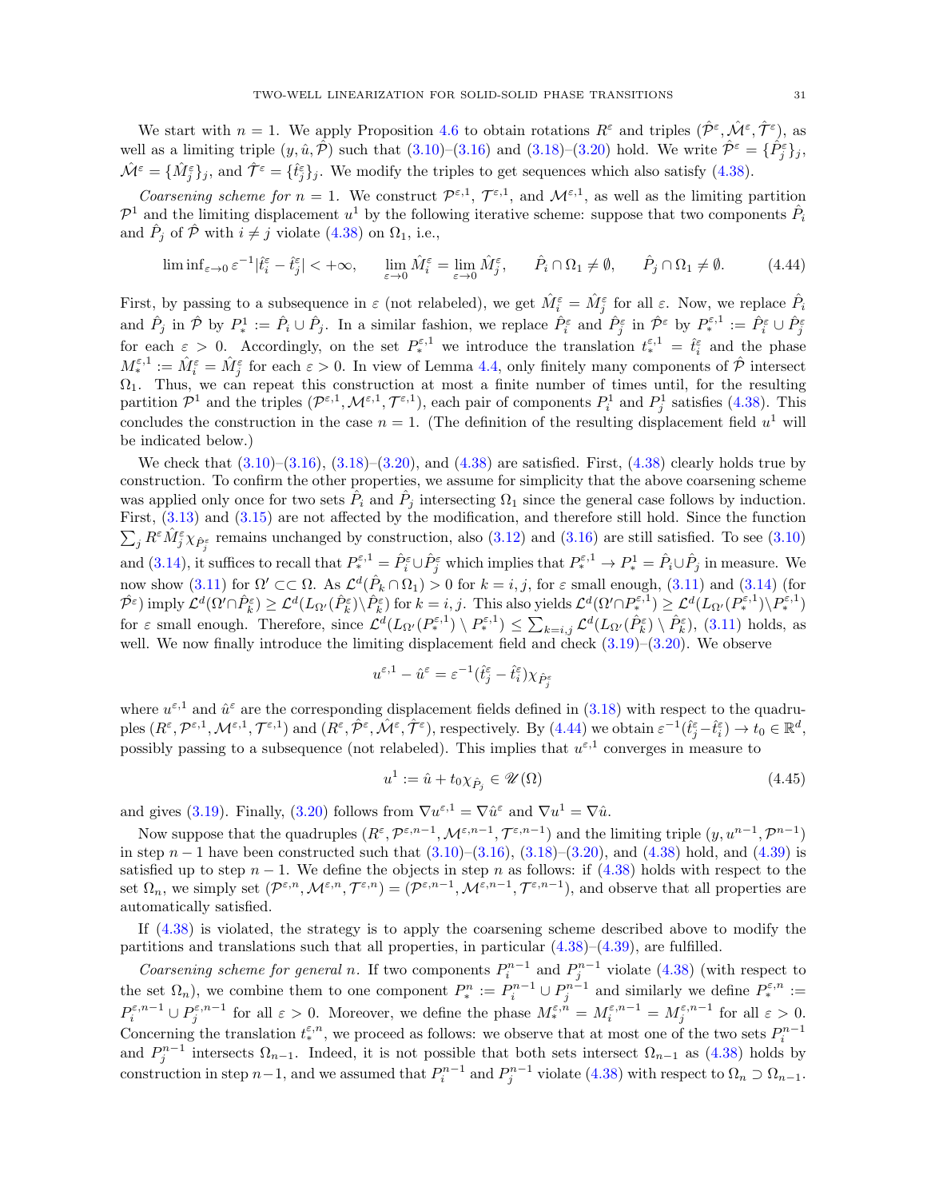We start with $n = 1$. We apply Proposition 4.6 to obtain rotations $R^\varepsilon$ and triples $(\hat{\mathcal{P}}^\varepsilon, \hat{\mathcal{M}}^\varepsilon, \hat{\mathcal{T}}^\varepsilon)$, as well as a limiting triple $(y, \hat{u}, \hat{\mathcal{P}})$ such that (3.10)–(3.16) and (3.18)–(3.20) hold. We write $\hat{\mathcal{P}}^\varepsilon = \{\hat{P}_j^\varepsilon\}_j$, $\hat{\mathcal{M}}^\varepsilon = \{\hat{M}_j^\varepsilon\}_j$, and $\hat{\mathcal{T}}^\varepsilon = \{\hat{t}_j^\varepsilon\}_j$. We modify the triples to get sequences which also satisfy (4.38).

*Coarsening scheme for $n = 1$.* We construct $\mathcal{P}^{\varepsilon,1}$, $\mathcal{T}^{\varepsilon,1}$, and $\mathcal{M}^{\varepsilon,1}$, as well as the limiting partition $\mathcal{P}^1$ and the limiting displacement $u^1$ by the following iterative scheme: suppose that two components $\hat{P}_i$ and $\hat{P}_j$ of $\hat{\mathcal{P}}$ with $i \neq j$ violate (4.38) on $\Omega_1$, i.e.,

$$\liminf_{\varepsilon\to 0} \varepsilon^{-1}|\hat{t}_i^\varepsilon - \hat{t}_j^\varepsilon| < +\infty, \qquad \lim_{\varepsilon\to 0} \hat{M}_i^\varepsilon = \lim_{\varepsilon\to 0} \hat{M}_j^\varepsilon, \qquad \hat{P}_i \cap \Omega_1 \neq \emptyset, \qquad \hat{P}_j \cap \Omega_1 \neq \emptyset. \tag{4.44}$$

First, by passing to a subsequence in $\varepsilon$ (not relabeled), we get $\hat{M}_i^\varepsilon = \hat{M}_j^\varepsilon$ for all $\varepsilon$. Now, we replace $\hat{P}_i$ and $\hat{P}_j$ in $\hat{\mathcal{P}}$ by $P_*^1 := \hat{P}_i \cup \hat{P}_j$. In a similar fashion, we replace $\hat{P}_i^\varepsilon$ and $\hat{P}_j^\varepsilon$ in $\hat{\mathcal{P}}^\varepsilon$ by $P_*^{\varepsilon,1} := \hat{P}_i^\varepsilon \cup \hat{P}_j^\varepsilon$ for each $\varepsilon > 0$. Accordingly, on the set $P_*^{\varepsilon,1}$ we introduce the translation $t_*^{\varepsilon,1} = \hat{t}_i^\varepsilon$ and the phase $M_*^{\varepsilon,1} := \hat{M}_i^\varepsilon = \hat{M}_j^\varepsilon$ for each $\varepsilon > 0$. In view of Lemma 4.4, only finitely many components of $\hat{\mathcal{P}}$ intersect $\Omega_1$. Thus, we can repeat this construction at most a finite number of times until, for the resulting partition $\mathcal{P}^1$ and the triples $(\mathcal{P}^{\varepsilon,1}, \mathcal{M}^{\varepsilon,1}, \mathcal{T}^{\varepsilon,1})$, each pair of components $P_i^1$ and $P_j^1$ satisfies (4.38). This concludes the construction in the case $n = 1$. (The definition of the resulting displacement field $u^1$ will be indicated below.)

We check that (3.10)–(3.16), (3.18)–(3.20), and (4.38) are satisfied. First, (4.38) clearly holds true by construction. To confirm the other properties, we assume for simplicity that the above coarsening scheme was applied only once for two sets $\hat{P}_i$ and $\hat{P}_j$ intersecting $\Omega_1$ since the general case follows by induction. First, (3.13) and (3.15) are not affected by the modification, and therefore still hold. Since the function $\sum_j R^\varepsilon \hat{M}_j^\varepsilon \chi_{\hat{P}_j^\varepsilon}$ remains unchanged by construction, also (3.12) and (3.16) are still satisfied. To see (3.10) and (3.14), it suffices to recall that $P_*^{\varepsilon,1} = \hat{P}_i^\varepsilon \cup \hat{P}_j^\varepsilon$ which implies that $P_*^{\varepsilon,1} \to P_*^1 = \hat{P}_i \cup \hat{P}_j$ in measure. We now show (3.11) for $\Omega' \subset\subset \Omega$. As $\mathcal{L}^d(\hat{P}_k \cap \Omega_1) > 0$ for $k = i, j$, for $\varepsilon$ small enough, (3.11) and (3.14) (for $\hat{\mathcal{P}}^\varepsilon$) imply $\mathcal{L}^d(\Omega' \cap \hat{P}_k^\varepsilon) \geq \mathcal{L}^d(L_{\Omega'}(\hat{P}_k^\varepsilon) \setminus \hat{P}_k^\varepsilon)$ for $k = i, j$. This also yields $\mathcal{L}^d(\Omega' \cap P_*^{\varepsilon,1}) \geq \mathcal{L}^d(L_{\Omega'}(P_*^{\varepsilon,1}) \setminus P_*^{\varepsilon,1})$ for $\varepsilon$ small enough. Therefore, since $\mathcal{L}^d(L_{\Omega'}(P_*^{\varepsilon,1}) \setminus P_*^{\varepsilon,1}) \leq \sum_{k=i,j} \mathcal{L}^d(L_{\Omega'}(\hat{P}_k^\varepsilon) \setminus \hat{P}_k^\varepsilon)$, (3.11) holds, as well. We now finally introduce the limiting displacement field and check (3.19)–(3.20). We observe

$$u^{\varepsilon,1} - \hat{u}^\varepsilon = \varepsilon^{-1}(\hat{t}_j^\varepsilon - \hat{t}_i^\varepsilon)\chi_{\hat{P}_j^\varepsilon}$$

where $u^{\varepsilon,1}$ and $\hat{u}^\varepsilon$ are the corresponding displacement fields defined in (3.18) with respect to the quadruples $(R^\varepsilon, \mathcal{P}^{\varepsilon,1}, \mathcal{M}^{\varepsilon,1}, \mathcal{T}^{\varepsilon,1})$ and $(R^\varepsilon, \hat{\mathcal{P}}^\varepsilon, \hat{\mathcal{M}}^\varepsilon, \hat{\mathcal{T}}^\varepsilon)$, respectively. By (4.44) we obtain $\varepsilon^{-1}(\hat{t}_j^\varepsilon - \hat{t}_i^\varepsilon) \to t_0 \in \mathbb{R}^d$, possibly passing to a subsequence (not relabeled). This implies that $u^{\varepsilon,1}$ converges in measure to

$$u^1 := \hat{u} + t_0 \chi_{\hat{P}_j} \in \mathscr{U}(\Omega) \tag{4.45}$$

and gives (3.19). Finally, (3.20) follows from $\nabla u^{\varepsilon,1} = \nabla \hat{u}^\varepsilon$ and $\nabla u^1 = \nabla \hat{u}$.

Now suppose that the quadruples $(R^\varepsilon, \mathcal{P}^{\varepsilon,n-1}, \mathcal{M}^{\varepsilon,n-1}, \mathcal{T}^{\varepsilon,n-1})$ and the limiting triple $(y, u^{n-1}, \mathcal{P}^{n-1})$ in step $n-1$ have been constructed such that (3.10)–(3.16), (3.18)–(3.20), and (4.38) hold, and (4.39) is satisfied up to step $n-1$. We define the objects in step $n$ as follows: if (4.38) holds with respect to the set $\Omega_n$, we simply set $(\mathcal{P}^{\varepsilon,n}, \mathcal{M}^{\varepsilon,n}, \mathcal{T}^{\varepsilon,n}) = (\mathcal{P}^{\varepsilon,n-1}, \mathcal{M}^{\varepsilon,n-1}, \mathcal{T}^{\varepsilon,n-1})$, and observe that all properties are automatically satisfied.

If (4.38) is violated, the strategy is to apply the coarsening scheme described above to modify the partitions and translations such that all properties, in particular (4.38)–(4.39), are fulfilled.

*Coarsening scheme for general $n$.* If two components $P_i^{n-1}$ and $P_j^{n-1}$ violate (4.38) (with respect to the set $\Omega_n$), we combine them to one component $P_*^n := P_i^{n-1} \cup P_j^{n-1}$ and similarly we define $P_*^{\varepsilon,n} := P_i^{\varepsilon,n-1} \cup P_j^{\varepsilon,n-1}$ for all $\varepsilon > 0$. Moreover, we define the phase $M_*^{\varepsilon,n} = M_i^{\varepsilon,n-1} = M_j^{\varepsilon,n-1}$ for all $\varepsilon > 0$. Concerning the translation $t_*^{\varepsilon,n}$, we proceed as follows: we observe that at most one of the two sets $P_i^{n-1}$ and $P_j^{n-1}$ intersects $\Omega_{n-1}$. Indeed, it is not possible that both sets intersect $\Omega_{n-1}$ as (4.38) holds by construction in step $n-1$, and we assumed that $P_i^{n-1}$ and $P_j^{n-1}$ violate (4.38) with respect to $\Omega_n \supset \Omega_{n-1}$.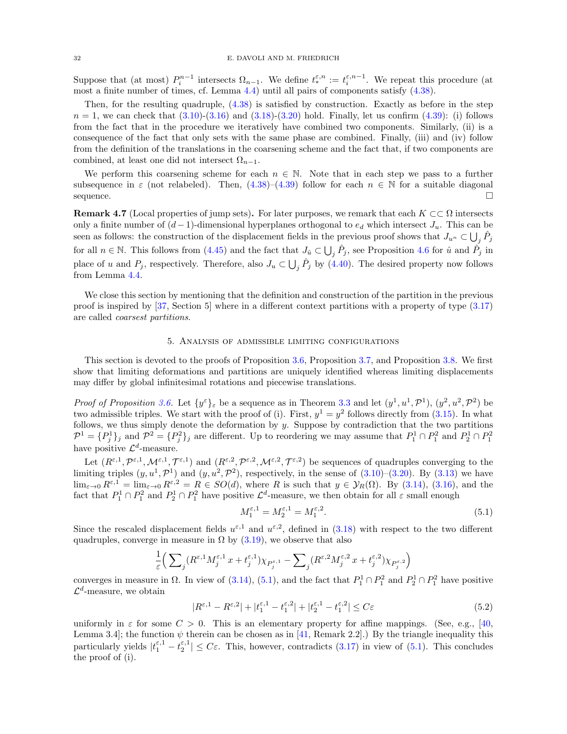Suppose that (at most) $P_i^{n-1}$ intersects $\Omega_{n-1}$. We define $t_*^{\varepsilon,n} := t_i^{\varepsilon,n-1}$. We repeat this procedure (at most a finite number of times, cf. Lemma 4.4) until all pairs of components satisfy (4.38).

Then, for the resulting quadruple, (4.38) is satisfied by construction. Exactly as before in the step $n = 1$, we can check that (3.10)-(3.16) and (3.18)-(3.20) hold. Finally, let us confirm (4.39): (i) follows from the fact that in the procedure we iteratively have combined two components. Similarly, (ii) is a consequence of the fact that only sets with the same phase are combined. Finally, (iii) and (iv) follow from the definition of the translations in the coarsening scheme and the fact that, if two components are combined, at least one did not intersect $\Omega_{n-1}$.

We perform this coarsening scheme for each $n \in \mathbb{N}$. Note that in each step we pass to a further subsequence in $\varepsilon$ (not relabeled). Then, (4.38)–(4.39) follow for each $n \in \mathbb{N}$ for a suitable diagonal sequence. $\square$

**Remark 4.7** (Local properties of jump sets)**.** For later purposes, we remark that each $K \subset\subset \Omega$ intersects only a finite number of $(d-1)$-dimensional hyperplanes orthogonal to $e_d$ which intersect $J_u$. This can be seen as follows: the construction of the displacement fields in the previous proof shows that $J_{u^n} \subset \bigcup_j \hat{P}_j$ for all $n \in \mathbb{N}$. This follows from (4.45) and the fact that $J_{\hat{u}} \subset \bigcup_j \hat{P}_j$, see Proposition 4.6 for $\hat{u}$ and $\hat{P}_j$ in place of $u$ and $P_j$, respectively. Therefore, also $J_u \subset \bigcup_j \hat{P}_j$ by (4.40). The desired property now follows from Lemma 4.4.

We close this section by mentioning that the definition and construction of the partition in the previous proof is inspired by [37, Section 5] where in a different context partitions with a property of type (3.17) are called *coarsest partitions*.

## 5. Analysis of admissible limiting configurations

This section is devoted to the proofs of Proposition 3.6, Proposition 3.7, and Proposition 3.8. We first show that limiting deformations and partitions are uniquely identified whereas limiting displacements may differ by global infinitesimal rotations and piecewise translations.

*Proof of Proposition 3.6.* Let $\{y^\varepsilon\}_\varepsilon$ be a sequence as in Theorem 3.3 and let $(y^1, u^1, \mathcal{P}^1)$, $(y^2, u^2, \mathcal{P}^2)$ be two admissible triples. We start with the proof of (i). First, $y^1 = y^2$ follows directly from (3.15). In what follows, we thus simply denote the deformation by $y$. Suppose by contradiction that the two partitions $\mathcal{P}^1 = \{P_j^1\}_j$ and $\mathcal{P}^2 = \{P_j^2\}_j$ are different. Up to reordering we may assume that $P_1^1 \cap P_1^2$ and $P_2^1 \cap P_1^2$ have positive $\mathcal{L}^d$-measure.

Let $(R^{\varepsilon,1}, \mathcal{P}^{\varepsilon,1}, \mathcal{M}^{\varepsilon,1}, \mathcal{T}^{\varepsilon,1})$ and $(R^{\varepsilon,2}, \mathcal{P}^{\varepsilon,2}, \mathcal{M}^{\varepsilon,2}, \mathcal{T}^{\varepsilon,2})$ be sequences of quadruples converging to the limiting triples $(y, u^1, \mathcal{P}^1)$ and $(y, u^2, \mathcal{P}^2)$, respectively, in the sense of (3.10)–(3.20). By (3.13) we have $\lim_{\varepsilon\to 0} R^{\varepsilon,1} = \lim_{\varepsilon \to 0} R^{\varepsilon,2} = R \in SO(d)$, where $R$ is such that $y \in \mathcal{Y}_R(\Omega)$. By (3.14), (3.16), and the fact that $P_1^1 \cap P_1^2$ and $P_2^1 \cap P_1^2$ have positive $\mathcal{L}^d$-measure, we then obtain for all $\varepsilon$ small enough

$$M_1^{\varepsilon,1} = M_2^{\varepsilon,1} = M_1^{\varepsilon,2}. \tag{5.1}$$

Since the rescaled displacement fields $u^{\varepsilon,1}$ and $u^{\varepsilon,2}$, defined in (3.18) with respect to the two different quadruples, converge in measure in $\Omega$ by (3.19), we observe that also

$$\frac{1}{\varepsilon}\Big( \sum\nolimits_j (R^{\varepsilon,1} M_j^{\varepsilon,1}\, x + t_j^{\varepsilon,1})\chi_{P_j^{\varepsilon,1}} - \sum\nolimits_j (R^{\varepsilon,2} M_j^{\varepsilon,2}\, x + t_j^{\varepsilon,2})\chi_{P_j^{\varepsilon,2}} \Big)$$

converges in measure in $\Omega$. In view of (3.14), (5.1), and the fact that $P_1^1 \cap P_1^2$ and $P_2^1 \cap P_1^2$ have positive $\mathcal{L}^d$-measure, we obtain

$$|R^{\varepsilon,1} - R^{\varepsilon,2}| + |t_1^{\varepsilon,1} - t_1^{\varepsilon,2}| + |t_2^{\varepsilon,1} - t_1^{\varepsilon,2}| \le C\varepsilon \tag{5.2}$$

uniformly in $\varepsilon$ for some $C > 0$. This is an elementary property for affine mappings. (See, e.g., [40, Lemma 3.4]; the function $\psi$ therein can be chosen as in [41, Remark 2.2].) By the triangle inequality this particularly yields $|t_1^{\varepsilon,1} - t_2^{\varepsilon,1}| \le C\varepsilon$. This, however, contradicts (3.17) in view of (5.1). This concludes the proof of (i).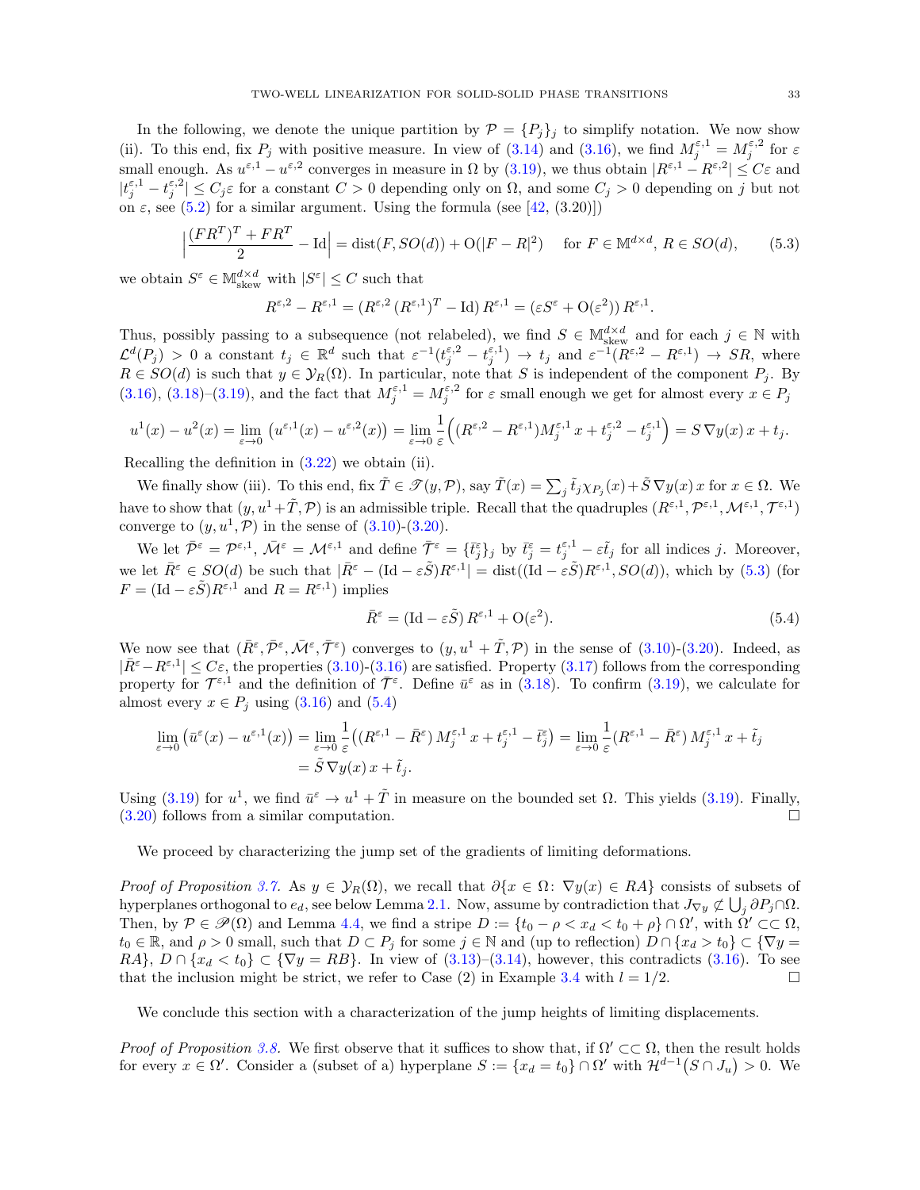In the following, we denote the unique partition by $\mathcal{P} = \{P_j\}_j$ to simplify notation. We now show (ii). To this end, fix $P_j$ with positive measure. In view of (3.14) and (3.16), we find $M_j^{\varepsilon,1} = M_j^{\varepsilon,2}$ for $\varepsilon$ small enough. As $u^{\varepsilon,1} - u^{\varepsilon,2}$ converges in measure in $\Omega$ by (3.19), we thus obtain $|R^{\varepsilon,1} - R^{\varepsilon,2}| \le C\varepsilon$ and $|t_j^{\varepsilon,1} - t_j^{\varepsilon,2}| \le C_j \varepsilon$ for a constant $C > 0$ depending only on $\Omega$, and some $C_j > 0$ depending on $j$ but not on $\varepsilon$, see (5.2) for a similar argument. Using the formula (see [42, (3.20)])

$$\Big|\frac{(FR^T)^T + FR^T}{2} - \mathrm{Id}\Big| = \mathrm{dist}(F, SO(d)) + \mathrm{O}(|F-R|^2) \quad \text{ for } F \in \mathbb{M}^{d\times d},\, R \in SO(d), \tag{5.3}$$

we obtain $S^\varepsilon \in \mathbb{M}^{d\times d}_{\rm skew}$ with $|S^\varepsilon| \le C$ such that

$$R^{\varepsilon,2} - R^{\varepsilon,1} = (R^{\varepsilon,2}\,(R^{\varepsilon,1})^T - \mathrm{Id})\,R^{\varepsilon,1} = (\varepsilon S^\varepsilon + \mathrm{O}(\varepsilon^2))\,R^{\varepsilon,1}.$$

Thus, possibly passing to a subsequence (not relabeled), we find $S \in \mathbb{M}^{d\times d}_{\rm skew}$ and for each $j \in \mathbb{N}$ with $\mathcal{L}^d(P_j) > 0$ a constant $t_j \in \mathbb{R}^d$ such that $\varepsilon^{-1}(t_j^{\varepsilon,2} - t_j^{\varepsilon,1}) \to t_j$ and $\varepsilon^{-1}(R^{\varepsilon,2} - R^{\varepsilon,1}) \to SR$, where $R \in SO(d)$ is such that $y \in \mathcal{Y}_R(\Omega)$. In particular, note that $S$ is independent of the component $P_j$. By (3.16), (3.18)–(3.19), and the fact that $M_j^{\varepsilon,1} = M_j^{\varepsilon,2}$ for $\varepsilon$ small enough we get for almost every $x \in P_j$

$$u^1(x) - u^2(x) = \lim_{\varepsilon\to 0}\big(u^{\varepsilon,1}(x) - u^{\varepsilon,2}(x)\big) = \lim_{\varepsilon\to0}\frac{1}{\varepsilon}\Big((R^{\varepsilon,2} - R^{\varepsilon,1})M_j^{\varepsilon,1}\,x + t_j^{\varepsilon,2} - t_j^{\varepsilon,1}\Big) = S\,\nabla y(x)\,x + t_j.$$

Recalling the definition in (3.22) we obtain (ii).

We finally show (iii). To this end, fix $\tilde{T} \in \mathscr{T}(y,\mathcal{P})$, say $\tilde{T}(x) = \sum_j \tilde{t}_j \chi_{P_j}(x) + \tilde{S}\,\nabla y(x)\,x$ for $x \in \Omega$. We have to show that $(y, u^1 + \tilde{T}, \mathcal{P})$ is an admissible triple. Recall that the quadruples $(R^{\varepsilon,1}, \mathcal{P}^{\varepsilon,1}, \mathcal{M}^{\varepsilon,1}, \mathcal{T}^{\varepsilon,1})$ converge to $(y, u^1, \mathcal{P})$ in the sense of (3.10)-(3.20).

We let $\bar{\mathcal{P}}^\varepsilon = \mathcal{P}^{\varepsilon,1}$, $\bar{\mathcal{M}}^\varepsilon = \mathcal{M}^{\varepsilon,1}$ and define $\bar{\mathcal{T}}^\varepsilon = \{\bar{t}_j^\varepsilon\}_j$ by $\bar{t}_j^\varepsilon = t_j^{\varepsilon,1} - \varepsilon\tilde{t}_j$ for all indices $j$. Moreover, we let $\bar{R}^\varepsilon \in SO(d)$ be such that $|\bar{R}^\varepsilon - (\mathrm{Id} - \varepsilon\tilde{S})R^{\varepsilon,1}| = \mathrm{dist}((\mathrm{Id} - \varepsilon\tilde{S})R^{\varepsilon,1}, SO(d))$, which by (5.3) (for $F = (\mathrm{Id} - \varepsilon\tilde{S})R^{\varepsilon,1}$ and $R = R^{\varepsilon,1}$) implies

$$\bar{R}^\varepsilon = (\mathrm{Id} - \varepsilon\tilde{S})\,R^{\varepsilon,1} + \mathrm{O}(\varepsilon^2). \tag{5.4}$$

We now see that $(\bar{R}^\varepsilon, \bar{\mathcal{P}}^\varepsilon, \bar{\mathcal{M}}^\varepsilon, \bar{\mathcal{T}}^\varepsilon)$ converges to $(y, u^1 + \tilde{T}, \mathcal{P})$ in the sense of (3.10)-(3.20). Indeed, as $|\bar{R}^\varepsilon - R^{\varepsilon,1}| \le C\varepsilon$, the properties (3.10)-(3.16) are satisfied. Property (3.17) follows from the corresponding property for $\mathcal{T}^{\varepsilon,1}$ and the definition of $\bar{\mathcal{T}}^\varepsilon$. Define $\bar{u}^\varepsilon$ as in (3.18). To confirm (3.19), we calculate for almost every $x \in P_j$ using (3.16) and (5.4)

$$\begin{aligned}\lim_{\varepsilon\to0}\big(\bar{u}^\varepsilon(x) - u^{\varepsilon,1}(x)\big) &= \lim_{\varepsilon\to0}\frac{1}{\varepsilon}\big((R^{\varepsilon,1} - \bar{R}^\varepsilon)\,M_j^{\varepsilon,1}\,x + t_j^{\varepsilon,1} - \bar{t}_j^\varepsilon\big) = \lim_{\varepsilon\to0}\frac{1}{\varepsilon}(R^{\varepsilon,1} - \bar{R}^\varepsilon)\,M_j^{\varepsilon,1}\,x + \tilde{t}_j \\ &= \tilde{S}\,\nabla y(x)\,x + \tilde{t}_j.\end{aligned}$$

Using (3.19) for $u^1$, we find $\bar{u}^\varepsilon \to u^1 + \tilde{T}$ in measure on the bounded set $\Omega$. This yields (3.19). Finally, (3.20) follows from a similar computation. $\square$

We proceed by characterizing the jump set of the gradients of limiting deformations.

*Proof of Proposition 3.7.* As $y \in \mathcal{Y}_R(\Omega)$, we recall that $\partial\{x \in \Omega\colon \nabla y(x) \in RA\}$ consists of subsets of hyperplanes orthogonal to $e_d$, see below Lemma 2.1. Now, assume by contradiction that $J_{\nabla y} \not\subset \bigcup_j \partial P_j \cap \Omega$. Then, by $\mathcal{P} \in \mathscr{P}(\Omega)$ and Lemma 4.4, we find a stripe $D := \{t_0 - \rho < x_d < t_0 + \rho\} \cap \Omega'$, with $\Omega' \subset\subset \Omega$, $t_0 \in \mathbb{R}$, and $\rho > 0$ small, such that $D \subset P_j$ for some $j \in \mathbb{N}$ and (up to reflection) $D \cap \{x_d > t_0\} \subset \{\nabla y = RA\}$, $D \cap \{x_d < t_0\} \subset \{\nabla y = RB\}$. In view of (3.13)–(3.14), however, this contradicts (3.16). To see that the inclusion might be strict, we refer to Case (2) in Example 3.4 with $l = 1/2$. $\square$

We conclude this section with a characterization of the jump heights of limiting displacements.

*Proof of Proposition 3.8.* We first observe that it suffices to show that, if $\Omega' \subset\subset \Omega$, then the result holds for every $x \in \Omega'$. Consider a (subset of a) hyperplane $S := \{x_d = t_0\} \cap \Omega'$ with $\mathcal{H}^{d-1}(S \cap J_u) > 0$. We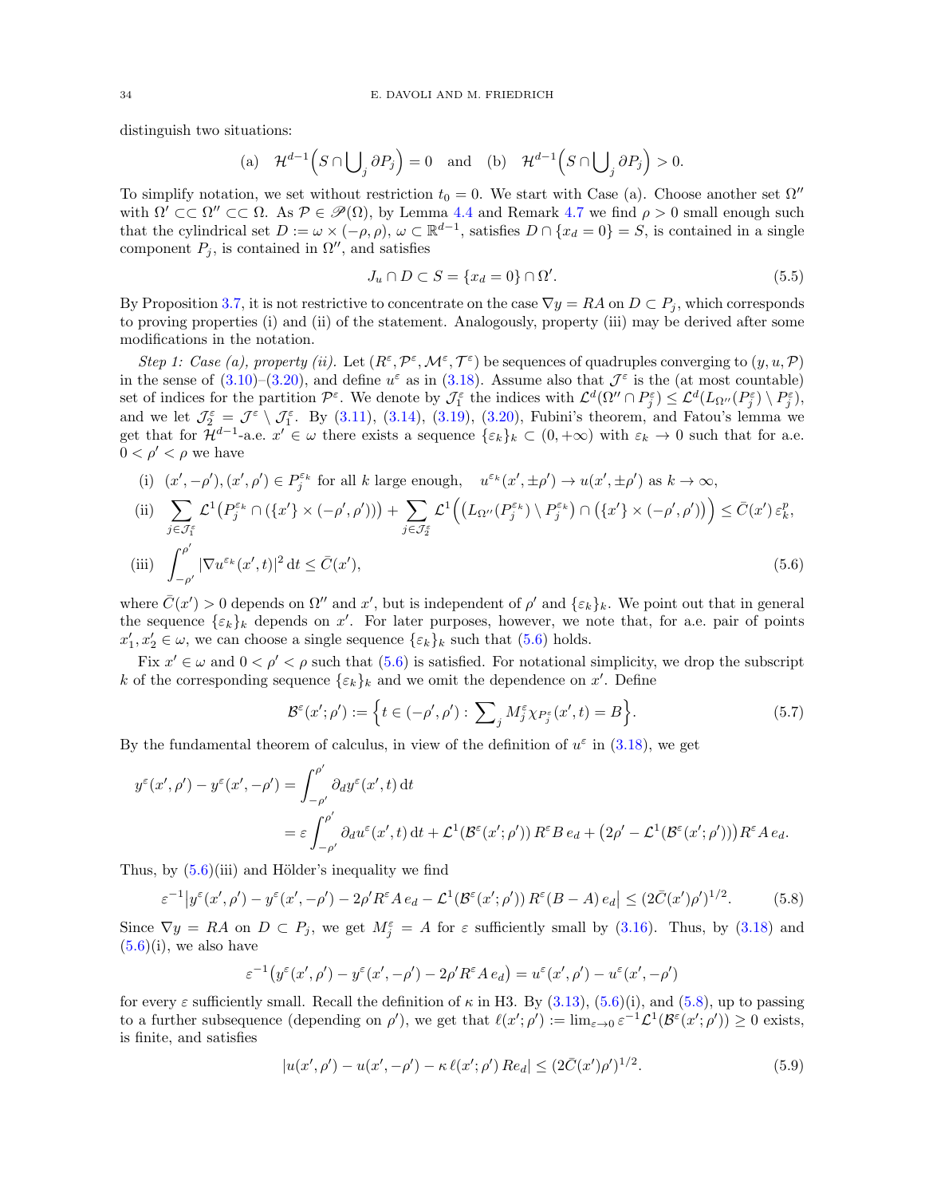distinguish two situations:

$$\text{(a)} \quad \mathcal{H}^{d-1}\Big(S \cap \bigcup\nolimits_j \partial P_j\Big) = 0 \quad \text{and} \quad \text{(b)} \quad \mathcal{H}^{d-1}\Big(S \cap \bigcup\nolimits_j \partial P_j\Big) > 0.$$

To simplify notation, we set without restriction $t_0 = 0$. We start with Case (a). Choose another set $\Omega''$ with $\Omega' \subset\subset \Omega'' \subset\subset \Omega$. As $\mathcal{P} \in \mathscr{P}(\Omega)$, by Lemma 4.4 and Remark 4.7 we find $\rho > 0$ small enough such that the cylindrical set $D := \omega \times (-\rho, \rho)$, $\omega \subset \mathbb{R}^{d-1}$, satisfies $D \cap \{x_d = 0\} = S$, is contained in a single component $P_j$, is contained in $\Omega''$, and satisfies

$$J_u \cap D \subset S = \{x_d = 0\} \cap \Omega'. \tag{5.5}$$

By Proposition 3.7, it is not restrictive to concentrate on the case $\nabla y = RA$ on $D \subset P_j$, which corresponds to proving properties (i) and (ii) of the statement. Analogously, property (iii) may be derived after some modifications in the notation.

*Step 1: Case (a), property (ii).* Let $(R^\varepsilon, \mathcal{P}^\varepsilon, \mathcal{M}^\varepsilon, \mathcal{T}^\varepsilon)$ be sequences of quadruples converging to $(y, u, \mathcal{P})$ in the sense of (3.10)–(3.20), and define $u^\varepsilon$ as in (3.18). Assume also that $\mathcal{J}^\varepsilon$ is the (at most countable) set of indices for the partition $\mathcal{P}^\varepsilon$. We denote by $\mathcal{J}^\varepsilon_1$ the indices with $\mathcal{L}^d(\Omega'' \cap P^\varepsilon_j) \le \mathcal{L}^d(L_{\Omega''}(P^\varepsilon_j) \setminus P^\varepsilon_j)$, and we let $\mathcal{J}^\varepsilon_2 = \mathcal{J}^\varepsilon \setminus \mathcal{J}^\varepsilon_1$. By (3.11), (3.14), (3.19), (3.20), Fubini's theorem, and Fatou's lemma we get that for $\mathcal{H}^{d-1}$-a.e. $x' \in \omega$ there exists a sequence $\{\varepsilon_k\}_k \subset (0, +\infty)$ with $\varepsilon_k \to 0$ such that for a.e. $0 < \rho' < \rho$ we have

$$\begin{aligned}
&\text{(i)} \quad (x', -\rho'), (x', \rho') \in P^{\varepsilon_k}_j \text{ for all } k \text{ large enough}, \quad u^{\varepsilon_k}(x', \pm\rho') \to u(x', \pm\rho') \text{ as } k \to \infty,\\
&\text{(ii)} \quad \sum_{j \in \mathcal{J}^\varepsilon_1} \mathcal{L}^1\big(P^{\varepsilon_k}_j \cap (\{x'\} \times (-\rho', \rho'))\big) + \sum_{j \in \mathcal{J}^\varepsilon_2} \mathcal{L}^1\Big(\big(L_{\Omega''}(P^{\varepsilon_k}_j) \setminus P^{\varepsilon_k}_j\big) \cap \big(\{x'\} \times (-\rho', \rho')\big)\Big) \le \bar{C}(x')\, \varepsilon_k^p,\\
&\text{(iii)} \quad \int_{-\rho'}^{\rho'} |\nabla u^{\varepsilon_k}(x', t)|^2 \, \mathrm{d}t \le \bar{C}(x'),
\end{aligned} \tag{5.6}$$

where $\bar{C}(x') > 0$ depends on $\Omega''$ and $x'$, but is independent of $\rho'$ and $\{\varepsilon_k\}_k$. We point out that in general the sequence $\{\varepsilon_k\}_k$ depends on $x'$. For later purposes, however, we note that, for a.e. pair of points $x'_1, x'_2 \in \omega$, we can choose a single sequence $\{\varepsilon_k\}_k$ such that (5.6) holds.

Fix $x' \in \omega$ and $0 < \rho' < \rho$ such that (5.6) is satisfied. For notational simplicity, we drop the subscript $k$ of the corresponding sequence $\{\varepsilon_k\}_k$ and we omit the dependence on $x'$. Define

$$\mathcal{B}^\varepsilon(x'; \rho') := \Big\{ t \in (-\rho', \rho') : \sum\nolimits_j M^\varepsilon_j \chi_{P^\varepsilon_j}(x', t) = B \Big\}. \tag{5.7}$$

By the fundamental theorem of calculus, in view of the definition of $u^\varepsilon$ in (3.18), we get

$$\begin{aligned}
y^\varepsilon(x', \rho') - y^\varepsilon(x', -\rho') &= \int_{-\rho'}^{\rho'} \partial_d y^\varepsilon(x', t) \, \mathrm{d}t \\
&= \varepsilon \int_{-\rho'}^{\rho'} \partial_d u^\varepsilon(x', t) \, \mathrm{d}t + \mathcal{L}^1(\mathcal{B}^\varepsilon(x'; \rho'))\, R^\varepsilon B\, e_d + \big(2\rho' - \mathcal{L}^1(\mathcal{B}^\varepsilon(x'; \rho'))\big) R^\varepsilon A\, e_d.
\end{aligned}$$

Thus, by (5.6)(iii) and Hölder's inequality we find

$$\varepsilon^{-1}\big| y^\varepsilon(x', \rho') - y^\varepsilon(x', -\rho') - 2\rho' R^\varepsilon A\, e_d - \mathcal{L}^1(\mathcal{B}^\varepsilon(x'; \rho'))\, R^\varepsilon (B - A)\, e_d \big| \le (2\bar{C}(x')\rho')^{1/2}. \tag{5.8}$$

Since $\nabla y = RA$ on $D \subset P_j$, we get $M^\varepsilon_j = A$ for $\varepsilon$ sufficiently small by (3.16). Thus, by (3.18) and (5.6)(i), we also have

$$\varepsilon^{-1}\big( y^\varepsilon(x', \rho') - y^\varepsilon(x', -\rho') - 2\rho' R^\varepsilon A\, e_d \big) = u^\varepsilon(x', \rho') - u^\varepsilon(x', -\rho')$$

for every $\varepsilon$ sufficiently small. Recall the definition of $\kappa$ in H3. By (3.13), (5.6)(i), and (5.8), up to passing to a further subsequence (depending on $\rho'$), we get that $\ell(x'; \rho') := \lim_{\varepsilon \to 0} \varepsilon^{-1} \mathcal{L}^1(\mathcal{B}^\varepsilon(x'; \rho')) \ge 0$ exists, is finite, and satisfies

$$|u(x', \rho') - u(x', -\rho') - \kappa\, \ell(x'; \rho')\, R e_d| \le (2\bar{C}(x')\rho')^{1/2}. \tag{5.9}$$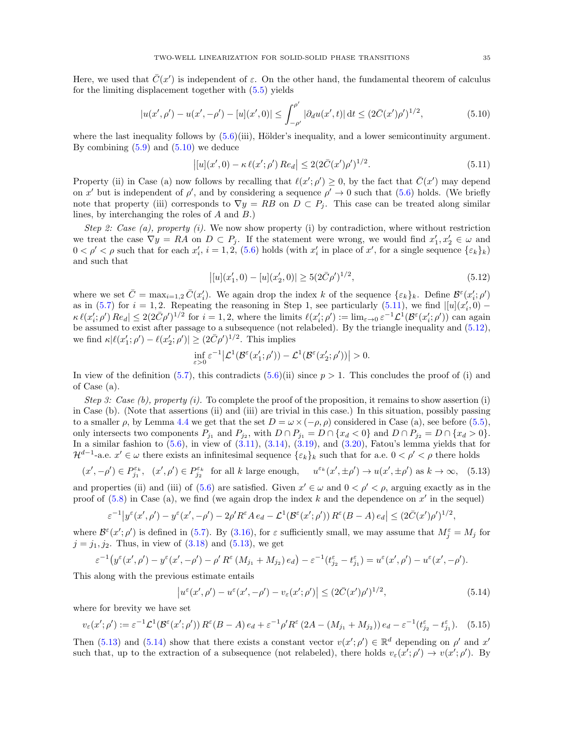Here, we used that $\bar{C}(x')$ is independent of $\varepsilon$. On the other hand, the fundamental theorem of calculus for the limiting displacement together with (5.5) yields

$$|u(x',\rho') - u(x',-\rho') - [u](x',0)| \le \int_{-\rho'}^{\rho'} |\partial_d u(x',t)|\,\mathrm{d}t \le (2\bar{C}(x')\rho')^{1/2}, \tag{5.10}$$

where the last inequality follows by (5.6)(iii), Hölder's inequality, and a lower semicontinuity argument. By combining (5.9) and (5.10) we deduce

$$\big|[u](x',0) - \kappa\,\ell(x';\rho')\,Re_d\big| \le 2(2\bar{C}(x')\rho')^{1/2}. \tag{5.11}$$

Property (ii) in Case (a) now follows by recalling that $\ell(x';\rho') \ge 0$, by the fact that $\bar{C}(x')$ may depend on $x'$ but is independent of $\rho'$, and by considering a sequence $\rho' \to 0$ such that (5.6) holds. (We briefly note that property (iii) corresponds to $\nabla y = RB$ on $D \subset P_j$. This case can be treated along similar lines, by interchanging the roles of $A$ and $B$.)

*Step 2: Case (a), property (i).* We now show property (i) by contradiction, where without restriction we treat the case $\nabla y = RA$ on $D \subset P_j$. If the statement were wrong, we would find $x_1', x_2' \in \omega$ and $0 < \rho' < \rho$ such that for each $x_i'$, $i = 1,2$, (5.6) holds (with $x_i'$ in place of $x'$, for a single sequence $\{\varepsilon_k\}_k$) and such that

$$\big|[u](x_1',0) - [u](x_2',0)\big| \ge 5(2\bar{C}\rho')^{1/2}, \tag{5.12}$$

where we set $\bar{C} = \max_{i=1,2}\bar{C}(x_i')$. We again drop the index $k$ of the sequence $\{\varepsilon_k\}_k$. Define $\mathcal{B}^\varepsilon(x_i';\rho')$ as in (5.7) for $i = 1,2$. Repeating the reasoning in Step 1, see particularly (5.11), we find $|[u](x_i',0) - \kappa\,\ell(x_i';\rho')\,Re_d| \le 2(2\bar{C}\rho')^{1/2}$ for $i = 1,2$, where the limits $\ell(x_i';\rho') := \lim_{\varepsilon\to 0}\varepsilon^{-1}\mathcal{L}^1(\mathcal{B}^\varepsilon(x_i';\rho'))$ can again be assumed to exist after passage to a subsequence (not relabeled). By the triangle inequality and (5.12), we find $\kappa|\ell(x_1';\rho') - \ell(x_2';\rho')| \ge (2\bar{C}\rho')^{1/2}$. This implies

$$\inf_{\varepsilon>0}\varepsilon^{-1}\big|\mathcal{L}^1(\mathcal{B}^\varepsilon(x_1';\rho')) - \mathcal{L}^1(\mathcal{B}^\varepsilon(x_2';\rho'))\big| > 0.$$

In view of the definition (5.7), this contradicts (5.6)(ii) since $p > 1$. This concludes the proof of (i) and of Case (a).

*Step 3: Case (b), property (i).* To complete the proof of the proposition, it remains to show assertion (i) in Case (b). (Note that assertions (ii) and (iii) are trivial in this case.) In this situation, possibly passing to a smaller $\rho$, by Lemma 4.4 we get that the set $D = \omega \times (-\rho,\rho)$ considered in Case (a), see before (5.5), only intersects two components $P_{j_1}$ and $P_{j_2}$, with $D \cap P_{j_1} = D \cap \{x_d < 0\}$ and $D \cap P_{j_2} = D \cap \{x_d > 0\}$. In a similar fashion to (5.6), in view of (3.11), (3.14), (3.19), and (3.20), Fatou's lemma yields that for $\mathcal{H}^{d-1}$-a.e. $x' \in \omega$ there exists an infinitesimal sequence $\{\varepsilon_k\}_k$ such that for a.e. $0 < \rho' < \rho$ there holds

$$(x',-\rho') \in P_{j_1}^{\varepsilon_k},\ \ (x',\rho') \in P_{j_2}^{\varepsilon_k}\ \text{ for all } k \text{ large enough}, \quad u^{\varepsilon_k}(x',\pm\rho') \to u(x',\pm\rho') \text{ as } k\to\infty, \tag{5.13}$$

and properties (ii) and (iii) of (5.6) are satisfied. Given $x' \in \omega$ and $0 < \rho' < \rho$, arguing exactly as in the proof of (5.8) in Case (a), we find (we again drop the index $k$ and the dependence on $x'$ in the sequel)

$$\varepsilon^{-1}\big|y^\varepsilon(x',\rho') - y^\varepsilon(x',-\rho') - 2\rho' R^\varepsilon A\,e_d - \mathcal{L}^1(\mathcal{B}^\varepsilon(x';\rho'))\,R^\varepsilon(B-A)\,e_d\big| \le (2\bar{C}(x')\rho')^{1/2},$$

where $\mathcal{B}^\varepsilon(x';\rho')$ is defined in (5.7). By (3.16), for $\varepsilon$ sufficiently small, we may assume that $M_j^\varepsilon = M_j$ for $j = j_1, j_2$. Thus, in view of (3.18) and (5.13), we get

$$\varepsilon^{-1}\big(y^\varepsilon(x',\rho') - y^\varepsilon(x',-\rho') - \rho' R^\varepsilon\,(M_{j_1} + M_{j_2})\,e_d\big) - \varepsilon^{-1}(t_{j_2}^\varepsilon - t_{j_1}^\varepsilon) = u^\varepsilon(x',\rho') - u^\varepsilon(x',-\rho').$$

This along with the previous estimate entails

$$\big|u^\varepsilon(x',\rho') - u^\varepsilon(x',-\rho') - v_\varepsilon(x';\rho')\big| \le (2\bar{C}(x')\rho')^{1/2}, \tag{5.14}$$

where for brevity we have set

$$v_\varepsilon(x';\rho') := \varepsilon^{-1}\mathcal{L}^1(\mathcal{B}^\varepsilon(x';\rho'))\,R^\varepsilon(B-A)\,e_d + \varepsilon^{-1}\rho' R^\varepsilon\,(2A - (M_{j_1} + M_{j_2}))\,e_d - \varepsilon^{-1}(t_{j_2}^\varepsilon - t_{j_1}^\varepsilon). \tag{5.15}$$

Then (5.13) and (5.14) show that there exists a constant vector $v(x';\rho') \in \mathbb{R}^d$ depending on $\rho'$ and $x'$ such that, up to the extraction of a subsequence (not relabeled), there holds $v_\varepsilon(x';\rho') \to v(x';\rho')$. By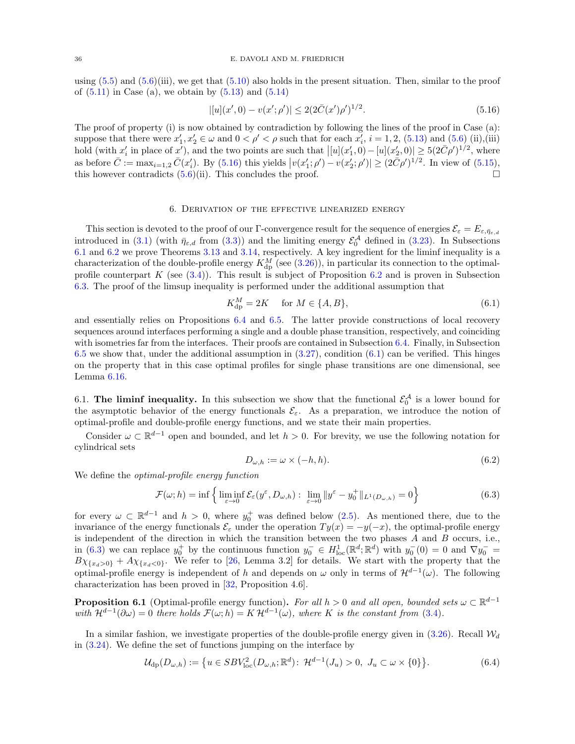using (5.5) and (5.6)(iii), we get that (5.10) also holds in the present situation. Then, similar to the proof of (5.11) in Case (a), we obtain by (5.13) and (5.14)

$$|[u](x',0) - v(x';\rho')| \le 2(2\bar{C}(x')\rho')^{1/2}. \tag{5.16}$$

The proof of property (i) is now obtained by contradiction by following the lines of the proof in Case (a): suppose that there were $x'_1, x'_2 \in \omega$ and $0 < \rho' < \rho$ such that for each $x'_i$, $i = 1, 2$, (5.13) and (5.6) (ii),(iii) hold (with $x'_i$ in place of $x'$), and the two points are such that $\big|[u](x'_1,0) - [u](x'_2,0)\big| \ge 5(2\bar{C}\rho')^{1/2}$, where as before $\bar{C} := \max_{i=1,2} \bar{C}(x'_i)$. By (5.16) this yields $\big|v(x'_1;\rho') - v(x'_2;\rho')\big| \ge (2\bar{C}\rho')^{1/2}$. In view of (5.15), this however contradicts (5.6)(ii). This concludes the proof. □

## 6. Derivation of the effective linearized energy

This section is devoted to the proof of our Γ-convergence result for the sequence of energies $\mathcal{E}_\varepsilon = E_{\varepsilon,\bar{\eta}_{\varepsilon,d}}$ introduced in (3.1) (with $\bar{\eta}_{\varepsilon,d}$ from (3.3)) and the limiting energy $\mathcal{E}_0^{\mathcal{A}}$ defined in (3.23). In Subsections 6.1 and 6.2 we prove Theorems 3.13 and 3.14, respectively. A key ingredient for the liminf inequality is a characterization of the double-profile energy $K^M_{\rm dp}$ (see (3.26)), in particular its connection to the optimal-profile counterpart $K$ (see (3.4)). This result is subject of Proposition 6.2 and is proven in Subsection 6.3. The proof of the limsup inequality is performed under the additional assumption that

$$K^M_{\rm dp} = 2K \quad \text{ for } M \in \{A, B\}, \tag{6.1}$$

and essentially relies on Propositions 6.4 and 6.5. The latter provide constructions of local recovery sequences around interfaces performing a single and a double phase transition, respectively, and coinciding with isometries far from the interfaces. Their proofs are contained in Subsection 6.4. Finally, in Subsection 6.5 we show that, under the additional assumption in (3.27), condition (6.1) can be verified. This hinges on the property that in this case optimal profiles for single phase transitions are one dimensional, see Lemma 6.16.

6.1. **The liminf inequality.** In this subsection we show that the functional $\mathcal{E}_0^{\mathcal{A}}$ is a lower bound for the asymptotic behavior of the energy functionals $\mathcal{E}_\varepsilon$. As a preparation, we introduce the notion of optimal-profile and double-profile energy functions, and we state their main properties.

Consider $\omega \subset \mathbb{R}^{d-1}$ open and bounded, and let $h > 0$. For brevity, we use the following notation for cylindrical sets

$$D_{\omega,h} := \omega \times (-h, h). \tag{6.2}$$

We define the *optimal-profile energy function*

$$\mathcal{F}(\omega; h) = \inf \Big\{ \liminf_{\varepsilon \to 0} \mathcal{E}_\varepsilon(y^\varepsilon, D_{\omega,h}) : \lim_{\varepsilon \to 0} \|y^\varepsilon - y_0^+\|_{L^1(D_{\omega,h})} = 0 \Big\} \tag{6.3}$$

for every $\omega \subset \mathbb{R}^{d-1}$ and $h > 0$, where $y_0^+$ was defined below (2.5). As mentioned there, due to the invariance of the energy functionals $\mathcal{E}_\varepsilon$ under the operation $Ty(x) = -y(-x)$, the optimal-profile energy is independent of the direction in which the transition between the two phases $A$ and $B$ occurs, i.e., in (6.3) we can replace $y_0^+$ by the continuous function $y_0^- \in H^1_{\rm loc}(\mathbb{R}^d; \mathbb{R}^d)$ with $y_0^-(0) = 0$ and $\nabla y_0^- = B\chi_{\{x_d > 0\}} + A\chi_{\{x_d < 0\}}$. We refer to [26, Lemma 3.2] for details. We start with the property that the optimal-profile energy is independent of $h$ and depends on $\omega$ only in terms of $\mathcal{H}^{d-1}(\omega)$. The following characterization has been proved in [32, Proposition 4.6].

**Proposition 6.1** (Optimal-profile energy function)**.** *For all $h > 0$ and all open, bounded sets $\omega \subset \mathbb{R}^{d-1}$ with $\mathcal{H}^{d-1}(\partial\omega) = 0$ there holds $\mathcal{F}(\omega; h) = K\,\mathcal{H}^{d-1}(\omega)$, where $K$ is the constant from (3.4).*

In a similar fashion, we investigate properties of the double-profile energy given in (3.26). Recall $\mathcal{W}_d$ in (3.24). We define the set of functions jumping on the interface by

$$\mathcal{U}_{\rm dp}(D_{\omega,h}) := \big\{ u \in SBV^2_{\rm loc}(D_{\omega,h}; \mathbb{R}^d) : \ \mathcal{H}^{d-1}(J_u) > 0, \ J_u \subset \omega \times \{0\} \big\}. \tag{6.4}$$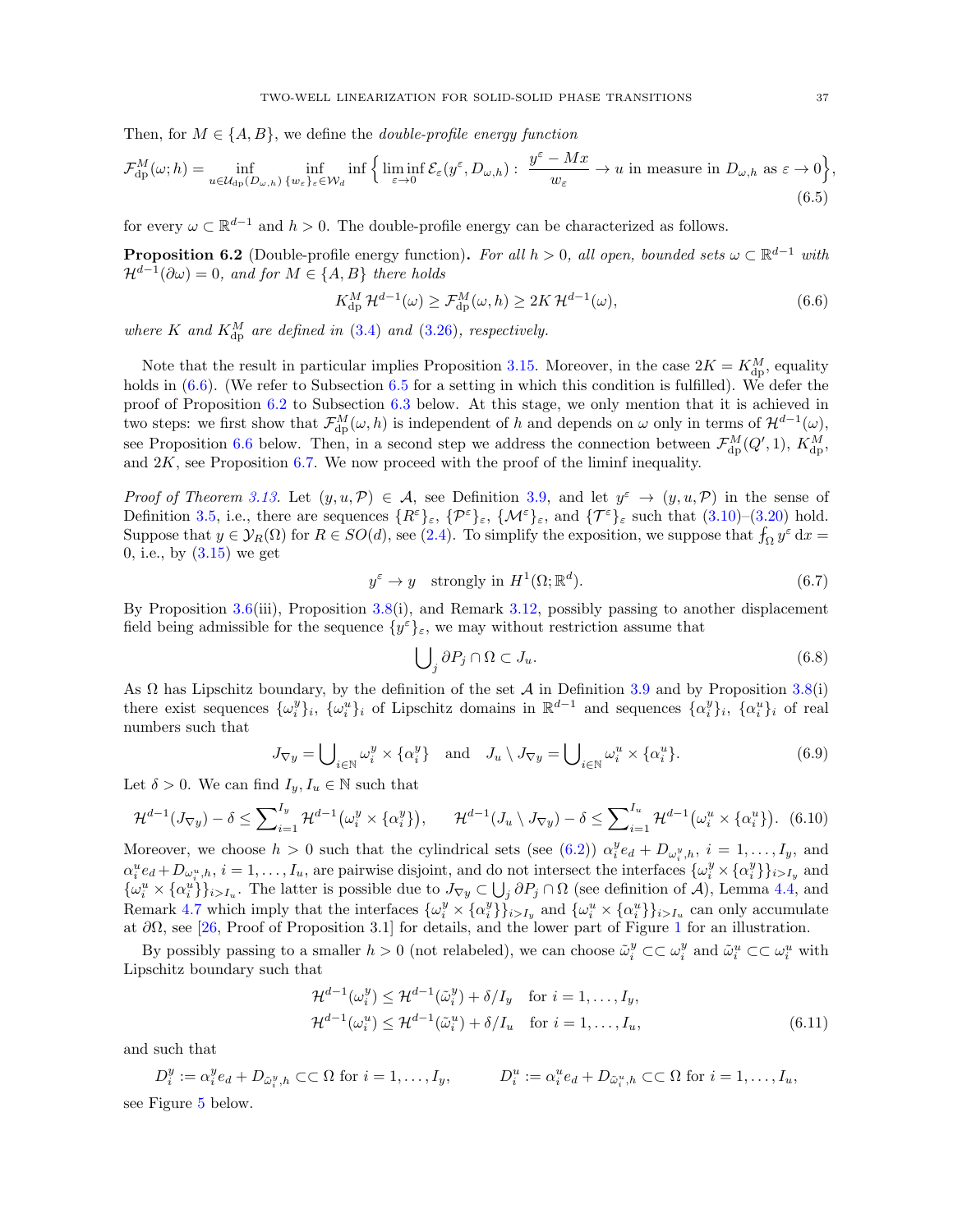Then, for $M \in \{A, B\}$, we define the *double-profile energy function*

$$
\mathcal{F}^M_{\rm dp}(\omega; h) = \inf_{u \in \mathcal{U}_{\rm dp}(D_{\omega,h})} \inf_{\{w_\varepsilon\}_\varepsilon \in \mathcal{W}_d} \inf \Big\{ \liminf_{\varepsilon \to 0} \mathcal{E}_\varepsilon(y^\varepsilon, D_{\omega,h}) : \ \frac{y^\varepsilon - Mx}{w_\varepsilon} \to u \text{ in measure in } D_{\omega,h} \text{ as } \varepsilon \to 0 \Big\}, \tag{6.5}
$$

for every $\omega \subset \mathbb{R}^{d-1}$ and $h > 0$. The double-profile energy can be characterized as follows.

**Proposition 6.2** (Double-profile energy function)**.** *For all $h > 0$, all open, bounded sets $\omega \subset \mathbb{R}^{d-1}$ with $\mathcal{H}^{d-1}(\partial\omega) = 0$, and for $M \in \{A, B\}$ there holds*

$$
K^M_{\rm dp}\, \mathcal{H}^{d-1}(\omega) \geq \mathcal{F}^M_{\rm dp}(\omega, h) \geq 2K\, \mathcal{H}^{d-1}(\omega), \tag{6.6}
$$

*where $K$ and $K^M_{\rm dp}$ are defined in (3.4) and (3.26), respectively.*

Note that the result in particular implies Proposition 3.15. Moreover, in the case $2K = K^M_{\rm dp}$, equality holds in (6.6). (We refer to Subsection 6.5 for a setting in which this condition is fulfilled). We defer the proof of Proposition 6.2 to Subsection 6.3 below. At this stage, we only mention that it is achieved in two steps: we first show that $\mathcal{F}^M_{\rm dp}(\omega, h)$ is independent of $h$ and depends on $\omega$ only in terms of $\mathcal{H}^{d-1}(\omega)$, see Proposition 6.6 below. Then, in a second step we address the connection between $\mathcal{F}^M_{\rm dp}(Q', 1)$, $K^M_{\rm dp}$, and $2K$, see Proposition 6.7. We now proceed with the proof of the liminf inequality.

*Proof of Theorem 3.13.* Let $(y, u, \mathcal{P}) \in \mathcal{A}$, see Definition 3.9, and let $y^\varepsilon \to (y, u, \mathcal{P})$ in the sense of Definition 3.5, i.e., there are sequences $\{R^\varepsilon\}_\varepsilon$, $\{\mathcal{P}^\varepsilon\}_\varepsilon$, $\{\mathcal{M}^\varepsilon\}_\varepsilon$, and $\{\mathcal{T}^\varepsilon\}_\varepsilon$ such that (3.10)–(3.20) hold. Suppose that $y \in \mathcal{Y}_R(\Omega)$ for $R \in SO(d)$, see (2.4). To simplify the exposition, we suppose that $\fint_\Omega y^\varepsilon \,{\rm d}x = 0$, i.e., by (3.15) we get

$$
y^\varepsilon \to y \quad \text{strongly in } H^1(\Omega; \mathbb{R}^d). \tag{6.7}
$$

By Proposition 3.6(iii), Proposition 3.8(i), and Remark 3.12, possibly passing to another displacement field being admissible for the sequence $\{y^\varepsilon\}_\varepsilon$, we may without restriction assume that

$$
\bigcup\nolimits_j \partial P_j \cap \Omega \subset J_u. \tag{6.8}
$$

As $\Omega$ has Lipschitz boundary, by the definition of the set $\mathcal{A}$ in Definition 3.9 and by Proposition 3.8(i) there exist sequences $\{\omega^y_i\}_i$, $\{\omega^u_i\}_i$ of Lipschitz domains in $\mathbb{R}^{d-1}$ and sequences $\{\alpha^y_i\}_i$, $\{\alpha^u_i\}_i$ of real numbers such that

$$
J_{\nabla y} = \bigcup\nolimits_{i \in \mathbb{N}} \omega^y_i \times \{\alpha^y_i\} \quad \text{and} \quad J_u \setminus J_{\nabla y} = \bigcup\nolimits_{i \in \mathbb{N}} \omega^u_i \times \{\alpha^u_i\}. \tag{6.9}
$$

Let $\delta > 0$. We can find $I_y, I_u \in \mathbb{N}$ such that

$$
\mathcal{H}^{d-1}(J_{\nabla y}) - \delta \leq \sum\nolimits_{i=1}^{I_y} \mathcal{H}^{d-1}\big(\omega^y_i \times \{\alpha^y_i\}\big), \qquad \mathcal{H}^{d-1}(J_u \setminus J_{\nabla y}) - \delta \leq \sum\nolimits_{i=1}^{I_u} \mathcal{H}^{d-1}\big(\omega^u_i \times \{\alpha^u_i\}\big). \tag{6.10}
$$

Moreover, we choose $h > 0$ such that the cylindrical sets (see (6.2)) $\alpha^y_i e_d + D_{\omega^y_i, h}$, $i = 1, \ldots, I_y$, and $\alpha^u_i e_d + D_{\omega^u_i, h}$, $i = 1, \ldots, I_u$, are pairwise disjoint, and do not intersect the interfaces $\{\omega^y_i \times \{\alpha^y_i\}\}_{i > I_y}$ and $\{\omega^u_i \times \{\alpha^u_i\}\}_{i > I_u}$. The latter is possible due to $J_{\nabla y} \subset \bigcup_j \partial P_j \cap \Omega$ (see definition of $\mathcal{A}$), Lemma 4.4, and Remark 4.7 which imply that the interfaces $\{\omega^y_i \times \{\alpha^y_i\}\}_{i > I_y}$ and $\{\omega^u_i \times \{\alpha^u_i\}\}_{i > I_u}$ can only accumulate at $\partial\Omega$, see [26, Proof of Proposition 3.1] for details, and the lower part of Figure 1 for an illustration.

By possibly passing to a smaller $h > 0$ (not relabeled), we can choose $\tilde{\omega}^y_i \subset\subset \omega^y_i$ and $\tilde{\omega}^u_i \subset\subset \omega^u_i$ with Lipschitz boundary such that

$$
\begin{aligned}
\mathcal{H}^{d-1}(\omega^y_i) &\leq \mathcal{H}^{d-1}(\tilde{\omega}^y_i) + \delta / I_y \quad \text{for } i = 1, \ldots, I_y, \\
\mathcal{H}^{d-1}(\omega^u_i) &\leq \mathcal{H}^{d-1}(\tilde{\omega}^u_i) + \delta / I_u \quad \text{for } i = 1, \ldots, I_u,
\end{aligned} \tag{6.11}
$$

and such that

$$
D^y_i := \alpha^y_i e_d + D_{\tilde{\omega}^y_i, h} \subset\subset \Omega \text{ for } i = 1, \ldots, I_y, \qquad D^u_i := \alpha^u_i e_d + D_{\tilde{\omega}^u_i, h} \subset\subset \Omega \text{ for } i = 1, \ldots, I_u,
$$

see Figure 5 below.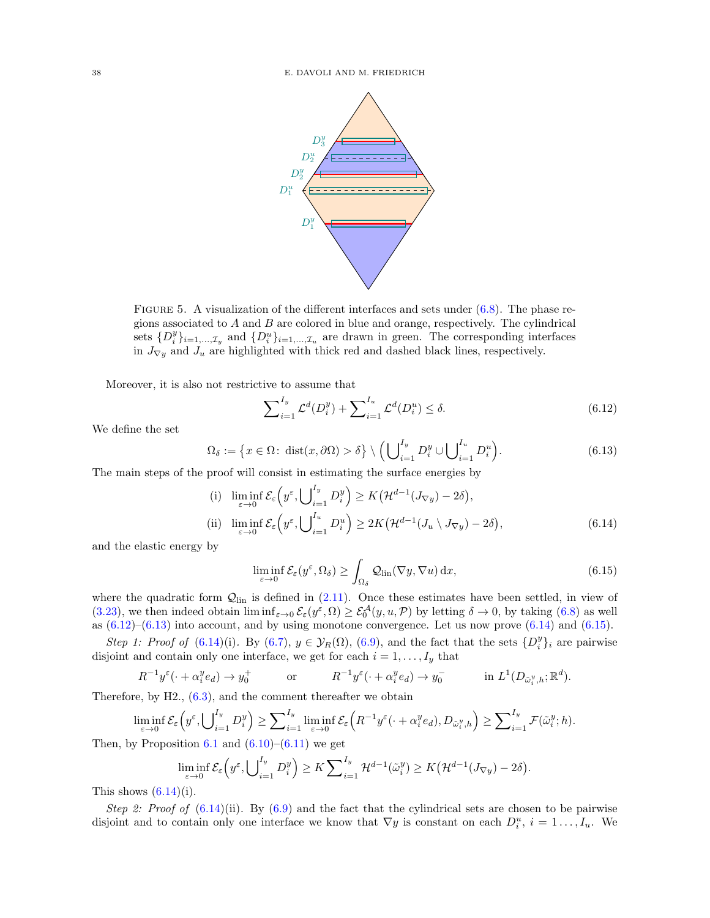FIGURE 5. A visualization of the different interfaces and sets under (6.8). The phase regions associated to $A$ and $B$ are colored in blue and orange, respectively. The cylindrical sets $\{D_i^y\}_{i=1,\dots,\mathcal{I}_y}$ and $\{D_i^u\}_{i=1,\dots,\mathcal{I}_u}$ are drawn in green. The corresponding interfaces in $J_{\nabla y}$ and $J_u$ are highlighted with thick red and dashed black lines, respectively.

Moreover, it is also not restrictive to assume that

$$\sum\nolimits_{i=1}^{I_y} \mathcal{L}^d(D_i^y) + \sum\nolimits_{i=1}^{I_u} \mathcal{L}^d(D_i^u) \leq \delta. \tag{6.12}$$

We define the set

$$\Omega_\delta := \big\{x \in \Omega\colon \operatorname{dist}(x, \partial\Omega) > \delta\big\} \setminus \Big(\bigcup\nolimits_{i=1}^{I_y} D_i^y \cup \bigcup\nolimits_{i=1}^{I_u} D_i^u\Big). \tag{6.13}$$

The main steps of the proof will consist in estimating the surface energies by

$$\begin{aligned}
&\text{(i)} \quad \liminf_{\varepsilon\to 0} \mathcal{E}_\varepsilon\Big(y^\varepsilon, \bigcup\nolimits_{i=1}^{I_y} D_i^y\Big) \geq K\big(\mathcal{H}^{d-1}(J_{\nabla y}) - 2\delta\big),\\
&\text{(ii)} \quad \liminf_{\varepsilon\to 0} \mathcal{E}_\varepsilon\Big(y^\varepsilon, \bigcup\nolimits_{i=1}^{I_u} D_i^u\Big) \geq 2K\big(\mathcal{H}^{d-1}(J_u \setminus J_{\nabla y}) - 2\delta\big),
\end{aligned} \tag{6.14}$$

and the elastic energy by

$$\liminf_{\varepsilon\to 0} \mathcal{E}_\varepsilon(y^\varepsilon, \Omega_\delta) \geq \int_{\Omega_\delta} \mathcal{Q}_{\rm lin}(\nabla y, \nabla u)\, \mathrm{d}x, \tag{6.15}$$

where the quadratic form $\mathcal{Q}_{\rm lin}$ is defined in (2.11). Once these estimates have been settled, in view of (3.23), we then indeed obtain $\liminf_{\varepsilon\to 0} \mathcal{E}_\varepsilon(y^\varepsilon, \Omega) \geq \mathcal{E}_0^{\mathcal{A}}(y, u, \mathcal{P})$ by letting $\delta \to 0$, by taking (6.8) as well as (6.12)–(6.13) into account, and by using monotone convergence. Let us now prove (6.14) and (6.15).

*Step 1: Proof of* (6.14)(i). By (6.7), $y \in \mathcal{Y}_R(\Omega)$, (6.9), and the fact that the sets $\{D_i^y\}_i$ are pairwise disjoint and contain only one interface, we get for each $i = 1, \dots, I_y$ that

$$R^{-1}y^\varepsilon(\cdot + \alpha_i^y e_d) \to y_0^+ \qquad \text{or} \qquad R^{-1}y^\varepsilon(\cdot + \alpha_i^y e_d) \to y_0^- \qquad \text{in } L^1(D_{\tilde{\omega}_i^y, h}; \mathbb{R}^d).$$

Therefore, by H2., (6.3), and the comment thereafter we obtain

$$\liminf_{\varepsilon\to 0} \mathcal{E}_\varepsilon\Big(y^\varepsilon, \bigcup\nolimits_{i=1}^{I_y} D_i^y\Big) \geq \sum\nolimits_{i=1}^{I_y} \liminf_{\varepsilon\to 0} \mathcal{E}_\varepsilon\Big(R^{-1}y^\varepsilon(\cdot + \alpha_i^y e_d), D_{\tilde{\omega}_i^y, h}\Big) \geq \sum\nolimits_{i=1}^{I_y} \mathcal{F}(\tilde{\omega}_i^y; h).$$

Then, by Proposition 6.1 and (6.10)–(6.11) we get

$$\liminf_{\varepsilon\to 0} \mathcal{E}_\varepsilon\Big(y^\varepsilon, \bigcup\nolimits_{i=1}^{I_y} D_i^y\Big) \geq K \sum\nolimits_{i=1}^{I_y} \mathcal{H}^{d-1}(\tilde{\omega}_i^y) \geq K\big(\mathcal{H}^{d-1}(J_{\nabla y}) - 2\delta\big).$$

This shows (6.14)(i).

*Step 2: Proof of* (6.14)(ii). By (6.9) and the fact that the cylindrical sets are chosen to be pairwise disjoint and to contain only one interface we know that $\nabla y$ is constant on each $D_i^u$, $i = 1 \dots, I_u$. We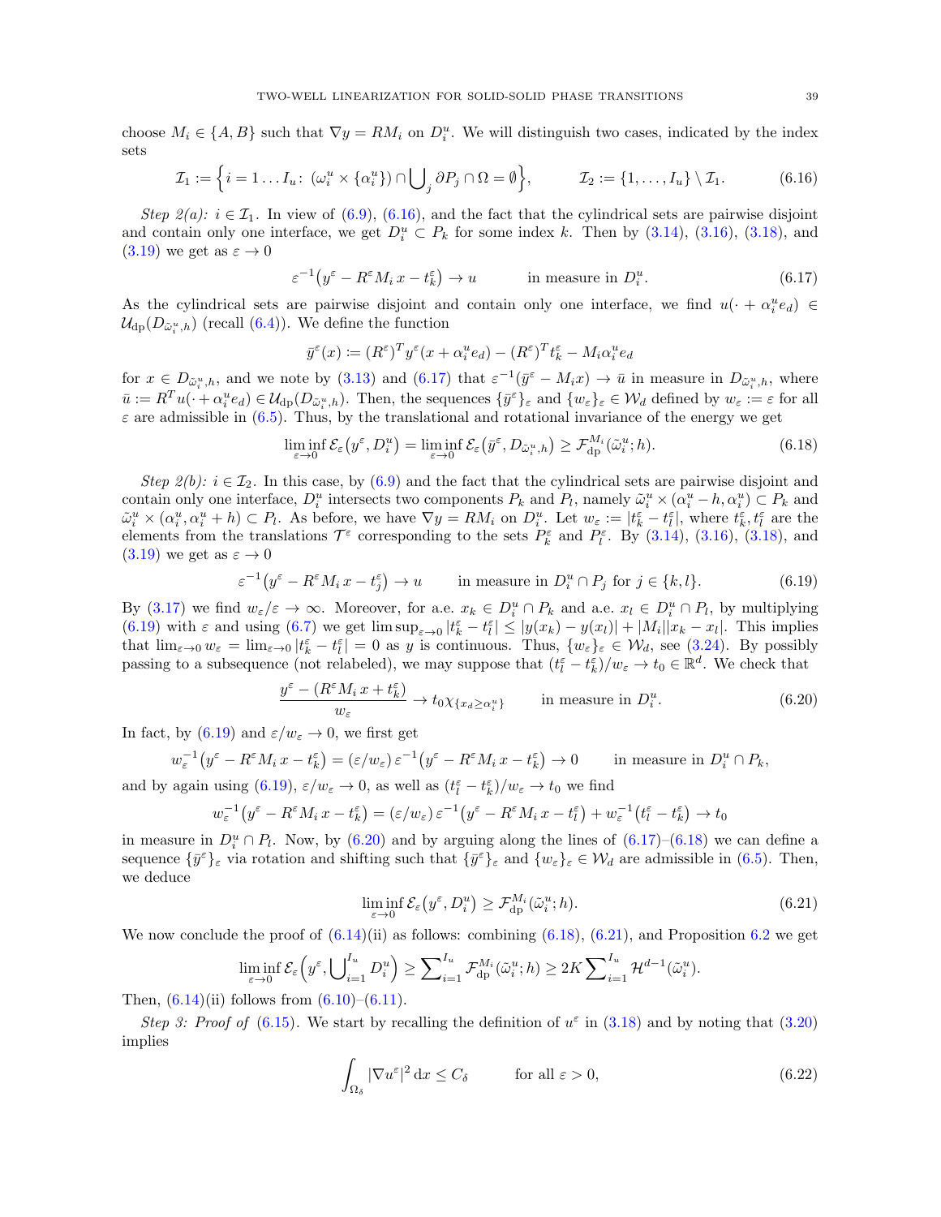choose $M_i \in \{A, B\}$ such that $\nabla y = RM_i$ on $D_i^u$. We will distinguish two cases, indicated by the index sets

$$\mathcal{I}_1 := \Big\{ i = 1 \ldots I_u \colon \; (\omega_i^u \times \{\alpha_i^u\}) \cap \bigcup\nolimits_j \partial P_j \cap \Omega = \emptyset \Big\}, \qquad \mathcal{I}_2 := \{1, \ldots, I_u\} \setminus \mathcal{I}_1. \tag{6.16}$$

*Step 2(a): $i \in \mathcal{I}_1$.* In view of (6.9), (6.16), and the fact that the cylindrical sets are pairwise disjoint and contain only one interface, we get $D_i^u \subset P_k$ for some index $k$. Then by (3.14), (3.16), (3.18), and (3.19) we get as $\varepsilon \to 0$

$$\varepsilon^{-1}\big(y^\varepsilon - R^\varepsilon M_i\, x - t_k^\varepsilon\big) \to u \qquad \text{in measure in } D_i^u. \tag{6.17}$$

As the cylindrical sets are pairwise disjoint and contain only one interface, we find $u(\cdot + \alpha_i^u e_d) \in \mathcal{U}_{\rm dp}(D_{\tilde\omega_i^u, h})$ (recall (6.4)). We define the function

$$\bar y^\varepsilon(x) := (R^\varepsilon)^T y^\varepsilon(x + \alpha_i^u e_d) - (R^\varepsilon)^T t_k^\varepsilon - M_i \alpha_i^u e_d$$

for $x \in D_{\tilde\omega_i^u, h}$, and we note by (3.13) and (6.17) that $\varepsilon^{-1}(\bar y^\varepsilon - M_i x) \to \bar u$ in measure in $D_{\tilde\omega_i^u, h}$, where $\bar u := R^T u(\cdot + \alpha_i^u e_d) \in \mathcal{U}_{\rm dp}(D_{\tilde\omega_i^u, h})$. Then, the sequences $\{\bar y^\varepsilon\}_\varepsilon$ and $\{w_\varepsilon\}_\varepsilon \in \mathcal{W}_d$ defined by $w_\varepsilon := \varepsilon$ for all $\varepsilon$ are admissible in (6.5). Thus, by the translational and rotational invariance of the energy we get

$$\liminf_{\varepsilon \to 0} \mathcal{E}_\varepsilon\big(y^\varepsilon, D_i^u\big) = \liminf_{\varepsilon \to 0} \mathcal{E}_\varepsilon\big(\bar y^\varepsilon, D_{\tilde\omega_i^u, h}\big) \ge \mathcal{F}^{M_i}_{\rm dp}(\tilde\omega_i^u; h). \tag{6.18}$$

*Step 2(b): $i \in \mathcal{I}_2$.* In this case, by (6.9) and the fact that the cylindrical sets are pairwise disjoint and contain only one interface, $D_i^u$ intersects two components $P_k$ and $P_l$, namely $\tilde\omega_i^u \times (\alpha_i^u - h, \alpha_i^u) \subset P_k$ and $\tilde\omega_i^u \times (\alpha_i^u, \alpha_i^u + h) \subset P_l$. As before, we have $\nabla y = RM_i$ on $D_i^u$. Let $w_\varepsilon := |t_k^\varepsilon - t_l^\varepsilon|$, where $t_k^\varepsilon, t_l^\varepsilon$ are the elements from the translations $\mathcal{T}^\varepsilon$ corresponding to the sets $P_k^\varepsilon$ and $P_l^\varepsilon$. By (3.14), (3.16), (3.18), and (3.19) we get as $\varepsilon \to 0$

$$\varepsilon^{-1}\big(y^\varepsilon - R^\varepsilon M_i\, x - t_j^\varepsilon\big) \to u \qquad \text{in measure in } D_i^u \cap P_j \text{ for } j \in \{k, l\}. \tag{6.19}$$

By (3.17) we find $w_\varepsilon/\varepsilon \to \infty$. Moreover, for a.e. $x_k \in D_i^u \cap P_k$ and a.e. $x_l \in D_i^u \cap P_l$, by multiplying (6.19) with $\varepsilon$ and using (6.7) we get $\limsup_{\varepsilon \to 0} |t_k^\varepsilon - t_l^\varepsilon| \le |y(x_k) - y(x_l)| + |M_i||x_k - x_l|$. This implies that $\lim_{\varepsilon \to 0} w_\varepsilon = \lim_{\varepsilon \to 0} |t_k^\varepsilon - t_l^\varepsilon| = 0$ as $y$ is continuous. Thus, $\{w_\varepsilon\}_\varepsilon \in \mathcal{W}_d$, see (3.24). By possibly passing to a subsequence (not relabeled), we may suppose that $(t_l^\varepsilon - t_k^\varepsilon)/w_\varepsilon \to t_0 \in \mathbb{R}^d$. We check that

$$\frac{y^\varepsilon - (R^\varepsilon M_i\, x + t_k^\varepsilon)}{w_\varepsilon} \to t_0 \chi_{\{x_d \ge \alpha_i^u\}} \qquad \text{in measure in } D_i^u. \tag{6.20}$$

In fact, by (6.19) and $\varepsilon/w_\varepsilon \to 0$, we first get

$$w_\varepsilon^{-1}\big(y^\varepsilon - R^\varepsilon M_i\, x - t_k^\varepsilon\big) = (\varepsilon/w_\varepsilon)\, \varepsilon^{-1}\big(y^\varepsilon - R^\varepsilon M_i\, x - t_k^\varepsilon\big) \to 0 \qquad \text{in measure in } D_i^u \cap P_k,$$

and by again using (6.19), $\varepsilon/w_\varepsilon \to 0$, as well as $(t_l^\varepsilon - t_k^\varepsilon)/w_\varepsilon \to t_0$ we find

$$w_\varepsilon^{-1}\big(y^\varepsilon - R^\varepsilon M_i\, x - t_k^\varepsilon\big) = (\varepsilon/w_\varepsilon)\, \varepsilon^{-1}\big(y^\varepsilon - R^\varepsilon M_i\, x - t_l^\varepsilon\big) + w_\varepsilon^{-1}\big(t_l^\varepsilon - t_k^\varepsilon\big) \to t_0$$

in measure in $D_i^u \cap P_l$. Now, by (6.20) and by arguing along the lines of (6.17)–(6.18) we can define a sequence $\{\bar y^\varepsilon\}_\varepsilon$ via rotation and shifting such that $\{\bar y^\varepsilon\}_\varepsilon$ and $\{w_\varepsilon\}_\varepsilon \in \mathcal{W}_d$ are admissible in (6.5). Then, we deduce

$$\liminf_{\varepsilon \to 0} \mathcal{E}_\varepsilon\big(y^\varepsilon, D_i^u\big) \ge \mathcal{F}^{M_i}_{\rm dp}(\tilde\omega_i^u; h). \tag{6.21}$$

We now conclude the proof of (6.14)(ii) as follows: combining (6.18), (6.21), and Proposition 6.2 we get

$$\liminf_{\varepsilon \to 0} \mathcal{E}_\varepsilon\Big(y^\varepsilon, \bigcup\nolimits_{i=1}^{I_u} D_i^u\Big) \ge \sum\nolimits_{i=1}^{I_u} \mathcal{F}^{M_i}_{\rm dp}(\tilde\omega_i^u; h) \ge 2K \sum\nolimits_{i=1}^{I_u} \mathcal{H}^{d-1}(\tilde\omega_i^u).$$

Then, (6.14)(ii) follows from (6.10)–(6.11).

*Step 3: Proof of* (6.15). We start by recalling the definition of $u^\varepsilon$ in (3.18) and by noting that (3.20) implies

$$\int_{\Omega_\delta} |\nabla u^\varepsilon|^2 \, {\rm d}x \le C_\delta \qquad \text{for all } \varepsilon > 0, \tag{6.22}$$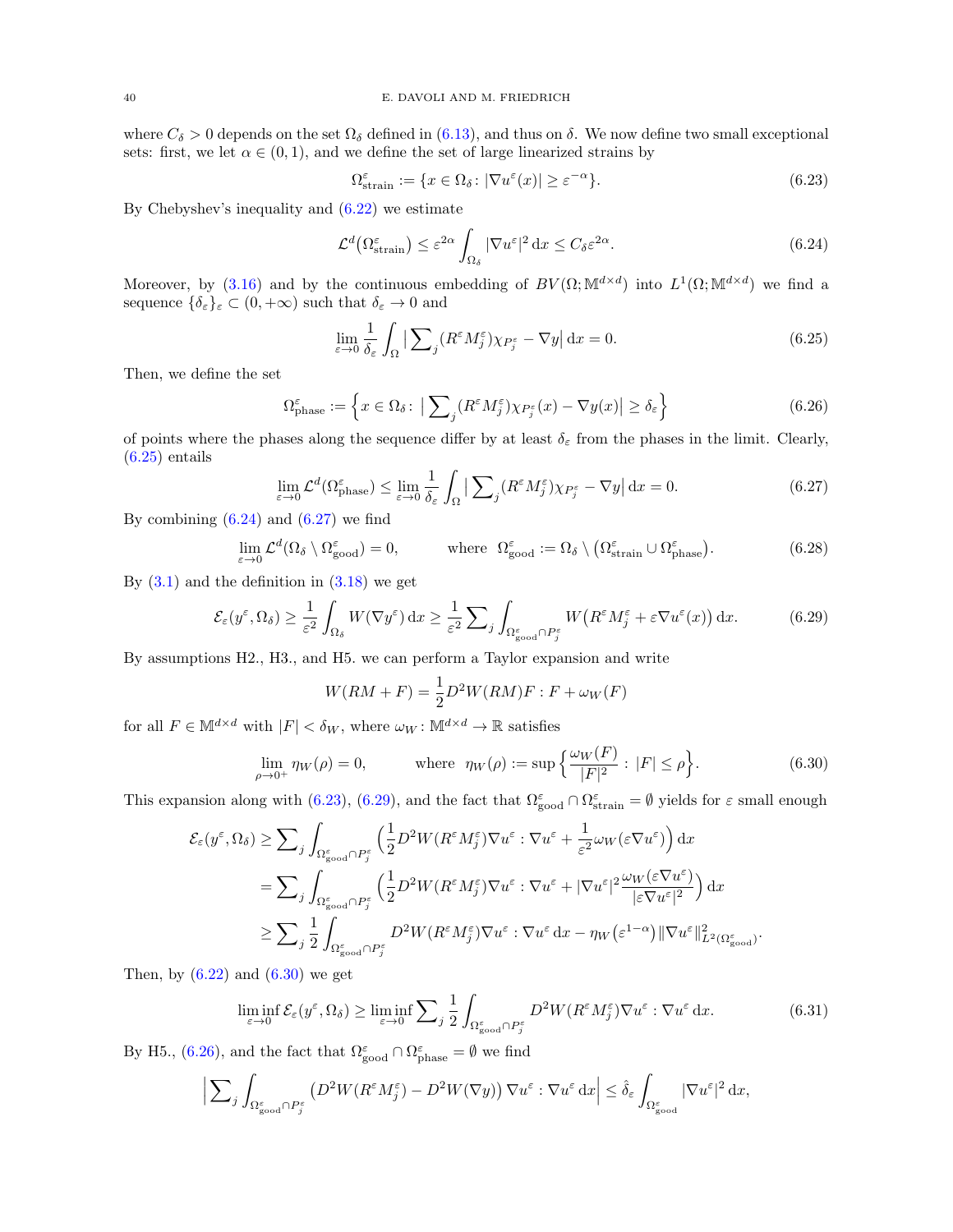where $C_\delta > 0$ depends on the set $\Omega_\delta$ defined in (6.13), and thus on $\delta$. We now define two small exceptional sets: first, we let $\alpha \in (0,1)$, and we define the set of large linearized strains by

$$
\Omega^\varepsilon_{\rm strain} := \{x \in \Omega_\delta \colon |\nabla u^\varepsilon(x)| \geq \varepsilon^{-\alpha}\}. \tag{6.23}
$$

By Chebyshev's inequality and (6.22) we estimate

$$
\mathcal{L}^d\big(\Omega^\varepsilon_{\rm strain}\big) \leq \varepsilon^{2\alpha} \int_{\Omega_\delta} |\nabla u^\varepsilon|^2 \, {\rm d}x \leq C_\delta \varepsilon^{2\alpha}. \tag{6.24}
$$

Moreover, by (3.16) and by the continuous embedding of $BV(\Omega;\mathbb{M}^{d\times d})$ into $L^1(\Omega;\mathbb{M}^{d\times d})$ we find a sequence $\{\delta_\varepsilon\}_\varepsilon \subset (0,+\infty)$ such that $\delta_\varepsilon \to 0$ and

$$
\lim_{\varepsilon \to 0} \frac{1}{\delta_\varepsilon} \int_\Omega \big|\sum\nolimits_j (R^\varepsilon M_j^\varepsilon)\chi_{P_j^\varepsilon} - \nabla y\big| \, {\rm d}x = 0. \tag{6.25}
$$

Then, we define the set

$$
\Omega^\varepsilon_{\rm phase} := \Big\{x \in \Omega_\delta \colon \big|\sum\nolimits_j (R^\varepsilon M_j^\varepsilon)\chi_{P_j^\varepsilon}(x) - \nabla y(x)\big| \geq \delta_\varepsilon\Big\} \tag{6.26}
$$

of points where the phases along the sequence differ by at least $\delta_\varepsilon$ from the phases in the limit. Clearly, (6.25) entails

$$
\lim_{\varepsilon \to 0} \mathcal{L}^d(\Omega^\varepsilon_{\rm phase}) \leq \lim_{\varepsilon \to 0} \frac{1}{\delta_\varepsilon} \int_\Omega \big|\sum\nolimits_j (R^\varepsilon M_j^\varepsilon)\chi_{P_j^\varepsilon} - \nabla y\big| \, {\rm d}x = 0. \tag{6.27}
$$

By combining (6.24) and (6.27) we find

$$
\lim_{\varepsilon \to 0} \mathcal{L}^d(\Omega_\delta \setminus \Omega^\varepsilon_{\rm good}) = 0, \qquad \text{where } \ \Omega^\varepsilon_{\rm good} := \Omega_\delta \setminus \big(\Omega^\varepsilon_{\rm strain} \cup \Omega^\varepsilon_{\rm phase}\big). \tag{6.28}
$$

By (3.1) and the definition in (3.18) we get

$$
\mathcal{E}_\varepsilon(y^\varepsilon, \Omega_\delta) \geq \frac{1}{\varepsilon^2} \int_{\Omega_\delta} W(\nabla y^\varepsilon) \, {\rm d}x \geq \frac{1}{\varepsilon^2} \sum\nolimits_j \int_{\Omega^\varepsilon_{\rm good} \cap P_j^\varepsilon} W\big(R^\varepsilon M_j^\varepsilon + \varepsilon \nabla u^\varepsilon(x)\big) \, {\rm d}x. \tag{6.29}
$$

By assumptions H2., H3., and H5. we can perform a Taylor expansion and write

$$
W(RM + F) = \frac{1}{2} D^2 W(RM) F : F + \omega_W(F)
$$

for all $F \in \mathbb{M}^{d\times d}$ with $|F| < \delta_W$, where $\omega_W \colon \mathbb{M}^{d\times d} \to \mathbb{R}$ satisfies

$$
\lim_{\rho \to 0^+} \eta_W(\rho) = 0, \qquad \text{where } \ \eta_W(\rho) := \sup\Big\{\frac{\omega_W(F)}{|F|^2} : \, |F| \leq \rho\Big\}. \tag{6.30}
$$

This expansion along with (6.23), (6.29), and the fact that $\Omega^\varepsilon_{\rm good} \cap \Omega^\varepsilon_{\rm strain} = \emptyset$ yields for $\varepsilon$ small enough

$$
\begin{aligned}
\mathcal{E}_\varepsilon(y^\varepsilon, \Omega_\delta) &\geq \sum\nolimits_j \int_{\Omega^\varepsilon_{\rm good} \cap P_j^\varepsilon} \Big(\frac{1}{2} D^2 W(R^\varepsilon M_j^\varepsilon) \nabla u^\varepsilon : \nabla u^\varepsilon + \frac{1}{\varepsilon^2} \omega_W(\varepsilon \nabla u^\varepsilon)\Big) \, {\rm d}x \\
&= \sum\nolimits_j \int_{\Omega^\varepsilon_{\rm good} \cap P_j^\varepsilon} \Big(\frac{1}{2} D^2 W(R^\varepsilon M_j^\varepsilon) \nabla u^\varepsilon : \nabla u^\varepsilon + |\nabla u^\varepsilon|^2 \frac{\omega_W(\varepsilon \nabla u^\varepsilon)}{|\varepsilon \nabla u^\varepsilon|^2}\Big) \, {\rm d}x \\
&\geq \sum\nolimits_j \frac{1}{2} \int_{\Omega^\varepsilon_{\rm good} \cap P_j^\varepsilon} D^2 W(R^\varepsilon M_j^\varepsilon) \nabla u^\varepsilon : \nabla u^\varepsilon \, {\rm d}x - \eta_W\big(\varepsilon^{1-\alpha}\big) \|\nabla u^\varepsilon\|^2_{L^2(\Omega^\varepsilon_{\rm good})}.
\end{aligned}
$$

Then, by (6.22) and (6.30) we get

$$
\liminf_{\varepsilon \to 0} \mathcal{E}_\varepsilon(y^\varepsilon, \Omega_\delta) \geq \liminf_{\varepsilon \to 0} \sum\nolimits_j \frac{1}{2} \int_{\Omega^\varepsilon_{\rm good} \cap P_j^\varepsilon} D^2 W(R^\varepsilon M_j^\varepsilon) \nabla u^\varepsilon : \nabla u^\varepsilon \, {\rm d}x. \tag{6.31}
$$

By H5., (6.26), and the fact that $\Omega^\varepsilon_{\rm good} \cap \Omega^\varepsilon_{\rm phase} = \emptyset$ we find

$$
\Big|\sum\nolimits_j \int_{\Omega^\varepsilon_{\rm good} \cap P_j^\varepsilon} \big(D^2 W(R^\varepsilon M_j^\varepsilon) - D^2 W(\nabla y)\big) \nabla u^\varepsilon : \nabla u^\varepsilon \, {\rm d}x\Big| \leq \hat{\delta}_\varepsilon \int_{\Omega^\varepsilon_{\rm good}} |\nabla u^\varepsilon|^2 \, {\rm d}x,
$$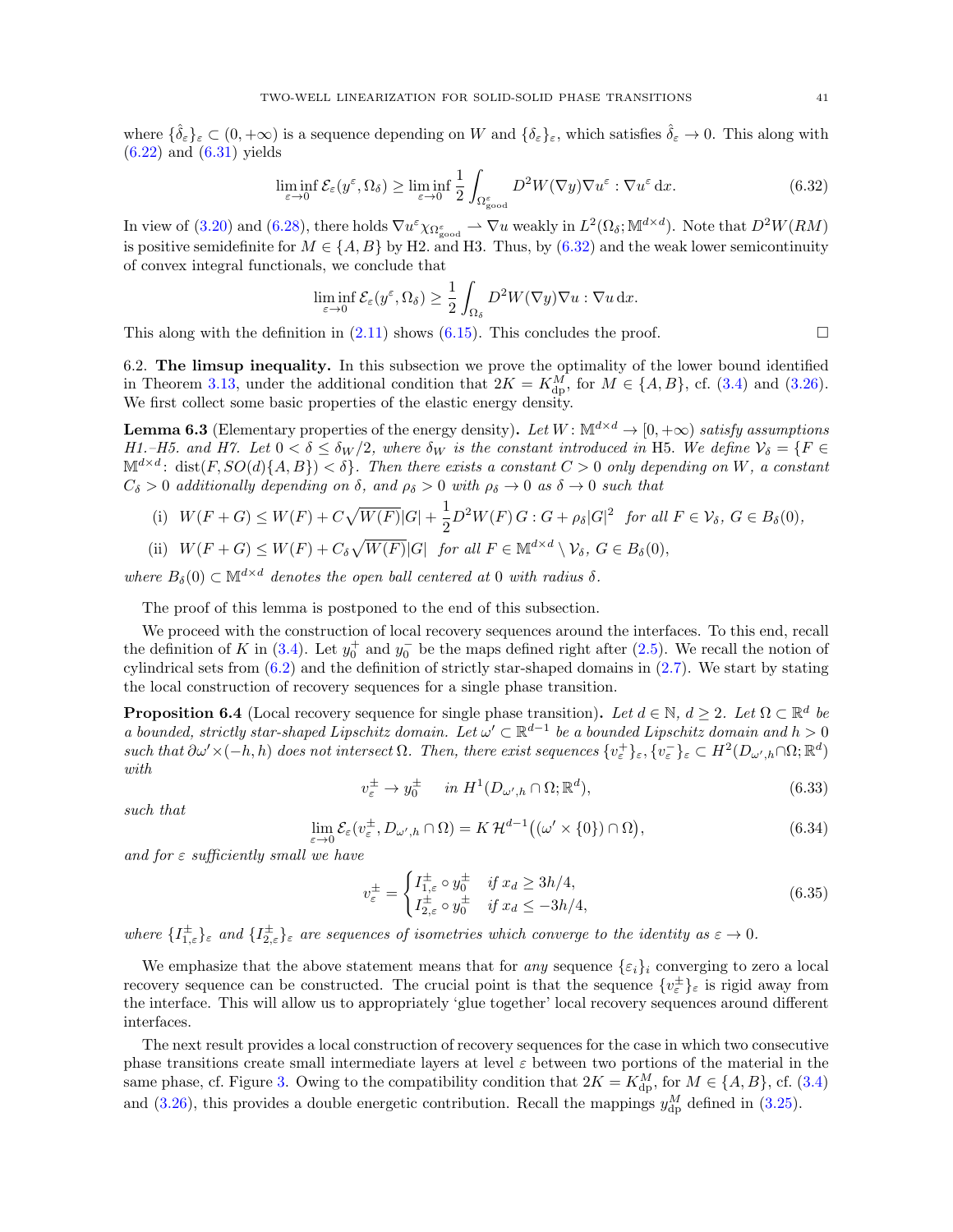where $\{\hat{\delta}_\varepsilon\}_\varepsilon \subset (0,+\infty)$ is a sequence depending on $W$ and $\{\delta_\varepsilon\}_\varepsilon$, which satisfies $\hat{\delta}_\varepsilon \to 0$. This along with (6.22) and (6.31) yields

$$\liminf_{\varepsilon\to 0} \mathcal{E}_\varepsilon(y^\varepsilon, \Omega_\delta) \geq \liminf_{\varepsilon\to 0} \frac{1}{2}\int_{\Omega^\varepsilon_{\rm good}} D^2W(\nabla y)\nabla u^\varepsilon : \nabla u^\varepsilon \,\mathrm{d}x. \tag{6.32}$$

In view of (3.20) and (6.28), there holds $\nabla u^\varepsilon \chi_{\Omega^\varepsilon_{\rm good}} \rightharpoonup \nabla u$ weakly in $L^2(\Omega_\delta;\mathbb{M}^{d\times d})$. Note that $D^2W(RM)$ is positive semidefinite for $M\in\{A,B\}$ by H2. and H3. Thus, by (6.32) and the weak lower semicontinuity of convex integral functionals, we conclude that

$$\liminf_{\varepsilon\to 0} \mathcal{E}_\varepsilon(y^\varepsilon, \Omega_\delta) \geq \frac{1}{2}\int_{\Omega_\delta} D^2W(\nabla y)\nabla u : \nabla u \,\mathrm{d}x.$$

This along with the definition in (2.11) shows (6.15). This concludes the proof. $\square$

6.2. **The limsup inequality.** In this subsection we prove the optimality of the lower bound identified in Theorem 3.13, under the additional condition that $2K = K^M_{\rm dp}$, for $M\in\{A,B\}$, cf. (3.4) and (3.26). We first collect some basic properties of the elastic energy density.

**Lemma 6.3** (Elementary properties of the energy density)**.** *Let $W\colon \mathbb{M}^{d\times d}\to[0,+\infty)$ satisfy assumptions H1.–H5. and H7. Let $0<\delta\leq \delta_W/2$, where $\delta_W$ is the constant introduced in* H5*. We define $\mathcal{V}_\delta = \{F\in\mathbb{M}^{d\times d}\colon \operatorname{dist}(F, SO(d)\{A,B\})<\delta\}$. Then there exists a constant $C>0$ only depending on $W$, a constant $C_\delta>0$ additionally depending on $\delta$, and $\rho_\delta>0$ with $\rho_\delta\to 0$ as $\delta\to 0$ such that*

(i) $W(F+G)\leq W(F) + C\sqrt{W(F)}|G| + \frac{1}{2}D^2W(F)\,G:G + \rho_\delta|G|^2$ *for all $F\in\mathcal{V}_\delta$, $G\in B_\delta(0)$,*

(ii) $W(F+G)\leq W(F) + C_\delta\sqrt{W(F)}|G|$ *for all $F\in\mathbb{M}^{d\times d}\setminus\mathcal{V}_\delta$, $G\in B_\delta(0)$,*

*where $B_\delta(0)\subset\mathbb{M}^{d\times d}$ denotes the open ball centered at $0$ with radius $\delta$.*

The proof of this lemma is postponed to the end of this subsection.

We proceed with the construction of local recovery sequences around the interfaces. To this end, recall the definition of $K$ in (3.4). Let $y_0^+$ and $y_0^-$ be the maps defined right after (2.5). We recall the notion of cylindrical sets from (6.2) and the definition of strictly star-shaped domains in (2.7). We start by stating the local construction of recovery sequences for a single phase transition.

**Proposition 6.4** (Local recovery sequence for single phase transition)**.** *Let $d\in\mathbb{N}$, $d\geq 2$. Let $\Omega\subset\mathbb{R}^d$ be a bounded, strictly star-shaped Lipschitz domain. Let $\omega'\subset\mathbb{R}^{d-1}$ be a bounded Lipschitz domain and $h>0$ such that $\partial\omega'\times(-h,h)$ does not intersect $\Omega$. Then, there exist sequences $\{v^+_\varepsilon\}_\varepsilon, \{v^-_\varepsilon\}_\varepsilon\subset H^2(D_{\omega',h}\cap\Omega;\mathbb{R}^d)$ with*

$$v^\pm_\varepsilon \to y^\pm_0 \quad \text{ in } H^1(D_{\omega',h}\cap\Omega;\mathbb{R}^d), \tag{6.33}$$

*such that*

$$\lim_{\varepsilon\to 0}\mathcal{E}_\varepsilon(v^\pm_\varepsilon, D_{\omega',h}\cap\Omega) = K\,\mathcal{H}^{d-1}\big((\omega'\times\{0\})\cap\Omega\big), \tag{6.34}$$

*and for $\varepsilon$ sufficiently small we have*

$$v^\pm_\varepsilon = \begin{cases} I^\pm_{1,\varepsilon}\circ y^\pm_0 & \text{if } x_d\geq 3h/4,\\ I^\pm_{2,\varepsilon}\circ y^\pm_0 & \text{if } x_d\leq -3h/4,\end{cases} \tag{6.35}$$

*where $\{I^\pm_{1,\varepsilon}\}_\varepsilon$ and $\{I^\pm_{2,\varepsilon}\}_\varepsilon$ are sequences of isometries which converge to the identity as $\varepsilon\to 0$.*

We emphasize that the above statement means that for *any* sequence $\{\varepsilon_i\}_i$ converging to zero a local recovery sequence can be constructed. The crucial point is that the sequence $\{v^\pm_\varepsilon\}_\varepsilon$ is rigid away from the interface. This will allow us to appropriately 'glue together' local recovery sequences around different interfaces.

The next result provides a local construction of recovery sequences for the case in which two consecutive phase transitions create small intermediate layers at level $\varepsilon$ between two portions of the material in the same phase, cf. Figure 3. Owing to the compatibility condition that $2K = K^M_{\rm dp}$, for $M\in\{A,B\}$, cf. (3.4) and (3.26), this provides a double energetic contribution. Recall the mappings $y^M_{\rm dp}$ defined in (3.25).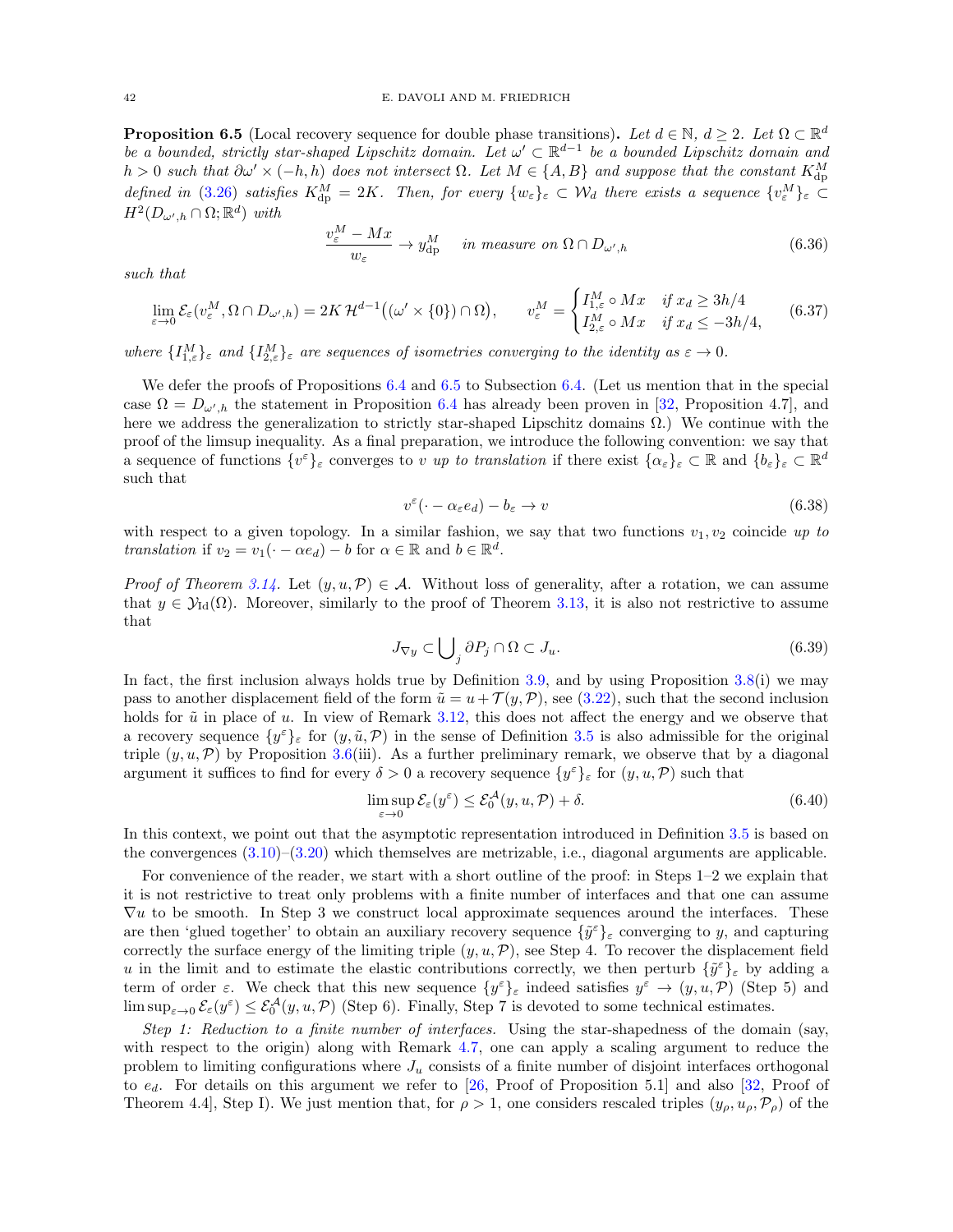**Proposition 6.5** (Local recovery sequence for double phase transitions)**.** *Let $d \in \mathbb{N}$, $d \geq 2$. Let $\Omega \subset \mathbb{R}^d$ be a bounded, strictly star-shaped Lipschitz domain. Let $\omega' \subset \mathbb{R}^{d-1}$ be a bounded Lipschitz domain and $h > 0$ such that $\partial\omega' \times (-h, h)$ does not intersect $\Omega$. Let $M \in \{A, B\}$ and suppose that the constant $K^M_{\rm dp}$ defined in (3.26) satisfies $K^M_{\rm dp} = 2K$. Then, for every $\{w_\varepsilon\}_\varepsilon \subset \mathcal{W}_d$ there exists a sequence $\{v^M_\varepsilon\}_\varepsilon \subset H^2(D_{\omega',h} \cap \Omega; \mathbb{R}^d)$ with*

$$\frac{v^M_\varepsilon - Mx}{w_\varepsilon} \to y^M_{\rm dp} \quad \text{in measure on } \Omega \cap D_{\omega',h} \tag{6.36}$$

*such that*

$$\lim_{\varepsilon\to 0} \mathcal{E}_\varepsilon(v^M_\varepsilon, \Omega \cap D_{\omega',h}) = 2K\,\mathcal{H}^{d-1}\big((\omega' \times \{0\}) \cap \Omega\big), \qquad v^M_\varepsilon = \begin{cases} I^M_{1,\varepsilon} \circ Mx & \text{if } x_d \geq 3h/4 \\ I^M_{2,\varepsilon} \circ Mx & \text{if } x_d \leq -3h/4, \end{cases} \tag{6.37}$$

*where $\{I^M_{1,\varepsilon}\}_\varepsilon$ and $\{I^M_{2,\varepsilon}\}_\varepsilon$ are sequences of isometries converging to the identity as $\varepsilon \to 0$.*

We defer the proofs of Propositions 6.4 and 6.5 to Subsection 6.4. (Let us mention that in the special case $\Omega = D_{\omega',h}$ the statement in Proposition 6.4 has already been proven in [32, Proposition 4.7], and here we address the generalization to strictly star-shaped Lipschitz domains $\Omega$.) We continue with the proof of the limsup inequality. As a final preparation, we introduce the following convention: we say that a sequence of functions $\{v^\varepsilon\}_\varepsilon$ converges to $v$ *up to translation* if there exist $\{\alpha_\varepsilon\}_\varepsilon \subset \mathbb{R}$ and $\{b_\varepsilon\}_\varepsilon \subset \mathbb{R}^d$ such that

$$v^\varepsilon(\cdot - \alpha_\varepsilon e_d) - b_\varepsilon \to v \tag{6.38}$$

with respect to a given topology. In a similar fashion, we say that two functions $v_1, v_2$ coincide *up to translation* if $v_2 = v_1(\cdot - \alpha e_d) - b$ for $\alpha \in \mathbb{R}$ and $b \in \mathbb{R}^d$.

*Proof of Theorem 3.14.* Let $(y, u, \mathcal{P}) \in \mathcal{A}$. Without loss of generality, after a rotation, we can assume that $y \in \mathcal{Y}_{\rm Id}(\Omega)$. Moreover, similarly to the proof of Theorem 3.13, it is also not restrictive to assume that

$$J_{\nabla y} \subset \bigcup\nolimits_j \partial P_j \cap \Omega \subset J_u. \tag{6.39}$$

In fact, the first inclusion always holds true by Definition 3.9, and by using Proposition 3.8(i) we may pass to another displacement field of the form $\tilde{u} = u + \mathcal{T}(y, \mathcal{P})$, see (3.22), such that the second inclusion holds for $\tilde{u}$ in place of $u$. In view of Remark 3.12, this does not affect the energy and we observe that a recovery sequence $\{y^\varepsilon\}_\varepsilon$ for $(y, \tilde{u}, \mathcal{P})$ in the sense of Definition 3.5 is also admissible for the original triple $(y, u, \mathcal{P})$ by Proposition 3.6(iii). As a further preliminary remark, we observe that by a diagonal argument it suffices to find for every $\delta > 0$ a recovery sequence $\{y^\varepsilon\}_\varepsilon$ for $(y, u, \mathcal{P})$ such that

$$\limsup_{\varepsilon\to 0} \mathcal{E}_\varepsilon(y^\varepsilon) \leq \mathcal{E}^{\mathcal{A}}_0(y, u, \mathcal{P}) + \delta. \tag{6.40}$$

In this context, we point out that the asymptotic representation introduced in Definition 3.5 is based on the convergences (3.10)–(3.20) which themselves are metrizable, i.e., diagonal arguments are applicable.

For convenience of the reader, we start with a short outline of the proof: in Steps 1–2 we explain that it is not restrictive to treat only problems with a finite number of interfaces and that one can assume $\nabla u$ to be smooth. In Step 3 we construct local approximate sequences around the interfaces. These are then 'glued together' to obtain an auxiliary recovery sequence $\{\tilde{y}^\varepsilon\}_\varepsilon$ converging to $y$, and capturing correctly the surface energy of the limiting triple $(y, u, \mathcal{P})$, see Step 4. To recover the displacement field $u$ in the limit and to estimate the elastic contributions correctly, we then perturb $\{\tilde{y}^\varepsilon\}_\varepsilon$ by adding a term of order $\varepsilon$. We check that this new sequence $\{y^\varepsilon\}_\varepsilon$ indeed satisfies $y^\varepsilon \to (y, u, \mathcal{P})$ (Step 5) and $\limsup_{\varepsilon\to 0} \mathcal{E}_\varepsilon(y^\varepsilon) \leq \mathcal{E}^{\mathcal{A}}_0(y, u, \mathcal{P})$ (Step 6). Finally, Step 7 is devoted to some technical estimates.

*Step 1: Reduction to a finite number of interfaces.* Using the star-shapedness of the domain (say, with respect to the origin) along with Remark 4.7, one can apply a scaling argument to reduce the problem to limiting configurations where $J_u$ consists of a finite number of disjoint interfaces orthogonal to $e_d$. For details on this argument we refer to [26, Proof of Proposition 5.1] and also [32, Proof of Theorem 4.4], Step I). We just mention that, for $\rho > 1$, one considers rescaled triples $(y_\rho, u_\rho, \mathcal{P}_\rho)$ of the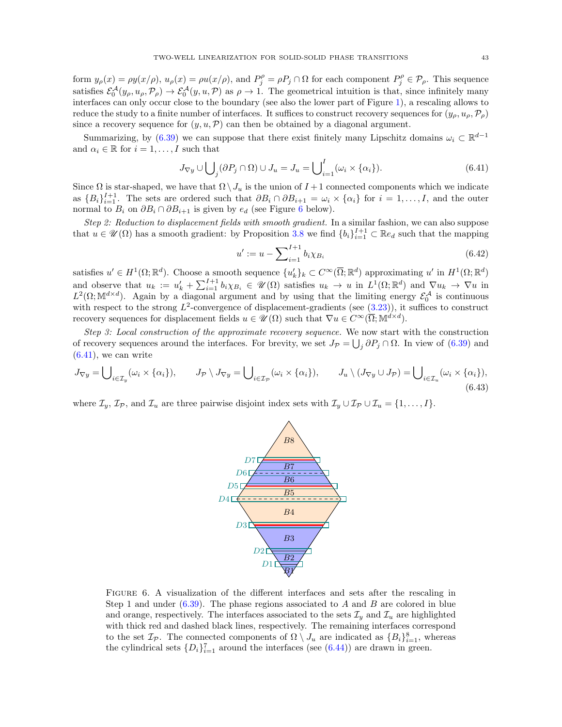form $y_\rho(x) = \rho y(x/\rho)$, $u_\rho(x) = \rho u(x/\rho)$, and $P_j^\rho = \rho P_j \cap \Omega$ for each component $P_j^\rho \in \mathcal{P}_\rho$. This sequence satisfies $\mathcal{E}_0^{\mathcal{A}}(y_\rho, u_\rho, \mathcal{P}_\rho) \to \mathcal{E}_0^{\mathcal{A}}(y, u, \mathcal{P})$ as $\rho \to 1$. The geometrical intuition is that, since infinitely many interfaces can only occur close to the boundary (see also the lower part of Figure 1), a rescaling allows to reduce the study to a finite number of interfaces. It suffices to construct recovery sequences for $(y_\rho, u_\rho, \mathcal{P}_\rho)$ since a recovery sequence for $(y, u, \mathcal{P})$ can then be obtained by a diagonal argument.

Summarizing, by (6.39) we can suppose that there exist finitely many Lipschitz domains $\omega_i \subset \mathbb{R}^{d-1}$ and $\alpha_i \in \mathbb{R}$ for $i = 1, \ldots, I$ such that

$$J_{\nabla y} \cup \bigcup_j (\partial P_j \cap \Omega) \cup J_u = J_u = \bigcup_{i=1}^{I} (\omega_i \times \{\alpha_i\}). \tag{6.41}$$

Since $\Omega$ is star-shaped, we have that $\Omega \setminus J_u$ is the union of $I+1$ connected components which we indicate as $\{B_i\}_{i=1}^{I+1}$. The sets are ordered such that $\partial B_i \cap \partial B_{i+1} = \omega_i \times \{\alpha_i\}$ for $i = 1, \ldots, I$, and the outer normal to $B_i$ on $\partial B_i \cap \partial B_{i+1}$ is given by $e_d$ (see Figure 6 below).

*Step 2: Reduction to displacement fields with smooth gradient.* In a similar fashion, we can also suppose that $u \in \mathscr{U}(\Omega)$ has a smooth gradient: by Proposition 3.8 we find $\{b_i\}_{i=1}^{I+1} \subset \mathbb{R}e_d$ such that the mapping

$$u' := u - \sum_{i=1}^{I+1} b_i \chi_{B_i} \tag{6.42}$$

satisfies $u' \in H^1(\Omega; \mathbb{R}^d)$. Choose a smooth sequence $\{u'_k\}_k \subset C^\infty(\overline{\Omega}; \mathbb{R}^d)$ approximating $u'$ in $H^1(\Omega; \mathbb{R}^d)$ and observe that $u_k := u'_k + \sum_{i=1}^{I+1} b_i \chi_{B_i} \in \mathscr{U}(\Omega)$ satisfies $u_k \to u$ in $L^1(\Omega; \mathbb{R}^d)$ and $\nabla u_k \to \nabla u$ in $L^2(\Omega; \mathbb{M}^{d\times d})$. Again by a diagonal argument and by using that the limiting energy $\mathcal{E}_0^{\mathcal{A}}$ is continuous with respect to the strong $L^2$-convergence of displacement-gradients (see (3.23)), it suffices to construct recovery sequences for displacement fields $u \in \mathscr{U}(\Omega)$ such that $\nabla u \in C^\infty(\overline{\Omega}; \mathbb{M}^{d\times d})$.

*Step 3: Local construction of the approximate recovery sequence.* We now start with the construction of recovery sequences around the interfaces. For brevity, we set $J_{\mathcal{P}} = \bigcup_j \partial P_j \cap \Omega$. In view of (6.39) and (6.41), we can write

$$J_{\nabla y} = \bigcup_{i \in \mathcal{I}_y} (\omega_i \times \{\alpha_i\}), \qquad J_{\mathcal{P}} \setminus J_{\nabla y} = \bigcup_{i \in \mathcal{I}_{\mathcal{P}}} (\omega_i \times \{\alpha_i\}), \qquad J_u \setminus (J_{\nabla y} \cup J_{\mathcal{P}}) = \bigcup_{i \in \mathcal{I}_u} (\omega_i \times \{\alpha_i\}), \tag{6.43}$$

where $\mathcal{I}_y$, $\mathcal{I}_{\mathcal{P}}$, and $\mathcal{I}_u$ are three pairwise disjoint index sets with $\mathcal{I}_y \cup \mathcal{I}_{\mathcal{P}} \cup \mathcal{I}_u = \{1, \ldots, I\}$.

Figure 6. A visualization of the different interfaces and sets after the rescaling in Step 1 and under (6.39). The phase regions associated to $A$ and $B$ are colored in blue and orange, respectively. The interfaces associated to the sets $\mathcal{I}_y$ and $\mathcal{I}_u$ are highlighted with thick red and dashed black lines, respectively. The remaining interfaces correspond to the set $\mathcal{I}_{\mathcal{P}}$. The connected components of $\Omega \setminus J_u$ are indicated as $\{B_i\}_{i=1}^8$, whereas the cylindrical sets $\{D_i\}_{i=1}^7$ around the interfaces (see (6.44)) are drawn in green.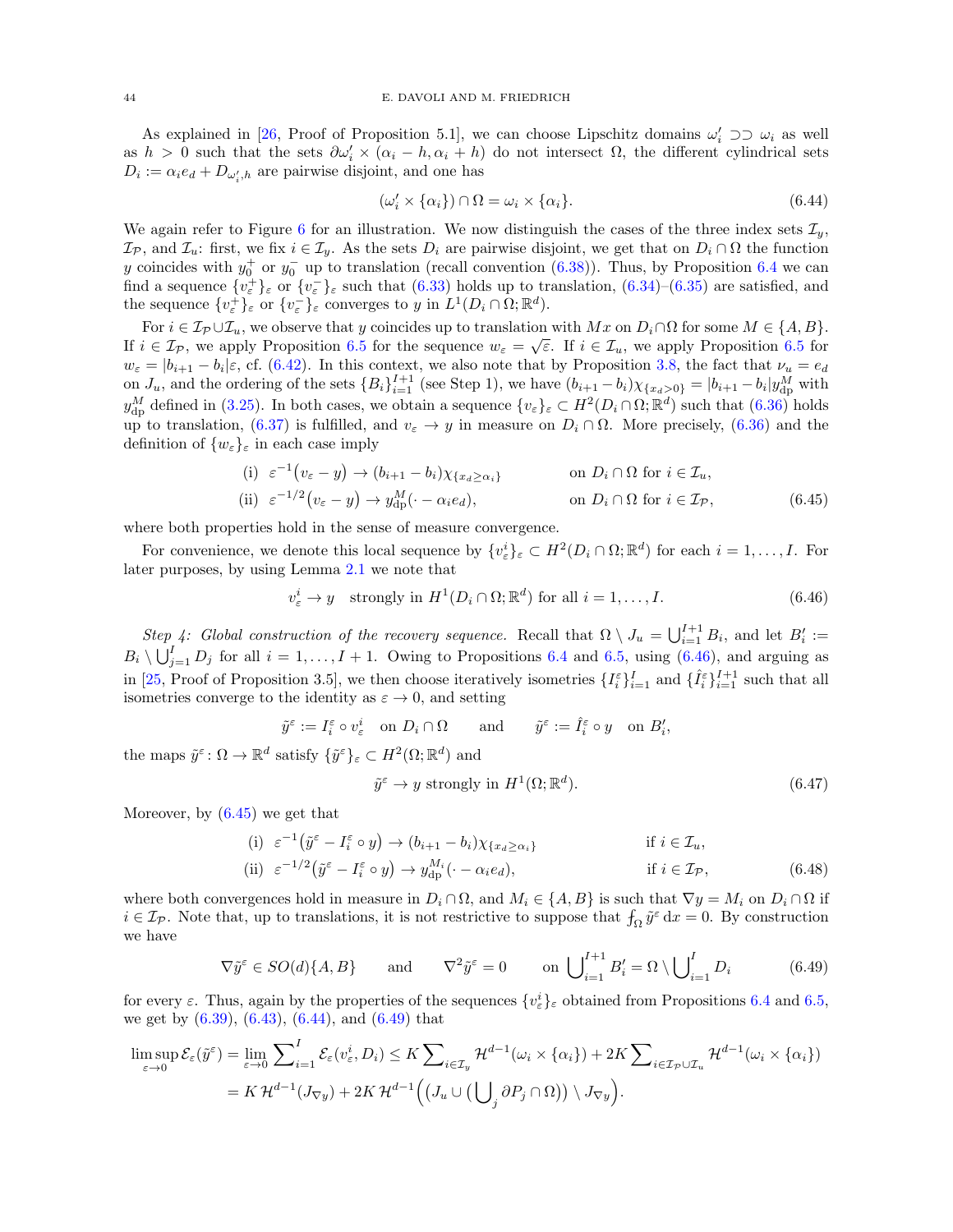As explained in [26, Proof of Proposition 5.1], we can choose Lipschitz domains $\omega_i' \supset\supset \omega_i$ as well as $h > 0$ such that the sets $\partial\omega_i' \times (\alpha_i - h, \alpha_i + h)$ do not intersect $\Omega$, the different cylindrical sets $D_i := \alpha_i e_d + D_{\omega_i',h}$ are pairwise disjoint, and one has

$$
(\omega_i' \times \{\alpha_i\}) \cap \Omega = \omega_i \times \{\alpha_i\}. \tag{6.44}
$$

We again refer to Figure 6 for an illustration. We now distinguish the cases of the three index sets $\mathcal{I}_y$, $\mathcal{I}_\mathcal{P}$, and $\mathcal{I}_u$: first, we fix $i \in \mathcal{I}_y$. As the sets $D_i$ are pairwise disjoint, we get that on $D_i \cap \Omega$ the function $y$ coincides with $y_0^+$ or $y_0^-$ up to translation (recall convention (6.38)). Thus, by Proposition 6.4 we can find a sequence $\{v_\varepsilon^+\}_\varepsilon$ or $\{v_\varepsilon^-\}_\varepsilon$ such that (6.33) holds up to translation, (6.34)–(6.35) are satisfied, and the sequence $\{v_\varepsilon^+\}_\varepsilon$ or $\{v_\varepsilon^-\}_\varepsilon$ converges to $y$ in $L^1(D_i \cap \Omega; \mathbb{R}^d)$.

For $i \in \mathcal{I}_\mathcal{P} \cup \mathcal{I}_u$, we observe that $y$ coincides up to translation with $Mx$ on $D_i \cap \Omega$ for some $M \in \{A, B\}$. If $i \in \mathcal{I}_\mathcal{P}$, we apply Proposition 6.5 for the sequence $w_\varepsilon = \sqrt{\varepsilon}$. If $i \in \mathcal{I}_u$, we apply Proposition 6.5 for $w_\varepsilon = |b_{i+1} - b_i|\varepsilon$, cf. (6.42). In this context, we also note that by Proposition 3.8, the fact that $\nu_u = e_d$ on $J_u$, and the ordering of the sets $\{B_i\}_{i=1}^{I+1}$ (see Step 1), we have $(b_{i+1} - b_i)\chi_{\{x_d > 0\}} = |b_{i+1} - b_i| y_{\rm dp}^M$ with $y_{\rm dp}^M$ defined in (3.25). In both cases, we obtain a sequence $\{v_\varepsilon\}_\varepsilon \subset H^2(D_i \cap \Omega; \mathbb{R}^d)$ such that (6.36) holds up to translation, (6.37) is fulfilled, and $v_\varepsilon \to y$ in measure on $D_i \cap \Omega$. More precisely, (6.36) and the definition of $\{w_\varepsilon\}_\varepsilon$ in each case imply

$$
\begin{aligned}
&\text{(i)} \ \ \varepsilon^{-1}\big(v_\varepsilon - y\big) \to (b_{i+1} - b_i)\chi_{\{x_d \geq \alpha_i\}} && \text{on } D_i \cap \Omega \text{ for } i \in \mathcal{I}_u,\\
&\text{(ii)} \ \ \varepsilon^{-1/2}\big(v_\varepsilon - y\big) \to y_{\rm dp}^M(\cdot - \alpha_i e_d), && \text{on } D_i \cap \Omega \text{ for } i \in \mathcal{I}_\mathcal{P},
\end{aligned} \tag{6.45}
$$

where both properties hold in the sense of measure convergence.

For convenience, we denote this local sequence by $\{v_\varepsilon^i\}_\varepsilon \subset H^2(D_i \cap \Omega; \mathbb{R}^d)$ for each $i = 1, \ldots, I$. For later purposes, by using Lemma 2.1 we note that

$$
v_\varepsilon^i \to y \quad \text{strongly in } H^1(D_i \cap \Omega; \mathbb{R}^d) \text{ for all } i = 1, \ldots, I. \tag{6.46}
$$

*Step 4: Global construction of the recovery sequence.* Recall that $\Omega \setminus J_u = \bigcup_{i=1}^{I+1} B_i$, and let $B_i' := B_i \setminus \bigcup_{j=1}^{I} D_j$ for all $i = 1, \ldots, I+1$. Owing to Propositions 6.4 and 6.5, using (6.46), and arguing as in [25, Proof of Proposition 3.5], we then choose iteratively isometries $\{I_i^\varepsilon\}_{i=1}^{I}$ and $\{\hat{I}_i^\varepsilon\}_{i=1}^{I+1}$ such that all isometries converge to the identity as $\varepsilon \to 0$, and setting

$$
\tilde{y}^\varepsilon := I_i^\varepsilon \circ v_\varepsilon^i \quad \text{on } D_i \cap \Omega \qquad \text{and} \qquad \tilde{y}^\varepsilon := \hat{I}_i^\varepsilon \circ y \quad \text{on } B_i',
$$

the maps $\tilde{y}^\varepsilon \colon \Omega \to \mathbb{R}^d$ satisfy $\{\tilde{y}^\varepsilon\}_\varepsilon \subset H^2(\Omega; \mathbb{R}^d)$ and

$$
\tilde{y}^\varepsilon \to y \text{ strongly in } H^1(\Omega; \mathbb{R}^d). \tag{6.47}
$$

Moreover, by (6.45) we get that

$$
\begin{aligned}
&\text{(i)} \ \ \varepsilon^{-1}\big(\tilde{y}^\varepsilon - I_i^\varepsilon \circ y\big) \to (b_{i+1} - b_i)\chi_{\{x_d \geq \alpha_i\}} && \text{if } i \in \mathcal{I}_u,\\
&\text{(ii)} \ \ \varepsilon^{-1/2}\big(\tilde{y}^\varepsilon - I_i^\varepsilon \circ y\big) \to y_{\rm dp}^{M_i}(\cdot - \alpha_i e_d), && \text{if } i \in \mathcal{I}_\mathcal{P},
\end{aligned} \tag{6.48}
$$

where both convergences hold in measure in $D_i \cap \Omega$, and $M_i \in \{A, B\}$ is such that $\nabla y = M_i$ on $D_i \cap \Omega$ if $i \in \mathcal{I}_\mathcal{P}$. Note that, up to translations, it is not restrictive to suppose that $\fint_\Omega \tilde{y}^\varepsilon \, {\rm d}x = 0$. By construction we have

$$
\nabla \tilde{y}^\varepsilon \in SO(d)\{A, B\} \qquad \text{and} \qquad \nabla^2 \tilde{y}^\varepsilon = 0 \qquad \text{on } \bigcup_{i=1}^{I+1} B_i' = \Omega \setminus \bigcup_{i=1}^{I} D_i \tag{6.49}
$$

for every $\varepsilon$. Thus, again by the properties of the sequences $\{v_\varepsilon^i\}_\varepsilon$ obtained from Propositions 6.4 and 6.5, we get by (6.39), (6.43), (6.44), and (6.49) that

$$
\begin{aligned}
\limsup_{\varepsilon \to 0} \mathcal{E}_\varepsilon(\tilde{y}^\varepsilon) &= \lim_{\varepsilon \to 0} \sum\nolimits_{i=1}^{I} \mathcal{E}_\varepsilon(v_\varepsilon^i, D_i) \leq K \sum\nolimits_{i \in \mathcal{I}_y} \mathcal{H}^{d-1}(\omega_i \times \{\alpha_i\}) + 2K \sum\nolimits_{i \in \mathcal{I}_\mathcal{P} \cup \mathcal{I}_u} \mathcal{H}^{d-1}(\omega_i \times \{\alpha_i\})\\
&= K\, \mathcal{H}^{d-1}(J_{\nabla y}) + 2K\, \mathcal{H}^{d-1}\Big(\big(J_u \cup \big(\bigcup\nolimits_j \partial P_j \cap \Omega\big)\big) \setminus J_{\nabla y}\Big).
\end{aligned}
$$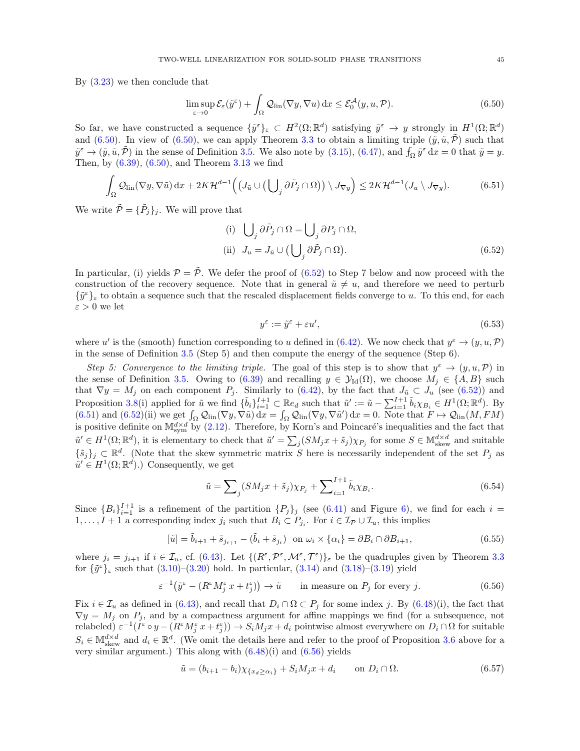By (3.23) we then conclude that

$$\limsup_{\varepsilon \to 0} \mathcal{E}_\varepsilon(\tilde{y}^\varepsilon) + \int_\Omega \mathcal{Q}_{\rm lin}(\nabla y, \nabla u)\,\mathrm{d}x \le \mathcal{E}_0^{\mathcal{A}}(y,u,\mathcal{P}). \tag{6.50}$$

So far, we have constructed a sequence $\{\tilde{y}^\varepsilon\}_\varepsilon \subset H^2(\Omega;\mathbb{R}^d)$ satisfying $\tilde{y}^\varepsilon \to y$ strongly in $H^1(\Omega;\mathbb{R}^d)$ and (6.50). In view of (6.50), we can apply Theorem 3.3 to obtain a limiting triple $(\tilde{y}, \tilde{u}, \tilde{\mathcal{P}})$ such that $\tilde{y}^\varepsilon \to (\tilde{y}, \tilde{u}, \tilde{\mathcal{P}})$ in the sense of Definition 3.5. We also note by (3.15), (6.47), and $\fint_\Omega \tilde{y}^\varepsilon\,\mathrm{d}x = 0$ that $\tilde{y} = y$. Then, by (6.39), (6.50), and Theorem 3.13 we find

$$\int_\Omega \mathcal{Q}_{\rm lin}(\nabla y, \nabla \tilde{u})\,\mathrm{d}x + 2K\mathcal{H}^{d-1}\Big(\big(J_{\tilde{u}} \cup \big(\bigcup\nolimits_j \partial \tilde{P}_j \cap \Omega\big)\big) \setminus J_{\nabla y}\Big) \le 2K\mathcal{H}^{d-1}(J_u \setminus J_{\nabla y}). \tag{6.51}$$

We write $\tilde{\mathcal{P}} = \{\tilde{P}_j\}_j$. We will prove that

$$\begin{aligned} &\text{(i)}\ \ \bigcup\nolimits_j \partial \tilde{P}_j \cap \Omega = \bigcup\nolimits_j \partial P_j \cap \Omega, \\ &\text{(ii)}\ \ J_u = J_{\tilde{u}} \cup \big(\bigcup\nolimits_j \partial \tilde{P}_j \cap \Omega\big). \end{aligned} \tag{6.52}$$

In particular, (i) yields $\mathcal{P} = \tilde{\mathcal{P}}$. We defer the proof of (6.52) to Step 7 below and now proceed with the construction of the recovery sequence. Note that in general $\tilde{u} \neq u$, and therefore we need to perturb $\{\tilde{y}^\varepsilon\}_\varepsilon$ to obtain a sequence such that the rescaled displacement fields converge to $u$. To this end, for each $\varepsilon > 0$ we let

$$y^\varepsilon := \tilde{y}^\varepsilon + \varepsilon u', \tag{6.53}$$

where $u'$ is the (smooth) function corresponding to $u$ defined in (6.42). We now check that $y^\varepsilon \to (y,u,\mathcal{P})$ in the sense of Definition 3.5 (Step 5) and then compute the energy of the sequence (Step 6).

*Step 5: Convergence to the limiting triple.* The goal of this step is to show that $y^\varepsilon \to (y,u,\mathcal{P})$ in the sense of Definition 3.5. Owing to (6.39) and recalling $y \in \mathcal{Y}_{\rm Id}(\Omega)$, we choose $M_j \in \{A,B\}$ such that $\nabla y = M_j$ on each component $P_j$. Similarly to (6.42), by the fact that $J_{\tilde{u}} \subset J_u$ (see (6.52)) and Proposition 3.8(i) applied for $\tilde{u}$ we find $\{\tilde{b}_i\}_{i=1}^{I+1} \subset \mathbb{R}e_d$ such that $\tilde{u}' := \tilde{u} - \sum_{i=1}^{I+1} \tilde{b}_i \chi_{B_i} \in H^1(\Omega;\mathbb{R}^d)$. By (6.51) and (6.52)(ii) we get $\int_\Omega \mathcal{Q}_{\rm lin}(\nabla y, \nabla \tilde{u})\,\mathrm{d}x = \int_\Omega \mathcal{Q}_{\rm lin}(\nabla y, \nabla \tilde{u}')\,\mathrm{d}x = 0$. Note that $F \mapsto \mathcal{Q}_{\rm lin}(M, FM)$ is positive definite on $\mathbb{M}^{d\times d}_{\rm sym}$ by (2.12). Therefore, by Korn's and Poincaré's inequalities and the fact that $\tilde{u}' \in H^1(\Omega;\mathbb{R}^d)$, it is elementary to check that $\tilde{u}' = \sum_j (SM_jx + \tilde{s}_j)\chi_{P_j}$ for some $S \in \mathbb{M}^{d\times d}_{\rm skew}$ and suitable $\{\tilde{s}_j\}_j \subset \mathbb{R}^d$. (Note that the skew symmetric matrix $S$ here is necessarily independent of the set $P_j$ as $\tilde{u}' \in H^1(\Omega;\mathbb{R}^d)$.) Consequently, we get

$$\tilde{u} = \sum\nolimits_j (SM_jx + \tilde{s}_j)\chi_{P_j} + \sum\nolimits_{i=1}^{I+1} \tilde{b}_i \chi_{B_i}. \tag{6.54}$$

Since $\{B_i\}_{i=1}^{I+1}$ is a refinement of the partition $\{P_j\}_j$ (see (6.41) and Figure 6), we find for each $i = 1,\dots,I+1$ a corresponding index $j_i$ such that $B_i \subset P_{j_i}$. For $i \in \mathcal{I}_\mathcal{P} \cup \mathcal{I}_u$, this implies

$$[\tilde{u}] = \tilde{b}_{i+1} + \tilde{s}_{j_{i+1}} - (\tilde{b}_i + \tilde{s}_{j_i}) \ \text{ on } \omega_i \times \{\alpha_i\} = \partial B_i \cap \partial B_{i+1}, \tag{6.55}$$

where $j_i = j_{i+1}$ if $i \in \mathcal{I}_u$, cf. (6.43). Let $\{(R^\varepsilon, \mathcal{P}^\varepsilon, \mathcal{M}^\varepsilon, \mathcal{T}^\varepsilon)\}_\varepsilon$ be the quadruples given by Theorem 3.3 for $\{\tilde{y}^\varepsilon\}_\varepsilon$ such that (3.10)–(3.20) hold. In particular, (3.14) and (3.18)–(3.19) yield

$$\varepsilon^{-1}\big(\tilde{y}^\varepsilon - (R^\varepsilon M_j^\varepsilon\, x + t_j^\varepsilon)\big) \to \tilde{u} \qquad \text{in measure on } P_j \text{ for every } j. \tag{6.56}$$

Fix $i \in \mathcal{I}_u$ as defined in (6.43), and recall that $D_i \cap \Omega \subset P_j$ for some index $j$. By (6.48)(i), the fact that $\nabla y = M_j$ on $P_j$, and by a compactness argument for affine mappings we find (for a subsequence, not relabeled) $\varepsilon^{-1}(I^\varepsilon \circ y - (R^\varepsilon M_j^\varepsilon x + t_j^\varepsilon)) \to S_iM_jx + d_i$ pointwise almost everywhere on $D_i \cap \Omega$ for suitable $S_i \in \mathbb{M}^{d\times d}_{\rm skew}$ and $d_i \in \mathbb{R}^d$. (We omit the details here and refer to the proof of Proposition 3.6 above for a very similar argument.) This along with (6.48)(i) and (6.56) yields

$$\tilde{u} = (b_{i+1} - b_i)\chi_{\{x_d \ge \alpha_i\}} + S_iM_jx + d_i \qquad \text{on } D_i \cap \Omega. \tag{6.57}$$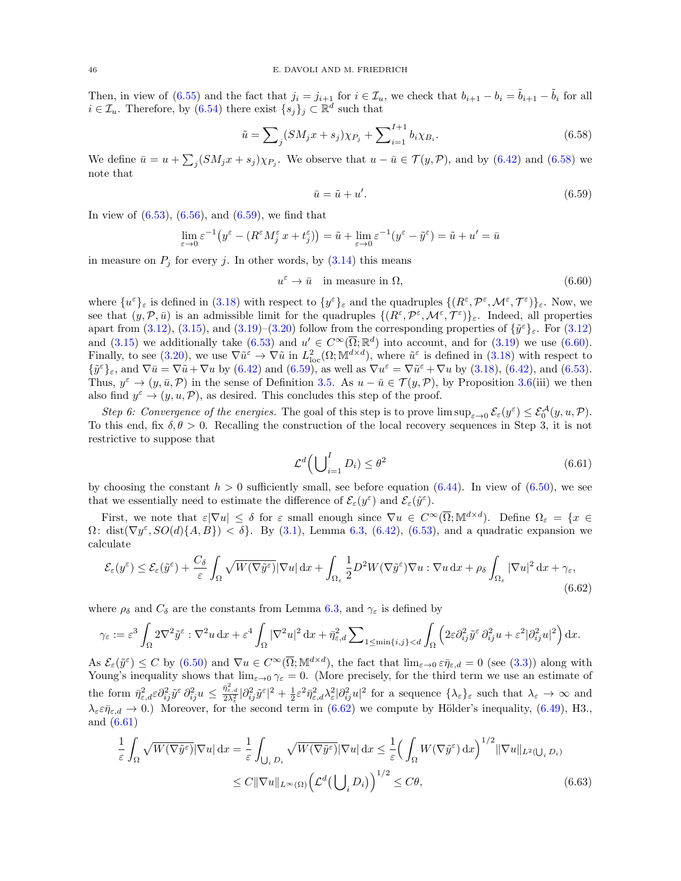Then, in view of (6.55) and the fact that $j_i = j_{i+1}$ for $i \in \mathcal{I}_u$, we check that $b_{i+1} - b_i = \tilde{b}_{i+1} - \tilde{b}_i$ for all $i \in \mathcal{I}_u$. Therefore, by (6.54) there exist $\{s_j\}_j \subset \mathbb{R}^d$ such that

$$\tilde{u} = \sum\nolimits_j (SM_j x + s_j)\chi_{P_j} + \sum\nolimits_{i=1}^{I+1} b_i \chi_{B_i}. \tag{6.58}$$

We define $\bar{u} = u + \sum_j (SM_j x + s_j)\chi_{P_j}$. We observe that $u - \bar{u} \in \mathcal{T}(y, \mathcal{P})$, and by (6.42) and (6.58) we note that

$$\bar{u} = \tilde{u} + u'. \tag{6.59}$$

In view of (6.53), (6.56), and (6.59), we find that

$$\lim_{\varepsilon \to 0} \varepsilon^{-1}\big(y^\varepsilon - (R^\varepsilon M_j^\varepsilon\, x + t_j^\varepsilon)\big) = \tilde{u} + \lim_{\varepsilon \to 0} \varepsilon^{-1}(y^\varepsilon - \tilde{y}^\varepsilon) = \tilde{u} + u' = \bar{u}$$

in measure on $P_j$ for every $j$. In other words, by (3.14) this means

$$u^\varepsilon \to \bar{u} \quad \text{in measure in } \Omega, \tag{6.60}$$

where $\{u^\varepsilon\}_\varepsilon$ is defined in (3.18) with respect to $\{y^\varepsilon\}_\varepsilon$ and the quadruples $\{(R^\varepsilon, \mathcal{P}^\varepsilon, \mathcal{M}^\varepsilon, \mathcal{T}^\varepsilon)\}_\varepsilon$. Now, we see that $(y, \mathcal{P}, \bar{u})$ is an admissible limit for the quadruples $\{(R^\varepsilon, \mathcal{P}^\varepsilon, \mathcal{M}^\varepsilon, \mathcal{T}^\varepsilon)\}_\varepsilon$. Indeed, all properties apart from (3.12), (3.15), and (3.19)–(3.20) follow from the corresponding properties of $\{\tilde{y}^\varepsilon\}_\varepsilon$. For (3.12) and (3.15) we additionally take (6.53) and $u' \in C^\infty(\overline{\Omega}; \mathbb{R}^d)$ into account, and for (3.19) we use (6.60). Finally, to see (3.20), we use $\nabla \tilde{u}^\varepsilon \to \nabla \tilde{u}$ in $L^2_{\rm loc}(\Omega; \mathbb{M}^{d\times d})$, where $\tilde{u}^\varepsilon$ is defined in (3.18) with respect to $\{\tilde{y}^\varepsilon\}_\varepsilon$, and $\nabla \bar{u} = \nabla \tilde{u} + \nabla u$ by (6.42) and (6.59), as well as $\nabla u^\varepsilon = \nabla \tilde{u}^\varepsilon + \nabla u$ by (3.18), (6.42), and (6.53). Thus, $y^\varepsilon \to (y, \bar{u}, \mathcal{P})$ in the sense of Definition 3.5. As $u - \bar{u} \in \mathcal{T}(y, \mathcal{P})$, by Proposition 3.6(iii) we then also find $y^\varepsilon \to (y, u, \mathcal{P})$, as desired. This concludes this step of the proof.

*Step 6: Convergence of the energies.* The goal of this step is to prove $\limsup_{\varepsilon \to 0} \mathcal{E}_\varepsilon(y^\varepsilon) \le \mathcal{E}_0^{\mathcal{A}}(y, u, \mathcal{P})$. To this end, fix $\delta, \theta > 0$. Recalling the construction of the local recovery sequences in Step 3, it is not restrictive to suppose that

$$\mathcal{L}^d\Big(\bigcup\nolimits_{i=1}^I D_i\Big) \le \theta^2 \tag{6.61}$$

by choosing the constant $h > 0$ sufficiently small, see before equation (6.44). In view of (6.50), we see that we essentially need to estimate the difference of $\mathcal{E}_\varepsilon(y^\varepsilon)$ and $\mathcal{E}_\varepsilon(\tilde{y}^\varepsilon)$.

First, we note that $\varepsilon|\nabla u| \le \delta$ for $\varepsilon$ small enough since $\nabla u \in C^\infty(\overline{\Omega}; \mathbb{M}^{d\times d})$. Define $\Omega_\varepsilon = \{x \in \Omega\colon \operatorname{dist}(\nabla y^\varepsilon, SO(d)\{A, B\}) < \delta\}$. By (3.1), Lemma 6.3, (6.42), (6.53), and a quadratic expansion we calculate

$$\mathcal{E}_\varepsilon(y^\varepsilon) \le \mathcal{E}_\varepsilon(\tilde{y}^\varepsilon) + \frac{C_\delta}{\varepsilon}\int_\Omega \sqrt{W(\nabla \tilde{y}^\varepsilon)}|\nabla u|\,{\rm d}x + \int_{\Omega_\varepsilon} \frac{1}{2} D^2 W(\nabla \tilde{y}^\varepsilon)\nabla u : \nabla u\,{\rm d}x + \rho_\delta \int_{\Omega_\varepsilon} |\nabla u|^2\,{\rm d}x + \gamma_\varepsilon, \tag{6.62}$$

where $\rho_\delta$ and $C_\delta$ are the constants from Lemma 6.3, and $\gamma_\varepsilon$ is defined by

$$\gamma_\varepsilon := \varepsilon^3 \int_\Omega 2\nabla^2 \tilde{y}^\varepsilon : \nabla^2 u\,{\rm d}x + \varepsilon^4 \int_\Omega |\nabla^2 u|^2\,{\rm d}x + \bar{\eta}_{\varepsilon,d}^2 \sum\nolimits_{1 \le \min\{i,j\} < d} \int_\Omega \Big(2\varepsilon \partial^2_{ij}\tilde{y}^\varepsilon\, \partial^2_{ij} u + \varepsilon^2 |\partial^2_{ij} u|^2\Big)\,{\rm d}x.$$

As $\mathcal{E}_\varepsilon(\tilde{y}^\varepsilon) \le C$ by (6.50) and $\nabla u \in C^\infty(\overline{\Omega}; \mathbb{M}^{d\times d})$, the fact that $\lim_{\varepsilon\to 0} \varepsilon \bar{\eta}_{\varepsilon,d} = 0$ (see (3.3)) along with Young's inequality shows that $\lim_{\varepsilon \to 0} \gamma_\varepsilon = 0$. (More precisely, for the third term we use an estimate of the form $\bar{\eta}_{\varepsilon,d}^2 \varepsilon \partial^2_{ij}\tilde{y}^\varepsilon\, \partial^2_{ij} u \le \frac{\bar{\eta}_{\varepsilon,d}^2}{2\lambda_\varepsilon^2}|\partial^2_{ij}\tilde{y}^\varepsilon|^2 + \frac{1}{2}\varepsilon^2 \bar{\eta}_{\varepsilon,d}^2 \lambda_\varepsilon^2 |\partial^2_{ij} u|^2$ for a sequence $\{\lambda_\varepsilon\}_\varepsilon$ such that $\lambda_\varepsilon \to \infty$ and $\lambda_\varepsilon \varepsilon \bar{\eta}_{\varepsilon,d} \to 0$.) Moreover, for the second term in (6.62) we compute by Hölder's inequality, (6.49), H3., and (6.61)

$$\begin{aligned}
\frac{1}{\varepsilon}\int_\Omega \sqrt{W(\nabla \tilde{y}^\varepsilon)}|\nabla u|\,{\rm d}x &= \frac{1}{\varepsilon}\int_{\bigcup_i D_i} \sqrt{W(\nabla \tilde{y}^\varepsilon)}|\nabla u|\,{\rm d}x \le \frac{1}{\varepsilon}\Big(\int_\Omega W(\nabla \tilde{y}^\varepsilon)\,{\rm d}x\Big)^{1/2} \|\nabla u\|_{L^2(\bigcup_i D_i)} \\
&\le C\|\nabla u\|_{L^\infty(\Omega)} \Big(\mathcal{L}^d\Big(\bigcup\nolimits_i D_i\Big)\Big)^{1/2} \le C\theta,
\end{aligned} \tag{6.63}$$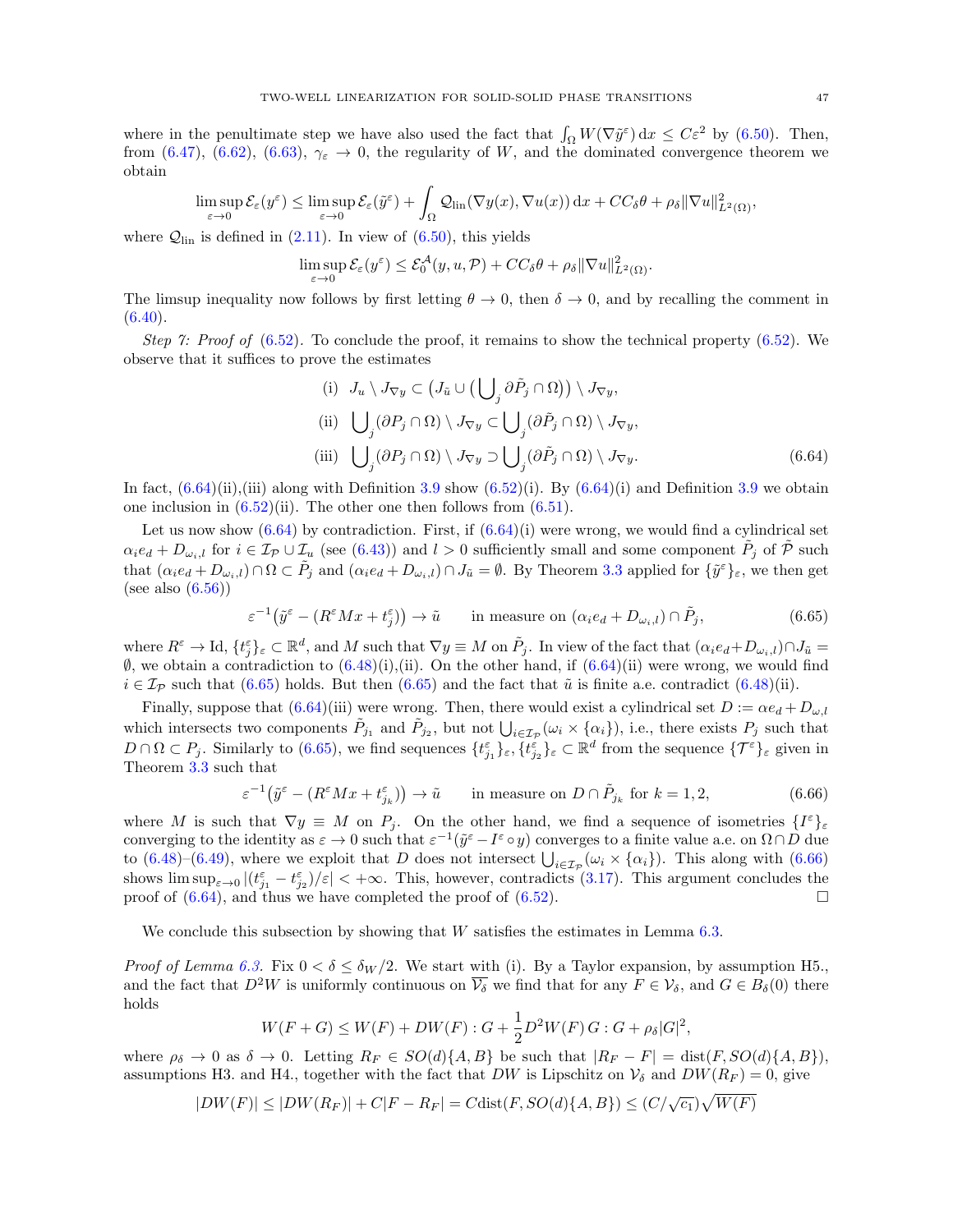where in the penultimate step we have also used the fact that $\int_\Omega W(\nabla \tilde{y}^\varepsilon)\,\mathrm{d}x \le C\varepsilon^2$ by (6.50). Then, from (6.47), (6.62), (6.63), $\gamma_\varepsilon \to 0$, the regularity of $W$, and the dominated convergence theorem we obtain

$$\limsup_{\varepsilon\to 0} \mathcal{E}_\varepsilon(y^\varepsilon) \le \limsup_{\varepsilon\to 0} \mathcal{E}_\varepsilon(\tilde{y}^\varepsilon) + \int_\Omega \mathcal{Q}_{\rm lin}(\nabla y(x), \nabla u(x))\,\mathrm{d}x + CC_\delta\theta + \rho_\delta \|\nabla u\|^2_{L^2(\Omega)},$$

where $\mathcal{Q}_{\rm lin}$ is defined in (2.11). In view of (6.50), this yields

$$\limsup_{\varepsilon\to 0} \mathcal{E}_\varepsilon(y^\varepsilon) \le \mathcal{E}_0^{\mathcal{A}}(y,u,\mathcal{P}) + CC_\delta\theta + \rho_\delta \|\nabla u\|^2_{L^2(\Omega)}.$$

The limsup inequality now follows by first letting $\theta \to 0$, then $\delta \to 0$, and by recalling the comment in (6.40).

*Step 7: Proof of* (6.52). To conclude the proof, it remains to show the technical property (6.52). We observe that it suffices to prove the estimates

$$\begin{aligned}
&\text{(i)}\ \ J_u \setminus J_{\nabla y} \subset \big(J_{\tilde{u}} \cup \big(\textstyle\bigcup_j \partial \tilde{P}_j \cap \Omega\big)\big) \setminus J_{\nabla y},\\
&\text{(ii)}\ \ \textstyle\bigcup_j (\partial P_j \cap \Omega) \setminus J_{\nabla y} \subset \bigcup_j (\partial \tilde{P}_j \cap \Omega) \setminus J_{\nabla y},\\
&\text{(iii)}\ \ \textstyle\bigcup_j (\partial P_j \cap \Omega) \setminus J_{\nabla y} \supset \bigcup_j (\partial \tilde{P}_j \cap \Omega) \setminus J_{\nabla y}.
\end{aligned} \tag{6.64}$$

In fact, (6.64)(ii),(iii) along with Definition 3.9 show (6.52)(i). By (6.64)(i) and Definition 3.9 we obtain one inclusion in (6.52)(ii). The other one then follows from (6.51).

Let us now show (6.64) by contradiction. First, if (6.64)(i) were wrong, we would find a cylindrical set $\alpha_i e_d + D_{\omega_i,l}$ for $i \in \mathcal{I}_{\mathcal{P}} \cup \mathcal{I}_u$ (see (6.43)) and $l > 0$ sufficiently small and some component $\tilde{P}_j$ of $\tilde{\mathcal{P}}$ such that $(\alpha_i e_d + D_{\omega_i,l}) \cap \Omega \subset \tilde{P}_j$ and $(\alpha_i e_d + D_{\omega_i,l}) \cap J_{\tilde{u}} = \emptyset$. By Theorem 3.3 applied for $\{\tilde{y}^\varepsilon\}_\varepsilon$, we then get (see also (6.56))

$$\varepsilon^{-1}\big(\tilde{y}^\varepsilon - (R^\varepsilon M x + t^\varepsilon_j)\big) \to \tilde{u} \qquad \text{in measure on } (\alpha_i e_d + D_{\omega_i,l}) \cap \tilde{P}_j, \tag{6.65}$$

where $R^\varepsilon \to \mathrm{Id}$, $\{t_j^\varepsilon\}_\varepsilon \subset \mathbb{R}^d$, and $M$ such that $\nabla y \equiv M$ on $\tilde{P}_j$. In view of the fact that $(\alpha_i e_d + D_{\omega_i,l}) \cap J_{\tilde{u}} = \emptyset$, we obtain a contradiction to (6.48)(i),(ii). On the other hand, if (6.64)(ii) were wrong, we would find $i \in \mathcal{I}_{\mathcal{P}}$ such that (6.65) holds. But then (6.65) and the fact that $\tilde{u}$ is finite a.e. contradict (6.48)(ii).

Finally, suppose that (6.64)(iii) were wrong. Then, there would exist a cylindrical set $D := \alpha e_d + D_{\omega,l}$ which intersects two components $\tilde{P}_{j_1}$ and $\tilde{P}_{j_2}$, but not $\bigcup_{i\in\mathcal{I}_{\mathcal{P}}} (\omega_i \times \{\alpha_i\})$, i.e., there exists $P_j$ such that $D \cap \Omega \subset P_j$. Similarly to (6.65), we find sequences $\{t^\varepsilon_{j_1}\}_\varepsilon, \{t^\varepsilon_{j_2}\}_\varepsilon \subset \mathbb{R}^d$ from the sequence $\{\mathcal{T}^\varepsilon\}_\varepsilon$ given in Theorem 3.3 such that

$$\varepsilon^{-1}\big(\tilde{y}^\varepsilon - (R^\varepsilon M x + t^\varepsilon_{j_k})\big) \to \tilde{u} \qquad \text{in measure on } D \cap \tilde{P}_{j_k} \text{ for } k = 1,2, \tag{6.66}$$

where $M$ is such that $\nabla y \equiv M$ on $P_j$. On the other hand, we find a sequence of isometries $\{I^\varepsilon\}_\varepsilon$ converging to the identity as $\varepsilon \to 0$ such that $\varepsilon^{-1}(\tilde{y}^\varepsilon - I^\varepsilon \circ y)$ converges to a finite value a.e. on $\Omega \cap D$ due to (6.48)–(6.49), where we exploit that $D$ does not intersect $\bigcup_{i\in\mathcal{I}_{\mathcal{P}}} (\omega_i \times \{\alpha_i\})$. This along with (6.66) shows $\limsup_{\varepsilon\to 0} |(t^\varepsilon_{j_1} - t^\varepsilon_{j_2})/\varepsilon| < +\infty$. This, however, contradicts (3.17). This argument concludes the proof of (6.64), and thus we have completed the proof of (6.52). $\square$

We conclude this subsection by showing that $W$ satisfies the estimates in Lemma 6.3.

*Proof of Lemma 6.3.* Fix $0 < \delta \le \delta_W/2$. We start with (i). By a Taylor expansion, by assumption H5., and the fact that $D^2W$ is uniformly continuous on $\overline{\mathcal{V}_\delta}$ we find that for any $F \in \mathcal{V}_\delta$, and $G \in B_\delta(0)$ there holds

$$W(F+G) \le W(F) + DW(F) : G + \frac{1}{2} D^2W(F)\, G : G + \rho_\delta |G|^2,$$

where $\rho_\delta \to 0$ as $\delta \to 0$. Letting $R_F \in SO(d)\{A,B\}$ be such that $|R_F - F| = \mathrm{dist}(F, SO(d)\{A,B\})$, assumptions H3. and H4., together with the fact that $DW$ is Lipschitz on $\mathcal{V}_\delta$ and $DW(R_F) = 0$, give

$$|DW(F)| \le |DW(R_F)| + C|F - R_F| = C\mathrm{dist}(F, SO(d)\{A,B\}) \le (C/\sqrt{c_1})\sqrt{W(F)}$$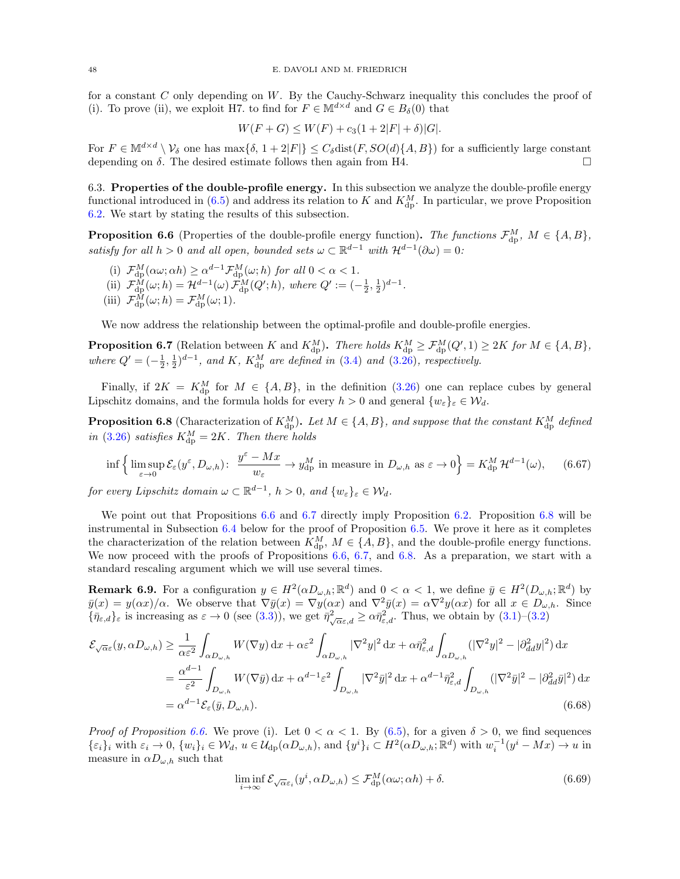for a constant $C$ only depending on $W$. By the Cauchy-Schwarz inequality this concludes the proof of (i). To prove (ii), we exploit H7. to find for $F \in \mathbb{M}^{d\times d}$ and $G \in B_\delta(0)$ that

$$W(F+G) \le W(F) + c_3(1+2|F|+\delta)|G|.$$

For $F \in \mathbb{M}^{d\times d} \setminus \mathcal{V}_\delta$ one has $\max\{\delta, 1+2|F|\} \le C_\delta \mathrm{dist}(F, SO(d)\{A,B\})$ for a sufficiently large constant depending on $\delta$. The desired estimate follows then again from H4. $\square$

6.3. **Properties of the double-profile energy.** In this subsection we analyze the double-profile energy functional introduced in (6.5) and address its relation to $K$ and $K^M_{\rm dp}$. In particular, we prove Proposition 6.2. We start by stating the results of this subsection.

**Proposition 6.6** (Properties of the double-profile energy function)**.** *The functions $\mathcal{F}^M_{\rm dp}$, $M \in \{A,B\}$, satisfy for all $h>0$ and all open, bounded sets $\omega \subset \mathbb{R}^{d-1}$ with $\mathcal{H}^{d-1}(\partial\omega) = 0$:*

(i) $\mathcal{F}^M_{\rm dp}(\alpha\omega; \alpha h) \ge \alpha^{d-1}\mathcal{F}^M_{\rm dp}(\omega; h)$ *for all* $0<\alpha<1$.
(ii) $\mathcal{F}^M_{\rm dp}(\omega; h) = \mathcal{H}^{d-1}(\omega)\,\mathcal{F}^M_{\rm dp}(Q'; h)$, *where* $Q' := (-\frac{1}{2},\frac{1}{2})^{d-1}$.
(iii) $\mathcal{F}^M_{\rm dp}(\omega; h) = \mathcal{F}^M_{\rm dp}(\omega; 1)$.

We now address the relationship between the optimal-profile and double-profile energies.

**Proposition 6.7** (Relation between $K$ and $K^M_{\rm dp}$)**.** *There holds $K^M_{\rm dp} \ge \mathcal{F}^M_{\rm dp}(Q',1) \ge 2K$ for $M \in \{A,B\}$, where $Q' = (-\frac{1}{2},\frac{1}{2})^{d-1}$, and $K$, $K^M_{\rm dp}$ are defined in (3.4) and (3.26), respectively.*

Finally, if $2K = K^M_{\rm dp}$ for $M \in \{A,B\}$, in the definition (3.26) one can replace cubes by general Lipschitz domains, and the formula holds for every $h>0$ and general $\{w_\varepsilon\}_\varepsilon \in \mathcal{W}_d$.

**Proposition 6.8** (Characterization of $K^M_{\rm dp}$)**.** *Let $M \in \{A,B\}$, and suppose that the constant $K^M_{\rm dp}$ defined in (3.26) satisfies $K^M_{\rm dp} = 2K$. Then there holds*

$$\inf\Big\{\limsup_{\varepsilon\to 0}\mathcal{E}_\varepsilon(y^\varepsilon, D_{\omega,h})\colon\ \frac{y^\varepsilon - Mx}{w_\varepsilon} \to y^M_{\rm dp} \text{ in measure in } D_{\omega,h} \text{ as } \varepsilon\to 0\Big\} = K^M_{\rm dp}\,\mathcal{H}^{d-1}(\omega), \tag{6.67}$$

*for every Lipschitz domain $\omega \subset \mathbb{R}^{d-1}$, $h>0$, and $\{w_\varepsilon\}_\varepsilon \in \mathcal{W}_d$.*

We point out that Propositions 6.6 and 6.7 directly imply Proposition 6.2. Proposition 6.8 will be instrumental in Subsection 6.4 below for the proof of Proposition 6.5. We prove it here as it completes the characterization of the relation between $K^M_{\rm dp}$, $M\in\{A,B\}$, and the double-profile energy functions. We now proceed with the proofs of Propositions 6.6, 6.7, and 6.8. As a preparation, we start with a standard rescaling argument which we will use several times.

**Remark 6.9.** For a configuration $y \in H^2(\alpha D_{\omega,h};\mathbb{R}^d)$ and $0<\alpha<1$, we define $\bar{y} \in H^2(D_{\omega,h};\mathbb{R}^d)$ by $\bar{y}(x) = y(\alpha x)/\alpha$. We observe that $\nabla\bar{y}(x) = \nabla y(\alpha x)$ and $\nabla^2\bar{y}(x) = \alpha\nabla^2 y(\alpha x)$ for all $x \in D_{\omega,h}$. Since $\{\bar{\eta}_{\varepsilon,d}\}_\varepsilon$ is increasing as $\varepsilon\to 0$ (see (3.3)), we get $\bar{\eta}^2_{\sqrt{\alpha}\varepsilon,d} \ge \alpha\bar{\eta}^2_{\varepsilon,d}$. Thus, we obtain by (3.1)–(3.2)

$$\begin{aligned}
\mathcal{E}_{\sqrt{\alpha}\varepsilon}(y,\alpha D_{\omega,h}) &\ge \frac{1}{\alpha\varepsilon^2}\int_{\alpha D_{\omega,h}} W(\nabla y)\,\mathrm{d}x + \alpha\varepsilon^2\int_{\alpha D_{\omega,h}}|\nabla^2 y|^2\,\mathrm{d}x + \alpha\bar{\eta}^2_{\varepsilon,d}\int_{\alpha D_{\omega,h}}(|\nabla^2 y|^2 - |\partial^2_{dd}y|^2)\,\mathrm{d}x\\
&= \frac{\alpha^{d-1}}{\varepsilon^2}\int_{D_{\omega,h}} W(\nabla\bar{y})\,\mathrm{d}x + \alpha^{d-1}\varepsilon^2\int_{D_{\omega,h}}|\nabla^2\bar{y}|^2\,\mathrm{d}x + \alpha^{d-1}\bar{\eta}^2_{\varepsilon,d}\int_{D_{\omega,h}}(|\nabla^2\bar{y}|^2 - |\partial^2_{dd}\bar{y}|^2)\,\mathrm{d}x\\
&= \alpha^{d-1}\mathcal{E}_\varepsilon(\bar{y}, D_{\omega,h}).
\end{aligned}\tag{6.68}$$

*Proof of Proposition 6.6.* We prove (i). Let $0<\alpha<1$. By (6.5), for a given $\delta>0$, we find sequences $\{\varepsilon_i\}_i$ with $\varepsilon_i\to 0$, $\{w_i\}_i \in \mathcal{W}_d$, $u \in \mathcal{U}_{\rm dp}(\alpha D_{\omega,h})$, and $\{y^i\}_i \subset H^2(\alpha D_{\omega,h};\mathbb{R}^d)$ with $w_i^{-1}(y^i - Mx) \to u$ in measure in $\alpha D_{\omega,h}$ such that

$$\liminf_{i\to\infty}\mathcal{E}_{\sqrt{\alpha}\varepsilon_i}(y^i,\alpha D_{\omega,h}) \le \mathcal{F}^M_{\rm dp}(\alpha\omega;\alpha h) + \delta. \tag{6.69}$$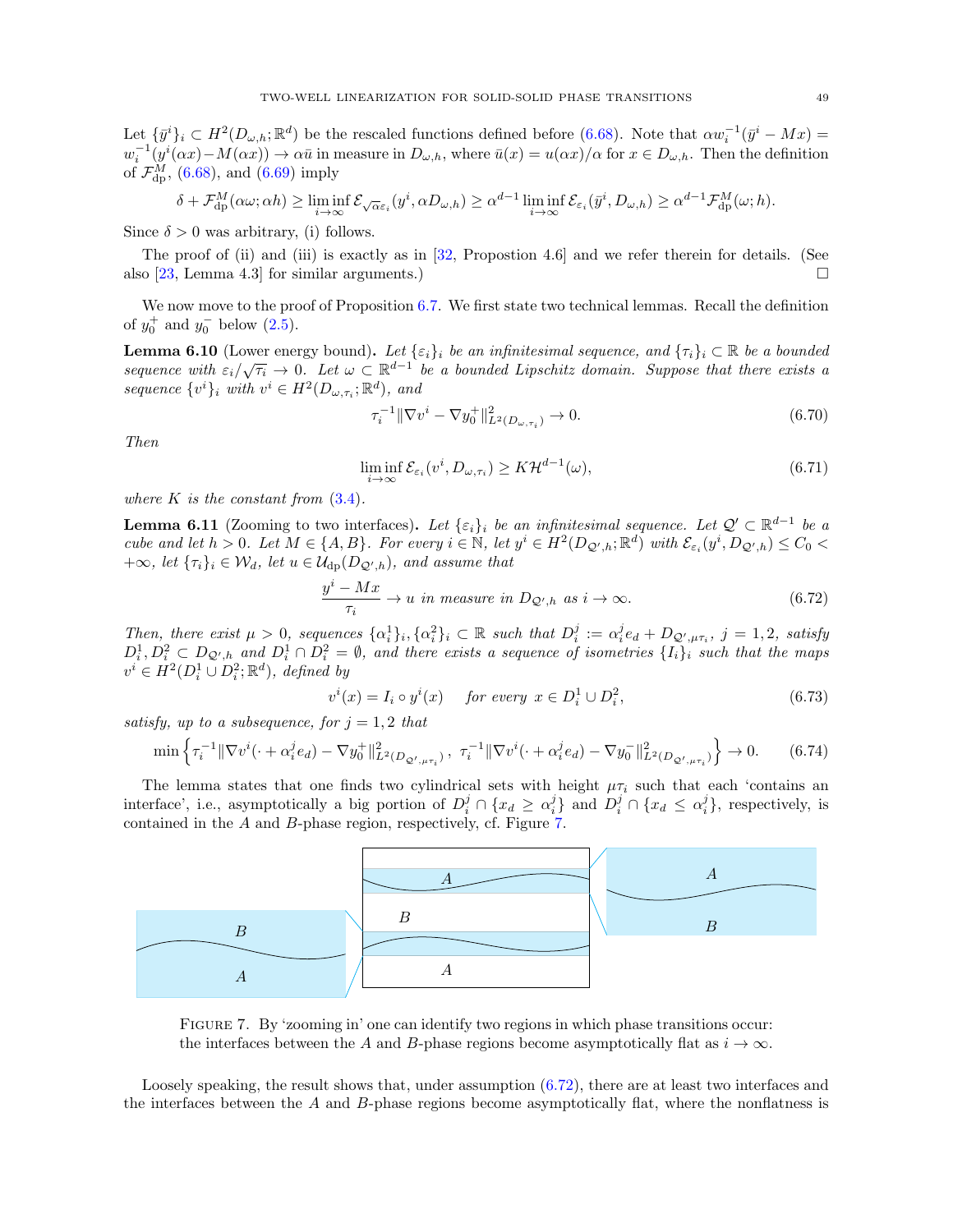Let $\{\bar{y}^i\}_i \subset H^2(D_{\omega,h};\mathbb{R}^d)$ be the rescaled functions defined before (6.68). Note that $\alpha w_i^{-1}(\bar{y}^i - Mx) = w_i^{-1}(y^i(\alpha x) - M(\alpha x)) \to \alpha \bar{u}$ in measure in $D_{\omega,h}$, where $\bar{u}(x) = u(\alpha x)/\alpha$ for $x \in D_{\omega,h}$. Then the definition of $\mathcal{F}^M_{\rm dp}$, (6.68), and (6.69) imply

$$\delta + \mathcal{F}^M_{\rm dp}(\alpha\omega;\alpha h) \geq \liminf_{i\to\infty} \mathcal{E}_{\sqrt{\alpha}\varepsilon_i}(y^i, \alpha D_{\omega,h}) \geq \alpha^{d-1} \liminf_{i\to\infty} \mathcal{E}_{\varepsilon_i}(\bar{y}^i, D_{\omega,h}) \geq \alpha^{d-1}\mathcal{F}^M_{\rm dp}(\omega;h).$$

Since $\delta > 0$ was arbitrary, (i) follows.

The proof of (ii) and (iii) is exactly as in [32, Propostion 4.6] and we refer therein for details. (See also [23, Lemma 4.3] for similar arguments.) □

We now move to the proof of Proposition 6.7. We first state two technical lemmas. Recall the definition of $y_0^+$ and $y_0^-$ below (2.5).

**Lemma 6.10** (Lower energy bound)**.** *Let $\{\varepsilon_i\}_i$ be an infinitesimal sequence, and $\{\tau_i\}_i \subset \mathbb{R}$ be a bounded sequence with $\varepsilon_i/\sqrt{\tau_i} \to 0$. Let $\omega \subset \mathbb{R}^{d-1}$ be a bounded Lipschitz domain. Suppose that there exists a sequence $\{v^i\}_i$ with $v^i \in H^2(D_{\omega,\tau_i};\mathbb{R}^d)$, and*

$$\tau_i^{-1}\|\nabla v^i - \nabla y_0^+\|^2_{L^2(D_{\omega,\tau_i})} \to 0. \tag{6.70}$$

*Then*

$$\liminf_{i\to\infty} \mathcal{E}_{\varepsilon_i}(v^i, D_{\omega,\tau_i}) \geq K\mathcal{H}^{d-1}(\omega), \tag{6.71}$$

*where $K$ is the constant from (3.4).*

**Lemma 6.11** (Zooming to two interfaces)**.** *Let $\{\varepsilon_i\}_i$ be an infinitesimal sequence. Let $\mathcal{Q}' \subset \mathbb{R}^{d-1}$ be a cube and let $h > 0$. Let $M \in \{A, B\}$. For every $i \in \mathbb{N}$, let $y^i \in H^2(D_{\mathcal{Q}',h};\mathbb{R}^d)$ with $\mathcal{E}_{\varepsilon_i}(y^i, D_{\mathcal{Q}',h}) \leq C_0 < +\infty$, let $\{\tau_i\}_i \in \mathcal{W}_d$, let $u \in \mathcal{U}_{\rm dp}(D_{\mathcal{Q}',h})$, and assume that*

$$\frac{y^i - Mx}{\tau_i} \to u \text{ in measure in } D_{\mathcal{Q}',h} \text{ as } i \to \infty. \tag{6.72}$$

*Then, there exist $\mu > 0$, sequences $\{\alpha_i^1\}_i, \{\alpha_i^2\}_i \subset \mathbb{R}$ such that $D_i^j := \alpha_i^j e_d + D_{\mathcal{Q}',\mu\tau_i}$, $j = 1, 2$, satisfy $D_i^1, D_i^2 \subset D_{\mathcal{Q}',h}$ and $D_i^1 \cap D_i^2 = \emptyset$, and there exists a sequence of isometries $\{I_i\}_i$ such that the maps $v^i \in H^2(D_i^1 \cup D_i^2;\mathbb{R}^d)$, defined by*

$$v^i(x) = I_i \circ y^i(x) \quad \text{ for every } x \in D_i^1 \cup D_i^2, \tag{6.73}$$

*satisfy, up to a subsequence, for $j = 1, 2$ that*

$$\min\Big\{\tau_i^{-1}\|\nabla v^i(\cdot + \alpha_i^j e_d) - \nabla y_0^+\|^2_{L^2(D_{\mathcal{Q}',\mu\tau_i})},\ \tau_i^{-1}\|\nabla v^i(\cdot + \alpha_i^j e_d) - \nabla y_0^-\|^2_{L^2(D_{\mathcal{Q}',\mu\tau_i})}\Big\} \to 0. \tag{6.74}$$

The lemma states that one finds two cylindrical sets with height $\mu\tau_i$ such that each 'contains an interface', i.e., asymptotically a big portion of $D_i^j \cap \{x_d \geq \alpha_i^j\}$ and $D_i^j \cap \{x_d \leq \alpha_i^j\}$, respectively, is contained in the $A$ and $B$-phase region, respectively, cf. Figure 7.

FIGURE 7. By 'zooming in' one can identify two regions in which phase transitions occur: the interfaces between the $A$ and $B$-phase regions become asymptotically flat as $i \to \infty$.

Loosely speaking, the result shows that, under assumption (6.72), there are at least two interfaces and the interfaces between the $A$ and $B$-phase regions become asymptotically flat, where the nonflatness is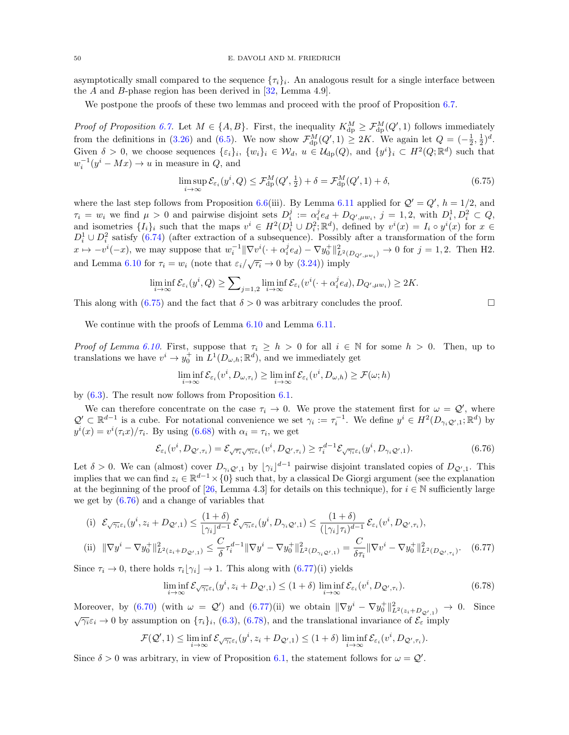asymptotically small compared to the sequence $\{\tau_i\}_i$. An analogous result for a single interface between the $A$ and $B$-phase region has been derived in [32, Lemma 4.9].

We postpone the proofs of these two lemmas and proceed with the proof of Proposition 6.7.

*Proof of Proposition 6.7.* Let $M \in \{A, B\}$. First, the inequality $K^M_{\rm dp} \geq \mathcal{F}^M_{\rm dp}(Q', 1)$ follows immediately from the definitions in (3.26) and (6.5). We now show $\mathcal{F}^M_{\rm dp}(Q', 1) \geq 2K$. We again let $Q = (-\frac{1}{2}, \frac{1}{2})^d$. Given $\delta > 0$, we choose sequences $\{\varepsilon_i\}_i$, $\{w_i\}_i \in \mathcal{W}_d$, $u \in \mathcal{U}_{\rm dp}(Q)$, and $\{y^i\}_i \subset H^2(Q;\mathbb{R}^d)$ such that $w_i^{-1}(y^i - Mx) \to u$ in measure in $Q$, and

$$\limsup_{i\to\infty} \mathcal{E}_{\varepsilon_i}(y^i, Q) \leq \mathcal{F}^M_{\rm dp}(Q', \tfrac{1}{2}) + \delta = \mathcal{F}^M_{\rm dp}(Q', 1) + \delta, \tag{6.75}$$

where the last step follows from Proposition 6.6(iii). By Lemma 6.11 applied for $\mathcal{Q}' = Q'$, $h = 1/2$, and $\tau_i = w_i$ we find $\mu > 0$ and pairwise disjoint sets $D^j_i := \alpha^j_i e_d + D_{Q',\mu w_i}$, $j = 1, 2$, with $D^1_i, D^2_i \subset Q$, and isometries $\{I_i\}_i$ such that the maps $v^i \in H^2(D^1_i \cup D^2_i;\mathbb{R}^d)$, defined by $v^i(x) = I_i \circ y^i(x)$ for $x \in D^1_i \cup D^2_i$ satisfy (6.74) (after extraction of a subsequence). Possibly after a transformation of the form $x \mapsto -v^i(-x)$, we may suppose that $w_i^{-1}\|\nabla v^i(\cdot + \alpha^j_i e_d) - \nabla y^+_0\|^2_{L^2(D_{Q',\mu w_i})} \to 0$ for $j = 1, 2$. Then H2. and Lemma 6.10 for $\tau_i = w_i$ (note that $\varepsilon_i/\sqrt{\tau_i} \to 0$ by (3.24)) imply

$$\liminf_{i\to\infty} \mathcal{E}_{\varepsilon_i}(y^i, Q) \geq \sum\nolimits_{j=1,2} \liminf_{i\to\infty} \mathcal{E}_{\varepsilon_i}(v^i(\cdot + \alpha^j_i e_d), D_{Q',\mu w_i}) \geq 2K.$$

This along with (6.75) and the fact that $\delta > 0$ was arbitrary concludes the proof. $\square$

We continue with the proofs of Lemma 6.10 and Lemma 6.11.

*Proof of Lemma 6.10.* First, suppose that $\tau_i \geq h > 0$ for all $i \in \mathbb{N}$ for some $h > 0$. Then, up to translations we have $v^i \to y^+_0$ in $L^1(D_{\omega,h};\mathbb{R}^d)$, and we immediately get

$$\liminf_{i\to\infty} \mathcal{E}_{\varepsilon_i}(v^i, D_{\omega,\tau_i}) \geq \liminf_{i\to\infty} \mathcal{E}_{\varepsilon_i}(v^i, D_{\omega,h}) \geq \mathcal{F}(\omega; h)$$

by (6.3). The result now follows from Proposition 6.1.

We can therefore concentrate on the case $\tau_i \to 0$. We prove the statement first for $\omega = \mathcal{Q}'$, where $\mathcal{Q}' \subset \mathbb{R}^{d-1}$ is a cube. For notational convenience we set $\gamma_i := \tau_i^{-1}$. We define $y^i \in H^2(D_{\gamma_i\mathcal{Q}',1};\mathbb{R}^d)$ by $y^i(x) = v^i(\tau_i x)/\tau_i$. By using (6.68) with $\alpha_i = \tau_i$, we get

$$\mathcal{E}_{\varepsilon_i}(v^i, D_{\mathcal{Q}',\tau_i}) = \mathcal{E}_{\sqrt{\tau_i}\sqrt{\gamma_i}\varepsilon_i}(v^i, D_{\mathcal{Q}',\tau_i}) \geq \tau_i^{d-1}\mathcal{E}_{\sqrt{\gamma_i}\varepsilon_i}(y^i, D_{\gamma_i\mathcal{Q}',1}). \tag{6.76}$$

Let $\delta > 0$. We can (almost) cover $D_{\gamma_i\mathcal{Q}',1}$ by $\lfloor\gamma_i\rfloor^{d-1}$ pairwise disjoint translated copies of $D_{\mathcal{Q}',1}$. This implies that we can find $z_i \in \mathbb{R}^{d-1}\times\{0\}$ such that, by a classical De Giorgi argument (see the explanation at the beginning of the proof of [26, Lemma 4.3] for details on this technique), for $i \in \mathbb{N}$ sufficiently large we get by (6.76) and a change of variables that

$$\begin{aligned}
&\text{(i)}\ \ \mathcal{E}_{\sqrt{\gamma_i}\varepsilon_i}(y^i, z_i + D_{\mathcal{Q}',1}) \leq \frac{(1+\delta)}{\lfloor\gamma_i\rfloor^{d-1}}\,\mathcal{E}_{\sqrt{\gamma_i}\varepsilon_i}(y^i, D_{\gamma_i\mathcal{Q}',1}) \leq \frac{(1+\delta)}{(\lfloor\gamma_i\rfloor\tau_i)^{d-1}}\,\mathcal{E}_{\varepsilon_i}(v^i, D_{\mathcal{Q}',\tau_i}),\\
&\text{(ii)}\ \ \|\nabla y^i - \nabla y^+_0\|^2_{L^2(z_i + D_{\mathcal{Q}',1})} \leq \frac{C}{\delta}\tau_i^{d-1}\|\nabla y^i - \nabla y^+_0\|^2_{L^2(D_{\gamma_i\mathcal{Q}',1})} = \frac{C}{\delta\tau_i}\|\nabla v^i - \nabla y^+_0\|^2_{L^2(D_{\mathcal{Q}',\tau_i})}.
\end{aligned} \tag{6.77}$$

Since $\tau_i \to 0$, there holds $\tau_i\lfloor\gamma_i\rfloor \to 1$. This along with (6.77)(i) yields

$$\liminf_{i\to\infty} \mathcal{E}_{\sqrt{\gamma_i}\varepsilon_i}(y^i, z_i + D_{\mathcal{Q}',1}) \leq (1+\delta)\,\liminf_{i\to\infty} \mathcal{E}_{\varepsilon_i}(v^i, D_{\mathcal{Q}',\tau_i}). \tag{6.78}$$

Moreover, by (6.70) (with $\omega = \mathcal{Q}'$) and (6.77)(ii) we obtain $\|\nabla y^i - \nabla y^+_0\|^2_{L^2(z_i + D_{\mathcal{Q}',1})} \to 0$. Since $\sqrt{\gamma_i}\varepsilon_i \to 0$ by assumption on $\{\tau_i\}_i$, (6.3), (6.78), and the translational invariance of $\mathcal{E}_\varepsilon$ imply

$$\mathcal{F}(\mathcal{Q}', 1) \leq \liminf_{i\to\infty} \mathcal{E}_{\sqrt{\gamma_i}\varepsilon_i}(y^i, z_i + D_{\mathcal{Q}',1}) \leq (1+\delta)\,\liminf_{i\to\infty} \mathcal{E}_{\varepsilon_i}(v^i, D_{\mathcal{Q}',\tau_i}).$$

Since $\delta > 0$ was arbitrary, in view of Proposition 6.1, the statement follows for $\omega = \mathcal{Q}'$.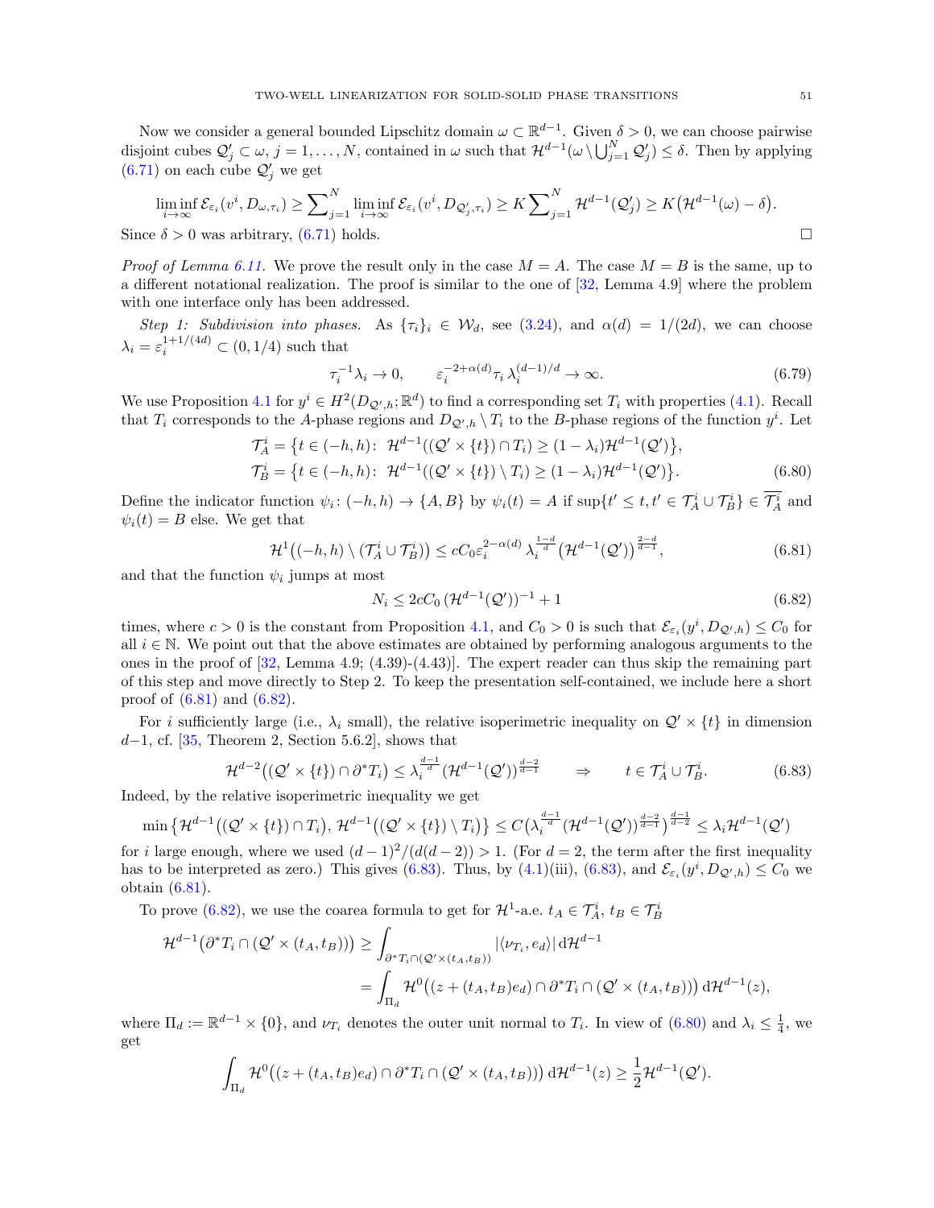Now we consider a general bounded Lipschitz domain $\omega \subset \mathbb{R}^{d-1}$. Given $\delta > 0$, we can choose pairwise disjoint cubes $\mathcal{Q}'_j \subset \omega$, $j = 1, \ldots, N$, contained in $\omega$ such that $\mathcal{H}^{d-1}(\omega \setminus \bigcup_{j=1}^N \mathcal{Q}'_j) \leq \delta$. Then by applying (6.71) on each cube $\mathcal{Q}'_j$ we get

$$\liminf_{i\to\infty} \mathcal{E}_{\varepsilon_i}(v^i, D_{\omega,\tau_i}) \geq \sum\nolimits_{j=1}^N \liminf_{i\to\infty} \mathcal{E}_{\varepsilon_i}(v^i, D_{\mathcal{Q}'_j,\tau_i}) \geq K \sum\nolimits_{j=1}^N \mathcal{H}^{d-1}(\mathcal{Q}'_j) \geq K\big(\mathcal{H}^{d-1}(\omega) - \delta\big).$$

Since $\delta > 0$ was arbitrary, (6.71) holds. □

*Proof of Lemma 6.11.* We prove the result only in the case $M = A$. The case $M = B$ is the same, up to a different notational realization. The proof is similar to the one of [32, Lemma 4.9] where the problem with one interface only has been addressed.

*Step 1: Subdivision into phases.* As $\{\tau_i\}_i \in \mathcal{W}_d$, see (3.24), and $\alpha(d) = 1/(2d)$, we can choose $\lambda_i = \varepsilon_i^{1+1/(4d)} \subset (0, 1/4)$ such that

$$\tau_i^{-1}\lambda_i \to 0, \qquad \varepsilon_i^{-2+\alpha(d)}\tau_i\,\lambda_i^{(d-1)/d} \to \infty. \tag{6.79}$$

We use Proposition 4.1 for $y^i \in H^2(D_{\mathcal{Q}',h};\mathbb{R}^d)$ to find a corresponding set $T_i$ with properties (4.1). Recall that $T_i$ corresponds to the $A$-phase regions and $D_{\mathcal{Q}',h} \setminus T_i$ to the $B$-phase regions of the function $y^i$. Let

$$\begin{aligned}
\mathcal{T}_A^i &= \big\{t \in (-h,h)\colon\ \mathcal{H}^{d-1}((\mathcal{Q}' \times \{t\}) \cap T_i) \geq (1-\lambda_i)\mathcal{H}^{d-1}(\mathcal{Q}')\big\},\\
\mathcal{T}_B^i &= \big\{t \in (-h,h)\colon\ \mathcal{H}^{d-1}((\mathcal{Q}' \times \{t\}) \setminus T_i) \geq (1-\lambda_i)\mathcal{H}^{d-1}(\mathcal{Q}')\big\}.
\end{aligned} \tag{6.80}$$

Define the indicator function $\psi_i\colon (-h,h) \to \{A,B\}$ by $\psi_i(t) = A$ if $\sup\{t' \leq t, t' \in \mathcal{T}_A^i \cup \mathcal{T}_B^i\} \in \overline{\mathcal{T}_A^i}$ and $\psi_i(t) = B$ else. We get that

$$\mathcal{H}^1\big((-h,h) \setminus (\mathcal{T}_A^i \cup \mathcal{T}_B^i)\big) \leq cC_0\varepsilon_i^{2-\alpha(d)}\,\lambda_i^{\frac{1-d}{d}}\big(\mathcal{H}^{d-1}(\mathcal{Q}')\big)^{\frac{2-d}{d-1}}, \tag{6.81}$$

and that the function $\psi_i$ jumps at most

$$N_i \leq 2cC_0\,(\mathcal{H}^{d-1}(\mathcal{Q}'))^{-1} + 1 \tag{6.82}$$

times, where $c > 0$ is the constant from Proposition 4.1, and $C_0 > 0$ is such that $\mathcal{E}_{\varepsilon_i}(y^i, D_{\mathcal{Q}',h}) \leq C_0$ for all $i \in \mathbb{N}$. We point out that the above estimates are obtained by performing analogous arguments to the ones in the proof of [32, Lemma 4.9; (4.39)-(4.43)]. The expert reader can thus skip the remaining part of this step and move directly to Step 2. To keep the presentation self-contained, we include here a short proof of (6.81) and (6.82).

For $i$ sufficiently large (i.e., $\lambda_i$ small), the relative isoperimetric inequality on $\mathcal{Q}' \times \{t\}$ in dimension $d-1$, cf. [35, Theorem 2, Section 5.6.2], shows that

$$\mathcal{H}^{d-2}\big((\mathcal{Q}' \times \{t\}) \cap \partial^* T_i\big) \leq \lambda_i^{\frac{d-1}{d}}(\mathcal{H}^{d-1}(\mathcal{Q}'))^{\frac{d-2}{d-1}} \qquad \Rightarrow \qquad t \in \mathcal{T}_A^i \cup \mathcal{T}_B^i. \tag{6.83}$$

Indeed, by the relative isoperimetric inequality we get

$$\min\big\{\mathcal{H}^{d-1}\big((\mathcal{Q}' \times \{t\}) \cap T_i\big),\, \mathcal{H}^{d-1}\big((\mathcal{Q}' \times \{t\}) \setminus T_i\big)\big\} \leq C\big(\lambda_i^{\frac{d-1}{d}}(\mathcal{H}^{d-1}(\mathcal{Q}'))^{\frac{d-2}{d-1}}\big)^{\frac{d-1}{d-2}} \leq \lambda_i\mathcal{H}^{d-1}(\mathcal{Q}')$$

for $i$ large enough, where we used $(d-1)^2/(d(d-2)) > 1$. (For $d = 2$, the term after the first inequality has to be interpreted as zero.) This gives (6.83). Thus, by (4.1)(iii), (6.83), and $\mathcal{E}_{\varepsilon_i}(y^i, D_{\mathcal{Q}',h}) \leq C_0$ we obtain (6.81).

To prove (6.82), we use the coarea formula to get for $\mathcal{H}^1$-a.e. $t_A \in \mathcal{T}_A^i$, $t_B \in \mathcal{T}_B^i$

$$\begin{aligned}
\mathcal{H}^{d-1}\big(\partial^* T_i \cap (\mathcal{Q}' \times (t_A, t_B))\big) &\geq \int_{\partial^* T_i \cap (\mathcal{Q}' \times (t_A,t_B))} |\langle \nu_{T_i}, e_d\rangle| \,\mathrm{d}\mathcal{H}^{d-1}\\
&= \int_{\Pi_d} \mathcal{H}^0\big((z + (t_A,t_B)e_d) \cap \partial^* T_i \cap (\mathcal{Q}' \times (t_A,t_B))\big)\,\mathrm{d}\mathcal{H}^{d-1}(z),
\end{aligned}$$

where $\Pi_d := \mathbb{R}^{d-1} \times \{0\}$, and $\nu_{T_i}$ denotes the outer unit normal to $T_i$. In view of (6.80) and $\lambda_i \leq \frac{1}{4}$, we get

$$\int_{\Pi_d} \mathcal{H}^0\big((z + (t_A,t_B)e_d) \cap \partial^* T_i \cap (\mathcal{Q}' \times (t_A,t_B))\big)\,\mathrm{d}\mathcal{H}^{d-1}(z) \geq \frac{1}{2}\mathcal{H}^{d-1}(\mathcal{Q}').$$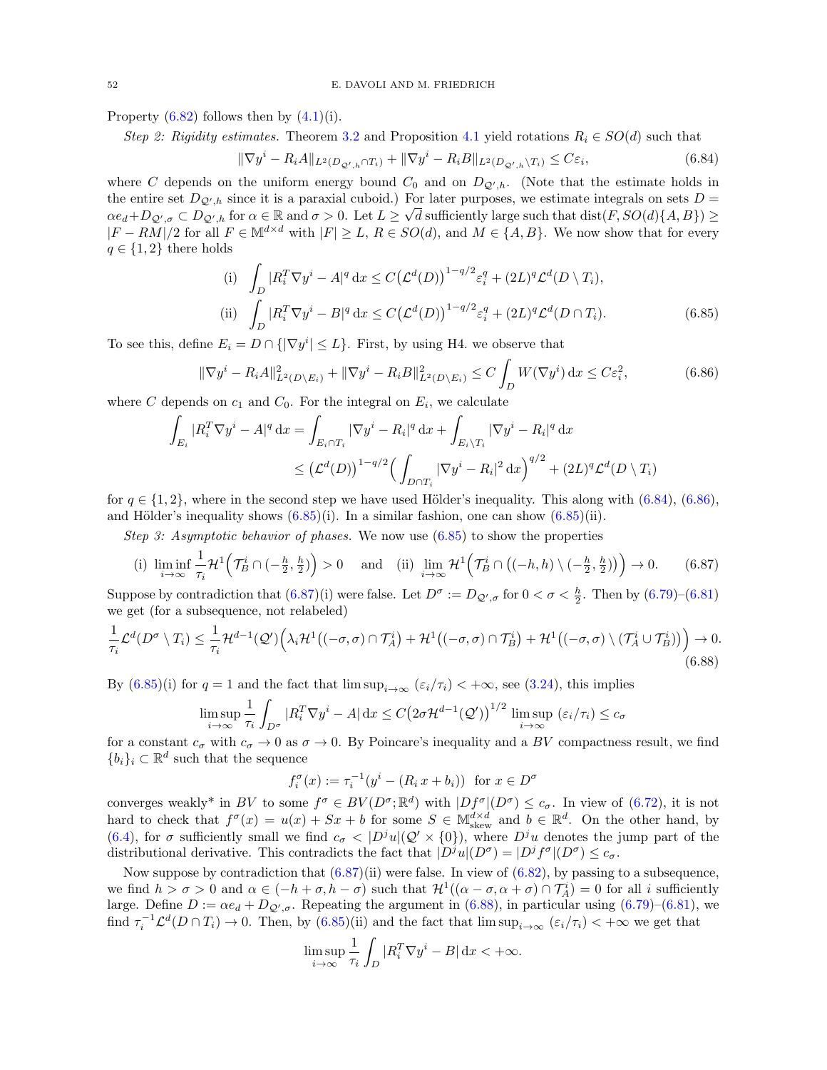Property (6.82) follows then by (4.1)(i).

*Step 2: Rigidity estimates.* Theorem 3.2 and Proposition 4.1 yield rotations $R_i \in SO(d)$ such that

$$\|\nabla y^i - R_i A\|_{L^2(D_{\mathcal{Q}',h}\cap T_i)} + \|\nabla y^i - R_i B\|_{L^2(D_{\mathcal{Q}',h}\setminus T_i)} \le C\varepsilon_i, \tag{6.84}$$

where $C$ depends on the uniform energy bound $C_0$ and on $D_{\mathcal{Q}',h}$. (Note that the estimate holds in the entire set $D_{\mathcal{Q}',h}$ since it is a paraxial cuboid.) For later purposes, we estimate integrals on sets $D = \alpha e_d + D_{\mathcal{Q}',\sigma} \subset D_{\mathcal{Q}',h}$ for $\alpha \in \mathbb{R}$ and $\sigma > 0$. Let $L \ge \sqrt{d}$ sufficiently large such that $\mathrm{dist}(F, SO(d)\{A,B\}) \ge |F - RM|/2$ for all $F \in \mathbb{M}^{d\times d}$ with $|F| \ge L$, $R \in SO(d)$, and $M \in \{A, B\}$. We now show that for every $q \in \{1,2\}$ there holds

$$\begin{aligned}
&\text{(i)} \quad \int_D |R_i^T \nabla y^i - A|^q \, \mathrm{d}x \le C\big(\mathcal{L}^d(D)\big)^{1-q/2}\varepsilon_i^q + (2L)^q \mathcal{L}^d(D\setminus T_i),\\
&\text{(ii)} \quad \int_D |R_i^T \nabla y^i - B|^q \, \mathrm{d}x \le C\big(\mathcal{L}^d(D)\big)^{1-q/2}\varepsilon_i^q + (2L)^q \mathcal{L}^d(D\cap T_i).
\end{aligned} \tag{6.85}$$

To see this, define $E_i = D \cap \{|\nabla y^i| \le L\}$. First, by using H4. we observe that

$$\|\nabla y^i - R_i A\|^2_{L^2(D\setminus E_i)} + \|\nabla y^i - R_i B\|^2_{L^2(D\setminus E_i)} \le C\int_D W(\nabla y^i)\, \mathrm{d}x \le C\varepsilon_i^2, \tag{6.86}$$

where $C$ depends on $c_1$ and $C_0$. For the integral on $E_i$, we calculate

$$\begin{aligned}
\int_{E_i} |R_i^T\nabla y^i - A|^q \, \mathrm{d}x &= \int_{E_i\cap T_i} |\nabla y^i - R_i|^q \, \mathrm{d}x + \int_{E_i\setminus T_i} |\nabla y^i - R_i|^q \, \mathrm{d}x\\
&\le \big(\mathcal{L}^d(D)\big)^{1-q/2}\Big(\int_{D\cap T_i} |\nabla y^i - R_i|^2 \, \mathrm{d}x\Big)^{q/2} + (2L)^q\mathcal{L}^d(D\setminus T_i)
\end{aligned}$$

for $q \in \{1,2\}$, where in the second step we have used Hölder's inequality. This along with (6.84), (6.86), and Hölder's inequality shows (6.85)(i). In a similar fashion, one can show (6.85)(ii).

*Step 3: Asymptotic behavior of phases.* We now use (6.85) to show the properties

$$\text{(i)}\ \liminf_{i\to\infty} \frac{1}{\tau_i}\mathcal{H}^1\Big(\mathcal{T}^i_B \cap (-\tfrac{h}{2}, \tfrac{h}{2})\Big) > 0 \quad \text{and} \quad \text{(ii)}\ \lim_{i\to\infty} \mathcal{H}^1\Big(\mathcal{T}^i_B \cap \big((-h,h)\setminus(-\tfrac{h}{2},\tfrac{h}{2})\big)\Big) \to 0. \tag{6.87}$$

Suppose by contradiction that (6.87)(i) were false. Let $D^\sigma := D_{\mathcal{Q}',\sigma}$ for $0 < \sigma < \frac{h}{2}$. Then by (6.79)–(6.81) we get (for a subsequence, not relabeled)

$$\frac{1}{\tau_i}\mathcal{L}^d(D^\sigma\setminus T_i) \le \frac{1}{\tau_i}\mathcal{H}^{d-1}(\mathcal{Q}')\Big(\lambda_i\mathcal{H}^1\big((-\sigma,\sigma)\cap\mathcal{T}^i_A\big) + \mathcal{H}^1\big((-\sigma,\sigma)\cap\mathcal{T}^i_B\big) + \mathcal{H}^1\big((-\sigma,\sigma)\setminus(\mathcal{T}^i_A\cup\mathcal{T}^i_B)\big)\Big) \to 0. \tag{6.88}$$

By (6.85)(i) for $q=1$ and the fact that $\limsup_{i\to\infty}(\varepsilon_i/\tau_i) < +\infty$, see (3.24), this implies

$$\limsup_{i\to\infty}\frac{1}{\tau_i}\int_{D^\sigma} |R_i^T\nabla y^i - A|\, \mathrm{d}x \le C\big(2\sigma\mathcal{H}^{d-1}(\mathcal{Q}')\big)^{1/2}\limsup_{i\to\infty}(\varepsilon_i/\tau_i) \le c_\sigma$$

for a constant $c_\sigma$ with $c_\sigma \to 0$ as $\sigma \to 0$. By Poincare's inequality and a $BV$ compactness result, we find $\{b_i\}_i \subset \mathbb{R}^d$ such that the sequence

$$f_i^\sigma(x) := \tau_i^{-1}\big(y^i - (R_i\, x + b_i)\big) \quad \text{for } x \in D^\sigma$$

converges weakly* in $BV$ to some $f^\sigma \in BV(D^\sigma;\mathbb{R}^d)$ with $|Df^\sigma|(D^\sigma) \le c_\sigma$. In view of (6.72), it is not hard to check that $f^\sigma(x) = u(x) + Sx + b$ for some $S \in \mathbb{M}^{d\times d}_{\rm skew}$ and $b \in \mathbb{R}^d$. On the other hand, by (6.4), for $\sigma$ sufficiently small we find $c_\sigma < |D^ju|(\mathcal{Q}'\times\{0\})$, where $D^ju$ denotes the jump part of the distributional derivative. This contradicts the fact that $|D^ju|(D^\sigma) = |D^jf^\sigma|(D^\sigma) \le c_\sigma$.

Now suppose by contradiction that (6.87)(ii) were false. In view of (6.82), by passing to a subsequence, we find $h > \sigma > 0$ and $\alpha \in (-h+\sigma, h-\sigma)$ such that $\mathcal{H}^1((\alpha-\sigma,\alpha+\sigma)\cap\mathcal{T}^i_A) = 0$ for all $i$ sufficiently large. Define $D := \alpha e_d + D_{\mathcal{Q}',\sigma}$. Repeating the argument in (6.88), in particular using (6.79)–(6.81), we find $\tau_i^{-1}\mathcal{L}^d(D\cap T_i) \to 0$. Then, by (6.85)(ii) and the fact that $\limsup_{i\to\infty}(\varepsilon_i/\tau_i) < +\infty$ we get that

$$\limsup_{i\to\infty}\frac{1}{\tau_i}\int_D |R_i^T\nabla y^i - B|\, \mathrm{d}x < +\infty.$$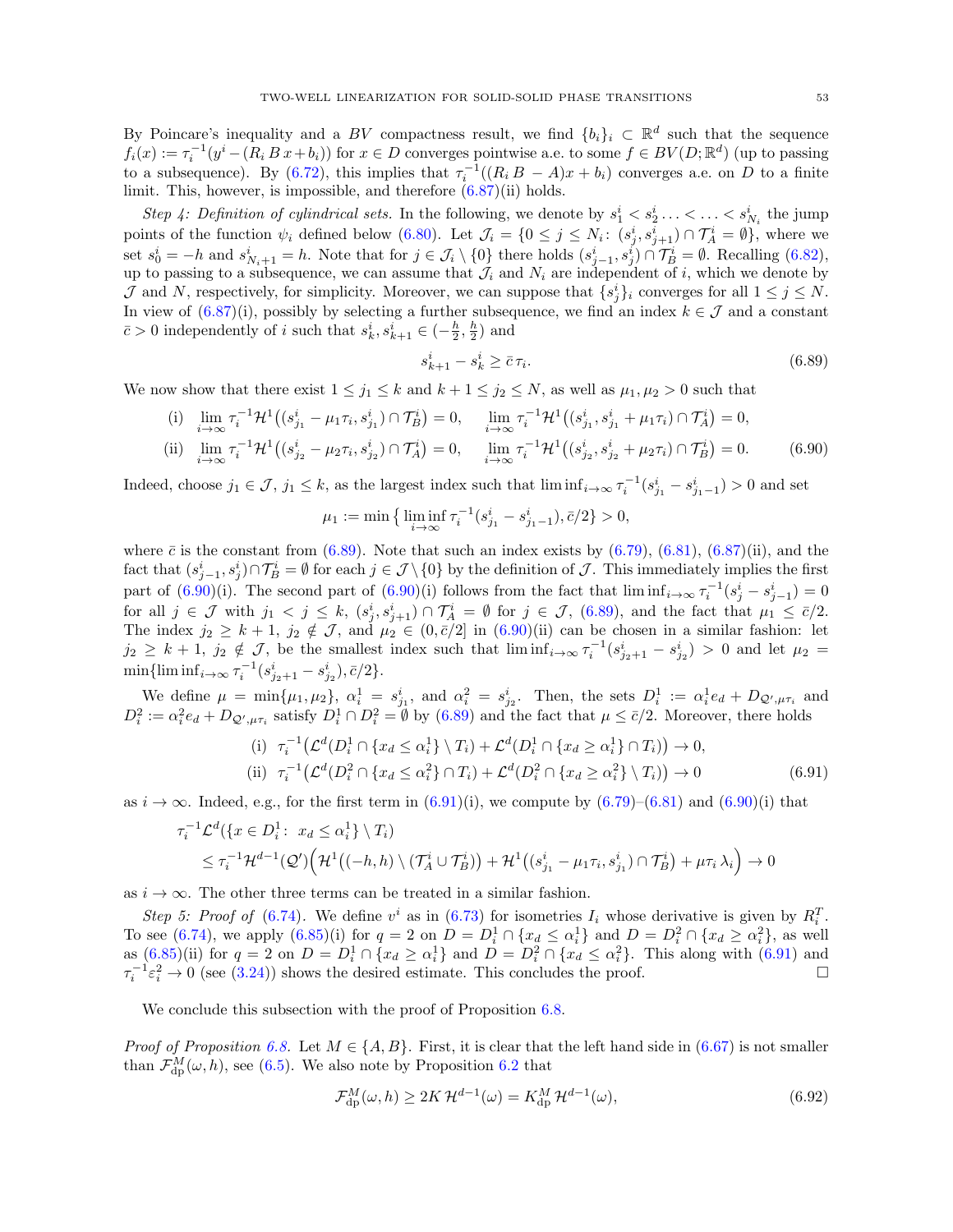By Poincare's inequality and a $BV$ compactness result, we find $\{b_i\}_i \subset \mathbb{R}^d$ such that the sequence $f_i(x) := \tau_i^{-1}(y^i - (R_i\, B\, x + b_i))$ for $x \in D$ converges pointwise a.e. to some $f \in BV(D;\mathbb{R}^d)$ (up to passing to a subsequence). By (6.72), this implies that $\tau_i^{-1}((R_i B - A)x + b_i)$ converges a.e. on $D$ to a finite limit. This, however, is impossible, and therefore (6.87)(ii) holds.

*Step 4: Definition of cylindrical sets.* In the following, we denote by $s_1^i < s_2^i \ldots < \ldots < s_{N_i}^i$ the jump points of the function $\psi_i$ defined below (6.80). Let $\mathcal{J}_i = \{0 \le j \le N_i \colon (s_j^i, s_{j+1}^i) \cap \mathcal{T}_A^i = \emptyset\}$, where we set $s_0^i = -h$ and $s_{N_i+1}^i = h$. Note that for $j \in \mathcal{J}_i \setminus \{0\}$ there holds $(s_{j-1}^i, s_j^i) \cap \mathcal{T}_B^i = \emptyset$. Recalling (6.82), up to passing to a subsequence, we can assume that $\mathcal{J}_i$ and $N_i$ are independent of $i$, which we denote by $\mathcal{J}$ and $N$, respectively, for simplicity. Moreover, we can suppose that $\{s_j^i\}_i$ converges for all $1 \le j \le N$. In view of (6.87)(i), possibly by selecting a further subsequence, we find an index $k \in \mathcal{J}$ and a constant $\bar{c} > 0$ independently of $i$ such that $s_k^i, s_{k+1}^i \in (-\frac{h}{2}, \frac{h}{2})$ and

$$s_{k+1}^i - s_k^i \ge \bar{c}\, \tau_i. \tag{6.89}$$

We now show that there exist $1 \le j_1 \le k$ and $k+1 \le j_2 \le N$, as well as $\mu_1, \mu_2 > 0$ such that

$$\begin{aligned}
&\text{(i)} \quad \lim_{i\to\infty} \tau_i^{-1}\mathcal{H}^1\big((s_{j_1}^i - \mu_1\tau_i, s_{j_1}^i) \cap \mathcal{T}_B^i\big) = 0, \qquad \lim_{i\to\infty} \tau_i^{-1}\mathcal{H}^1\big((s_{j_1}^i, s_{j_1}^i + \mu_1\tau_i) \cap \mathcal{T}_A^i\big) = 0,\\
&\text{(ii)} \quad \lim_{i\to\infty} \tau_i^{-1}\mathcal{H}^1\big((s_{j_2}^i - \mu_2\tau_i, s_{j_2}^i) \cap \mathcal{T}_A^i\big) = 0, \qquad \lim_{i\to\infty} \tau_i^{-1}\mathcal{H}^1\big((s_{j_2}^i, s_{j_2}^i + \mu_2\tau_i) \cap \mathcal{T}_B^i\big) = 0.
\end{aligned} \tag{6.90}$$

Indeed, choose $j_1 \in \mathcal{J}$, $j_1 \le k$, as the largest index such that $\liminf_{i\to\infty} \tau_i^{-1}(s_{j_1}^i - s_{j_1-1}^i) > 0$ and set

$$\mu_1 := \min\big\{\liminf_{i\to\infty} \tau_i^{-1}(s_{j_1}^i - s_{j_1-1}^i), \bar{c}/2\big\} > 0,$$

where $\bar{c}$ is the constant from (6.89). Note that such an index exists by (6.79), (6.81), (6.87)(ii), and the fact that $(s_{j-1}^i, s_j^i) \cap \mathcal{T}_B^i = \emptyset$ for each $j \in \mathcal{J}\setminus\{0\}$ by the definition of $\mathcal{J}$. This immediately implies the first part of (6.90)(i). The second part of (6.90)(i) follows from the fact that $\liminf_{i\to\infty}\tau_i^{-1}(s_j^i - s_{j-1}^i) = 0$ for all $j \in \mathcal{J}$ with $j_1 < j \le k$, $(s_j^i, s_{j+1}^i) \cap \mathcal{T}_A^i = \emptyset$ for $j \in \mathcal{J}$, (6.89), and the fact that $\mu_1 \le \bar{c}/2$. The index $j_2 \ge k+1$, $j_2 \notin \mathcal{J}$, and $\mu_2 \in (0, \bar{c}/2]$ in (6.90)(ii) can be chosen in a similar fashion: let $j_2 \ge k+1$, $j_2 \notin \mathcal{J}$, be the smallest index such that $\liminf_{i\to\infty}\tau_i^{-1}(s_{j_2+1}^i - s_{j_2}^i) > 0$ and let $\mu_2 = \min\{\liminf_{i\to\infty}\tau_i^{-1}(s_{j_2+1}^i - s_{j_2}^i), \bar{c}/2\}$.

We define $\mu = \min\{\mu_1, \mu_2\}$, $\alpha_i^1 = s_{j_1}^i$, and $\alpha_i^2 = s_{j_2}^i$. Then, the sets $D_i^1 := \alpha_i^1 e_d + D_{\mathcal{Q}',\mu\tau_i}$ and $D_i^2 := \alpha_i^2 e_d + D_{\mathcal{Q}',\mu\tau_i}$ satisfy $D_i^1 \cap D_i^2 = \emptyset$ by (6.89) and the fact that $\mu \le \bar{c}/2$. Moreover, there holds

$$\begin{aligned}
&\text{(i)} \quad \tau_i^{-1}\big(\mathcal{L}^d(D_i^1 \cap \{x_d \le \alpha_i^1\} \setminus T_i) + \mathcal{L}^d(D_i^1 \cap \{x_d \ge \alpha_i^1\} \cap T_i)\big) \to 0,\\
&\text{(ii)} \quad \tau_i^{-1}\big(\mathcal{L}^d(D_i^2 \cap \{x_d \le \alpha_i^2\} \cap T_i) + \mathcal{L}^d(D_i^2 \cap \{x_d \ge \alpha_i^2\} \setminus T_i)\big) \to 0
\end{aligned} \tag{6.91}$$

as $i \to \infty$. Indeed, e.g., for the first term in (6.91)(i), we compute by (6.79)–(6.81) and (6.90)(i) that

$$\begin{aligned}
&\tau_i^{-1}\mathcal{L}^d(\{x \in D_i^1 \colon\ x_d \le \alpha_i^1\} \setminus T_i)\\
&\quad \le \tau_i^{-1}\mathcal{H}^{d-1}(\mathcal{Q}')\Big(\mathcal{H}^1\big((-h,h) \setminus (\mathcal{T}_A^i \cup \mathcal{T}_B^i)\big) + \mathcal{H}^1\big((s_{j_1}^i - \mu_1\tau_i, s_{j_1}^i) \cap \mathcal{T}_B^i\big) + \mu\tau_i\,\lambda_i\Big) \to 0
\end{aligned}$$

as $i \to \infty$. The other three terms can be treated in a similar fashion.

*Step 5: Proof of* (6.74). We define $v^i$ as in (6.73) for isometries $I_i$ whose derivative is given by $R_i^T$. To see (6.74), we apply (6.85)(i) for $q = 2$ on $D = D_i^1 \cap \{x_d \le \alpha_i^1\}$ and $D = D_i^2 \cap \{x_d \ge \alpha_i^2\}$, as well as (6.85)(ii) for $q = 2$ on $D = D_i^1 \cap \{x_d \ge \alpha_i^1\}$ and $D = D_i^2 \cap \{x_d \le \alpha_i^2\}$. This along with (6.91) and $\tau_i^{-1}\varepsilon_i^2 \to 0$ (see (3.24)) shows the desired estimate. This concludes the proof. $\square$

We conclude this subsection with the proof of Proposition 6.8.

*Proof of Proposition 6.8.* Let $M \in \{A, B\}$. First, it is clear that the left hand side in (6.67) is not smaller than $\mathcal{F}^M_{\rm dp}(\omega, h)$, see (6.5). We also note by Proposition 6.2 that

$$\mathcal{F}^M_{\rm dp}(\omega, h) \ge 2K\,\mathcal{H}^{d-1}(\omega) = K^M_{\rm dp}\,\mathcal{H}^{d-1}(\omega), \tag{6.92}$$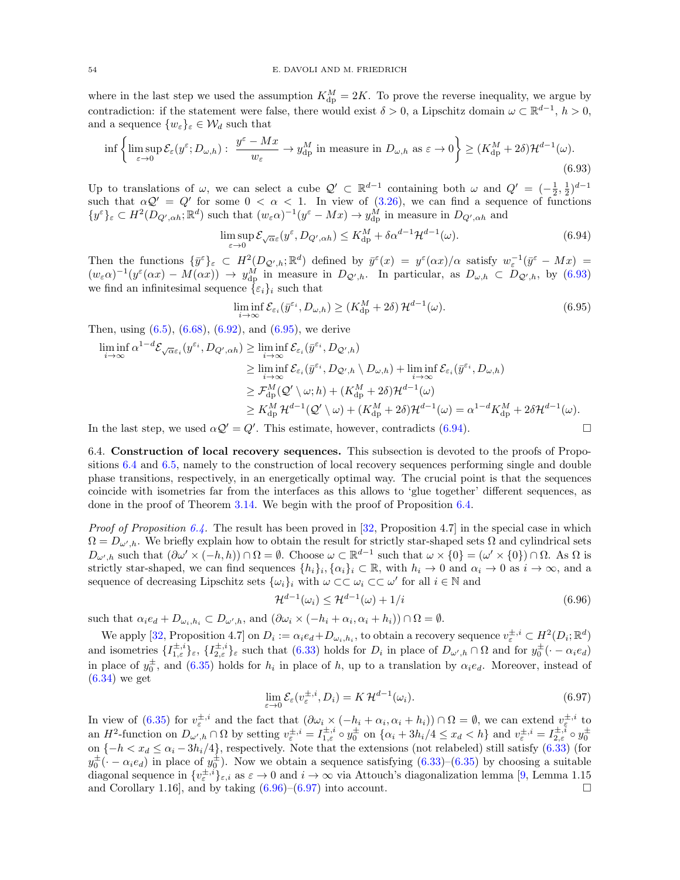where in the last step we used the assumption $K^M_{\rm dp} = 2K$. To prove the reverse inequality, we argue by contradiction: if the statement were false, there would exist $\delta > 0$, a Lipschitz domain $\omega \subset \mathbb{R}^{d-1}$, $h > 0$, and a sequence $\{w_\varepsilon\}_\varepsilon \in \mathcal{W}_d$ such that

$$\inf\left\{\limsup_{\varepsilon\to 0} \mathcal{E}_\varepsilon(y^\varepsilon; D_{\omega,h}) : \ \frac{y^\varepsilon - Mx}{w_\varepsilon} \to y^M_{\rm dp} \text{ in measure in } D_{\omega,h} \text{ as } \varepsilon \to 0\right\} \geq (K^M_{\rm dp} + 2\delta)\mathcal{H}^{d-1}(\omega). \tag{6.93}$$

Up to translations of $\omega$, we can select a cube $\mathcal{Q}' \subset \mathbb{R}^{d-1}$ containing both $\omega$ and $Q' = (-\frac{1}{2}, \frac{1}{2})^{d-1}$ such that $\alpha\mathcal{Q}' = Q'$ for some $0 < \alpha < 1$. In view of (3.26), we can find a sequence of functions $\{y^\varepsilon\}_\varepsilon \subset H^2(D_{Q',\alpha h}; \mathbb{R}^d)$ such that $(w_\varepsilon\alpha)^{-1}(y^\varepsilon - Mx) \to y^M_{\rm dp}$ in measure in $D_{Q',\alpha h}$ and

$$\limsup_{\varepsilon\to 0} \mathcal{E}_{\sqrt{\alpha}\varepsilon}(y^\varepsilon, D_{Q',\alpha h}) \leq K^M_{\rm dp} + \delta\alpha^{d-1}\mathcal{H}^{d-1}(\omega). \tag{6.94}$$

Then the functions $\{\bar{y}^\varepsilon\}_\varepsilon \subset H^2(D_{\mathcal{Q}',h}; \mathbb{R}^d)$ defined by $\bar{y}^\varepsilon(x) = y^\varepsilon(\alpha x)/\alpha$ satisfy $w_\varepsilon^{-1}(\bar{y}^\varepsilon - Mx) = (w_\varepsilon\alpha)^{-1}(y^\varepsilon(\alpha x) - M(\alpha x)) \to y^M_{\rm dp}$ in measure in $D_{\mathcal{Q}',h}$. In particular, as $D_{\omega,h} \subset D_{\mathcal{Q}',h}$, by (6.93) we find an infinitesimal sequence $\{\varepsilon_i\}_i$ such that

$$\liminf_{i\to\infty} \mathcal{E}_{\varepsilon_i}(\bar{y}^{\varepsilon_i}, D_{\omega,h}) \geq (K^M_{\rm dp} + 2\delta)\,\mathcal{H}^{d-1}(\omega). \tag{6.95}$$

Then, using (6.5), (6.68), (6.92), and (6.95), we derive

$$\begin{aligned}
\liminf_{i\to\infty} \alpha^{1-d}\mathcal{E}_{\sqrt{\alpha}\varepsilon_i}(y^{\varepsilon_i}, D_{Q',\alpha h}) &\geq \liminf_{i\to\infty} \mathcal{E}_{\varepsilon_i}(\bar{y}^{\varepsilon_i}, D_{\mathcal{Q}',h}) \\
&\geq \liminf_{i\to\infty} \mathcal{E}_{\varepsilon_i}(\bar{y}^{\varepsilon_i}, D_{\mathcal{Q}',h} \setminus D_{\omega,h}) + \liminf_{i\to\infty} \mathcal{E}_{\varepsilon_i}(\bar{y}^{\varepsilon_i}, D_{\omega,h}) \\
&\geq \mathcal{F}^M_{\rm dp}(\mathcal{Q}' \setminus \omega; h) + (K^M_{\rm dp} + 2\delta)\mathcal{H}^{d-1}(\omega) \\
&\geq K^M_{\rm dp}\,\mathcal{H}^{d-1}(\mathcal{Q}' \setminus \omega) + (K^M_{\rm dp} + 2\delta)\mathcal{H}^{d-1}(\omega) = \alpha^{1-d}K^M_{\rm dp} + 2\delta\mathcal{H}^{d-1}(\omega).
\end{aligned}$$

In the last step, we used $\alpha\mathcal{Q}' = Q'$. This estimate, however, contradicts (6.94). $\square$

**6.4. Construction of local recovery sequences.** This subsection is devoted to the proofs of Propositions 6.4 and 6.5, namely to the construction of local recovery sequences performing single and double phase transitions, respectively, in an energetically optimal way. The crucial point is that the sequences coincide with isometries far from the interfaces as this allows to 'glue together' different sequences, as done in the proof of Theorem 3.14. We begin with the proof of Proposition 6.4.

*Proof of Proposition 6.4.* The result has been proved in [32, Proposition 4.7] in the special case in which $\Omega = D_{\omega',h}$. We briefly explain how to obtain the result for strictly star-shaped sets $\Omega$ and cylindrical sets $D_{\omega',h}$ such that $(\partial\omega' \times (-h,h)) \cap \Omega = \emptyset$. Choose $\omega \subset \mathbb{R}^{d-1}$ such that $\omega \times \{0\} = (\omega' \times \{0\}) \cap \Omega$. As $\Omega$ is strictly star-shaped, we can find sequences $\{h_i\}_i, \{\alpha_i\}_i \subset \mathbb{R}$, with $h_i \to 0$ and $\alpha_i \to 0$ as $i \to \infty$, and a sequence of decreasing Lipschitz sets $\{\omega_i\}_i$ with $\omega \subset\subset \omega_i \subset\subset \omega'$ for all $i \in \mathbb{N}$ and

$$\mathcal{H}^{d-1}(\omega_i) \leq \mathcal{H}^{d-1}(\omega) + 1/i \tag{6.96}$$

such that $\alpha_i e_d + D_{\omega_i,h_i} \subset D_{\omega',h}$, and $(\partial\omega_i \times (-h_i + \alpha_i, \alpha_i + h_i)) \cap \Omega = \emptyset$.

We apply [32, Proposition 4.7] on $D_i := \alpha_i e_d + D_{\omega_i,h_i}$, to obtain a recovery sequence $v^{\pm,i}_\varepsilon \subset H^2(D_i; \mathbb{R}^d)$ and isometries $\{I^{\pm,i}_{1,\varepsilon}\}_\varepsilon$, $\{I^{\pm,i}_{2,\varepsilon}\}_\varepsilon$ such that (6.33) holds for $D_i$ in place of $D_{\omega',h} \cap \Omega$ and for $y^\pm_0(\cdot - \alpha_i e_d)$ in place of $y^\pm_0$, and (6.35) holds for $h_i$ in place of $h$, up to a translation by $\alpha_i e_d$. Moreover, instead of (6.34) we get

$$\lim_{\varepsilon\to 0} \mathcal{E}_\varepsilon(v^{\pm,i}_\varepsilon, D_i) = K\,\mathcal{H}^{d-1}(\omega_i). \tag{6.97}$$

In view of (6.35) for $v^{\pm,i}_\varepsilon$ and the fact that $(\partial\omega_i \times (-h_i + \alpha_i, \alpha_i + h_i)) \cap \Omega = \emptyset$, we can extend $v^{\pm,i}_\varepsilon$ to an $H^2$-function on $D_{\omega',h} \cap \Omega$ by setting $v^{\pm,i}_\varepsilon = I^{\pm,i}_{1,\varepsilon} \circ y^\pm_0$ on $\{\alpha_i + 3h_i/4 \leq x_d < h\}$ and $v^{\pm,i}_\varepsilon = I^{\pm,i}_{2,\varepsilon} \circ y^\pm_0$ on $\{-h < x_d \leq \alpha_i - 3h_i/4\}$, respectively. Note that the extensions (not relabeled) still satisfy (6.33) (for $y^\pm_0(\cdot - \alpha_i e_d)$ in place of $y^\pm_0$). Now we obtain a sequence satisfying (6.33)–(6.35) by choosing a suitable diagonal sequence in $\{v^{\pm,i}_\varepsilon\}_{\varepsilon,i}$ as $\varepsilon \to 0$ and $i \to \infty$ via Attouch's diagonalization lemma [9, Lemma 1.15 and Corollary 1.16], and by taking (6.96)–(6.97) into account. $\square$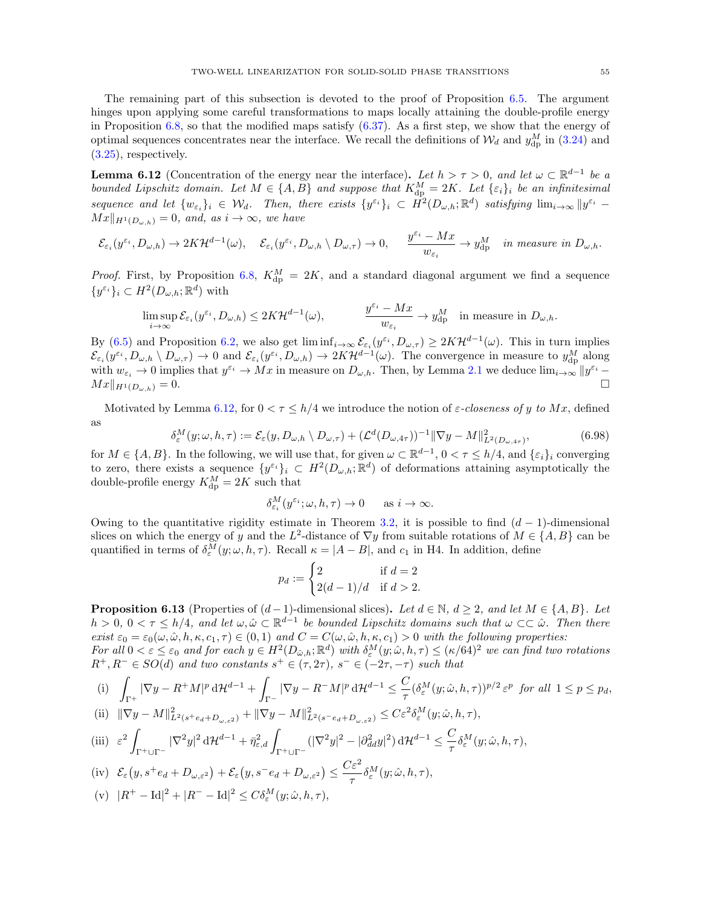The remaining part of this subsection is devoted to the proof of Proposition 6.5. The argument hinges upon applying some careful transformations to maps locally attaining the double-profile energy in Proposition 6.8, so that the modified maps satisfy (6.37). As a first step, we show that the energy of optimal sequences concentrates near the interface. We recall the definitions of $\mathcal{W}_d$ and $y^M_{\rm dp}$ in (3.24) and (3.25), respectively.

**Lemma 6.12** (Concentration of the energy near the interface)**.** *Let $h > \tau > 0$, and let $\omega \subset \mathbb{R}^{d-1}$ be a bounded Lipschitz domain. Let $M \in \{A, B\}$ and suppose that $K^M_{\rm dp} = 2K$. Let $\{\varepsilon_i\}_i$ be an infinitesimal sequence and let $\{w_{\varepsilon_i}\}_i \in \mathcal{W}_d$. Then, there exists $\{y^{\varepsilon_i}\}_i \subset H^2(D_{\omega,h};\mathbb{R}^d)$ satisfying $\lim_{i\to\infty} \|y^{\varepsilon_i} - Mx\|_{H^1(D_{\omega,h})} = 0$, and, as $i \to \infty$, we have*

$$
\mathcal{E}_{\varepsilon_i}(y^{\varepsilon_i}, D_{\omega,h}) \to 2K\mathcal{H}^{d-1}(\omega), \quad \mathcal{E}_{\varepsilon_i}(y^{\varepsilon_i}, D_{\omega,h} \setminus D_{\omega,\tau}) \to 0, \quad \frac{y^{\varepsilon_i} - Mx}{w_{\varepsilon_i}} \to y^M_{\rm dp} \quad \text{in measure in } D_{\omega,h}.
$$

*Proof.* First, by Proposition 6.8, $K^M_{\rm dp} = 2K$, and a standard diagonal argument we find a sequence $\{y^{\varepsilon_i}\}_i \subset H^2(D_{\omega,h};\mathbb{R}^d)$ with

$$
\limsup_{i\to\infty} \mathcal{E}_{\varepsilon_i}(y^{\varepsilon_i}, D_{\omega,h}) \le 2K\mathcal{H}^{d-1}(\omega), \qquad \frac{y^{\varepsilon_i} - Mx}{w_{\varepsilon_i}} \to y^M_{\rm dp} \quad \text{in measure in } D_{\omega,h}.
$$

By (6.5) and Proposition 6.2, we also get $\liminf_{i\to\infty} \mathcal{E}_{\varepsilon_i}(y^{\varepsilon_i}, D_{\omega,\tau}) \ge 2K\mathcal{H}^{d-1}(\omega)$. This in turn implies $\mathcal{E}_{\varepsilon_i}(y^{\varepsilon_i}, D_{\omega,h} \setminus D_{\omega,\tau}) \to 0$ and $\mathcal{E}_{\varepsilon_i}(y^{\varepsilon_i}, D_{\omega,h}) \to 2K\mathcal{H}^{d-1}(\omega)$. The convergence in measure to $y^M_{\rm dp}$ along with $w_{\varepsilon_i} \to 0$ implies that $y^{\varepsilon_i} \to Mx$ in measure on $D_{\omega,h}$. Then, by Lemma 2.1 we deduce $\lim_{i\to\infty} \|y^{\varepsilon_i} - Mx\|_{H^1(D_{\omega,h})} = 0$. $\square$

Motivated by Lemma 6.12, for $0 < \tau \le h/4$ we introduce the notion of *$\varepsilon$-closeness of $y$ to $Mx$*, defined as

$$
\delta^M_\varepsilon(y; \omega, h, \tau) := \mathcal{E}_\varepsilon(y, D_{\omega,h} \setminus D_{\omega,\tau}) + (\mathcal{L}^d(D_{\omega,4\tau}))^{-1} \|\nabla y - M\|^2_{L^2(D_{\omega,4\tau})}, \tag{6.98}
$$

for $M \in \{A, B\}$. In the following, we will use that, for given $\omega \subset \mathbb{R}^{d-1}$, $0 < \tau \le h/4$, and $\{\varepsilon_i\}_i$ converging to zero, there exists a sequence $\{y^{\varepsilon_i}\}_i \subset H^2(D_{\omega,h};\mathbb{R}^d)$ of deformations attaining asymptotically the double-profile energy $K^M_{\rm dp} = 2K$ such that

$$
\delta^M_{\varepsilon_i}(y^{\varepsilon_i}; \omega, h, \tau) \to 0 \qquad \text{as } i \to \infty.
$$

Owing to the quantitative rigidity estimate in Theorem 3.2, it is possible to find $(d-1)$-dimensional slices on which the energy of $y$ and the $L^2$-distance of $\nabla y$ from suitable rotations of $M \in \{A, B\}$ can be quantified in terms of $\delta^M_\varepsilon(y; \omega, h, \tau)$. Recall $\kappa = |A - B|$, and $c_1$ in H4. In addition, define

$$
p_d := \begin{cases} 2 & \text{if } d = 2 \\ 2(d-1)/d & \text{if } d > 2. \end{cases}
$$

**Proposition 6.13** (Properties of $(d-1)$-dimensional slices)**.** *Let $d \in \mathbb{N}$, $d \ge 2$, and let $M \in \{A, B\}$. Let $h > 0$, $0 < \tau \le h/4$, and let $\omega, \hat\omega \subset \mathbb{R}^{d-1}$ be bounded Lipschitz domains such that $\omega \subset\subset \hat\omega$. Then there exist $\varepsilon_0 = \varepsilon_0(\omega, \hat\omega, h, \kappa, c_1, \tau) \in (0, 1)$ and $C = C(\omega, \hat\omega, h, \kappa, c_1) > 0$ with the following properties:*
*For all $0 < \varepsilon \le \varepsilon_0$ and for each $y \in H^2(D_{\hat\omega,h};\mathbb{R}^d)$ with $\delta^M_\varepsilon(y; \hat\omega, h, \tau) \le (\kappa/64)^2$ we can find two rotations $R^+, R^- \in SO(d)$ and two constants $s^+ \in (\tau, 2\tau)$, $s^- \in (-2\tau, -\tau)$ such that*

(i) $\displaystyle \int_{\Gamma^+} |\nabla y - R^+M|^p \, \mathrm{d}\mathcal{H}^{d-1} + \int_{\Gamma^-} |\nabla y - R^-M|^p \, \mathrm{d}\mathcal{H}^{d-1} \le \frac{C}{\tau} (\delta^M_\varepsilon(y; \hat\omega, h, \tau))^{p/2} \, \varepsilon^p$ *for all $1 \le p \le p_d$,*

(ii) $\|\nabla y - M\|^2_{L^2(s^+e_d + D_{\omega,\varepsilon^2})} + \|\nabla y - M\|^2_{L^2(s^-e_d + D_{\omega,\varepsilon^2})} \le C\varepsilon^2 \delta^M_\varepsilon(y; \hat\omega, h, \tau)$,

(iii) $\displaystyle \varepsilon^2 \int_{\Gamma^+ \cup \Gamma^-} |\nabla^2 y|^2 \, \mathrm{d}\mathcal{H}^{d-1} + \bar\eta^2_{\varepsilon,d} \int_{\Gamma^+ \cup \Gamma^-} (|\nabla^2 y|^2 - |\partial^2_{dd} y|^2) \, \mathrm{d}\mathcal{H}^{d-1} \le \frac{C}{\tau} \delta^M_\varepsilon(y; \hat\omega, h, \tau)$,

(iv) $\displaystyle \mathcal{E}_\varepsilon\big(y, s^+e_d + D_{\omega,\varepsilon^2}\big) + \mathcal{E}_\varepsilon\big(y, s^-e_d + D_{\omega,\varepsilon^2}\big) \le \frac{C\varepsilon^2}{\tau} \delta^M_\varepsilon(y; \hat\omega, h, \tau)$,

(v) $|R^+ - \mathrm{Id}|^2 + |R^- - \mathrm{Id}|^2 \le C\delta^M_\varepsilon(y; \hat\omega, h, \tau)$,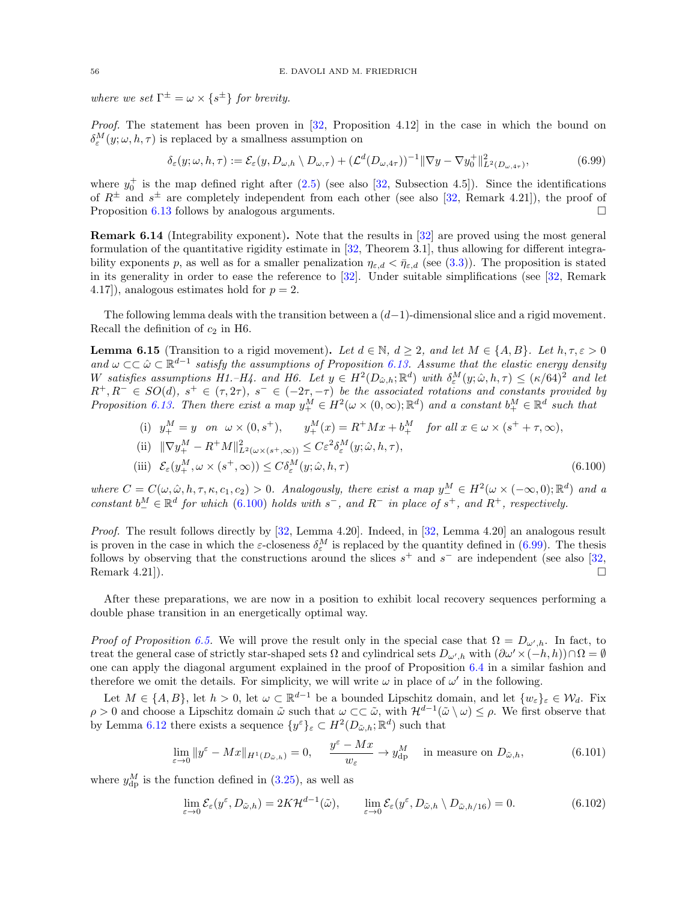*where we set $\Gamma^{\pm} = \omega \times \{s^{\pm}\}$ for brevity.*

*Proof.* The statement has been proven in [32, Proposition 4.12] in the case in which the bound on $\delta_\varepsilon^M(y;\omega,h,\tau)$ is replaced by a smallness assumption on

$$\delta_\varepsilon(y;\omega,h,\tau) := \mathcal{E}_\varepsilon(y, D_{\omega,h}\setminus D_{\omega,\tau}) + (\mathcal{L}^d(D_{\omega,4\tau}))^{-1}\|\nabla y - \nabla y_0^+\|^2_{L^2(D_{\omega,4\tau})}, \tag{6.99}$$

where $y_0^+$ is the map defined right after (2.5) (see also [32, Subsection 4.5]). Since the identifications of $R^{\pm}$ and $s^{\pm}$ are completely independent from each other (see also [32, Remark 4.21]), the proof of Proposition 6.13 follows by analogous arguments. $\square$

**Remark 6.14** (Integrability exponent)**.** Note that the results in [32] are proved using the most general formulation of the quantitative rigidity estimate in [32, Theorem 3.1], thus allowing for different integrability exponents $p$, as well as for a smaller penalization $\eta_{\varepsilon,d} < \bar\eta_{\varepsilon,d}$ (see (3.3)). The proposition is stated in its generality in order to ease the reference to [32]. Under suitable simplifications (see [32, Remark 4.17]), analogous estimates hold for $p = 2$.

The following lemma deals with the transition between a $(d-1)$-dimensional slice and a rigid movement. Recall the definition of $c_2$ in H6.

**Lemma 6.15** (Transition to a rigid movement)**.** *Let $d \in \mathbb{N}$, $d \geq 2$, and let $M \in \{A, B\}$. Let $h, \tau, \varepsilon > 0$ and $\omega \subset\subset \hat\omega \subset \mathbb{R}^{d-1}$ satisfy the assumptions of Proposition 6.13. Assume that the elastic energy density $W$ satisfies assumptions H1.–H4. and H6. Let $y \in H^2(D_{\hat\omega,h};\mathbb{R}^d)$ with $\delta_\varepsilon^M(y;\hat\omega,h,\tau) \leq (\kappa/64)^2$ and let $R^+, R^- \in SO(d)$, $s^+ \in (\tau, 2\tau)$, $s^- \in (-2\tau, -\tau)$ be the associated rotations and constants provided by Proposition 6.13. Then there exist a map $y_+^M \in H^2(\omega \times (0,\infty);\mathbb{R}^d)$ and a constant $b_+^M \in \mathbb{R}^d$ such that*

$$
\begin{aligned}
&\text{(i)}\ \ y_+^M = y \ \text{ on } \ \omega \times (0, s^+), \qquad y_+^M(x) = R^+Mx + b_+^M \quad \text{for all } x \in \omega \times (s^+ + \tau, \infty),\\
&\text{(ii)}\ \ \|\nabla y_+^M - R^+M\|^2_{L^2(\omega\times(s^+,\infty))} \leq C\varepsilon^2\delta_\varepsilon^M(y;\hat\omega,h,\tau),\\
&\text{(iii)}\ \ \mathcal{E}_\varepsilon(y_+^M, \omega\times(s^+,\infty)) \leq C\delta_\varepsilon^M(y;\hat\omega,h,\tau)
\end{aligned}
\tag{6.100}
$$

*where $C = C(\omega,\hat\omega,h,\tau,\kappa,c_1,c_2) > 0$. Analogously, there exist a map $y_-^M \in H^2(\omega\times(-\infty,0);\mathbb{R}^d)$ and a constant $b_-^M \in \mathbb{R}^d$ for which (6.100) holds with $s^-$, and $R^-$ in place of $s^+$, and $R^+$, respectively.*

*Proof.* The result follows directly by [32, Lemma 4.20]. Indeed, in [32, Lemma 4.20] an analogous result is proven in the case in which the $\varepsilon$-closeness $\delta_\varepsilon^M$ is replaced by the quantity defined in (6.99). The thesis follows by observing that the constructions around the slices $s^+$ and $s^-$ are independent (see also [32, Remark 4.21]). $\square$

After these preparations, we are now in a position to exhibit local recovery sequences performing a double phase transition in an energetically optimal way.

*Proof of Proposition 6.5.* We will prove the result only in the special case that $\Omega = D_{\omega',h}$. In fact, to treat the general case of strictly star-shaped sets $\Omega$ and cylindrical sets $D_{\omega',h}$ with $(\partial\omega'\times(-h,h))\cap\Omega = \emptyset$ one can apply the diagonal argument explained in the proof of Proposition 6.4 in a similar fashion and therefore we omit the details. For simplicity, we will write $\omega$ in place of $\omega'$ in the following.

Let $M \in \{A, B\}$, let $h > 0$, let $\omega \subset \mathbb{R}^{d-1}$ be a bounded Lipschitz domain, and let $\{w_\varepsilon\}_\varepsilon \in \mathcal{W}_d$. Fix $\rho > 0$ and choose a Lipschitz domain $\tilde\omega$ such that $\omega \subset\subset \tilde\omega$, with $\mathcal{H}^{d-1}(\tilde\omega\setminus\omega) \leq \rho$. We first observe that by Lemma 6.12 there exists a sequence $\{y^\varepsilon\}_\varepsilon \subset H^2(D_{\tilde\omega,h};\mathbb{R}^d)$ such that

$$\lim_{\varepsilon\to 0}\|y^\varepsilon - Mx\|_{H^1(D_{\tilde\omega,h})} = 0, \qquad \frac{y^\varepsilon - Mx}{w_\varepsilon} \to y^M_{\rm dp} \quad \text{in measure on } D_{\tilde\omega,h}, \tag{6.101}$$

where $y^M_{\rm dp}$ is the function defined in (3.25), as well as

$$\lim_{\varepsilon\to 0}\mathcal{E}_\varepsilon(y^\varepsilon, D_{\tilde\omega,h}) = 2K\mathcal{H}^{d-1}(\tilde\omega), \qquad \lim_{\varepsilon\to 0}\mathcal{E}_\varepsilon(y^\varepsilon, D_{\tilde\omega,h}\setminus D_{\tilde\omega,h/16}) = 0. \tag{6.102}$$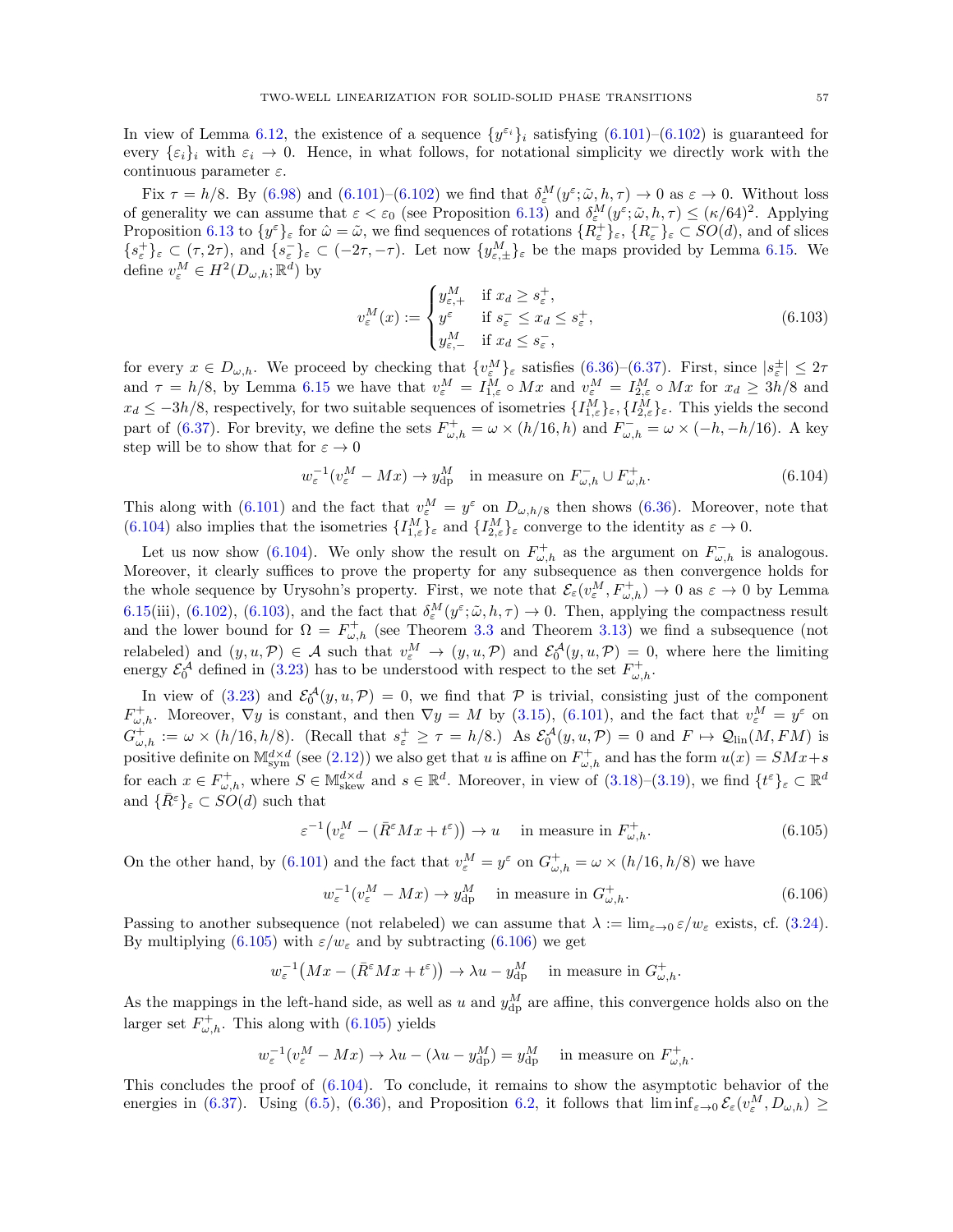In view of Lemma 6.12, the existence of a sequence $\{y^{\varepsilon_i}\}_i$ satisfying (6.101)–(6.102) is guaranteed for every $\{\varepsilon_i\}_i$ with $\varepsilon_i \to 0$. Hence, in what follows, for notational simplicity we directly work with the continuous parameter $\varepsilon$.

Fix $\tau = h/8$. By (6.98) and (6.101)–(6.102) we find that $\delta^M_\varepsilon(y^\varepsilon; \tilde{\omega}, h, \tau) \to 0$ as $\varepsilon \to 0$. Without loss of generality we can assume that $\varepsilon < \varepsilon_0$ (see Proposition 6.13) and $\delta^M_\varepsilon(y^\varepsilon; \tilde{\omega}, h, \tau) \le (\kappa/64)^2$. Applying Proposition 6.13 to $\{y^\varepsilon\}_\varepsilon$ for $\hat{\omega} = \tilde{\omega}$, we find sequences of rotations $\{R^+_\varepsilon\}_\varepsilon$, $\{R^-_\varepsilon\}_\varepsilon \subset SO(d)$, and of slices $\{s^+_\varepsilon\}_\varepsilon \subset (\tau, 2\tau)$, and $\{s^-_\varepsilon\}_\varepsilon \subset (-2\tau, -\tau)$. Let now $\{y^M_{\varepsilon,\pm}\}_\varepsilon$ be the maps provided by Lemma 6.15. We define $v^M_\varepsilon \in H^2(D_{\omega,h}; \mathbb{R}^d)$ by

$$
v^M_\varepsilon(x) := \begin{cases} y^M_{\varepsilon,+} & \text{if } x_d \ge s^+_\varepsilon, \\ y^\varepsilon & \text{if } s^-_\varepsilon \le x_d \le s^+_\varepsilon, \\ y^M_{\varepsilon,-} & \text{if } x_d \le s^-_\varepsilon, \end{cases} \tag{6.103}
$$

for every $x \in D_{\omega,h}$. We proceed by checking that $\{v^M_\varepsilon\}_\varepsilon$ satisfies (6.36)–(6.37). First, since $|s^\pm_\varepsilon| \le 2\tau$ and $\tau = h/8$, by Lemma 6.15 we have that $v^M_\varepsilon = I^M_{1,\varepsilon} \circ Mx$ and $v^M_\varepsilon = I^M_{2,\varepsilon} \circ Mx$ for $x_d \ge 3h/8$ and $x_d \le -3h/8$, respectively, for two suitable sequences of isometries $\{I^M_{1,\varepsilon}\}_\varepsilon, \{I^M_{2,\varepsilon}\}_\varepsilon$. This yields the second part of (6.37). For brevity, we define the sets $F^+_{\omega,h} = \omega \times (h/16, h)$ and $F^-_{\omega,h} = \omega \times (-h, -h/16)$. A key step will be to show that for $\varepsilon \to 0$

$$
w_\varepsilon^{-1}(v^M_\varepsilon - Mx) \to y^M_{\mathrm{dp}} \quad \text{in measure on } F^-_{\omega,h} \cup F^+_{\omega,h}. \tag{6.104}
$$

This along with (6.101) and the fact that $v^M_\varepsilon = y^\varepsilon$ on $D_{\omega,h/8}$ then shows (6.36). Moreover, note that (6.104) also implies that the isometries $\{I^M_{1,\varepsilon}\}_\varepsilon$ and $\{I^M_{2,\varepsilon}\}_\varepsilon$ converge to the identity as $\varepsilon \to 0$.

Let us now show (6.104). We only show the result on $F^+_{\omega,h}$ as the argument on $F^-_{\omega,h}$ is analogous. Moreover, it clearly suffices to prove the property for any subsequence as then convergence holds for the whole sequence by Urysohn's property. First, we note that $\mathcal{E}_\varepsilon(v^M_\varepsilon, F^+_{\omega,h}) \to 0$ as $\varepsilon \to 0$ by Lemma 6.15(iii), (6.102), (6.103), and the fact that $\delta^M_\varepsilon(y^\varepsilon; \tilde{\omega}, h, \tau) \to 0$. Then, applying the compactness result and the lower bound for $\Omega = F^+_{\omega,h}$ (see Theorem 3.3 and Theorem 3.13) we find a subsequence (not relabeled) and $(y, u, \mathcal{P}) \in \mathcal{A}$ such that $v^M_\varepsilon \to (y, u, \mathcal{P})$ and $\mathcal{E}^{\mathcal{A}}_0(y, u, \mathcal{P}) = 0$, where here the limiting energy $\mathcal{E}^{\mathcal{A}}_0$ defined in (3.23) has to be understood with respect to the set $F^+_{\omega,h}$.

In view of (3.23) and $\mathcal{E}^{\mathcal{A}}_0(y, u, \mathcal{P}) = 0$, we find that $\mathcal{P}$ is trivial, consisting just of the component $F^+_{\omega,h}$. Moreover, $\nabla y$ is constant, and then $\nabla y = M$ by (3.15), (6.101), and the fact that $v^M_\varepsilon = y^\varepsilon$ on $G^+_{\omega,h} := \omega \times (h/16, h/8)$. (Recall that $s^+_\varepsilon \ge \tau = h/8$.) As $\mathcal{E}^{\mathcal{A}}_0(y, u, \mathcal{P}) = 0$ and $F \mapsto \mathcal{Q}_{\mathrm{lin}}(M, FM)$ is positive definite on $\mathbb{M}^{d\times d}_{\mathrm{sym}}$ (see (2.12)) we also get that $u$ is affine on $F^+_{\omega,h}$ and has the form $u(x) = SMx + s$ for each $x \in F^+_{\omega,h}$, where $S \in \mathbb{M}^{d\times d}_{\mathrm{skew}}$ and $s \in \mathbb{R}^d$. Moreover, in view of (3.18)–(3.19), we find $\{t^\varepsilon\}_\varepsilon \subset \mathbb{R}^d$ and $\{\bar{R}^\varepsilon\}_\varepsilon \subset SO(d)$ such that

$$
\varepsilon^{-1}\big(v^M_\varepsilon - (\bar{R}^\varepsilon Mx + t^\varepsilon)\big) \to u \quad \text{in measure in } F^+_{\omega,h}. \tag{6.105}
$$

On the other hand, by (6.101) and the fact that $v^M_\varepsilon = y^\varepsilon$ on $G^+_{\omega,h} = \omega \times (h/16, h/8)$ we have

$$
w_\varepsilon^{-1}(v^M_\varepsilon - Mx) \to y^M_{\mathrm{dp}} \quad \text{in measure in } G^+_{\omega,h}. \tag{6.106}
$$

Passing to another subsequence (not relabeled) we can assume that $\lambda := \lim_{\varepsilon\to 0} \varepsilon/w_\varepsilon$ exists, cf. (3.24). By multiplying (6.105) with $\varepsilon/w_\varepsilon$ and by subtracting (6.106) we get

$$
w_\varepsilon^{-1}\big(Mx - (\bar{R}^\varepsilon Mx + t^\varepsilon)\big) \to \lambda u - y^M_{\mathrm{dp}} \quad \text{in measure in } G^+_{\omega,h}.
$$

As the mappings in the left-hand side, as well as $u$ and $y^M_{\mathrm{dp}}$ are affine, this convergence holds also on the larger set $F^+_{\omega,h}$. This along with (6.105) yields

$$
w_\varepsilon^{-1}(v^M_\varepsilon - Mx) \to \lambda u - (\lambda u - y^M_{\mathrm{dp}}) = y^M_{\mathrm{dp}} \quad \text{in measure on } F^+_{\omega,h}.
$$

This concludes the proof of (6.104). To conclude, it remains to show the asymptotic behavior of the energies in (6.37). Using (6.5), (6.36), and Proposition 6.2, it follows that $\liminf_{\varepsilon\to 0} \mathcal{E}_\varepsilon(v^M_\varepsilon, D_{\omega,h}) \ge$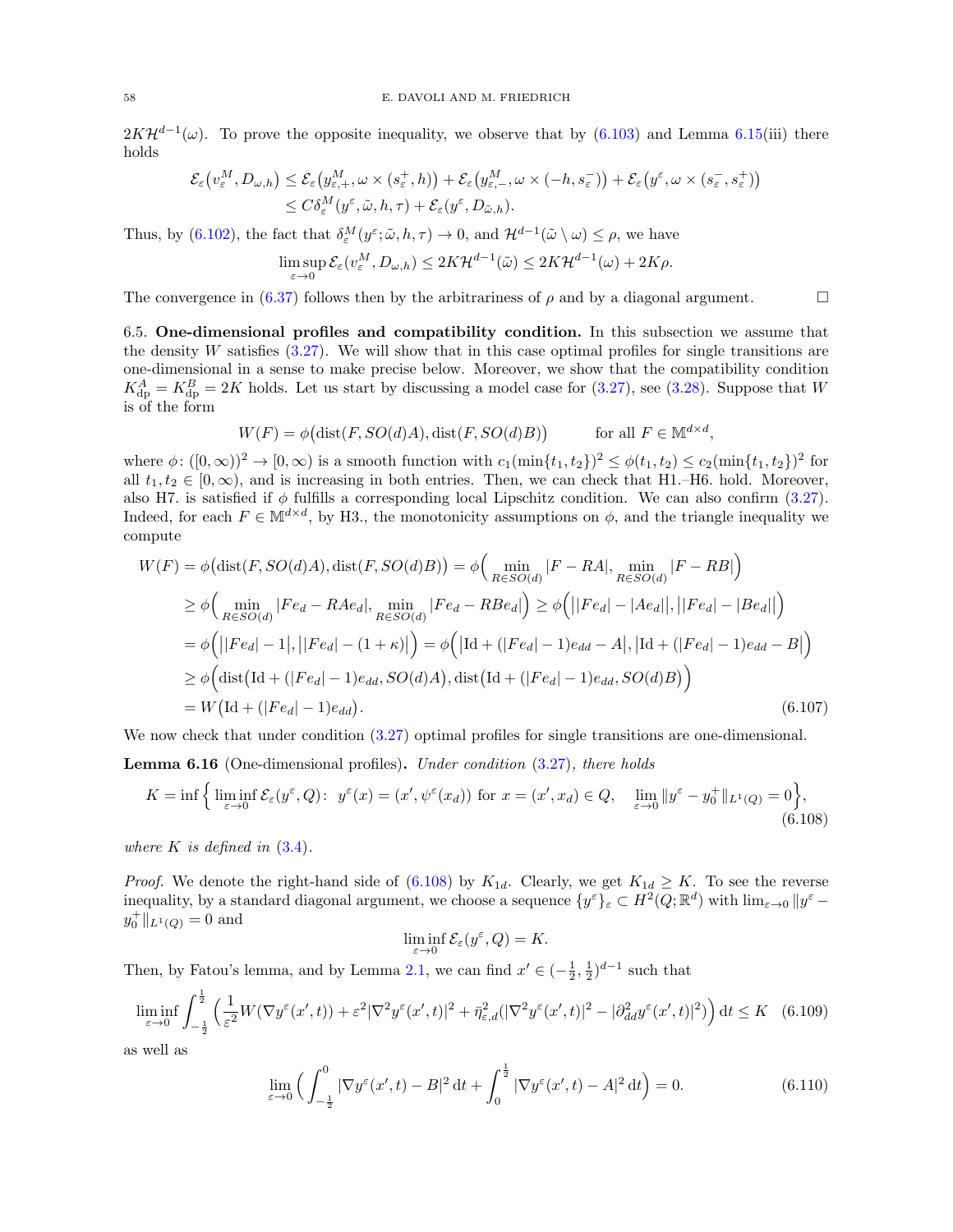$2K\mathcal{H}^{d-1}(\omega)$. To prove the opposite inequality, we observe that by (6.103) and Lemma 6.15(iii) there holds

$$
\begin{aligned}
\mathcal{E}_\varepsilon\big(v_\varepsilon^M, D_{\omega,h}\big) &\leq \mathcal{E}_\varepsilon\big(y^M_{\varepsilon,+}, \omega\times(s_\varepsilon^+, h)\big) + \mathcal{E}_\varepsilon\big(y^M_{\varepsilon,-}, \omega\times(-h, s_\varepsilon^-)\big) + \mathcal{E}_\varepsilon\big(y^\varepsilon, \omega\times(s_\varepsilon^-, s_\varepsilon^+)\big)\\
&\leq C\delta_\varepsilon^M(y^\varepsilon; \tilde\omega, h, \tau) + \mathcal{E}_\varepsilon(y^\varepsilon, D_{\tilde\omega,h}).
\end{aligned}
$$

Thus, by (6.102), the fact that $\delta_\varepsilon^M(y^\varepsilon; \tilde\omega, h, \tau) \to 0$, and $\mathcal{H}^{d-1}(\tilde\omega\setminus\omega) \leq \rho$, we have

$$
\limsup_{\varepsilon\to 0} \mathcal{E}_\varepsilon(v_\varepsilon^M, D_{\omega,h}) \leq 2K\mathcal{H}^{d-1}(\tilde\omega) \leq 2K\mathcal{H}^{d-1}(\omega) + 2K\rho.
$$

The convergence in (6.37) follows then by the arbitrariness of $\rho$ and by a diagonal argument. $\square$

**6.5. One-dimensional profiles and compatibility condition.** In this subsection we assume that the density $W$ satisfies (3.27). We will show that in this case optimal profiles for single transitions are one-dimensional in a sense to make precise below. Moreover, we show that the compatibility condition $K^A_{\rm dp} = K^B_{\rm dp} = 2K$ holds. Let us start by discussing a model case for (3.27), see (3.28). Suppose that $W$ is of the form

$$
W(F) = \phi\big(\mathrm{dist}(F, SO(d)A), \mathrm{dist}(F, SO(d)B)\big) \qquad \text{for all } F\in\mathbb{M}^{d\times d},
$$

where $\phi\colon ([0,\infty))^2 \to [0,\infty)$ is a smooth function with $c_1(\min\{t_1,t_2\})^2 \leq \phi(t_1,t_2) \leq c_2(\min\{t_1,t_2\})^2$ for all $t_1, t_2 \in [0,\infty)$, and is increasing in both entries. Then, we can check that H1.–H6. hold. Moreover, also H7. is satisfied if $\phi$ fulfills a corresponding local Lipschitz condition. We can also confirm (3.27). Indeed, for each $F\in\mathbb{M}^{d\times d}$, by H3., the monotonicity assumptions on $\phi$, and the triangle inequality we compute

$$
\begin{aligned}
W(F) &= \phi\big(\mathrm{dist}(F, SO(d)A), \mathrm{dist}(F, SO(d)B)\big) = \phi\Big(\min_{R\in SO(d)}|F-RA|, \min_{R\in SO(d)}|F-RB|\Big)\\
&\geq \phi\Big(\min_{R\in SO(d)}|Fe_d - RAe_d|, \min_{R\in SO(d)}|Fe_d - RBe_d|\Big) \geq \phi\Big(\big||Fe_d| - |Ae_d|\big|, \big||Fe_d|-|Be_d|\big|\Big)\\
&= \phi\Big(\big||Fe_d|-1\big|, \big||Fe_d| - (1+\kappa)\big|\Big) = \phi\Big(\big|\mathrm{Id} + (|Fe_d|-1)e_{dd} - A\big|, \big|\mathrm{Id} + (|Fe_d|-1)e_{dd} - B\big|\Big)\\
&\geq \phi\Big(\mathrm{dist}\big(\mathrm{Id} + (|Fe_d|-1)e_{dd}, SO(d)A\big), \mathrm{dist}\big(\mathrm{Id} + (|Fe_d|-1)e_{dd}, SO(d)B\big)\Big)\\
&= W\big(\mathrm{Id} + (|Fe_d|-1)e_{dd}\big).
\end{aligned} \tag{6.107}
$$

We now check that under condition (3.27) optimal profiles for single transitions are one-dimensional.

**Lemma 6.16** (One-dimensional profiles)**.** *Under condition* (3.27)*, there holds*

$$
K = \inf\Big\{\liminf_{\varepsilon\to 0}\mathcal{E}_\varepsilon(y^\varepsilon, Q)\colon\ y^\varepsilon(x) = (x', \psi^\varepsilon(x_d)) \text{ for } x = (x', x_d)\in Q, \quad \lim_{\varepsilon\to 0}\|y^\varepsilon - y_0^+\|_{L^1(Q)} = 0\Big\}, \tag{6.108}
$$

*where $K$ is defined in* (3.4)*.*

*Proof.* We denote the right-hand side of (6.108) by $K_{1d}$. Clearly, we get $K_{1d}\geq K$. To see the reverse inequality, by a standard diagonal argument, we choose a sequence $\{y^\varepsilon\}_\varepsilon \subset H^2(Q;\mathbb{R}^d)$ with $\lim_{\varepsilon\to 0}\|y^\varepsilon - y_0^+\|_{L^1(Q)} = 0$ and

$$
\liminf_{\varepsilon\to 0}\mathcal{E}_\varepsilon(y^\varepsilon, Q) = K.
$$

Then, by Fatou's lemma, and by Lemma 2.1, we can find $x'\in(-\frac{1}{2},\frac{1}{2})^{d-1}$ such that

$$
\liminf_{\varepsilon\to 0}\int_{-\frac{1}{2}}^{\frac{1}{2}}\Big(\frac{1}{\varepsilon^2}W(\nabla y^\varepsilon(x',t)) + \varepsilon^2|\nabla^2 y^\varepsilon(x',t)|^2 + \bar\eta^2_{\varepsilon,d}(|\nabla^2 y^\varepsilon(x',t)|^2 - |\partial^2_{dd}y^\varepsilon(x',t)|^2)\Big)\,\mathrm{d}t \leq K \tag{6.109}
$$

as well as

$$
\lim_{\varepsilon\to 0}\Big(\int_{-\frac{1}{2}}^0|\nabla y^\varepsilon(x',t) - B|^2\,\mathrm{d}t + \int_0^{\frac{1}{2}}|\nabla y^\varepsilon(x',t) - A|^2\,\mathrm{d}t\Big) = 0. \tag{6.110}
$$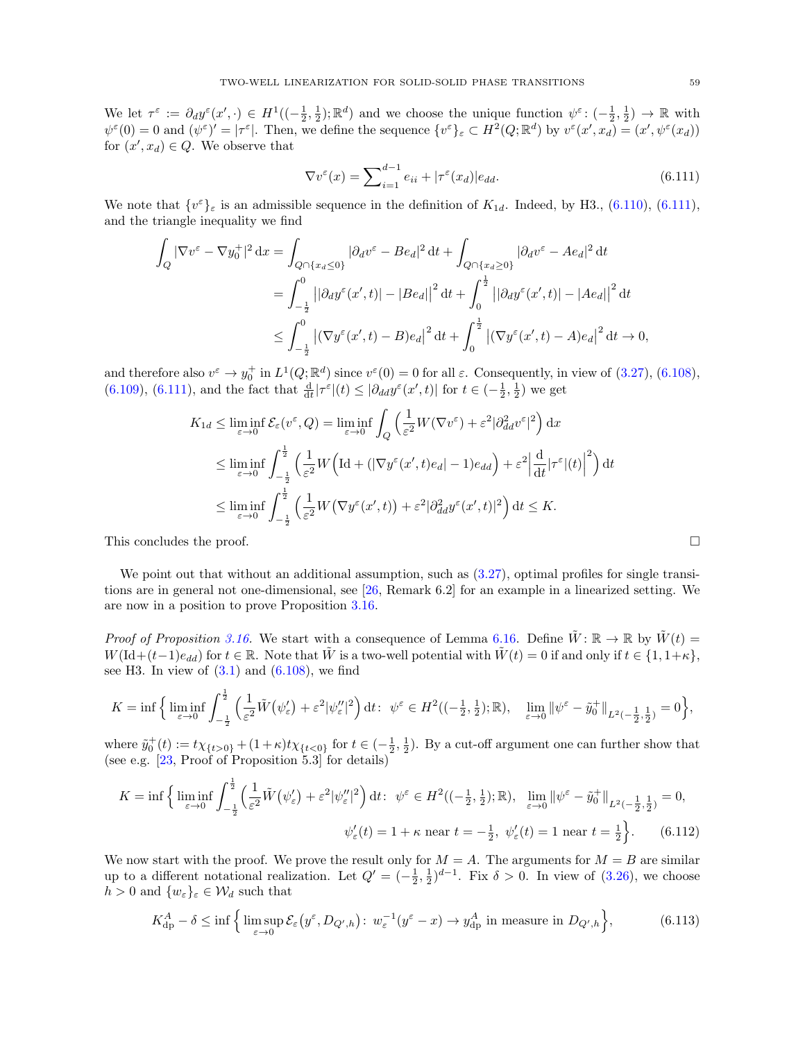We let $\tau^\varepsilon := \partial_d y^\varepsilon(x', \cdot) \in H^1((-\frac{1}{2}, \frac{1}{2}); \mathbb{R}^d)$ and we choose the unique function $\psi^\varepsilon : (-\frac{1}{2}, \frac{1}{2}) \to \mathbb{R}$ with $\psi^\varepsilon(0) = 0$ and $(\psi^\varepsilon)' = |\tau^\varepsilon|$. Then, we define the sequence $\{v^\varepsilon\}_\varepsilon \subset H^2(Q; \mathbb{R}^d)$ by $v^\varepsilon(x', x_d) = (x', \psi^\varepsilon(x_d))$ for $(x', x_d) \in Q$. We observe that

$$\nabla v^\varepsilon(x) = \sum\nolimits_{i=1}^{d-1} e_{ii} + |\tau^\varepsilon(x_d)| e_{dd}. \tag{6.111}$$

We note that $\{v^\varepsilon\}_\varepsilon$ is an admissible sequence in the definition of $K_{1d}$. Indeed, by H3., (6.110), (6.111), and the triangle inequality we find

$$\begin{aligned}
\int_Q |\nabla v^\varepsilon - \nabla y_0^+|^2 \, \mathrm{d}x &= \int_{Q \cap \{x_d \le 0\}} |\partial_d v^\varepsilon - B e_d|^2 \, \mathrm{d}t + \int_{Q \cap \{x_d \ge 0\}} |\partial_d v^\varepsilon - A e_d|^2 \, \mathrm{d}t \\
&= \int_{-\frac{1}{2}}^0 \big| |\partial_d y^\varepsilon(x', t)| - |B e_d| \big|^2 \, \mathrm{d}t + \int_0^{\frac{1}{2}} \big| |\partial_d y^\varepsilon(x', t)| - |A e_d| \big|^2 \, \mathrm{d}t \\
&\le \int_{-\frac{1}{2}}^0 \big| (\nabla y^\varepsilon(x', t) - B) e_d \big|^2 \, \mathrm{d}t + \int_0^{\frac{1}{2}} \big| (\nabla y^\varepsilon(x', t) - A) e_d \big|^2 \, \mathrm{d}t \to 0,
\end{aligned}$$

and therefore also $v^\varepsilon \to y_0^+$ in $L^1(Q; \mathbb{R}^d)$ since $v^\varepsilon(0) = 0$ for all $\varepsilon$. Consequently, in view of (3.27), (6.108), (6.109), (6.111), and the fact that $\frac{\mathrm{d}}{\mathrm{d}t} |\tau^\varepsilon|(t) \le |\partial_{dd} y^\varepsilon(x', t)|$ for $t \in (-\frac{1}{2}, \frac{1}{2})$ we get

$$\begin{aligned}
K_{1d} &\le \liminf_{\varepsilon \to 0} \mathcal{E}_\varepsilon(v^\varepsilon, Q) = \liminf_{\varepsilon \to 0} \int_Q \Big( \frac{1}{\varepsilon^2} W(\nabla v^\varepsilon) + \varepsilon^2 |\partial_{dd}^2 v^\varepsilon|^2 \Big) \, \mathrm{d}x \\
&\le \liminf_{\varepsilon \to 0} \int_{-\frac{1}{2}}^{\frac{1}{2}} \Big( \frac{1}{\varepsilon^2} W\Big( \mathrm{Id} + (|\nabla y^\varepsilon(x', t) e_d| - 1) e_{dd} \Big) + \varepsilon^2 \Big| \frac{\mathrm{d}}{\mathrm{d}t} |\tau^\varepsilon|(t) \Big|^2 \Big) \, \mathrm{d}t \\
&\le \liminf_{\varepsilon \to 0} \int_{-\frac{1}{2}}^{\frac{1}{2}} \Big( \frac{1}{\varepsilon^2} W\big( \nabla y^\varepsilon(x', t) \big) + \varepsilon^2 |\partial_{dd}^2 y^\varepsilon(x', t)|^2 \Big) \, \mathrm{d}t \le K.
\end{aligned}$$

This concludes the proof. $\square$

We point out that without an additional assumption, such as (3.27), optimal profiles for single transitions are in general not one-dimensional, see [26, Remark 6.2] for an example in a linearized setting. We are now in a position to prove Proposition 3.16.

*Proof of Proposition 3.16.* We start with a consequence of Lemma 6.16. Define $\tilde{W} : \mathbb{R} \to \mathbb{R}$ by $\tilde{W}(t) = W(\mathrm{Id} + (t-1) e_{dd})$ for $t \in \mathbb{R}$. Note that $\tilde{W}$ is a two-well potential with $\tilde{W}(t) = 0$ if and only if $t \in \{1, 1+\kappa\}$, see H3. In view of (3.1) and (6.108), we find

$$K = \inf \Big\{ \liminf_{\varepsilon \to 0} \int_{-\frac{1}{2}}^{\frac{1}{2}} \Big( \frac{1}{\varepsilon^2} \tilde{W}\big(\psi_\varepsilon'\big) + \varepsilon^2 |\psi_\varepsilon''|^2 \Big) \, \mathrm{d}t \colon \; \psi^\varepsilon \in H^2((-\tfrac{1}{2}, \tfrac{1}{2}); \mathbb{R}), \quad \lim_{\varepsilon \to 0} \|\psi^\varepsilon - \tilde{y}_0^+\|_{L^2(-\frac{1}{2}, \frac{1}{2})} = 0 \Big\},$$

where $\tilde{y}_0^+(t) := t \chi_{\{t > 0\}} + (1+\kappa) t \chi_{\{t < 0\}}$ for $t \in (-\frac{1}{2}, \frac{1}{2})$. By a cut-off argument one can further show that (see e.g. [23, Proof of Proposition 5.3] for details)

$$\begin{aligned}
K = \inf \Big\{ \liminf_{\varepsilon \to 0} \int_{-\frac{1}{2}}^{\frac{1}{2}} \Big( \frac{1}{\varepsilon^2} \tilde{W}\big(\psi_\varepsilon'\big) + \varepsilon^2 |\psi_\varepsilon''|^2 \Big) \, \mathrm{d}t \colon \; \psi^\varepsilon \in H^2((-\tfrac{1}{2}, \tfrac{1}{2}); \mathbb{R}), \quad \lim_{\varepsilon \to 0} \|\psi^\varepsilon - \tilde{y}_0^+\|_{L^2(-\frac{1}{2}, \frac{1}{2})} = 0, \\
\psi_\varepsilon'(t) = 1 + \kappa \text{ near } t = -\tfrac{1}{2}, \; \psi_\varepsilon'(t) = 1 \text{ near } t = \tfrac{1}{2} \Big\}.
\end{aligned} \tag{6.112}$$

We now start with the proof. We prove the result only for $M = A$. The arguments for $M = B$ are similar up to a different notational realization. Let $Q' = (-\frac{1}{2}, \frac{1}{2})^{d-1}$. Fix $\delta > 0$. In view of (3.26), we choose $h > 0$ and $\{w_\varepsilon\}_\varepsilon \in \mathcal{W}_d$ such that

$$K_{\mathrm{dp}}^A - \delta \le \inf \Big\{ \limsup_{\varepsilon \to 0} \mathcal{E}_\varepsilon\big(y^\varepsilon, D_{Q', h}\big) \colon \; w_\varepsilon^{-1}(y^\varepsilon - x) \to y_{\mathrm{dp}}^A \text{ in measure in } D_{Q', h} \Big\}, \tag{6.113}$$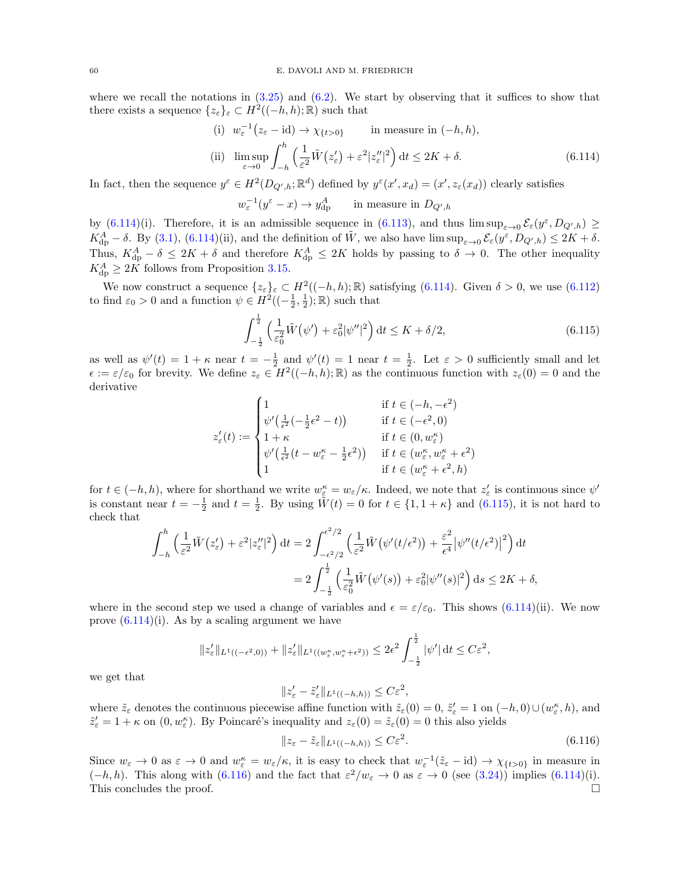where we recall the notations in (3.25) and (6.2). We start by observing that it suffices to show that there exists a sequence $\{z_\varepsilon\}_\varepsilon \subset H^2((-h,h);\mathbb{R})$ such that

$$
\begin{aligned}
&\text{(i)} \;\; w_\varepsilon^{-1}\big(z_\varepsilon - \mathrm{id}\big) \to \chi_{\{t>0\}} \qquad \text{in measure in } (-h,h),\\
&\text{(ii)} \;\; \limsup_{\varepsilon\to 0} \int_{-h}^{h} \Big(\frac{1}{\varepsilon^2}\tilde{W}\big(z_\varepsilon'\big) + \varepsilon^2|z_\varepsilon''|^2\Big)\,\mathrm{d}t \le 2K + \delta.
\end{aligned} \tag{6.114}
$$

In fact, then the sequence $y^\varepsilon \in H^2(D_{Q',h};\mathbb{R}^d)$ defined by $y^\varepsilon(x',x_d) = (x', z_\varepsilon(x_d))$ clearly satisfies

$$
w_\varepsilon^{-1}(y^\varepsilon - x) \to y^A_{\mathrm{dp}} \qquad \text{in measure in } D_{Q',h}
$$

by (6.114)(i). Therefore, it is an admissible sequence in (6.113), and thus $\limsup_{\varepsilon\to 0}\mathcal{E}_\varepsilon(y^\varepsilon, D_{Q',h}) \ge K^A_{\mathrm{dp}} - \delta$. By (3.1), (6.114)(ii), and the definition of $\tilde{W}$, we also have $\limsup_{\varepsilon\to 0}\mathcal{E}_\varepsilon(y^\varepsilon, D_{Q',h}) \le 2K + \delta$. Thus, $K^A_{\mathrm{dp}} - \delta \le 2K + \delta$ and therefore $K^A_{\mathrm{dp}} \le 2K$ holds by passing to $\delta \to 0$. The other inequality $K^A_{\mathrm{dp}} \ge 2K$ follows from Proposition 3.15.

We now construct a sequence $\{z_\varepsilon\}_\varepsilon \subset H^2((-h,h);\mathbb{R})$ satisfying (6.114). Given $\delta > 0$, we use (6.112) to find $\varepsilon_0 > 0$ and a function $\psi \in H^2((-\frac{1}{2},\frac{1}{2});\mathbb{R})$ such that

$$
\int_{-\frac{1}{2}}^{\frac{1}{2}} \Big(\frac{1}{\varepsilon_0^2}\tilde{W}\big(\psi'\big) + \varepsilon_0^2|\psi''|^2\Big)\,\mathrm{d}t \le K + \delta/2, \tag{6.115}
$$

as well as $\psi'(t) = 1+\kappa$ near $t = -\frac{1}{2}$ and $\psi'(t) = 1$ near $t = \frac{1}{2}$. Let $\varepsilon > 0$ sufficiently small and let $\epsilon := \varepsilon/\varepsilon_0$ for brevity. We define $z_\varepsilon \in H^2((-h,h);\mathbb{R})$ as the continuous function with $z_\varepsilon(0) = 0$ and the derivative

$$
z_\varepsilon'(t) := \begin{cases} 1 & \text{if } t \in (-h, -\epsilon^2)\\ \psi'\big(\frac{1}{\epsilon^2}(-\frac{1}{2}\epsilon^2 - t)\big) & \text{if } t \in (-\epsilon^2, 0)\\ 1+\kappa & \text{if } t \in (0, w_\varepsilon^\kappa)\\ \psi'\big(\frac{1}{\epsilon^2}(t - w_\varepsilon^\kappa - \frac{1}{2}\epsilon^2)\big) & \text{if } t \in (w_\varepsilon^\kappa, w_\varepsilon^\kappa + \epsilon^2)\\ 1 & \text{if } t \in (w_\varepsilon^\kappa + \epsilon^2, h) \end{cases}
$$

for $t \in (-h,h)$, where for shorthand we write $w_\varepsilon^\kappa = w_\varepsilon/\kappa$. Indeed, we note that $z_\varepsilon'$ is continuous since $\psi'$ is constant near $t = -\frac{1}{2}$ and $t = \frac{1}{2}$. By using $\tilde{W}(t) = 0$ for $t \in \{1, 1+\kappa\}$ and (6.115), it is not hard to check that

$$
\begin{aligned}
\int_{-h}^{h} \Big(\frac{1}{\varepsilon^2}\tilde{W}\big(z_\varepsilon'\big) + \varepsilon^2|z_\varepsilon''|^2\Big)\,\mathrm{d}t &= 2\int_{-\epsilon^2/2}^{\epsilon^2/2} \Big(\frac{1}{\varepsilon^2}\tilde{W}\big(\psi'(t/\epsilon^2)\big) + \frac{\varepsilon^2}{\epsilon^4}\big|\psi''(t/\epsilon^2)\big|^2\Big)\,\mathrm{d}t\\
&= 2\int_{-\frac{1}{2}}^{\frac{1}{2}} \Big(\frac{1}{\varepsilon_0^2}\tilde{W}\big(\psi'(s)\big) + \varepsilon_0^2|\psi''(s)|^2\Big)\,\mathrm{d}s \le 2K + \delta,
\end{aligned}
$$

where in the second step we used a change of variables and $\epsilon = \varepsilon/\varepsilon_0$. This shows (6.114)(ii). We now prove (6.114)(i). As by a scaling argument we have

$$
\|z_\varepsilon'\|_{L^1((-\epsilon^2,0))} + \|z_\varepsilon'\|_{L^1((w_\varepsilon^\kappa, w_\varepsilon^\kappa + \epsilon^2))} \le 2\epsilon^2 \int_{-\frac{1}{2}}^{\frac{1}{2}} |\psi'|\,\mathrm{d}t \le C\varepsilon^2,
$$

we get that

$$
\|z_\varepsilon' - \tilde{z}_\varepsilon'\|_{L^1((-h,h))} \le C\varepsilon^2,
$$

where $\tilde{z}_\varepsilon$ denotes the continuous piecewise affine function with $\tilde{z}_\varepsilon(0) = 0$, $\tilde{z}_\varepsilon' = 1$ on $(-h,0)\cup(w_\varepsilon^\kappa, h)$, and $\tilde{z}_\varepsilon' = 1+\kappa$ on $(0, w_\varepsilon^\kappa)$. By Poincaré's inequality and $z_\varepsilon(0) = \tilde{z}_\varepsilon(0) = 0$ this also yields

$$
\|z_\varepsilon - \tilde{z}_\varepsilon\|_{L^1((-h,h))} \le C\varepsilon^2. \tag{6.116}
$$

Since $w_\varepsilon \to 0$ as $\varepsilon \to 0$ and $w_\varepsilon^\kappa = w_\varepsilon/\kappa$, it is easy to check that $w_\varepsilon^{-1}(\tilde{z}_\varepsilon - \mathrm{id}) \to \chi_{\{t>0\}}$ in measure in $(-h,h)$. This along with (6.116) and the fact that $\varepsilon^2/w_\varepsilon \to 0$ as $\varepsilon \to 0$ (see (3.24)) implies (6.114)(i). This concludes the proof. $\square$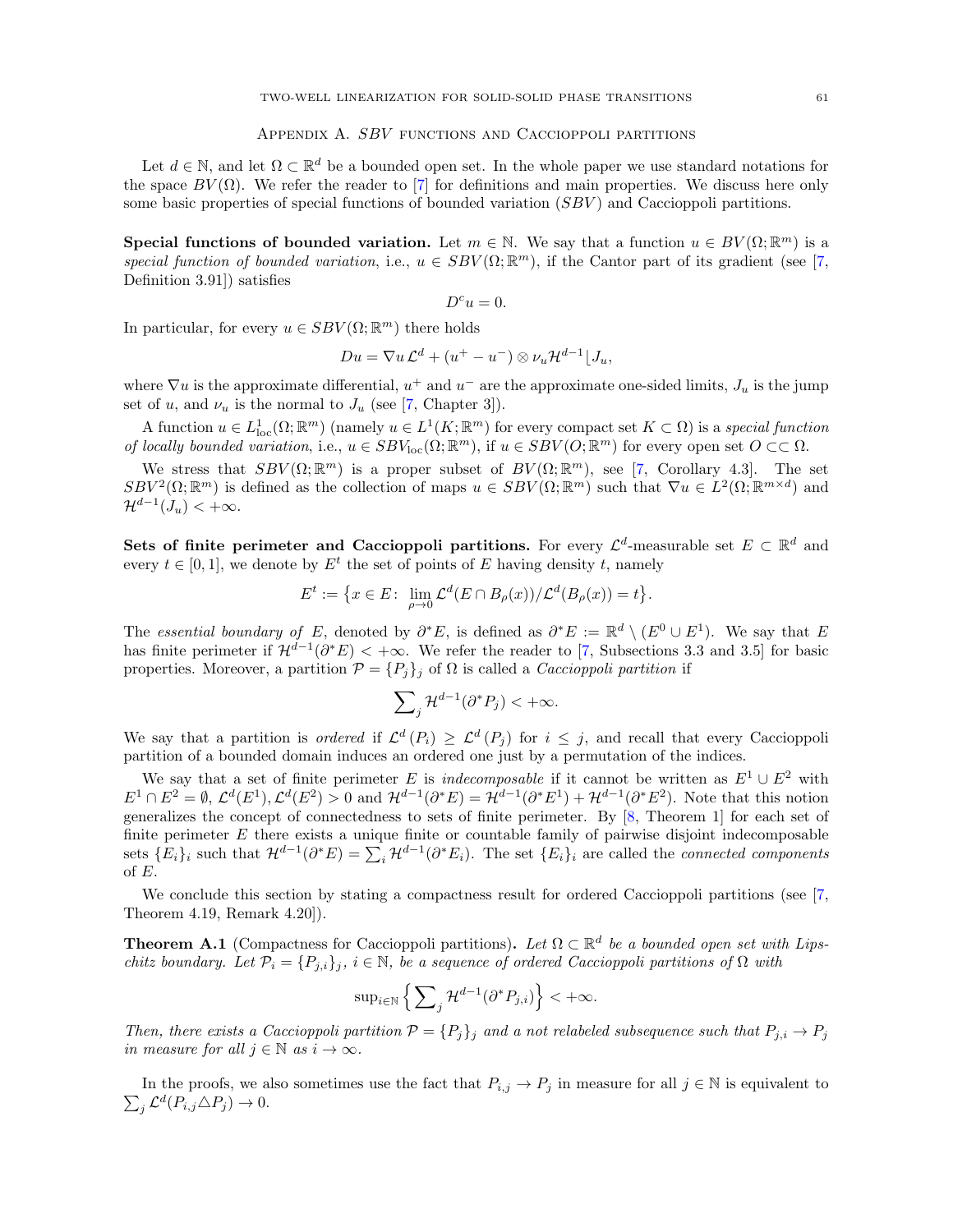## Appendix A. $SBV$ functions and Caccioppoli partitions

Let $d \in \mathbb{N}$, and let $\Omega \subset \mathbb{R}^d$ be a bounded open set. In the whole paper we use standard notations for the space $BV(\Omega)$. We refer the reader to [7] for definitions and main properties. We discuss here only some basic properties of special functions of bounded variation ($SBV$) and Caccioppoli partitions.

**Special functions of bounded variation.** Let $m \in \mathbb{N}$. We say that a function $u \in BV(\Omega;\mathbb{R}^m)$ is a *special function of bounded variation*, i.e., $u \in SBV(\Omega;\mathbb{R}^m)$, if the Cantor part of its gradient (see [7, Definition 3.91]) satisfies

$$D^c u = 0.$$

In particular, for every $u \in SBV(\Omega;\mathbb{R}^m)$ there holds

$$Du = \nabla u \, \mathcal{L}^d + (u^+ - u^-) \otimes \nu_u \mathcal{H}^{d-1} \lfloor J_u,$$

where $\nabla u$ is the approximate differential, $u^+$ and $u^-$ are the approximate one-sided limits, $J_u$ is the jump set of $u$, and $\nu_u$ is the normal to $J_u$ (see [7, Chapter 3]).

A function $u \in L^1_{\mathrm{loc}}(\Omega;\mathbb{R}^m)$ (namely $u \in L^1(K;\mathbb{R}^m)$ for every compact set $K \subset \Omega$) is a *special function of locally bounded variation*, i.e., $u \in SBV_{\mathrm{loc}}(\Omega;\mathbb{R}^m)$, if $u \in SBV(O;\mathbb{R}^m)$ for every open set $O \subset\subset \Omega$.

We stress that $SBV(\Omega;\mathbb{R}^m)$ is a proper subset of $BV(\Omega;\mathbb{R}^m)$, see [7, Corollary 4.3]. The set $SBV^2(\Omega;\mathbb{R}^m)$ is defined as the collection of maps $u \in SBV(\Omega;\mathbb{R}^m)$ such that $\nabla u \in L^2(\Omega;\mathbb{R}^{m\times d})$ and $\mathcal{H}^{d-1}(J_u) < +\infty$.

**Sets of finite perimeter and Caccioppoli partitions.** For every $\mathcal{L}^d$-measurable set $E \subset \mathbb{R}^d$ and every $t \in [0,1]$, we denote by $E^t$ the set of points of $E$ having density $t$, namely

$$E^t := \big\{x \in E\colon \lim_{\rho\to 0} \mathcal{L}^d(E \cap B_\rho(x))/\mathcal{L}^d(B_\rho(x)) = t\big\}.$$

The *essential boundary of* $E$, denoted by $\partial^* E$, is defined as $\partial^* E := \mathbb{R}^d \setminus (E^0 \cup E^1)$. We say that $E$ has finite perimeter if $\mathcal{H}^{d-1}(\partial^* E) < +\infty$. We refer the reader to [7, Subsections 3.3 and 3.5] for basic properties. Moreover, a partition $\mathcal{P} = \{P_j\}_j$ of $\Omega$ is called a *Caccioppoli partition* if

$$\sum\nolimits_j \mathcal{H}^{d-1}(\partial^* P_j) < +\infty.$$

We say that a partition is *ordered* if $\mathcal{L}^d(P_i) \geq \mathcal{L}^d(P_j)$ for $i \leq j$, and recall that every Caccioppoli partition of a bounded domain induces an ordered one just by a permutation of the indices.

We say that a set of finite perimeter $E$ is *indecomposable* if it cannot be written as $E^1 \cup E^2$ with $E^1 \cap E^2 = \emptyset$, $\mathcal{L}^d(E^1), \mathcal{L}^d(E^2) > 0$ and $\mathcal{H}^{d-1}(\partial^* E) = \mathcal{H}^{d-1}(\partial^* E^1) + \mathcal{H}^{d-1}(\partial^* E^2)$. Note that this notion generalizes the concept of connectedness to sets of finite perimeter. By [8, Theorem 1] for each set of finite perimeter $E$ there exists a unique finite or countable family of pairwise disjoint indecomposable sets $\{E_i\}_i$ such that $\mathcal{H}^{d-1}(\partial^* E) = \sum_i \mathcal{H}^{d-1}(\partial^* E_i)$. The set $\{E_i\}_i$ are called the *connected components* of $E$.

We conclude this section by stating a compactness result for ordered Caccioppoli partitions (see [7, Theorem 4.19, Remark 4.20]).

**Theorem A.1** (Compactness for Caccioppoli partitions)**.** *Let $\Omega \subset \mathbb{R}^d$ be a bounded open set with Lipschitz boundary. Let $\mathcal{P}_i = \{P_{j,i}\}_j$, $i \in \mathbb{N}$, be a sequence of ordered Caccioppoli partitions of $\Omega$ with*

$$\sup\nolimits_{i\in\mathbb{N}} \Big\{\sum\nolimits_j \mathcal{H}^{d-1}(\partial^* P_{j,i})\Big\} < +\infty.$$

*Then, there exists a Caccioppoli partition $\mathcal{P} = \{P_j\}_j$ and a not relabeled subsequence such that $P_{j,i} \to P_j$ in measure for all $j \in \mathbb{N}$ as $i \to \infty$.*

In the proofs, we also sometimes use the fact that $P_{i,j} \to P_j$ in measure for all $j \in \mathbb{N}$ is equivalent to $\sum_j \mathcal{L}^d(P_{i,j} \triangle P_j) \to 0$.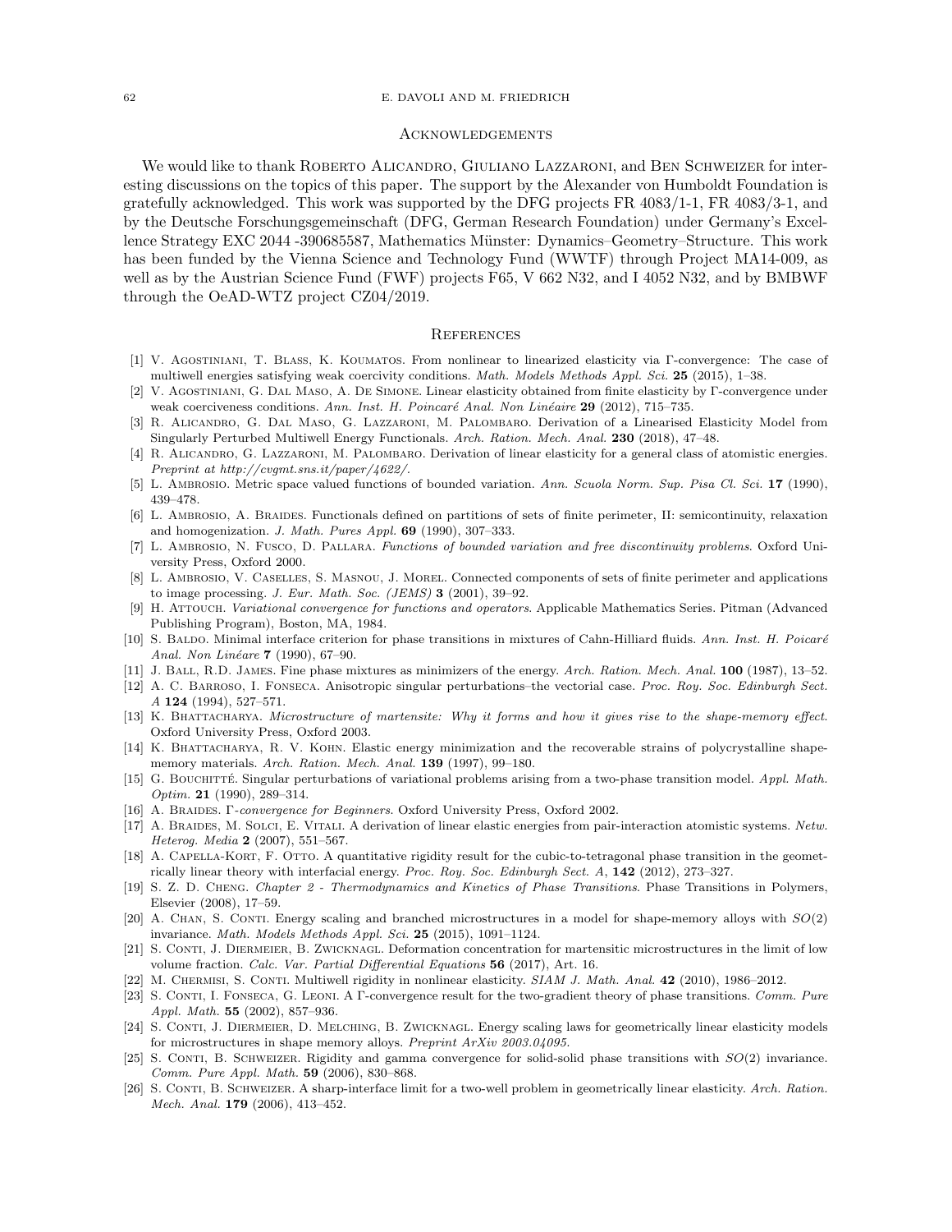## Acknowledgements

We would like to thank Roberto Alicandro, Giuliano Lazzaroni, and Ben Schweizer for interesting discussions on the topics of this paper. The support by the Alexander von Humboldt Foundation is gratefully acknowledged. This work was supported by the DFG projects FR 4083/1-1, FR 4083/3-1, and by the Deutsche Forschungsgemeinschaft (DFG, German Research Foundation) under Germany's Excellence Strategy EXC 2044 -390685587, Mathematics Münster: Dynamics–Geometry–Structure. This work has been funded by the Vienna Science and Technology Fund (WWTF) through Project MA14-009, as well as by the Austrian Science Fund (FWF) projects F65, V 662 N32, and I 4052 N32, and by BMBWF through the OeAD-WTZ project CZ04/2019.

## References

[1] V. Agostiniani, T. Blass, K. Koumatos. From nonlinear to linearized elasticity via Γ-convergence: The case of multiwell energies satisfying weak coercivity conditions. *Math. Models Methods Appl. Sci.* **25** (2015), 1–38.

[2] V. Agostiniani, G. Dal Maso, A. De Simone. Linear elasticity obtained from finite elasticity by Γ-convergence under weak coerciveness conditions. *Ann. Inst. H. Poincaré Anal. Non Linéaire* **29** (2012), 715–735.

[3] R. Alicandro, G. Dal Maso, G. Lazzaroni, M. Palombaro. Derivation of a Linearised Elasticity Model from Singularly Perturbed Multiwell Energy Functionals. *Arch. Ration. Mech. Anal.* **230** (2018), 47–48.

[4] R. Alicandro, G. Lazzaroni, M. Palombaro. Derivation of linear elasticity for a general class of atomistic energies. *Preprint at http://cvgmt.sns.it/paper/4622/.*

[5] L. Ambrosio. Metric space valued functions of bounded variation. *Ann. Scuola Norm. Sup. Pisa Cl. Sci.* **17** (1990), 439–478.

[6] L. Ambrosio, A. Braides. Functionals defined on partitions of sets of finite perimeter, II: semicontinuity, relaxation and homogenization. *J. Math. Pures Appl.* **69** (1990), 307–333.

[7] L. Ambrosio, N. Fusco, D. Pallara. *Functions of bounded variation and free discontinuity problems*. Oxford University Press, Oxford 2000.

[8] L. Ambrosio, V. Caselles, S. Masnou, J. Morel. Connected components of sets of finite perimeter and applications to image processing. *J. Eur. Math. Soc. (JEMS)* **3** (2001), 39–92.

[9] H. Attouch. *Variational convergence for functions and operators*. Applicable Mathematics Series. Pitman (Advanced Publishing Program), Boston, MA, 1984.

[10] S. Baldo. Minimal interface criterion for phase transitions in mixtures of Cahn-Hilliard fluids. *Ann. Inst. H. Poicaré Anal. Non Linéare* **7** (1990), 67–90.

[11] J. Ball, R.D. James. Fine phase mixtures as minimizers of the energy. *Arch. Ration. Mech. Anal.* **100** (1987), 13–52.

[12] A. C. Barroso, I. Fonseca. Anisotropic singular perturbations–the vectorial case. *Proc. Roy. Soc. Edinburgh Sect. A* **124** (1994), 527–571.

[13] K. Bhattacharya. *Microstructure of martensite: Why it forms and how it gives rise to the shape-memory effect*. Oxford University Press, Oxford 2003.

[14] K. Bhattacharya, R. V. Kohn. Elastic energy minimization and the recoverable strains of polycrystalline shape-memory materials. *Arch. Ration. Mech. Anal.* **139** (1997), 99–180.

[15] G. Bouchitté. Singular perturbations of variational problems arising from a two-phase transition model. *Appl. Math. Optim.* **21** (1990), 289–314.

[16] A. Braides. *Γ-convergence for Beginners*. Oxford University Press, Oxford 2002.

[17] A. Braides, M. Solci, E. Vitali. A derivation of linear elastic energies from pair-interaction atomistic systems. *Netw. Heterog. Media* **2** (2007), 551–567.

[18] A. Capella-Kort, F. Otto. A quantitative rigidity result for the cubic-to-tetragonal phase transition in the geometrically linear theory with interfacial energy. *Proc. Roy. Soc. Edinburgh Sect. A*, **142** (2012), 273–327.

[19] S. Z. D. Cheng. *Chapter 2 - Thermodynamics and Kinetics of Phase Transitions*. Phase Transitions in Polymers, Elsevier (2008), 17–59.

[20] A. Chan, S. Conti. Energy scaling and branched microstructures in a model for shape-memory alloys with $SO(2)$ invariance. *Math. Models Methods Appl. Sci.* **25** (2015), 1091–1124.

[21] S. Conti, J. Diermeier, B. Zwicknagl. Deformation concentration for martensitic microstructures in the limit of low volume fraction. *Calc. Var. Partial Differential Equations* **56** (2017), Art. 16.

[22] M. Chermisi, S. Conti. Multiwell rigidity in nonlinear elasticity. *SIAM J. Math. Anal.* **42** (2010), 1986–2012.

[23] S. Conti, I. Fonseca, G. Leoni. A Γ-convergence result for the two-gradient theory of phase transitions. *Comm. Pure Appl. Math.* **55** (2002), 857–936.

[24] S. Conti, J. Diermeier, D. Melching, B. Zwicknagl. Energy scaling laws for geometrically linear elasticity models for microstructures in shape memory alloys. *Preprint ArXiv 2003.04095.*

[25] S. Conti, B. Schweizer. Rigidity and gamma convergence for solid-solid phase transitions with $SO(2)$ invariance. *Comm. Pure Appl. Math.* **59** (2006), 830–868.

[26] S. Conti, B. Schweizer. A sharp-interface limit for a two-well problem in geometrically linear elasticity. *Arch. Ration. Mech. Anal.* **179** (2006), 413–452.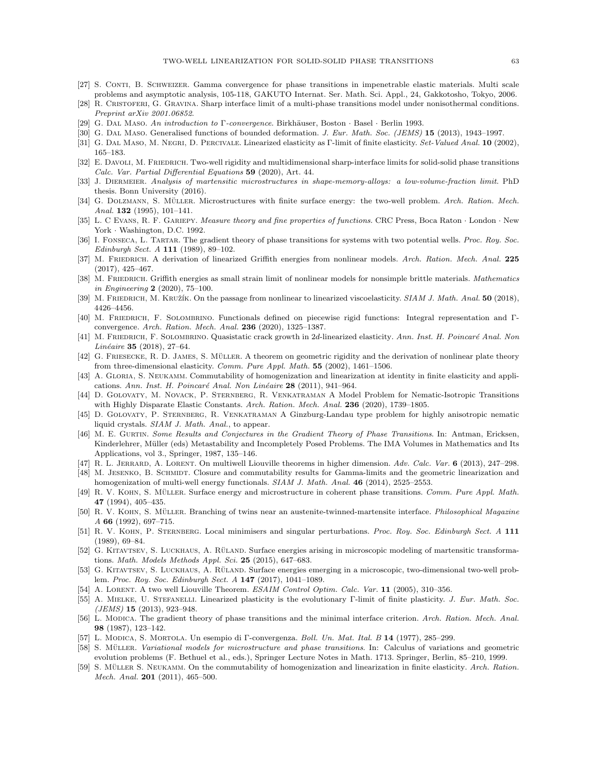[27] S. Conti, B. Schweizer. Gamma convergence for phase transitions in impenetrable elastic materials. Multi scale problems and asymptotic analysis, 105-118, GAKUTO Internat. Ser. Math. Sci. Appl., 24, Gakkotosho, Tokyo, 2006.

[28] R. Cristoferi, G. Gravina. Sharp interface limit of a multi-phase transitions model under nonisothermal conditions. *Preprint arXiv 2001.06852*.

[29] G. Dal Maso. *An introduction to* Γ*-convergence*. Birkhäuser, Boston · Basel · Berlin 1993.

[30] G. Dal Maso. Generalised functions of bounded deformation. *J. Eur. Math. Soc. (JEMS)* **15** (2013), 1943–1997.

[31] G. Dal Maso, M. Negri, D. Percivale. Linearized elasticity as Γ-limit of finite elasticity. *Set-Valued Anal.* **10** (2002), 165–183.

[32] E. Davoli, M. Friedrich. Two-well rigidity and multidimensional sharp-interface limits for solid-solid phase transitions *Calc. Var. Partial Differential Equations* **59** (2020), Art. 44.

[33] J. Diermeier. *Analysis of martensitic microstructures in shape-memory-alloys: a low-volume-fraction limit*. PhD thesis. Bonn University (2016).

[34] G. Dolzmann, S. Müller. Microstructures with finite surface energy: the two-well problem. *Arch. Ration. Mech. Anal.* **132** (1995), 101–141.

[35] L. C Evans, R. F. Gariepy. *Measure theory and fine properties of functions*. CRC Press, Boca Raton · London · New York · Washington, D.C. 1992.

[36] I. Fonseca, L. Tartar. The gradient theory of phase transitions for systems with two potential wells. *Proc. Roy. Soc. Edinburgh Sect. A* **111** (1989), 89–102.

[37] M. Friedrich. A derivation of linearized Griffith energies from nonlinear models. *Arch. Ration. Mech. Anal.* **225** (2017), 425–467.

[38] M. Friedrich. Griffith energies as small strain limit of nonlinear models for nonsimple brittle materials. *Mathematics in Engineering* **2** (2020), 75–100.

[39] M. Friedrich, M. Kružík. On the passage from nonlinear to linearized viscoelasticity. *SIAM J. Math. Anal.* **50** (2018), 4426–4456.

[40] M. Friedrich, F. Solombrino. Functionals defined on piecewise rigid functions: Integral representation and Γ-convergence. *Arch. Ration. Mech. Anal.* **236** (2020), 1325–1387.

[41] M. Friedrich, F. Solombrino. Quasistatic crack growth in 2*d*-linearized elasticity. *Ann. Inst. H. Poincaré Anal. Non Linéaire* **35** (2018), 27–64.

[42] G. Friesecke, R. D. James, S. Müller. A theorem on geometric rigidity and the derivation of nonlinear plate theory from three-dimensional elasticity. *Comm. Pure Appl. Math.* **55** (2002), 1461–1506.

[43] A. Gloria, S. Neukamm. Commutability of homogenization and linearization at identity in finite elasticity and applications. *Ann. Inst. H. Poincaré Anal. Non Linéaire* **28** (2011), 941–964.

[44] D. Golovaty, M. Novack, P. Sternberg, R. Venkatraman A Model Problem for Nematic-Isotropic Transitions with Highly Disparate Elastic Constants. *Arch. Ration. Mech. Anal.* **236** (2020), 1739–1805.

[45] D. Golovaty, P. Sternberg, R. Venkatraman A Ginzburg-Landau type problem for highly anisotropic nematic liquid crystals. *SIAM J. Math. Anal.*, to appear.

[46] M. E. Gurtin. *Some Results and Conjectures in the Gradient Theory of Phase Transitions*. In: Antman, Ericksen, Kinderlehrer, Müller (eds) Metastability and Incompletely Posed Problems. The IMA Volumes in Mathematics and Its Applications, vol 3., Springer, 1987, 135–146.

[47] R. L. Jerrard, A. Lorent. On multiwell Liouville theorems in higher dimension. *Adv. Calc. Var.* **6** (2013), 247–298.

[48] M. Jesenko, B. Schmidt. Closure and commutability results for Gamma-limits and the geometric linearization and homogenization of multi-well energy functionals. *SIAM J. Math. Anal.* **46** (2014), 2525–2553.

[49] R. V. Kohn, S. Müller. Surface energy and microstructure in coherent phase transitions. *Comm. Pure Appl. Math.* **47** (1994), 405–435.

[50] R. V. Kohn, S. Müller. Branching of twins near an austenite-twinned-martensite interface. *Philosophical Magazine A* **66** (1992), 697–715.

[51] R. V. Kohn, P. Sternberg. Local minimisers and singular perturbations. *Proc. Roy. Soc. Edinburgh Sect. A* **111** (1989), 69–84.

[52] G. Kitavtsev, S. Luckhaus, A. Rüland. Surface energies arising in microscopic modeling of martensitic transformations. *Math. Models Methods Appl. Sci.* **25** (2015), 647–683.

[53] G. Kitavtsev, S. Luckhaus, A. Rüland. Surface energies emerging in a microscopic, two-dimensional two-well problem. *Proc. Roy. Soc. Edinburgh Sect. A* **147** (2017), 1041–1089.

[54] A. Lorent. A two well Liouville Theorem. *ESAIM Control Optim. Calc. Var.* **11** (2005), 310–356.

[55] A. Mielke, U. Stefanelli. Linearized plasticity is the evolutionary Γ-limit of finite plasticity. *J. Eur. Math. Soc. (JEMS)* **15** (2013), 923–948.

[56] L. Modica. The gradient theory of phase transitions and the minimal interface criterion. *Arch. Ration. Mech. Anal.* **98** (1987), 123–142.

[57] L. Modica, S. Mortola. Un esempio di Γ-convergenza. *Boll. Un. Mat. Ital. B* **14** (1977), 285–299.

[58] S. Müller. *Variational models for microstructure and phase transitions*. In: Calculus of variations and geometric evolution problems (F. Bethuel et al., eds.), Springer Lecture Notes in Math. 1713. Springer, Berlin, 85–210, 1999.

[59] S. Müller S. Neukamm. On the commutability of homogenization and linearization in finite elasticity. *Arch. Ration. Mech. Anal.* **201** (2011), 465–500.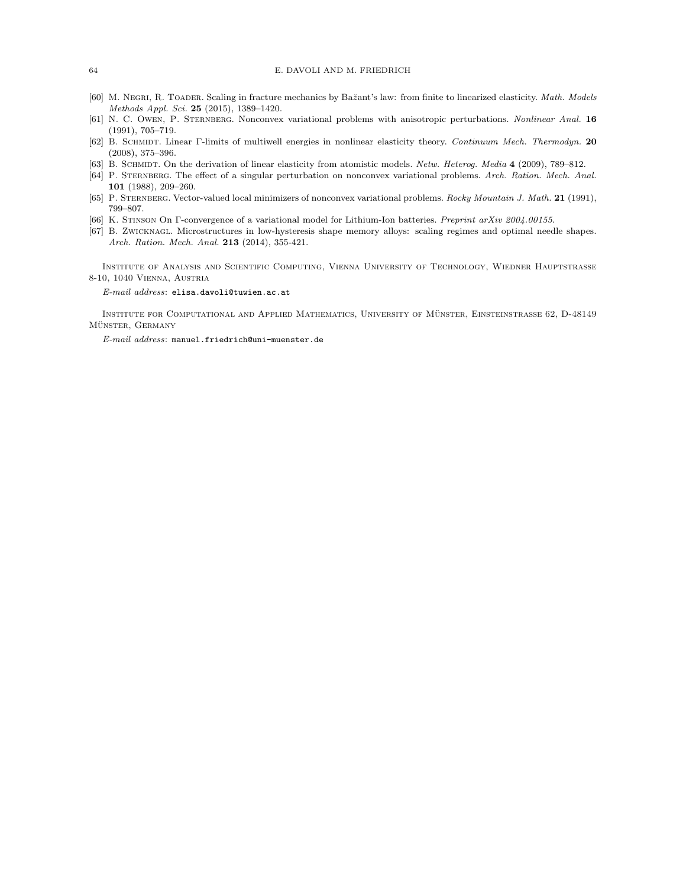[60] M. Negri, R. Toader. Scaling in fracture mechanics by Bažant's law: from finite to linearized elasticity. *Math. Models Methods Appl. Sci.* **25** (2015), 1389–1420.

[61] N. C. Owen, P. Sternberg. Nonconvex variational problems with anisotropic perturbations. *Nonlinear Anal.* **16** (1991), 705–719.

[62] B. Schmidt. Linear Γ-limits of multiwell energies in nonlinear elasticity theory. *Continuum Mech. Thermodyn.* **20** (2008), 375–396.

[63] B. Schmidt. On the derivation of linear elasticity from atomistic models. *Netw. Heterog. Media* **4** (2009), 789–812.

[64] P. Sternberg. The effect of a singular perturbation on nonconvex variational problems. *Arch. Ration. Mech. Anal.* **101** (1988), 209–260.

[65] P. Sternberg. Vector-valued local minimizers of nonconvex variational problems. *Rocky Mountain J. Math.* **21** (1991), 799–807.

[66] K. Stinson On Γ-convergence of a variational model for Lithium-Ion batteries. *Preprint arXiv 2004.00155*.

[67] B. Zwicknagl. Microstructures in low-hysteresis shape memory alloys: scaling regimes and optimal needle shapes. *Arch. Ration. Mech. Anal.* **213** (2014), 355-421.

Institute of Analysis and Scientific Computing, Vienna University of Technology, Wiedner Hauptstrasse 8-10, 1040 Vienna, Austria

*E-mail address*: elisa.davoli@tuwien.ac.at

Institute for Computational and Applied Mathematics, University of Münster, Einsteinstrasse 62, D-48149 Münster, Germany

*E-mail address*: manuel.friedrich@uni-muenster.de